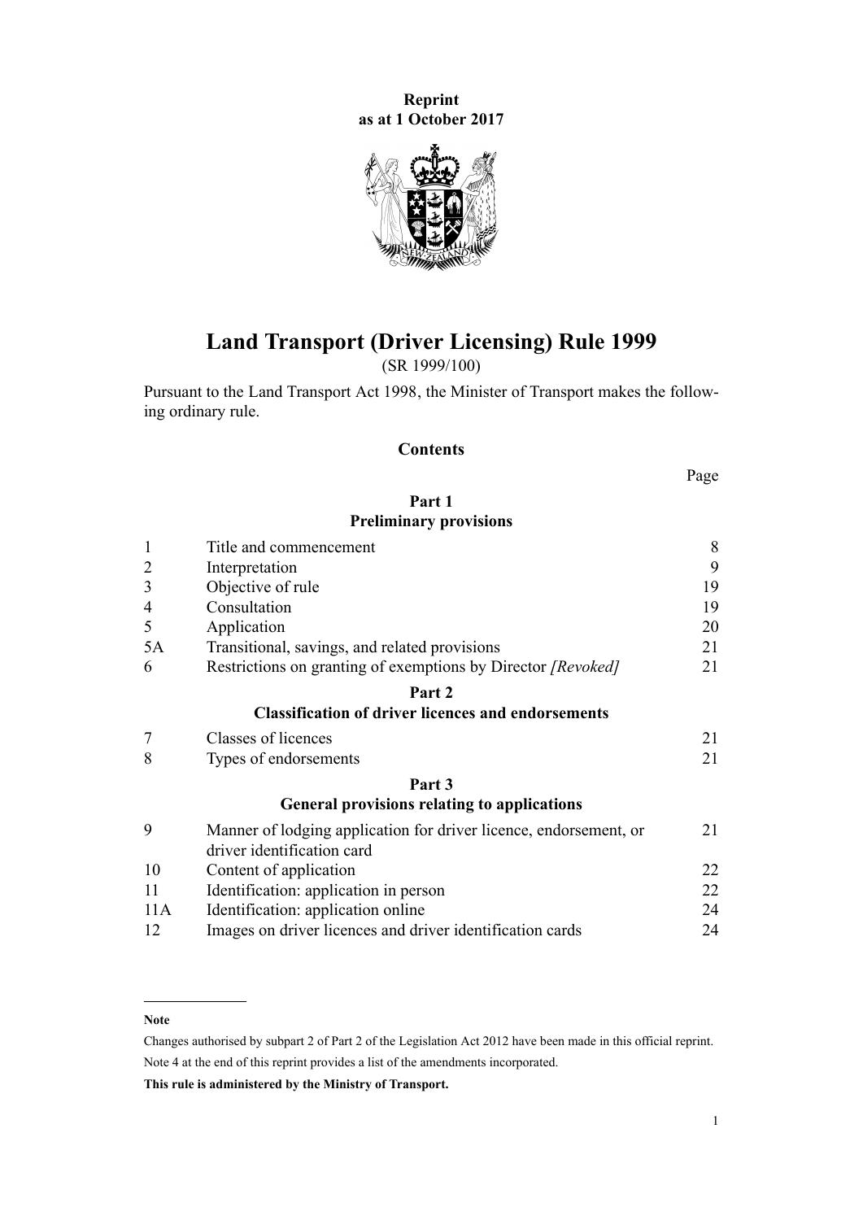**Reprint**
**as at 1 October 2017**

# Land Transport (Driver Licensing) Rule 1999

(SR 1999/100)

Pursuant to the Land Transport Act 1998, the Minister of Transport makes the following ordinary rule.

## Contents

| | | Page |
|---|---|---|
| | **Part 1** **Preliminary provisions** | |
| 1 | Title and commencement | 8 |
| 2 | Interpretation | 9 |
| 3 | Objective of rule | 19 |
| 4 | Consultation | 19 |
| 5 | Application | 20 |
| 5A | Transitional, savings, and related provisions | 21 |
| 6 | Restrictions on granting of exemptions by Director *[Revoked]* | 21 |
| | **Part 2** **Classification of driver licences and endorsements** | |
| 7 | Classes of licences | 21 |
| 8 | Types of endorsements | 21 |
| | **Part 3** **General provisions relating to applications** | |
| 9 | Manner of lodging application for driver licence, endorsement, or driver identification card | 21 |
| 10 | Content of application | 22 |
| 11 | Identification: application in person | 22 |
| 11A | Identification: application online | 24 |
| 12 | Images on driver licences and driver identification cards | 24 |

**Note**

Changes authorised by subpart 2 of Part 2 of the Legislation Act 2012 have been made in this official reprint.

Note 4 at the end of this reprint provides a list of the amendments incorporated.

**This rule is administered by the Ministry of Transport.**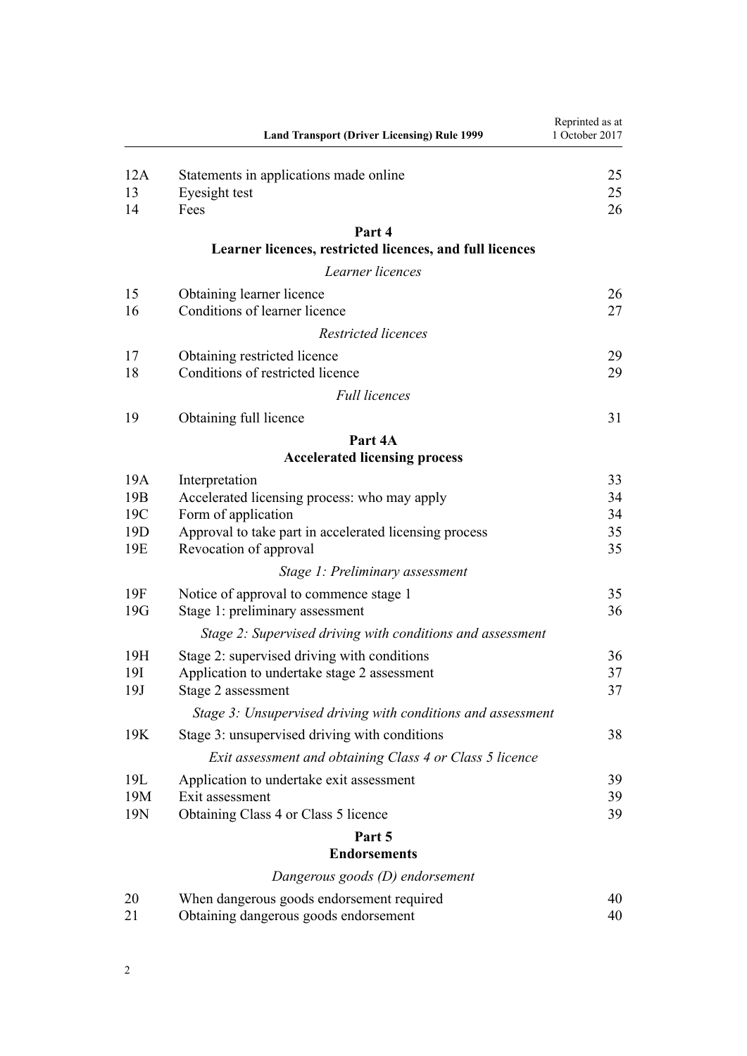| | | |
|---|---|---|
| 12A | Statements in applications made online | 25 |
| 13 | Eyesight test | 25 |
| 14 | Fees | 26 |

**Part 4**
**Learner licences, restricted licences, and full licences**

*Learner licences*

| | | |
|---|---|---|
| 15 | Obtaining learner licence | 26 |
| 16 | Conditions of learner licence | 27 |

*Restricted licences*

| | | |
|---|---|---|
| 17 | Obtaining restricted licence | 29 |
| 18 | Conditions of restricted licence | 29 |

*Full licences*

| | | |
|---|---|---|
| 19 | Obtaining full licence | 31 |

**Part 4A**
**Accelerated licensing process**

| | | |
|---|---|---|
| 19A | Interpretation | 33 |
| 19B | Accelerated licensing process: who may apply | 34 |
| 19C | Form of application | 34 |
| 19D | Approval to take part in accelerated licensing process | 35 |
| 19E | Revocation of approval | 35 |

*Stage 1: Preliminary assessment*

| | | |
|---|---|---|
| 19F | Notice of approval to commence stage 1 | 35 |
| 19G | Stage 1: preliminary assessment | 36 |

*Stage 2: Supervised driving with conditions and assessment*

| | | |
|---|---|---|
| 19H | Stage 2: supervised driving with conditions | 36 |
| 19I | Application to undertake stage 2 assessment | 37 |
| 19J | Stage 2 assessment | 37 |

*Stage 3: Unsupervised driving with conditions and assessment*

| | | |
|---|---|---|
| 19K | Stage 3: unsupervised driving with conditions | 38 |

*Exit assessment and obtaining Class 4 or Class 5 licence*

| | | |
|---|---|---|
| 19L | Application to undertake exit assessment | 39 |
| 19M | Exit assessment | 39 |
| 19N | Obtaining Class 4 or Class 5 licence | 39 |

**Part 5**
**Endorsements**

*Dangerous goods (D) endorsement*

| | | |
|---|---|---|
| 20 | When dangerous goods endorsement required | 40 |
| 21 | Obtaining dangerous goods endorsement | 40 |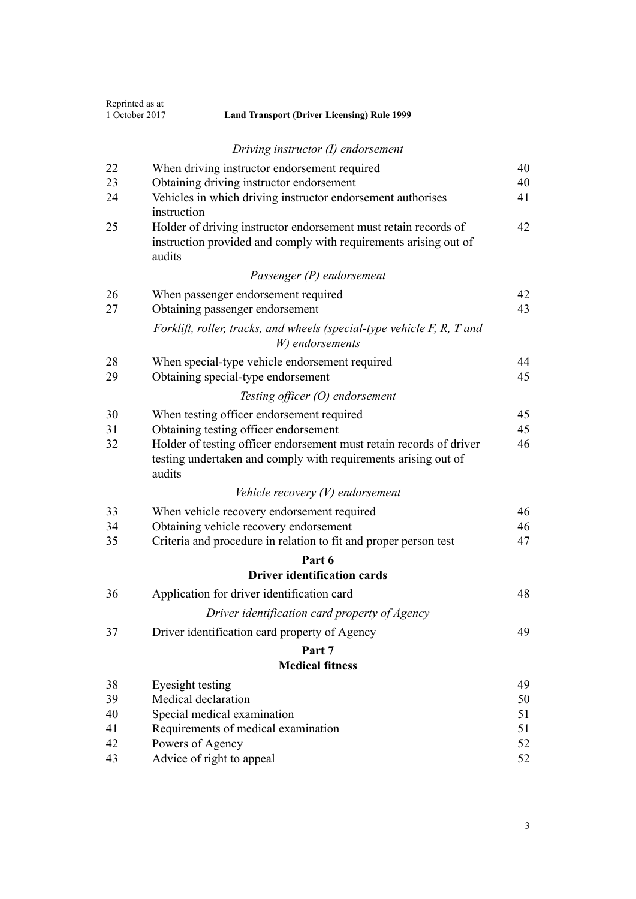*Driving instructor (I) endorsement*

| | | |
|---|---|---|
| 22 | When driving instructor endorsement required | 40 |
| 23 | Obtaining driving instructor endorsement | 40 |
| 24 | Vehicles in which driving instructor endorsement authorises instruction | 41 |
| 25 | Holder of driving instructor endorsement must retain records of instruction provided and comply with requirements arising out of audits | 42 |

*Passenger (P) endorsement*

| | | |
|---|---|---|
| 26 | When passenger endorsement required | 42 |
| 27 | Obtaining passenger endorsement | 43 |

*Forklift, roller, tracks, and wheels (special-type vehicle F, R, T and W) endorsements*

| | | |
|---|---|---|
| 28 | When special-type vehicle endorsement required | 44 |
| 29 | Obtaining special-type endorsement | 45 |

*Testing officer (O) endorsement*

| | | |
|---|---|---|
| 30 | When testing officer endorsement required | 45 |
| 31 | Obtaining testing officer endorsement | 45 |
| 32 | Holder of testing officer endorsement must retain records of driver testing undertaken and comply with requirements arising out of audits | 46 |

*Vehicle recovery (V) endorsement*

| | | |
|---|---|---|
| 33 | When vehicle recovery endorsement required | 46 |
| 34 | Obtaining vehicle recovery endorsement | 46 |
| 35 | Criteria and procedure in relation to fit and proper person test | 47 |

## Part 6
## Driver identification cards

| | | |
|---|---|---|
| 36 | Application for driver identification card | 48 |

*Driver identification card property of Agency*

| | | |
|---|---|---|
| 37 | Driver identification card property of Agency | 49 |

## Part 7
## Medical fitness

| | | |
|---|---|---|
| 38 | Eyesight testing | 49 |
| 39 | Medical declaration | 50 |
| 40 | Special medical examination | 51 |
| 41 | Requirements of medical examination | 51 |
| 42 | Powers of Agency | 52 |
| 43 | Advice of right to appeal | 52 |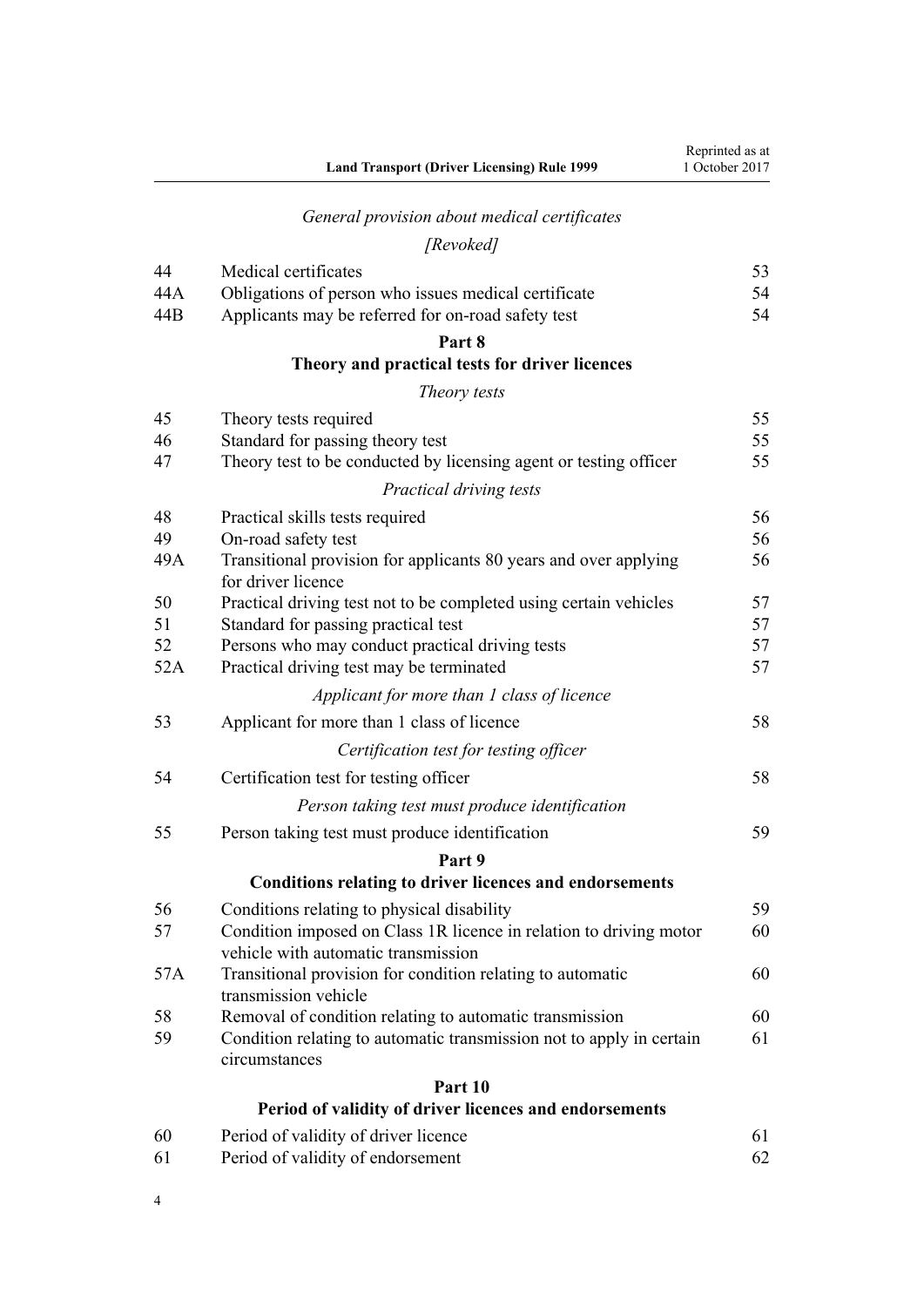*General provision about medical certificates*

*[Revoked]*

| | | |
|---|---|---|
| 44 | Medical certificates | 53 |
| 44A | Obligations of person who issues medical certificate | 54 |
| 44B | Applicants may be referred for on-road safety test | 54 |

**Part 8**

**Theory and practical tests for driver licences**

*Theory tests*

| | | |
|---|---|---|
| 45 | Theory tests required | 55 |
| 46 | Standard for passing theory test | 55 |
| 47 | Theory test to be conducted by licensing agent or testing officer | 55 |

*Practical driving tests*

| | | |
|---|---|---|
| 48 | Practical skills tests required | 56 |
| 49 | On-road safety test | 56 |
| 49A | Transitional provision for applicants 80 years and over applying for driver licence | 56 |
| 50 | Practical driving test not to be completed using certain vehicles | 57 |
| 51 | Standard for passing practical test | 57 |
| 52 | Persons who may conduct practical driving tests | 57 |
| 52A | Practical driving test may be terminated | 57 |

*Applicant for more than 1 class of licence*

| | | |
|---|---|---|
| 53 | Applicant for more than 1 class of licence | 58 |

*Certification test for testing officer*

| | | |
|---|---|---|
| 54 | Certification test for testing officer | 58 |

*Person taking test must produce identification*

| | | |
|---|---|---|
| 55 | Person taking test must produce identification | 59 |

**Part 9**

**Conditions relating to driver licences and endorsements**

| | | |
|---|---|---|
| 56 | Conditions relating to physical disability | 59 |
| 57 | Condition imposed on Class 1R licence in relation to driving motor vehicle with automatic transmission | 60 |
| 57A | Transitional provision for condition relating to automatic transmission vehicle | 60 |
| 58 | Removal of condition relating to automatic transmission | 60 |
| 59 | Condition relating to automatic transmission not to apply in certain circumstances | 61 |

**Part 10**

**Period of validity of driver licences and endorsements**

| | | |
|---|---|---|
| 60 | Period of validity of driver licence | 61 |
| 61 | Period of validity of endorsement | 62 |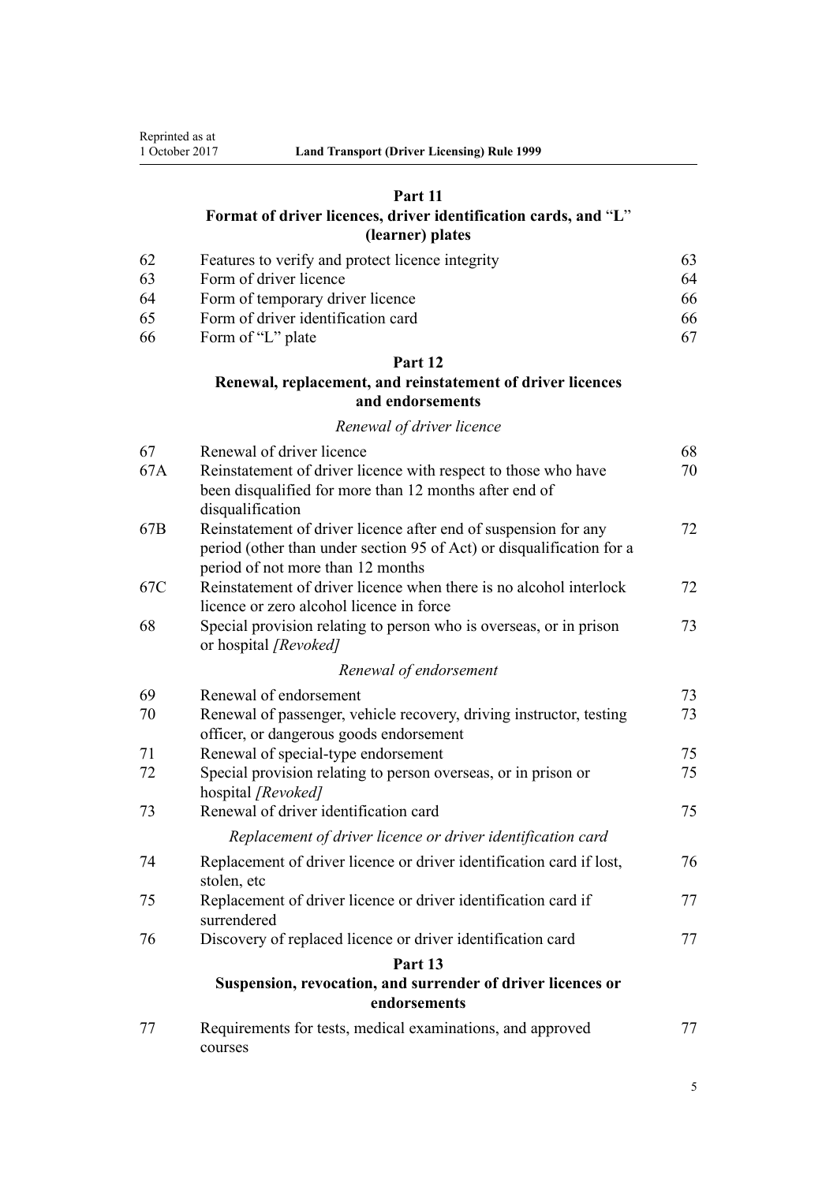**Part 11**

**Format of driver licences, driver identification cards, and "L" (learner) plates**

| | | |
|---|---|---|
| 62 | Features to verify and protect licence integrity | 63 |
| 63 | Form of driver licence | 64 |
| 64 | Form of temporary driver licence | 66 |
| 65 | Form of driver identification card | 66 |
| 66 | Form of "L" plate | 67 |

**Part 12**

**Renewal, replacement, and reinstatement of driver licences and endorsements**

*Renewal of driver licence*

| | | |
|---|---|---|
| 67 | Renewal of driver licence | 68 |
| 67A | Reinstatement of driver licence with respect to those who have been disqualified for more than 12 months after end of disqualification | 70 |
| 67B | Reinstatement of driver licence after end of suspension for any period (other than under section 95 of Act) or disqualification for a period of not more than 12 months | 72 |
| 67C | Reinstatement of driver licence when there is no alcohol interlock licence or zero alcohol licence in force | 72 |
| 68 | Special provision relating to person who is overseas, or in prison or hospital *[Revoked]* | 73 |

*Renewal of endorsement*

| | | |
|---|---|---|
| 69 | Renewal of endorsement | 73 |
| 70 | Renewal of passenger, vehicle recovery, driving instructor, testing officer, or dangerous goods endorsement | 73 |
| 71 | Renewal of special-type endorsement | 75 |
| 72 | Special provision relating to person overseas, or in prison or hospital *[Revoked]* | 75 |
| 73 | Renewal of driver identification card | 75 |

*Replacement of driver licence or driver identification card*

| | | |
|---|---|---|
| 74 | Replacement of driver licence or driver identification card if lost, stolen, etc | 76 |
| 75 | Replacement of driver licence or driver identification card if surrendered | 77 |
| 76 | Discovery of replaced licence or driver identification card | 77 |

**Part 13**

**Suspension, revocation, and surrender of driver licences or endorsements**

| | | |
|---|---|---|
| 77 | Requirements for tests, medical examinations, and approved courses | 77 |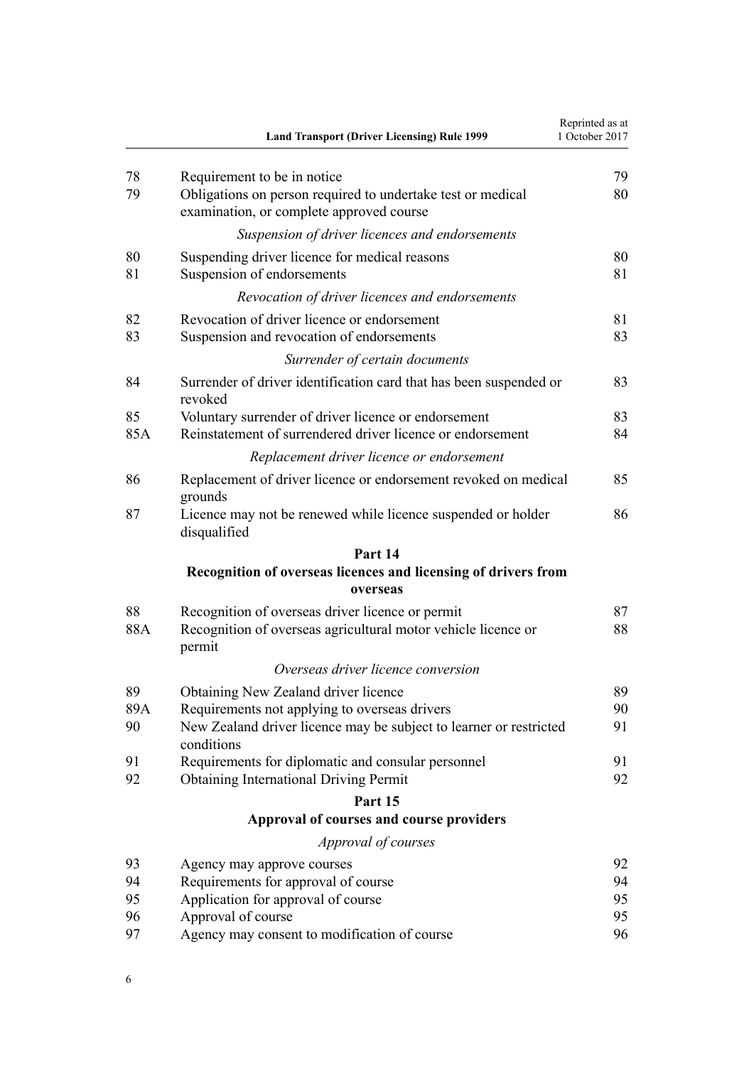| | | |
|---|---|---|
| 78 | Requirement to be in notice | 79 |
| 79 | Obligations on person required to undertake test or medical examination, or complete approved course | 80 |
| | *Suspension of driver licences and endorsements* | |
| 80 | Suspending driver licence for medical reasons | 80 |
| 81 | Suspension of endorsements | 81 |
| | *Revocation of driver licences and endorsements* | |
| 82 | Revocation of driver licence or endorsement | 81 |
| 83 | Suspension and revocation of endorsements | 83 |
| | *Surrender of certain documents* | |
| 84 | Surrender of driver identification card that has been suspended or revoked | 83 |
| 85 | Voluntary surrender of driver licence or endorsement | 83 |
| 85A | Reinstatement of surrendered driver licence or endorsement | 84 |
| | *Replacement driver licence or endorsement* | |
| 86 | Replacement of driver licence or endorsement revoked on medical grounds | 85 |
| 87 | Licence may not be renewed while licence suspended or holder disqualified | 86 |

**Part 14**

**Recognition of overseas licences and licensing of drivers from overseas**

| | | |
|---|---|---|
| 88 | Recognition of overseas driver licence or permit | 87 |
| 88A | Recognition of overseas agricultural motor vehicle licence or permit | 88 |
| | *Overseas driver licence conversion* | |
| 89 | Obtaining New Zealand driver licence | 89 |
| 89A | Requirements not applying to overseas drivers | 90 |
| 90 | New Zealand driver licence may be subject to learner or restricted conditions | 91 |
| 91 | Requirements for diplomatic and consular personnel | 91 |
| 92 | Obtaining International Driving Permit | 92 |

**Part 15**

**Approval of courses and course providers**

*Approval of courses*

| | | |
|---|---|---|
| 93 | Agency may approve courses | 92 |
| 94 | Requirements for approval of course | 94 |
| 95 | Application for approval of course | 95 |
| 96 | Approval of course | 95 |
| 97 | Agency may consent to modification of course | 96 |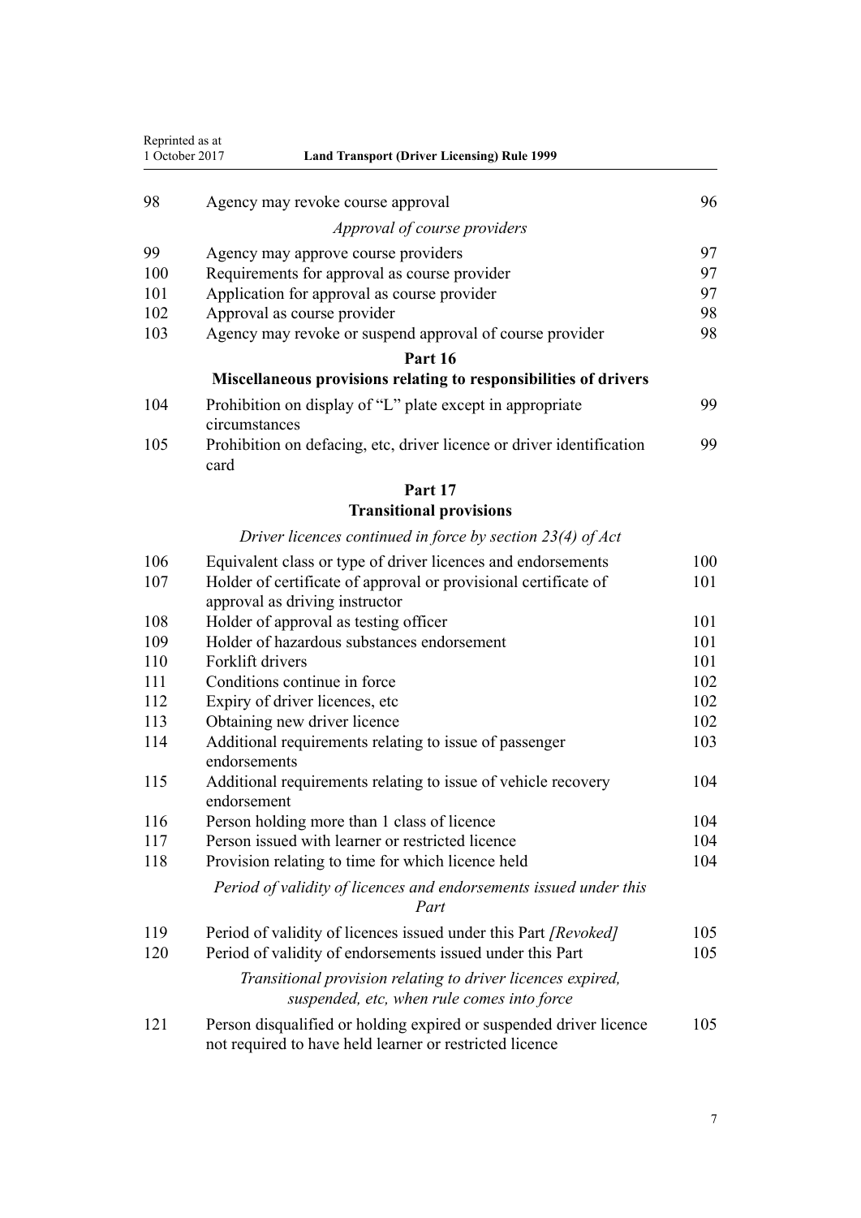| | | |
|---|---|---|
| 98 | Agency may revoke course approval | 96 |
| | *Approval of course providers* | |
| 99 | Agency may approve course providers | 97 |
| 100 | Requirements for approval as course provider | 97 |
| 101 | Application for approval as course provider | 97 |
| 102 | Approval as course provider | 98 |
| 103 | Agency may revoke or suspend approval of course provider | 98 |
| | **Part 16** | |
| | **Miscellaneous provisions relating to responsibilities of drivers** | |
| 104 | Prohibition on display of "L" plate except in appropriate circumstances | 99 |
| 105 | Prohibition on defacing, etc, driver licence or driver identification card | 99 |
| | **Part 17** | |
| | **Transitional provisions** | |
| | *Driver licences continued in force by section 23(4) of Act* | |
| 106 | Equivalent class or type of driver licences and endorsements | 100 |
| 107 | Holder of certificate of approval or provisional certificate of approval as driving instructor | 101 |
| 108 | Holder of approval as testing officer | 101 |
| 109 | Holder of hazardous substances endorsement | 101 |
| 110 | Forklift drivers | 101 |
| 111 | Conditions continue in force | 102 |
| 112 | Expiry of driver licences, etc | 102 |
| 113 | Obtaining new driver licence | 102 |
| 114 | Additional requirements relating to issue of passenger endorsements | 103 |
| 115 | Additional requirements relating to issue of vehicle recovery endorsement | 104 |
| 116 | Person holding more than 1 class of licence | 104 |
| 117 | Person issued with learner or restricted licence | 104 |
| 118 | Provision relating to time for which licence held | 104 |
| | *Period of validity of licences and endorsements issued under this Part* | |
| 119 | Period of validity of licences issued under this Part *[Revoked]* | 105 |
| 120 | Period of validity of endorsements issued under this Part | 105 |
| | *Transitional provision relating to driver licences expired, suspended, etc, when rule comes into force* | |
| 121 | Person disqualified or holding expired or suspended driver licence not required to have held learner or restricted licence | 105 |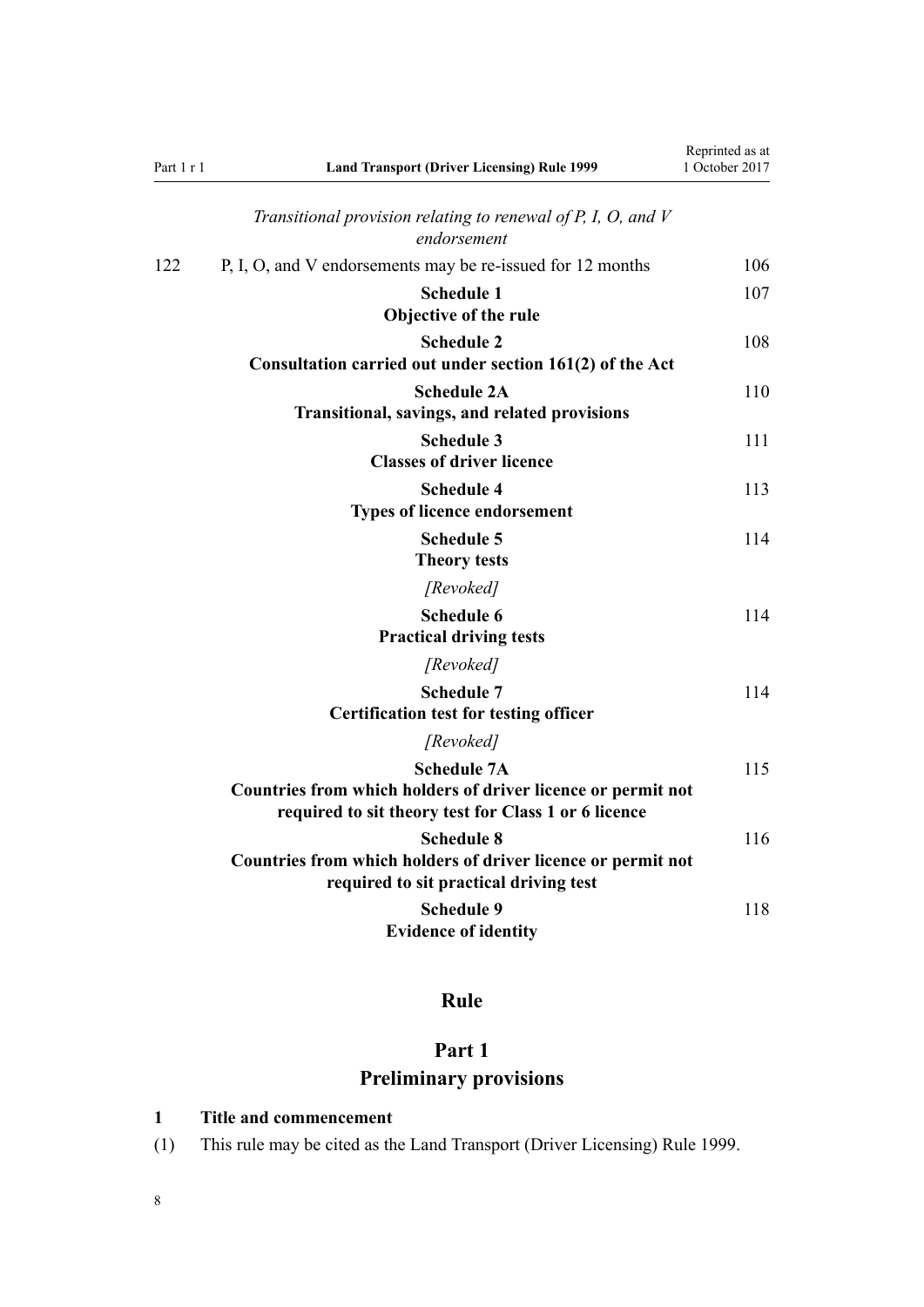*Transitional provision relating to renewal of P, I, O, and V endorsement*

122 P, I, O, and V endorsements may be re-issued for 12 months 106

**Schedule 1**
**Objective of the rule** 107

**Schedule 2**
**Consultation carried out under section 161(2) of the Act** 108

**Schedule 2A**
**Transitional, savings, and related provisions** 110

**Schedule 3**
**Classes of driver licence** 111

**Schedule 4**
**Types of licence endorsement** 113

**Schedule 5**
**Theory tests** 114

*[Revoked]*

**Schedule 6**
**Practical driving tests** 114

*[Revoked]*

**Schedule 7**
**Certification test for testing officer** 114

*[Revoked]*

**Schedule 7A**
**Countries from which holders of driver licence or permit not required to sit theory test for Class 1 or 6 licence** 115

**Schedule 8**
**Countries from which holders of driver licence or permit not required to sit practical driving test** 116

**Schedule 9**
**Evidence of identity** 118

# Rule

## Part 1
## Preliminary provisions

### 1 Title and commencement

(1) This rule may be cited as the Land Transport (Driver Licensing) Rule 1999.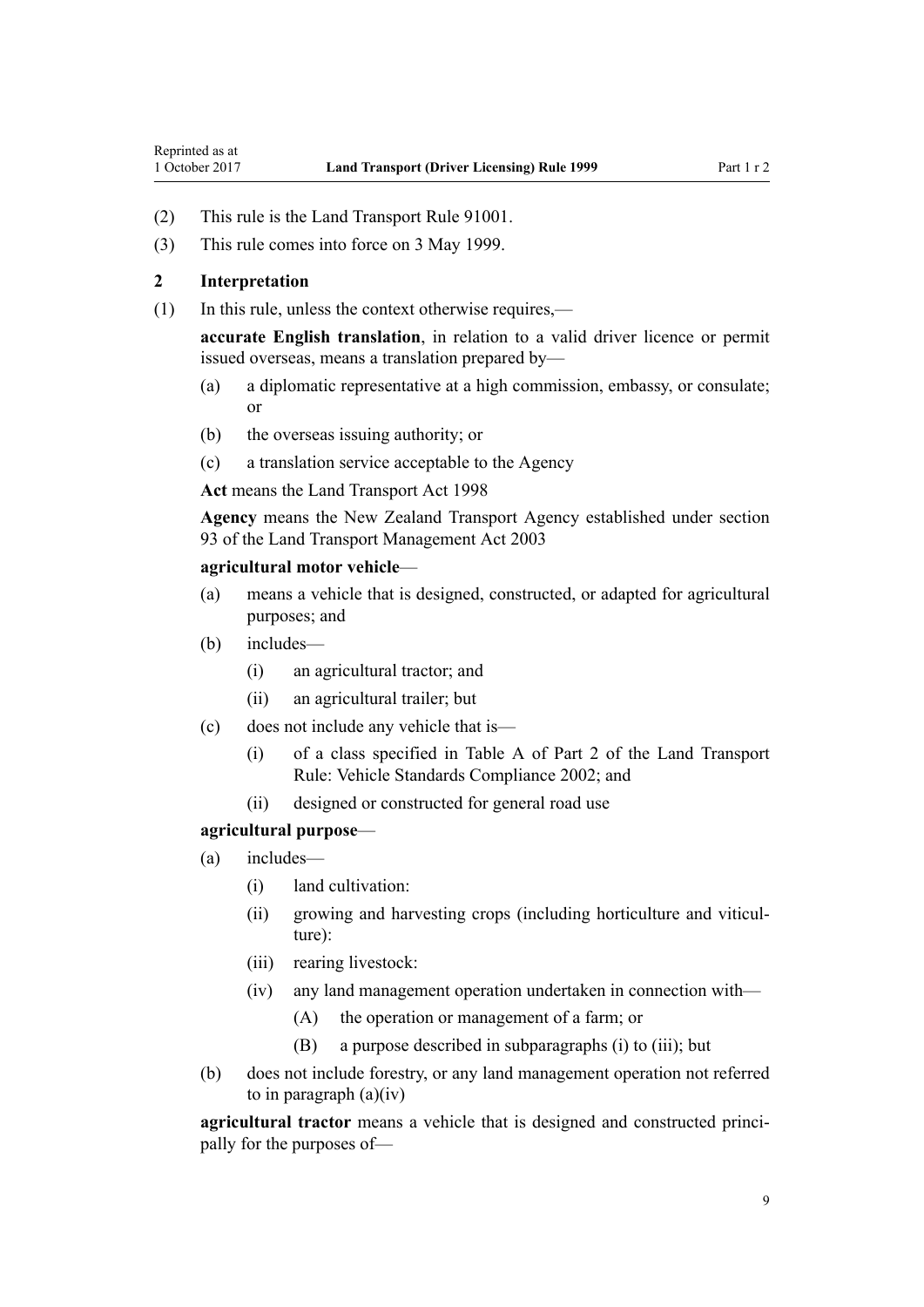(2) This rule is the Land Transport Rule 91001.

(3) This rule comes into force on 3 May 1999.

## 2 Interpretation

(1) In this rule, unless the context otherwise requires,—

**accurate English translation**, in relation to a valid driver licence or permit issued overseas, means a translation prepared by—

- (a) a diplomatic representative at a high commission, embassy, or consulate; or
- (b) the overseas issuing authority; or
- (c) a translation service acceptable to the Agency

**Act** means the Land Transport Act 1998

**Agency** means the New Zealand Transport Agency established under section 93 of the Land Transport Management Act 2003

**agricultural motor vehicle**—

- (a) means a vehicle that is designed, constructed, or adapted for agricultural purposes; and
- (b) includes—
  - (i) an agricultural tractor; and
  - (ii) an agricultural trailer; but
- (c) does not include any vehicle that is—
  - (i) of a class specified in Table A of Part 2 of the Land Transport Rule: Vehicle Standards Compliance 2002; and
  - (ii) designed or constructed for general road use

**agricultural purpose**—

- (a) includes—
  - (i) land cultivation:
  - (ii) growing and harvesting crops (including horticulture and viticulture):
  - (iii) rearing livestock:
  - (iv) any land management operation undertaken in connection with—
    - (A) the operation or management of a farm; or
    - (B) a purpose described in subparagraphs (i) to (iii); but
- (b) does not include forestry, or any land management operation not referred to in paragraph (a)(iv)

**agricultural tractor** means a vehicle that is designed and constructed principally for the purposes of—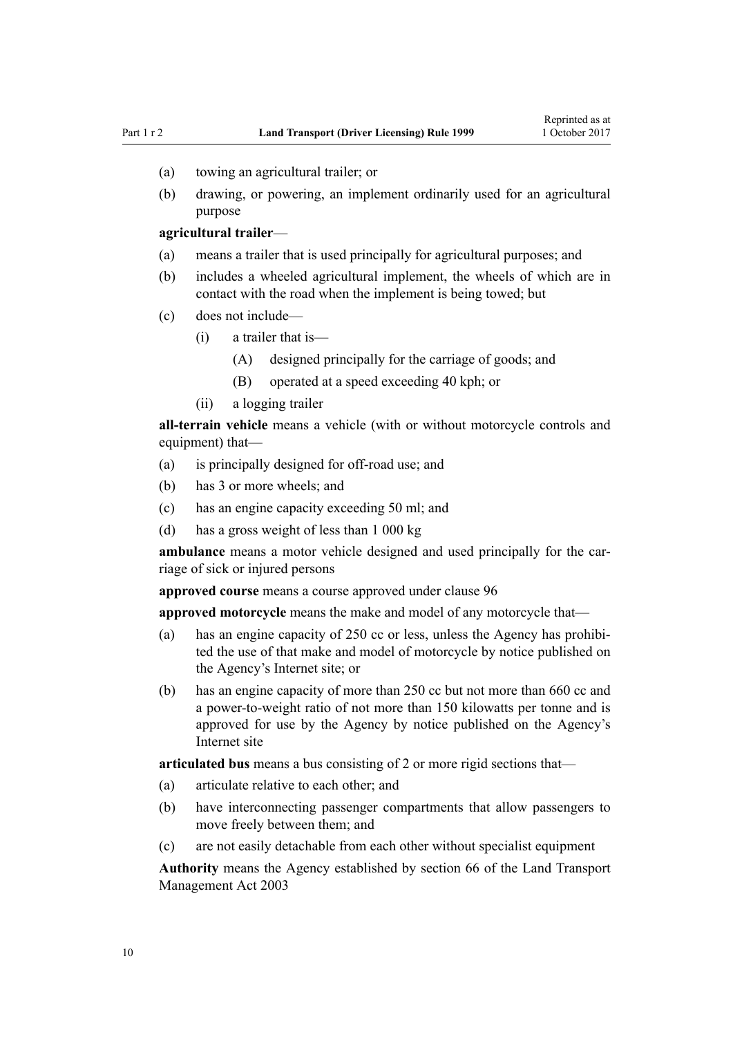(a) towing an agricultural trailer; or

(b) drawing, or powering, an implement ordinarily used for an agricultural purpose

**agricultural trailer**—

(a) means a trailer that is used principally for agricultural purposes; and

(b) includes a wheeled agricultural implement, the wheels of which are in contact with the road when the implement is being towed; but

(c) does not include—

  (i) a trailer that is—

    (A) designed principally for the carriage of goods; and

    (B) operated at a speed exceeding 40 kph; or

  (ii) a logging trailer

**all-terrain vehicle** means a vehicle (with or without motorcycle controls and equipment) that—

(a) is principally designed for off-road use; and

(b) has 3 or more wheels; and

(c) has an engine capacity exceeding 50 ml; and

(d) has a gross weight of less than 1 000 kg

**ambulance** means a motor vehicle designed and used principally for the carriage of sick or injured persons

**approved course** means a course approved under clause 96

**approved motorcycle** means the make and model of any motorcycle that—

(a) has an engine capacity of 250 cc or less, unless the Agency has prohibited the use of that make and model of motorcycle by notice published on the Agency's Internet site; or

(b) has an engine capacity of more than 250 cc but not more than 660 cc and a power-to-weight ratio of not more than 150 kilowatts per tonne and is approved for use by the Agency by notice published on the Agency's Internet site

**articulated bus** means a bus consisting of 2 or more rigid sections that—

(a) articulate relative to each other; and

(b) have interconnecting passenger compartments that allow passengers to move freely between them; and

(c) are not easily detachable from each other without specialist equipment

**Authority** means the Agency established by section 66 of the Land Transport Management Act 2003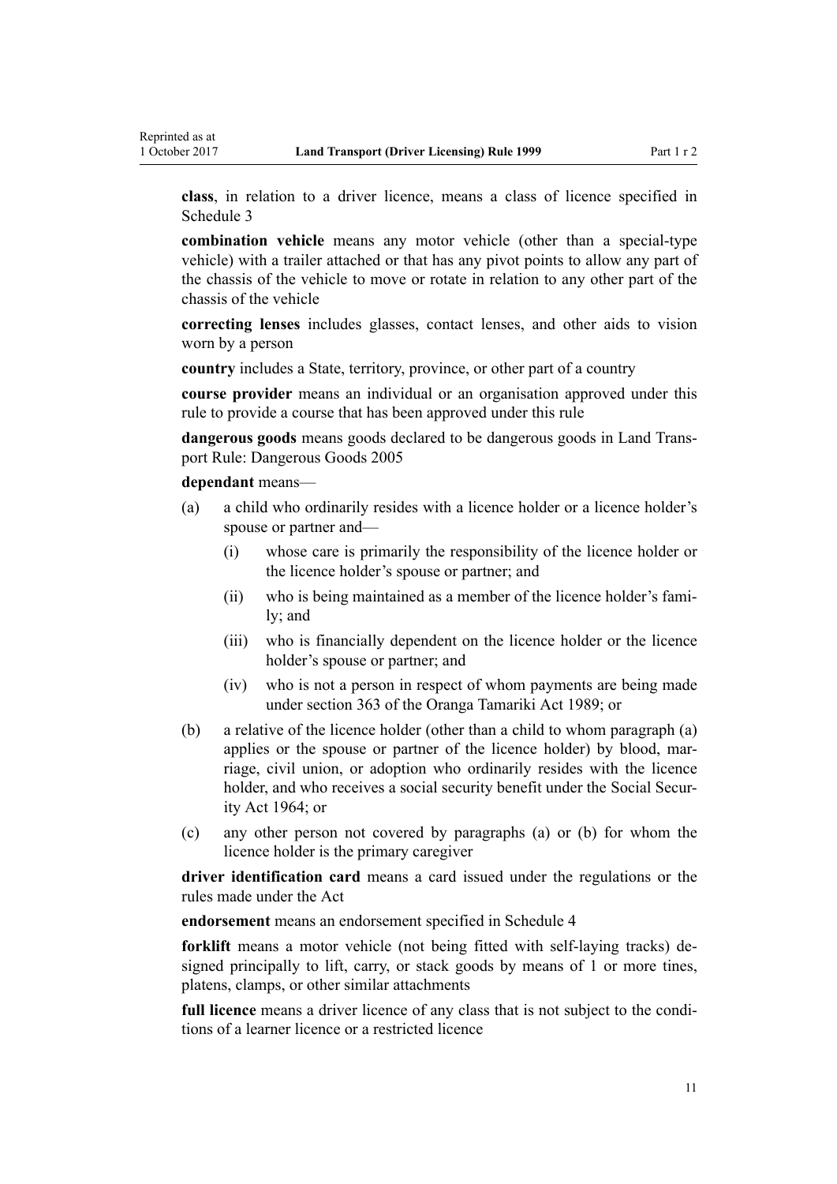**class**, in relation to a driver licence, means a class of licence specified in Schedule 3

**combination vehicle** means any motor vehicle (other than a special-type vehicle) with a trailer attached or that has any pivot points to allow any part of the chassis of the vehicle to move or rotate in relation to any other part of the chassis of the vehicle

**correcting lenses** includes glasses, contact lenses, and other aids to vision worn by a person

**country** includes a State, territory, province, or other part of a country

**course provider** means an individual or an organisation approved under this rule to provide a course that has been approved under this rule

**dangerous goods** means goods declared to be dangerous goods in Land Transport Rule: Dangerous Goods 2005

**dependant** means—

- (a) a child who ordinarily resides with a licence holder or a licence holder's spouse or partner and—
  - (i) whose care is primarily the responsibility of the licence holder or the licence holder's spouse or partner; and
  - (ii) who is being maintained as a member of the licence holder's family; and
  - (iii) who is financially dependent on the licence holder or the licence holder's spouse or partner; and
  - (iv) who is not a person in respect of whom payments are being made under section 363 of the Oranga Tamariki Act 1989; or
- (b) a relative of the licence holder (other than a child to whom paragraph (a) applies or the spouse or partner of the licence holder) by blood, marriage, civil union, or adoption who ordinarily resides with the licence holder, and who receives a social security benefit under the Social Security Act 1964; or
- (c) any other person not covered by paragraphs (a) or (b) for whom the licence holder is the primary caregiver

**driver identification card** means a card issued under the regulations or the rules made under the Act

**endorsement** means an endorsement specified in Schedule 4

**forklift** means a motor vehicle (not being fitted with self-laying tracks) designed principally to lift, carry, or stack goods by means of 1 or more tines, platens, clamps, or other similar attachments

**full licence** means a driver licence of any class that is not subject to the conditions of a learner licence or a restricted licence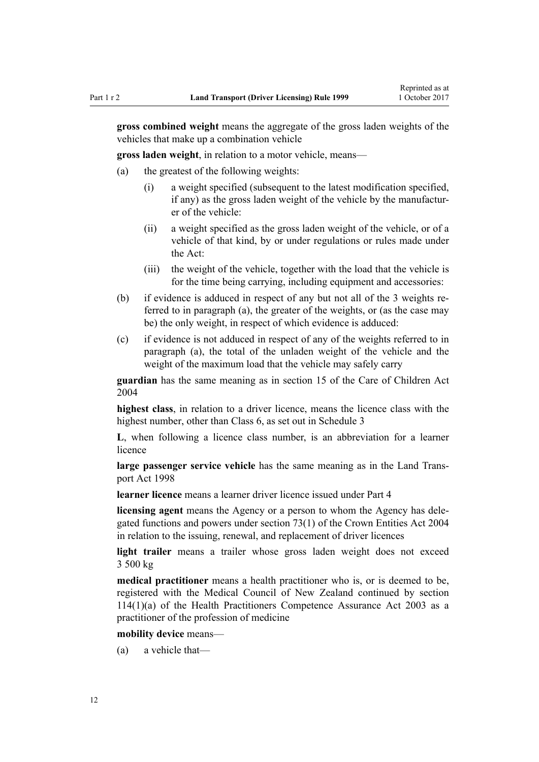**gross combined weight** means the aggregate of the gross laden weights of the vehicles that make up a combination vehicle

**gross laden weight**, in relation to a motor vehicle, means—

(a) the greatest of the following weights:

  (i) a weight specified (subsequent to the latest modification specified, if any) as the gross laden weight of the vehicle by the manufacturer of the vehicle:

  (ii) a weight specified as the gross laden weight of the vehicle, or of a vehicle of that kind, by or under regulations or rules made under the Act:

  (iii) the weight of the vehicle, together with the load that the vehicle is for the time being carrying, including equipment and accessories:

(b) if evidence is adduced in respect of any but not all of the 3 weights referred to in paragraph (a), the greater of the weights, or (as the case may be) the only weight, in respect of which evidence is adduced:

(c) if evidence is not adduced in respect of any of the weights referred to in paragraph (a), the total of the unladen weight of the vehicle and the weight of the maximum load that the vehicle may safely carry

**guardian** has the same meaning as in section 15 of the Care of Children Act 2004

**highest class**, in relation to a driver licence, means the licence class with the highest number, other than Class 6, as set out in Schedule 3

**L**, when following a licence class number, is an abbreviation for a learner licence

**large passenger service vehicle** has the same meaning as in the Land Transport Act 1998

**learner licence** means a learner driver licence issued under Part 4

**licensing agent** means the Agency or a person to whom the Agency has delegated functions and powers under section 73(1) of the Crown Entities Act 2004 in relation to the issuing, renewal, and replacement of driver licences

**light trailer** means a trailer whose gross laden weight does not exceed 3 500 kg

**medical practitioner** means a health practitioner who is, or is deemed to be, registered with the Medical Council of New Zealand continued by section 114(1)(a) of the Health Practitioners Competence Assurance Act 2003 as a practitioner of the profession of medicine

**mobility device** means—

(a) a vehicle that—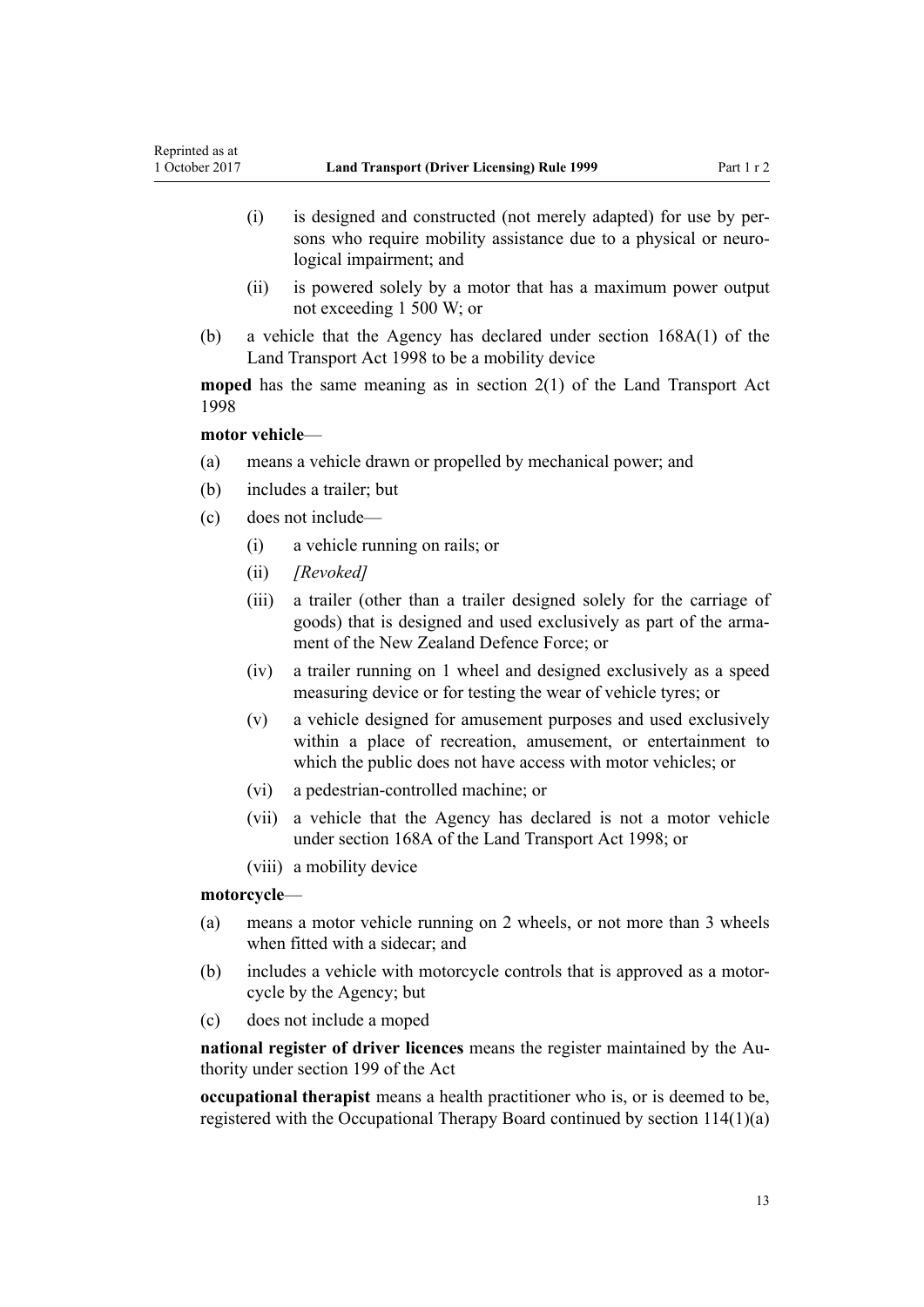- (i) is designed and constructed (not merely adapted) for use by persons who require mobility assistance due to a physical or neurological impairment; and
- (ii) is powered solely by a motor that has a maximum power output not exceeding 1 500 W; or

(b) a vehicle that the Agency has declared under section 168A(1) of the Land Transport Act 1998 to be a mobility device

**moped** has the same meaning as in section 2(1) of the Land Transport Act 1998

**motor vehicle**—

(a) means a vehicle drawn or propelled by mechanical power; and

(b) includes a trailer; but

(c) does not include—

- (i) a vehicle running on rails; or
- (ii) *[Revoked]*
- (iii) a trailer (other than a trailer designed solely for the carriage of goods) that is designed and used exclusively as part of the armament of the New Zealand Defence Force; or
- (iv) a trailer running on 1 wheel and designed exclusively as a speed measuring device or for testing the wear of vehicle tyres; or
- (v) a vehicle designed for amusement purposes and used exclusively within a place of recreation, amusement, or entertainment to which the public does not have access with motor vehicles; or
- (vi) a pedestrian-controlled machine; or
- (vii) a vehicle that the Agency has declared is not a motor vehicle under section 168A of the Land Transport Act 1998; or
- (viii) a mobility device

**motorcycle**—

(a) means a motor vehicle running on 2 wheels, or not more than 3 wheels when fitted with a sidecar; and

(b) includes a vehicle with motorcycle controls that is approved as a motorcycle by the Agency; but

(c) does not include a moped

**national register of driver licences** means the register maintained by the Authority under section 199 of the Act

**occupational therapist** means a health practitioner who is, or is deemed to be, registered with the Occupational Therapy Board continued by section 114(1)(a)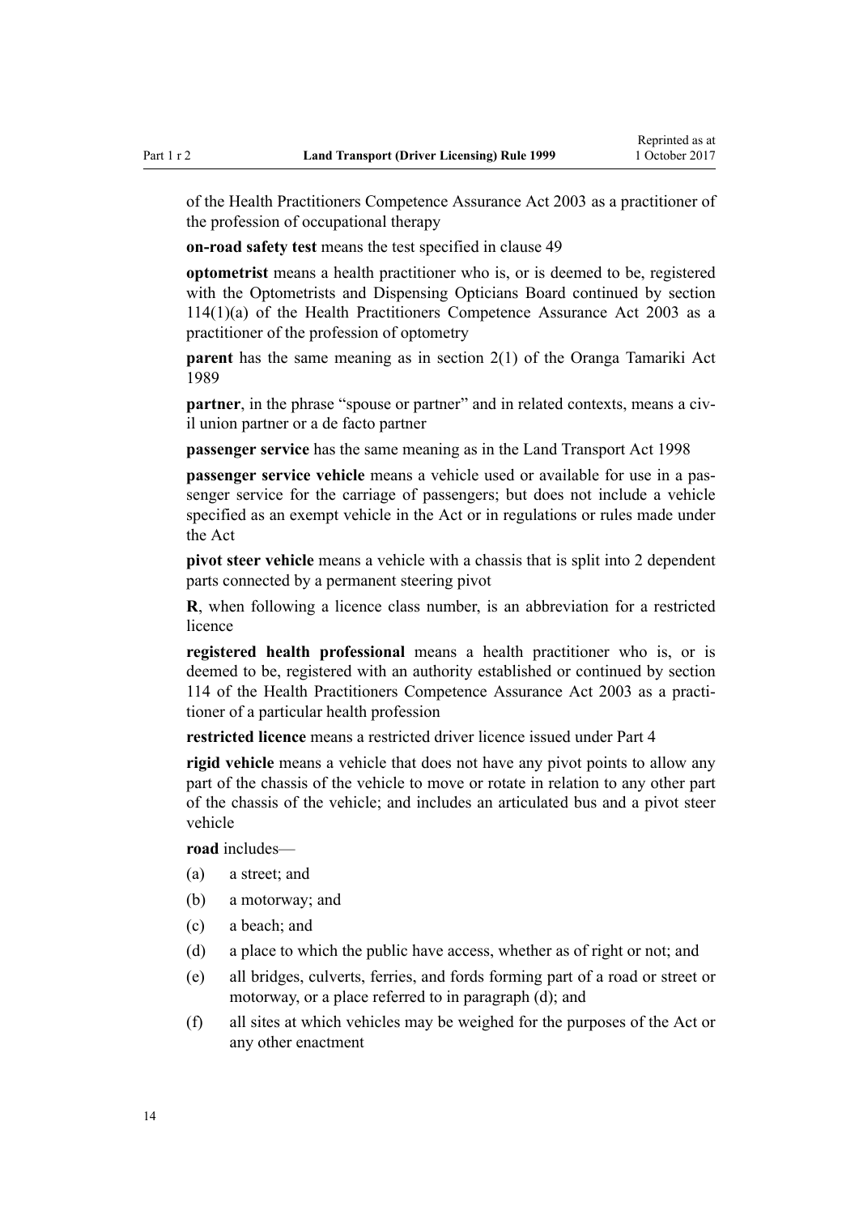of the Health Practitioners Competence Assurance Act 2003 as a practitioner of the profession of occupational therapy

**on-road safety test** means the test specified in clause 49

**optometrist** means a health practitioner who is, or is deemed to be, registered with the Optometrists and Dispensing Opticians Board continued by section 114(1)(a) of the Health Practitioners Competence Assurance Act 2003 as a practitioner of the profession of optometry

**parent** has the same meaning as in section 2(1) of the Oranga Tamariki Act 1989

**partner**, in the phrase "spouse or partner" and in related contexts, means a civil union partner or a de facto partner

**passenger service** has the same meaning as in the Land Transport Act 1998

**passenger service vehicle** means a vehicle used or available for use in a passenger service for the carriage of passengers; but does not include a vehicle specified as an exempt vehicle in the Act or in regulations or rules made under the Act

**pivot steer vehicle** means a vehicle with a chassis that is split into 2 dependent parts connected by a permanent steering pivot

**R**, when following a licence class number, is an abbreviation for a restricted licence

**registered health professional** means a health practitioner who is, or is deemed to be, registered with an authority established or continued by section 114 of the Health Practitioners Competence Assurance Act 2003 as a practitioner of a particular health profession

**restricted licence** means a restricted driver licence issued under Part 4

**rigid vehicle** means a vehicle that does not have any pivot points to allow any part of the chassis of the vehicle to move or rotate in relation to any other part of the chassis of the vehicle; and includes an articulated bus and a pivot steer vehicle

**road** includes—

(a) a street; and

(b) a motorway; and

(c) a beach; and

(d) a place to which the public have access, whether as of right or not; and

(e) all bridges, culverts, ferries, and fords forming part of a road or street or motorway, or a place referred to in paragraph (d); and

(f) all sites at which vehicles may be weighed for the purposes of the Act or any other enactment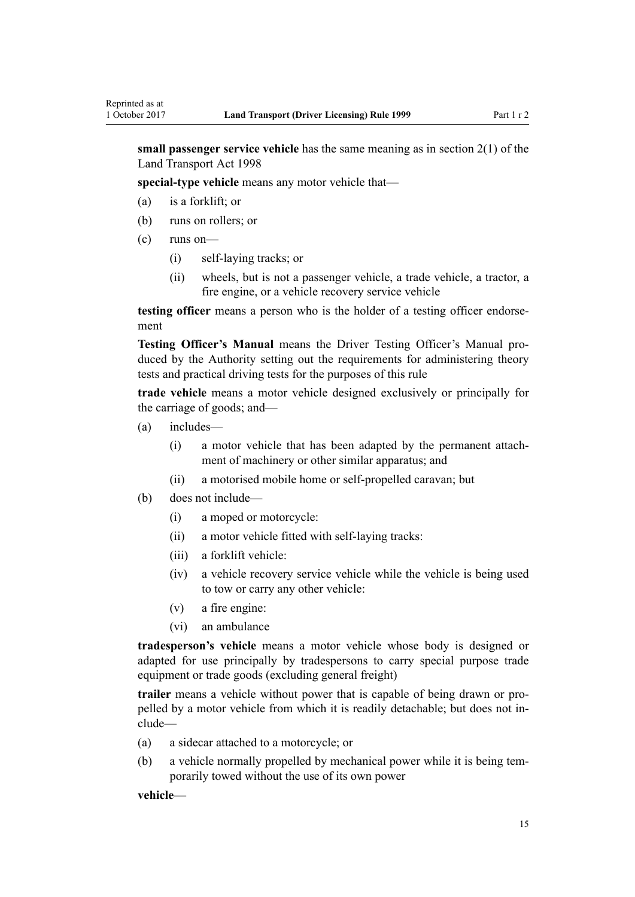**small passenger service vehicle** has the same meaning as in section 2(1) of the Land Transport Act 1998

**special-type vehicle** means any motor vehicle that—

- (a) is a forklift; or
- (b) runs on rollers; or
- (c) runs on—
  - (i) self-laying tracks; or
  - (ii) wheels, but is not a passenger vehicle, a trade vehicle, a tractor, a fire engine, or a vehicle recovery service vehicle

**testing officer** means a person who is the holder of a testing officer endorsement

**Testing Officer's Manual** means the Driver Testing Officer's Manual produced by the Authority setting out the requirements for administering theory tests and practical driving tests for the purposes of this rule

**trade vehicle** means a motor vehicle designed exclusively or principally for the carriage of goods; and—

- (a) includes—
  - (i) a motor vehicle that has been adapted by the permanent attachment of machinery or other similar apparatus; and
  - (ii) a motorised mobile home or self-propelled caravan; but
- (b) does not include—
  - (i) a moped or motorcycle:
  - (ii) a motor vehicle fitted with self-laying tracks:
  - (iii) a forklift vehicle:
  - (iv) a vehicle recovery service vehicle while the vehicle is being used to tow or carry any other vehicle:
  - (v) a fire engine:
  - (vi) an ambulance

**tradesperson's vehicle** means a motor vehicle whose body is designed or adapted for use principally by tradespersons to carry special purpose trade equipment or trade goods (excluding general freight)

**trailer** means a vehicle without power that is capable of being drawn or propelled by a motor vehicle from which it is readily detachable; but does not include—

- (a) a sidecar attached to a motorcycle; or
- (b) a vehicle normally propelled by mechanical power while it is being temporarily towed without the use of its own power

**vehicle**—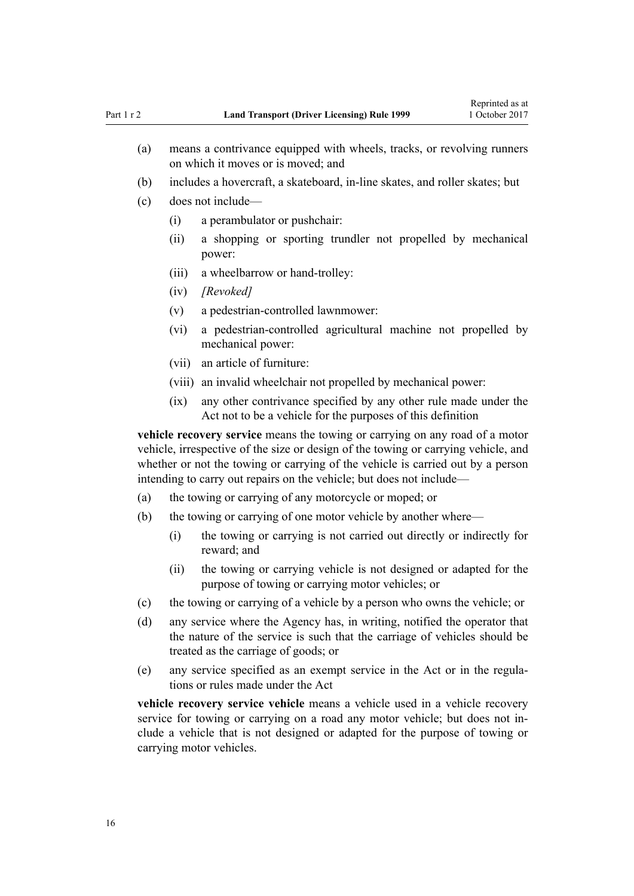(a) means a contrivance equipped with wheels, tracks, or revolving runners on which it moves or is moved; and

(b) includes a hovercraft, a skateboard, in-line skates, and roller skates; but

(c) does not include—

  (i) a perambulator or pushchair:

  (ii) a shopping or sporting trundler not propelled by mechanical power:

  (iii) a wheelbarrow or hand-trolley:

  (iv) *[Revoked]*

  (v) a pedestrian-controlled lawnmower:

  (vi) a pedestrian-controlled agricultural machine not propelled by mechanical power:

  (vii) an article of furniture:

  (viii) an invalid wheelchair not propelled by mechanical power:

  (ix) any other contrivance specified by any other rule made under the Act not to be a vehicle for the purposes of this definition

**vehicle recovery service** means the towing or carrying on any road of a motor vehicle, irrespective of the size or design of the towing or carrying vehicle, and whether or not the towing or carrying of the vehicle is carried out by a person intending to carry out repairs on the vehicle; but does not include—

(a) the towing or carrying of any motorcycle or moped; or

(b) the towing or carrying of one motor vehicle by another where—

  (i) the towing or carrying is not carried out directly or indirectly for reward; and

  (ii) the towing or carrying vehicle is not designed or adapted for the purpose of towing or carrying motor vehicles; or

(c) the towing or carrying of a vehicle by a person who owns the vehicle; or

(d) any service where the Agency has, in writing, notified the operator that the nature of the service is such that the carriage of vehicles should be treated as the carriage of goods; or

(e) any service specified as an exempt service in the Act or in the regulations or rules made under the Act

**vehicle recovery service vehicle** means a vehicle used in a vehicle recovery service for towing or carrying on a road any motor vehicle; but does not include a vehicle that is not designed or adapted for the purpose of towing or carrying motor vehicles.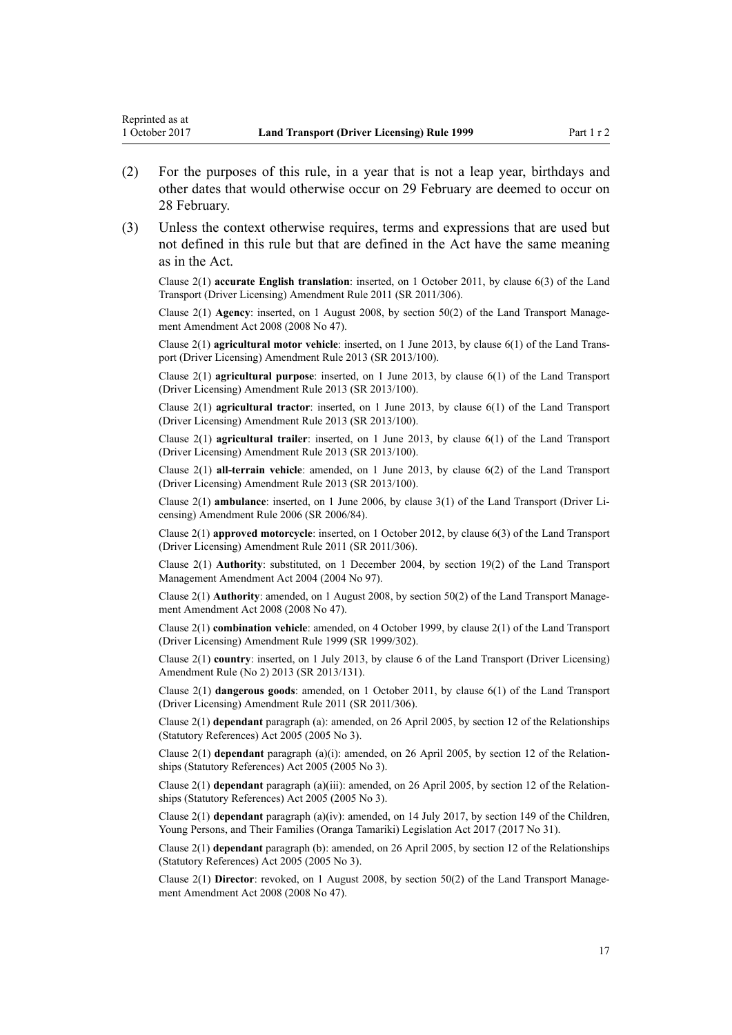(2) For the purposes of this rule, in a year that is not a leap year, birthdays and other dates that would otherwise occur on 29 February are deemed to occur on 28 February.

(3) Unless the context otherwise requires, terms and expressions that are used but not defined in this rule but that are defined in the Act have the same meaning as in the Act.

Clause 2(1) **accurate English translation**: inserted, on 1 October 2011, by clause 6(3) of the Land Transport (Driver Licensing) Amendment Rule 2011 (SR 2011/306).

Clause 2(1) **Agency**: inserted, on 1 August 2008, by section 50(2) of the Land Transport Management Amendment Act 2008 (2008 No 47).

Clause 2(1) **agricultural motor vehicle**: inserted, on 1 June 2013, by clause 6(1) of the Land Transport (Driver Licensing) Amendment Rule 2013 (SR 2013/100).

Clause 2(1) **agricultural purpose**: inserted, on 1 June 2013, by clause 6(1) of the Land Transport (Driver Licensing) Amendment Rule 2013 (SR 2013/100).

Clause 2(1) **agricultural tractor**: inserted, on 1 June 2013, by clause 6(1) of the Land Transport (Driver Licensing) Amendment Rule 2013 (SR 2013/100).

Clause 2(1) **agricultural trailer**: inserted, on 1 June 2013, by clause 6(1) of the Land Transport (Driver Licensing) Amendment Rule 2013 (SR 2013/100).

Clause 2(1) **all-terrain vehicle**: amended, on 1 June 2013, by clause 6(2) of the Land Transport (Driver Licensing) Amendment Rule 2013 (SR 2013/100).

Clause 2(1) **ambulance**: inserted, on 1 June 2006, by clause 3(1) of the Land Transport (Driver Licensing) Amendment Rule 2006 (SR 2006/84).

Clause 2(1) **approved motorcycle**: inserted, on 1 October 2012, by clause 6(3) of the Land Transport (Driver Licensing) Amendment Rule 2011 (SR 2011/306).

Clause 2(1) **Authority**: substituted, on 1 December 2004, by section 19(2) of the Land Transport Management Amendment Act 2004 (2004 No 97).

Clause 2(1) **Authority**: amended, on 1 August 2008, by section 50(2) of the Land Transport Management Amendment Act 2008 (2008 No 47).

Clause 2(1) **combination vehicle**: amended, on 4 October 1999, by clause 2(1) of the Land Transport (Driver Licensing) Amendment Rule 1999 (SR 1999/302).

Clause 2(1) **country**: inserted, on 1 July 2013, by clause 6 of the Land Transport (Driver Licensing) Amendment Rule (No 2) 2013 (SR 2013/131).

Clause 2(1) **dangerous goods**: amended, on 1 October 2011, by clause 6(1) of the Land Transport (Driver Licensing) Amendment Rule 2011 (SR 2011/306).

Clause 2(1) **dependant** paragraph (a): amended, on 26 April 2005, by section 12 of the Relationships (Statutory References) Act 2005 (2005 No 3).

Clause 2(1) **dependant** paragraph (a)(i): amended, on 26 April 2005, by section 12 of the Relationships (Statutory References) Act 2005 (2005 No 3).

Clause 2(1) **dependant** paragraph (a)(iii): amended, on 26 April 2005, by section 12 of the Relationships (Statutory References) Act 2005 (2005 No 3).

Clause 2(1) **dependant** paragraph (a)(iv): amended, on 14 July 2017, by section 149 of the Children, Young Persons, and Their Families (Oranga Tamariki) Legislation Act 2017 (2017 No 31).

Clause 2(1) **dependant** paragraph (b): amended, on 26 April 2005, by section 12 of the Relationships (Statutory References) Act 2005 (2005 No 3).

Clause 2(1) **Director**: revoked, on 1 August 2008, by section 50(2) of the Land Transport Management Amendment Act 2008 (2008 No 47).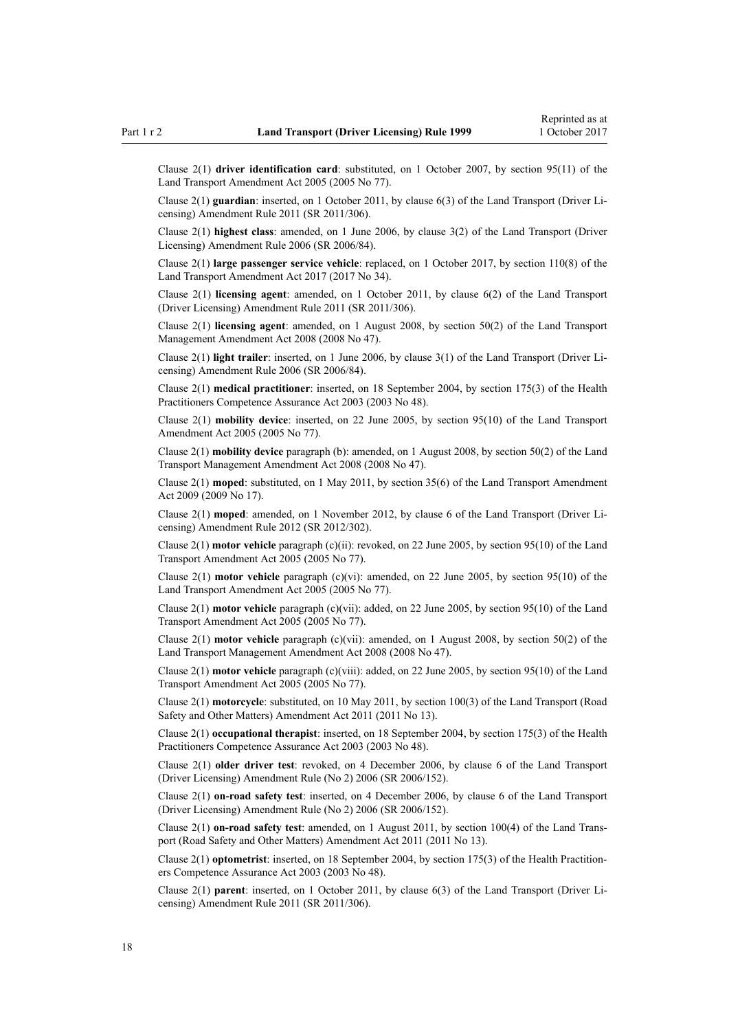Clause 2(1) **driver identification card**: substituted, on 1 October 2007, by section 95(11) of the Land Transport Amendment Act 2005 (2005 No 77).

Clause 2(1) **guardian**: inserted, on 1 October 2011, by clause 6(3) of the Land Transport (Driver Licensing) Amendment Rule 2011 (SR 2011/306).

Clause 2(1) **highest class**: amended, on 1 June 2006, by clause 3(2) of the Land Transport (Driver Licensing) Amendment Rule 2006 (SR 2006/84).

Clause 2(1) **large passenger service vehicle**: replaced, on 1 October 2017, by section 110(8) of the Land Transport Amendment Act 2017 (2017 No 34).

Clause 2(1) **licensing agent**: amended, on 1 October 2011, by clause 6(2) of the Land Transport (Driver Licensing) Amendment Rule 2011 (SR 2011/306).

Clause 2(1) **licensing agent**: amended, on 1 August 2008, by section 50(2) of the Land Transport Management Amendment Act 2008 (2008 No 47).

Clause 2(1) **light trailer**: inserted, on 1 June 2006, by clause 3(1) of the Land Transport (Driver Licensing) Amendment Rule 2006 (SR 2006/84).

Clause 2(1) **medical practitioner**: inserted, on 18 September 2004, by section 175(3) of the Health Practitioners Competence Assurance Act 2003 (2003 No 48).

Clause 2(1) **mobility device**: inserted, on 22 June 2005, by section 95(10) of the Land Transport Amendment Act 2005 (2005 No 77).

Clause 2(1) **mobility device** paragraph (b): amended, on 1 August 2008, by section 50(2) of the Land Transport Management Amendment Act 2008 (2008 No 47).

Clause 2(1) **moped**: substituted, on 1 May 2011, by section 35(6) of the Land Transport Amendment Act 2009 (2009 No 17).

Clause 2(1) **moped**: amended, on 1 November 2012, by clause 6 of the Land Transport (Driver Licensing) Amendment Rule 2012 (SR 2012/302).

Clause 2(1) **motor vehicle** paragraph (c)(ii): revoked, on 22 June 2005, by section 95(10) of the Land Transport Amendment Act 2005 (2005 No 77).

Clause 2(1) **motor vehicle** paragraph (c)(vi): amended, on 22 June 2005, by section 95(10) of the Land Transport Amendment Act 2005 (2005 No 77).

Clause 2(1) **motor vehicle** paragraph (c)(vii): added, on 22 June 2005, by section 95(10) of the Land Transport Amendment Act 2005 (2005 No 77).

Clause 2(1) **motor vehicle** paragraph (c)(vii): amended, on 1 August 2008, by section 50(2) of the Land Transport Management Amendment Act 2008 (2008 No 47).

Clause 2(1) **motor vehicle** paragraph (c)(viii): added, on 22 June 2005, by section 95(10) of the Land Transport Amendment Act 2005 (2005 No 77).

Clause 2(1) **motorcycle**: substituted, on 10 May 2011, by section 100(3) of the Land Transport (Road Safety and Other Matters) Amendment Act 2011 (2011 No 13).

Clause 2(1) **occupational therapist**: inserted, on 18 September 2004, by section 175(3) of the Health Practitioners Competence Assurance Act 2003 (2003 No 48).

Clause 2(1) **older driver test**: revoked, on 4 December 2006, by clause 6 of the Land Transport (Driver Licensing) Amendment Rule (No 2) 2006 (SR 2006/152).

Clause 2(1) **on-road safety test**: inserted, on 4 December 2006, by clause 6 of the Land Transport (Driver Licensing) Amendment Rule (No 2) 2006 (SR 2006/152).

Clause 2(1) **on-road safety test**: amended, on 1 August 2011, by section 100(4) of the Land Transport (Road Safety and Other Matters) Amendment Act 2011 (2011 No 13).

Clause 2(1) **optometrist**: inserted, on 18 September 2004, by section 175(3) of the Health Practitioners Competence Assurance Act 2003 (2003 No 48).

Clause 2(1) **parent**: inserted, on 1 October 2011, by clause 6(3) of the Land Transport (Driver Licensing) Amendment Rule 2011 (SR 2011/306).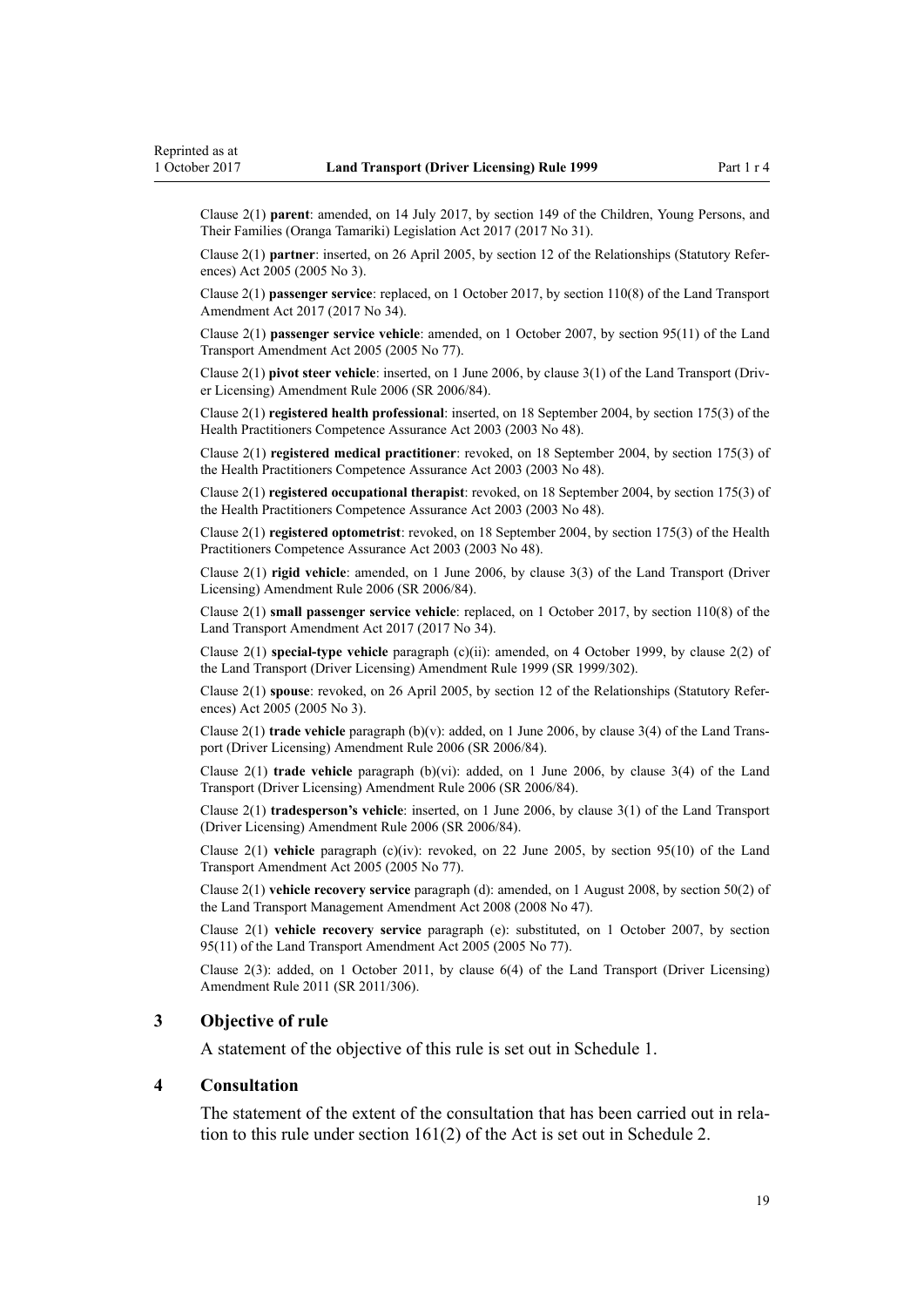Clause 2(1) **parent**: amended, on 14 July 2017, by section 149 of the Children, Young Persons, and Their Families (Oranga Tamariki) Legislation Act 2017 (2017 No 31).

Clause 2(1) **partner**: inserted, on 26 April 2005, by section 12 of the Relationships (Statutory References) Act 2005 (2005 No 3).

Clause 2(1) **passenger service**: replaced, on 1 October 2017, by section 110(8) of the Land Transport Amendment Act 2017 (2017 No 34).

Clause 2(1) **passenger service vehicle**: amended, on 1 October 2007, by section 95(11) of the Land Transport Amendment Act 2005 (2005 No 77).

Clause 2(1) **pivot steer vehicle**: inserted, on 1 June 2006, by clause 3(1) of the Land Transport (Driver Licensing) Amendment Rule 2006 (SR 2006/84).

Clause 2(1) **registered health professional**: inserted, on 18 September 2004, by section 175(3) of the Health Practitioners Competence Assurance Act 2003 (2003 No 48).

Clause 2(1) **registered medical practitioner**: revoked, on 18 September 2004, by section 175(3) of the Health Practitioners Competence Assurance Act 2003 (2003 No 48).

Clause 2(1) **registered occupational therapist**: revoked, on 18 September 2004, by section 175(3) of the Health Practitioners Competence Assurance Act 2003 (2003 No 48).

Clause 2(1) **registered optometrist**: revoked, on 18 September 2004, by section 175(3) of the Health Practitioners Competence Assurance Act 2003 (2003 No 48).

Clause 2(1) **rigid vehicle**: amended, on 1 June 2006, by clause 3(3) of the Land Transport (Driver Licensing) Amendment Rule 2006 (SR 2006/84).

Clause 2(1) **small passenger service vehicle**: replaced, on 1 October 2017, by section 110(8) of the Land Transport Amendment Act 2017 (2017 No 34).

Clause 2(1) **special-type vehicle** paragraph (c)(ii): amended, on 4 October 1999, by clause 2(2) of the Land Transport (Driver Licensing) Amendment Rule 1999 (SR 1999/302).

Clause 2(1) **spouse**: revoked, on 26 April 2005, by section 12 of the Relationships (Statutory References) Act 2005 (2005 No 3).

Clause 2(1) **trade vehicle** paragraph (b)(v): added, on 1 June 2006, by clause 3(4) of the Land Transport (Driver Licensing) Amendment Rule 2006 (SR 2006/84).

Clause 2(1) **trade vehicle** paragraph (b)(vi): added, on 1 June 2006, by clause 3(4) of the Land Transport (Driver Licensing) Amendment Rule 2006 (SR 2006/84).

Clause 2(1) **tradesperson's vehicle**: inserted, on 1 June 2006, by clause 3(1) of the Land Transport (Driver Licensing) Amendment Rule 2006 (SR 2006/84).

Clause 2(1) **vehicle** paragraph (c)(iv): revoked, on 22 June 2005, by section 95(10) of the Land Transport Amendment Act 2005 (2005 No 77).

Clause 2(1) **vehicle recovery service** paragraph (d): amended, on 1 August 2008, by section 50(2) of the Land Transport Management Amendment Act 2008 (2008 No 47).

Clause 2(1) **vehicle recovery service** paragraph (e): substituted, on 1 October 2007, by section 95(11) of the Land Transport Amendment Act 2005 (2005 No 77).

Clause 2(3): added, on 1 October 2011, by clause 6(4) of the Land Transport (Driver Licensing) Amendment Rule 2011 (SR 2011/306).

### 3 Objective of rule

A statement of the objective of this rule is set out in Schedule 1.

### 4 Consultation

The statement of the extent of the consultation that has been carried out in relation to this rule under section 161(2) of the Act is set out in Schedule 2.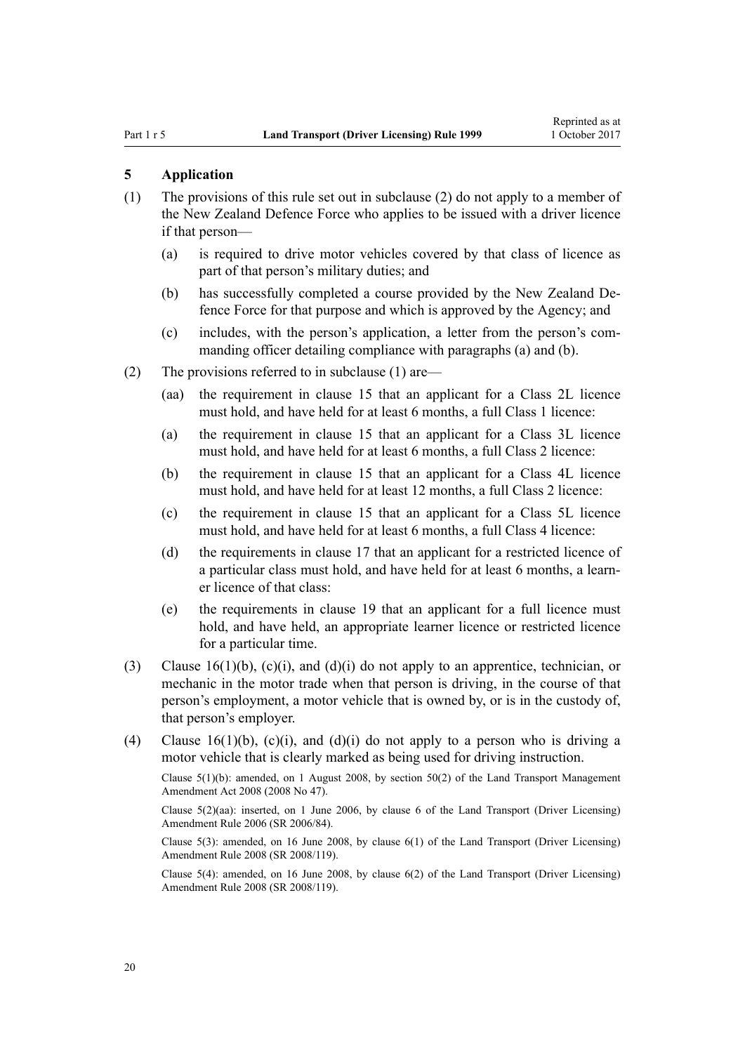### 5 Application

(1) The provisions of this rule set out in subclause (2) do not apply to a member of the New Zealand Defence Force who applies to be issued with a driver licence if that person—

  (a) is required to drive motor vehicles covered by that class of licence as part of that person's military duties; and

  (b) has successfully completed a course provided by the New Zealand Defence Force for that purpose and which is approved by the Agency; and

  (c) includes, with the person's application, a letter from the person's commanding officer detailing compliance with paragraphs (a) and (b).

(2) The provisions referred to in subclause (1) are—

  (aa) the requirement in clause 15 that an applicant for a Class 2L licence must hold, and have held for at least 6 months, a full Class 1 licence:

  (a) the requirement in clause 15 that an applicant for a Class 3L licence must hold, and have held for at least 6 months, a full Class 2 licence:

  (b) the requirement in clause 15 that an applicant for a Class 4L licence must hold, and have held for at least 12 months, a full Class 2 licence:

  (c) the requirement in clause 15 that an applicant for a Class 5L licence must hold, and have held for at least 6 months, a full Class 4 licence:

  (d) the requirements in clause 17 that an applicant for a restricted licence of a particular class must hold, and have held for at least 6 months, a learner licence of that class:

  (e) the requirements in clause 19 that an applicant for a full licence must hold, and have held, an appropriate learner licence or restricted licence for a particular time.

(3) Clause 16(1)(b), (c)(i), and (d)(i) do not apply to an apprentice, technician, or mechanic in the motor trade when that person is driving, in the course of that person's employment, a motor vehicle that is owned by, or is in the custody of, that person's employer.

(4) Clause 16(1)(b), (c)(i), and (d)(i) do not apply to a person who is driving a motor vehicle that is clearly marked as being used for driving instruction.

Clause 5(1)(b): amended, on 1 August 2008, by section 50(2) of the Land Transport Management Amendment Act 2008 (2008 No 47).

Clause 5(2)(aa): inserted, on 1 June 2006, by clause 6 of the Land Transport (Driver Licensing) Amendment Rule 2006 (SR 2006/84).

Clause 5(3): amended, on 16 June 2008, by clause 6(1) of the Land Transport (Driver Licensing) Amendment Rule 2008 (SR 2008/119).

Clause 5(4): amended, on 16 June 2008, by clause 6(2) of the Land Transport (Driver Licensing) Amendment Rule 2008 (SR 2008/119).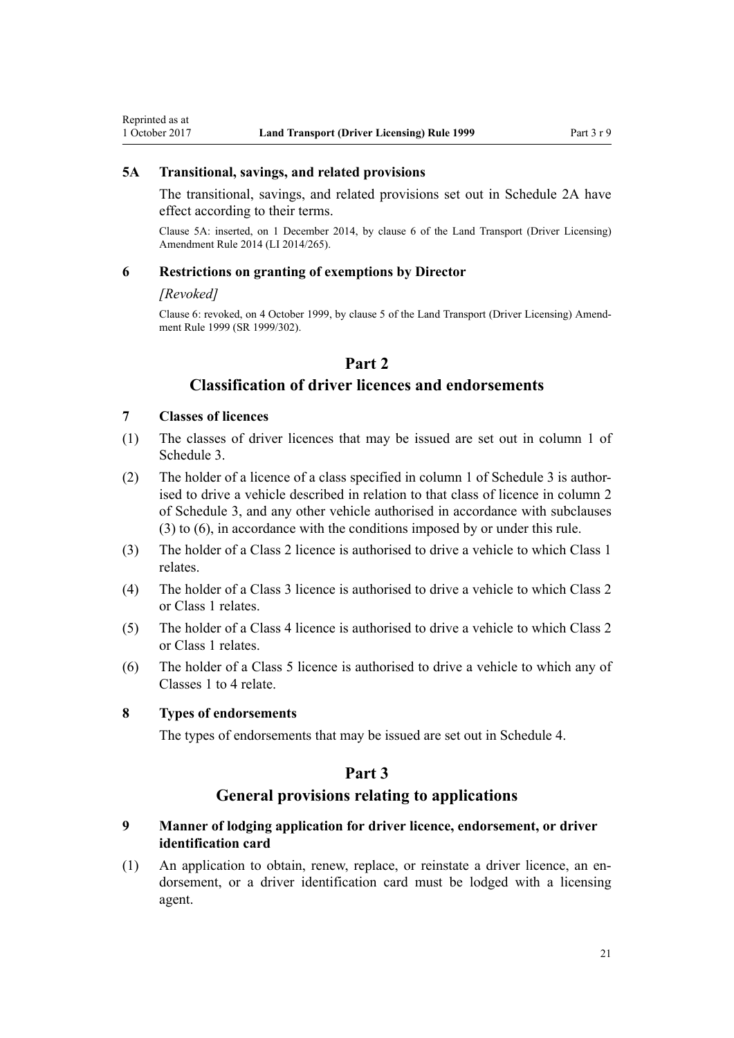### 5A Transitional, savings, and related provisions

The transitional, savings, and related provisions set out in Schedule 2A have effect according to their terms.

Clause 5A: inserted, on 1 December 2014, by clause 6 of the Land Transport (Driver Licensing) Amendment Rule 2014 (LI 2014/265).

### 6 Restrictions on granting of exemptions by Director

*[Revoked]*

Clause 6: revoked, on 4 October 1999, by clause 5 of the Land Transport (Driver Licensing) Amendment Rule 1999 (SR 1999/302).

## Part 2
## Classification of driver licences and endorsements

### 7 Classes of licences

(1) The classes of driver licences that may be issued are set out in column 1 of Schedule 3.

(2) The holder of a licence of a class specified in column 1 of Schedule 3 is authorised to drive a vehicle described in relation to that class of licence in column 2 of Schedule 3, and any other vehicle authorised in accordance with subclauses (3) to (6), in accordance with the conditions imposed by or under this rule.

(3) The holder of a Class 2 licence is authorised to drive a vehicle to which Class 1 relates.

(4) The holder of a Class 3 licence is authorised to drive a vehicle to which Class 2 or Class 1 relates.

(5) The holder of a Class 4 licence is authorised to drive a vehicle to which Class 2 or Class 1 relates.

(6) The holder of a Class 5 licence is authorised to drive a vehicle to which any of Classes 1 to 4 relate.

### 8 Types of endorsements

The types of endorsements that may be issued are set out in Schedule 4.

## Part 3
## General provisions relating to applications

### 9 Manner of lodging application for driver licence, endorsement, or driver identification card

(1) An application to obtain, renew, replace, or reinstate a driver licence, an endorsement, or a driver identification card must be lodged with a licensing agent.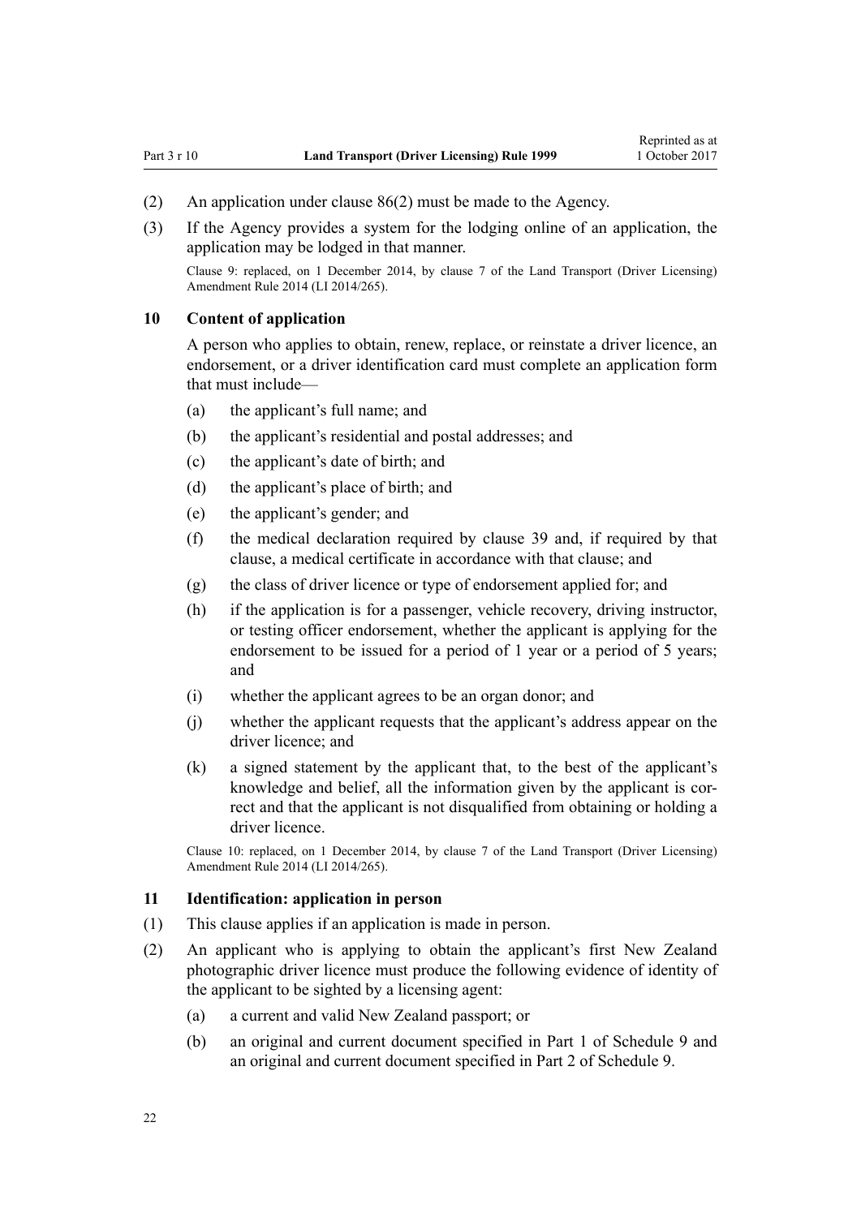(2) An application under clause 86(2) must be made to the Agency.

(3) If the Agency provides a system for the lodging online of an application, the application may be lodged in that manner.

Clause 9: replaced, on 1 December 2014, by clause 7 of the Land Transport (Driver Licensing) Amendment Rule 2014 (LI 2014/265).

### 10 Content of application

A person who applies to obtain, renew, replace, or reinstate a driver licence, an endorsement, or a driver identification card must complete an application form that must include—

(a) the applicant's full name; and

(b) the applicant's residential and postal addresses; and

(c) the applicant's date of birth; and

(d) the applicant's place of birth; and

(e) the applicant's gender; and

(f) the medical declaration required by clause 39 and, if required by that clause, a medical certificate in accordance with that clause; and

(g) the class of driver licence or type of endorsement applied for; and

(h) if the application is for a passenger, vehicle recovery, driving instructor, or testing officer endorsement, whether the applicant is applying for the endorsement to be issued for a period of 1 year or a period of 5 years; and

(i) whether the applicant agrees to be an organ donor; and

(j) whether the applicant requests that the applicant's address appear on the driver licence; and

(k) a signed statement by the applicant that, to the best of the applicant's knowledge and belief, all the information given by the applicant is correct and that the applicant is not disqualified from obtaining or holding a driver licence.

Clause 10: replaced, on 1 December 2014, by clause 7 of the Land Transport (Driver Licensing) Amendment Rule 2014 (LI 2014/265).

### 11 Identification: application in person

(1) This clause applies if an application is made in person.

(2) An applicant who is applying to obtain the applicant's first New Zealand photographic driver licence must produce the following evidence of identity of the applicant to be sighted by a licensing agent:

(a) a current and valid New Zealand passport; or

(b) an original and current document specified in Part 1 of Schedule 9 and an original and current document specified in Part 2 of Schedule 9.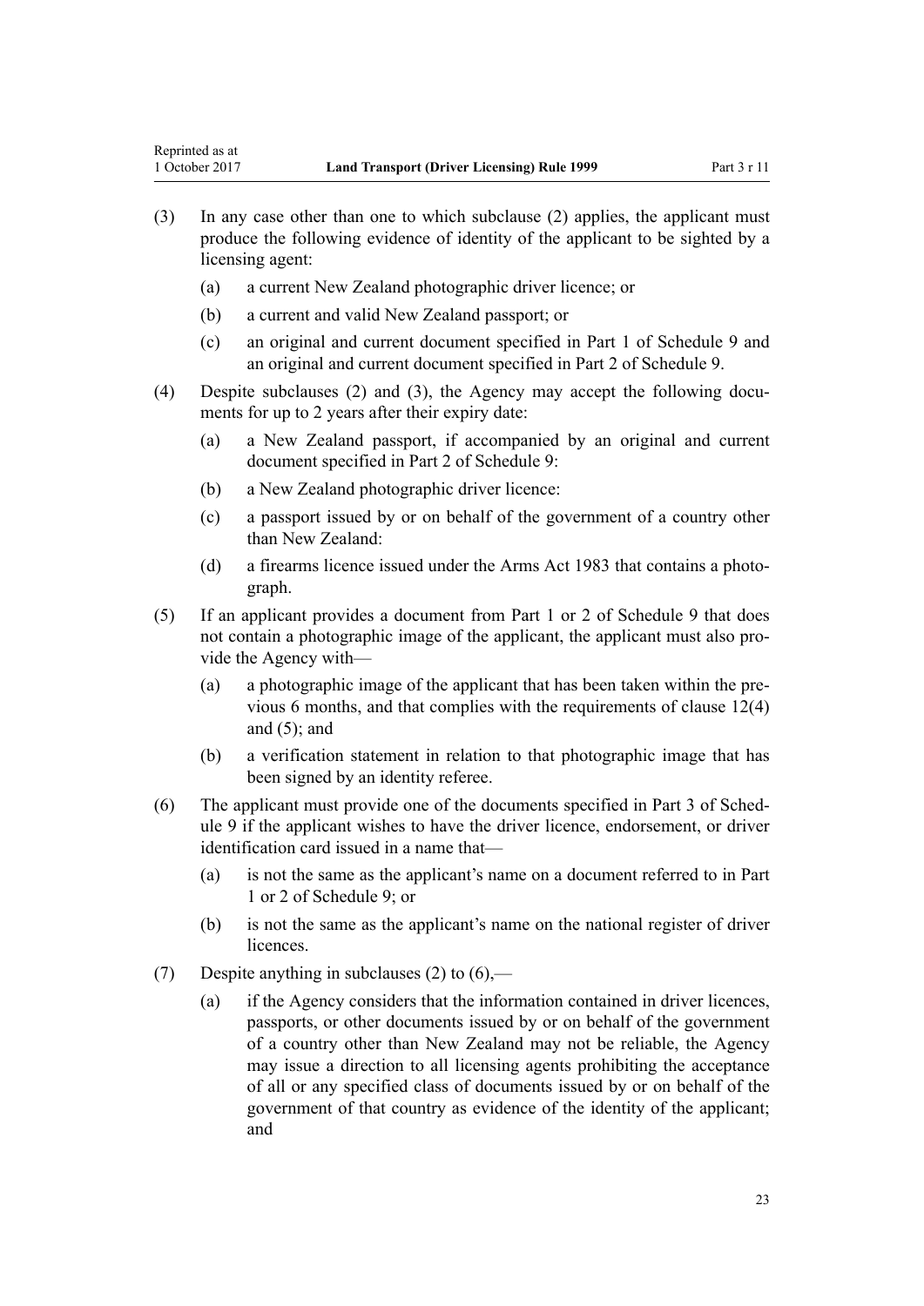(3) In any case other than one to which subclause (2) applies, the applicant must produce the following evidence of identity of the applicant to be sighted by a licensing agent:

  (a) a current New Zealand photographic driver licence; or

  (b) a current and valid New Zealand passport; or

  (c) an original and current document specified in Part 1 of Schedule 9 and an original and current document specified in Part 2 of Schedule 9.

(4) Despite subclauses (2) and (3), the Agency may accept the following documents for up to 2 years after their expiry date:

  (a) a New Zealand passport, if accompanied by an original and current document specified in Part 2 of Schedule 9:

  (b) a New Zealand photographic driver licence:

  (c) a passport issued by or on behalf of the government of a country other than New Zealand:

  (d) a firearms licence issued under the Arms Act 1983 that contains a photograph.

(5) If an applicant provides a document from Part 1 or 2 of Schedule 9 that does not contain a photographic image of the applicant, the applicant must also provide the Agency with—

  (a) a photographic image of the applicant that has been taken within the previous 6 months, and that complies with the requirements of clause 12(4) and (5); and

  (b) a verification statement in relation to that photographic image that has been signed by an identity referee.

(6) The applicant must provide one of the documents specified in Part 3 of Schedule 9 if the applicant wishes to have the driver licence, endorsement, or driver identification card issued in a name that—

  (a) is not the same as the applicant's name on a document referred to in Part 1 or 2 of Schedule 9; or

  (b) is not the same as the applicant's name on the national register of driver licences.

(7) Despite anything in subclauses (2) to (6),—

  (a) if the Agency considers that the information contained in driver licences, passports, or other documents issued by or on behalf of the government of a country other than New Zealand may not be reliable, the Agency may issue a direction to all licensing agents prohibiting the acceptance of all or any specified class of documents issued by or on behalf of the government of that country as evidence of the identity of the applicant; and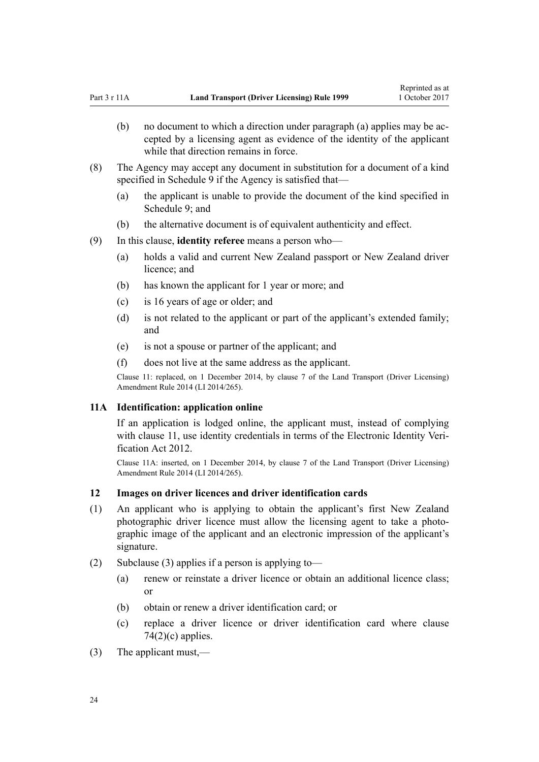(b) no document to which a direction under paragraph (a) applies may be accepted by a licensing agent as evidence of the identity of the applicant while that direction remains in force.

(8) The Agency may accept any document in substitution for a document of a kind specified in Schedule 9 if the Agency is satisfied that—

(a) the applicant is unable to provide the document of the kind specified in Schedule 9; and

(b) the alternative document is of equivalent authenticity and effect.

(9) In this clause, **identity referee** means a person who—

(a) holds a valid and current New Zealand passport or New Zealand driver licence; and

(b) has known the applicant for 1 year or more; and

(c) is 16 years of age or older; and

(d) is not related to the applicant or part of the applicant's extended family; and

(e) is not a spouse or partner of the applicant; and

(f) does not live at the same address as the applicant.

Clause 11: replaced, on 1 December 2014, by clause 7 of the Land Transport (Driver Licensing) Amendment Rule 2014 (LI 2014/265).

### 11A Identification: application online

If an application is lodged online, the applicant must, instead of complying with clause 11, use identity credentials in terms of the Electronic Identity Verification Act 2012.

Clause 11A: inserted, on 1 December 2014, by clause 7 of the Land Transport (Driver Licensing) Amendment Rule 2014 (LI 2014/265).

### 12 Images on driver licences and driver identification cards

(1) An applicant who is applying to obtain the applicant's first New Zealand photographic driver licence must allow the licensing agent to take a photographic image of the applicant and an electronic impression of the applicant's signature.

(2) Subclause (3) applies if a person is applying to—

(a) renew or reinstate a driver licence or obtain an additional licence class; or

(b) obtain or renew a driver identification card; or

(c) replace a driver licence or driver identification card where clause 74(2)(c) applies.

(3) The applicant must,—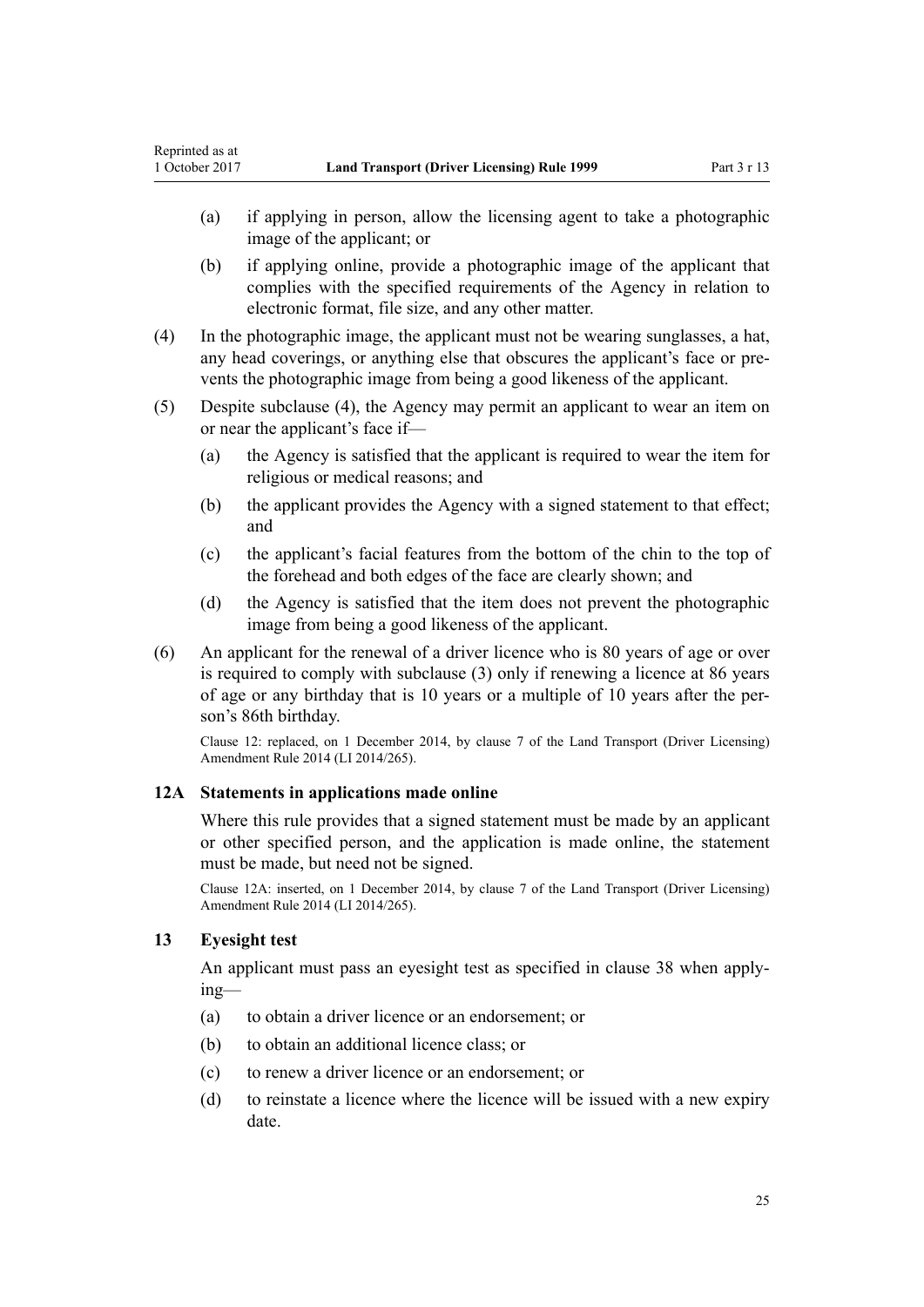(a) if applying in person, allow the licensing agent to take a photographic image of the applicant; or

(b) if applying online, provide a photographic image of the applicant that complies with the specified requirements of the Agency in relation to electronic format, file size, and any other matter.

(4) In the photographic image, the applicant must not be wearing sunglasses, a hat, any head coverings, or anything else that obscures the applicant's face or prevents the photographic image from being a good likeness of the applicant.

(5) Despite subclause (4), the Agency may permit an applicant to wear an item on or near the applicant's face if—

(a) the Agency is satisfied that the applicant is required to wear the item for religious or medical reasons; and

(b) the applicant provides the Agency with a signed statement to that effect; and

(c) the applicant's facial features from the bottom of the chin to the top of the forehead and both edges of the face are clearly shown; and

(d) the Agency is satisfied that the item does not prevent the photographic image from being a good likeness of the applicant.

(6) An applicant for the renewal of a driver licence who is 80 years of age or over is required to comply with subclause (3) only if renewing a licence at 86 years of age or any birthday that is 10 years or a multiple of 10 years after the person's 86th birthday.

Clause 12: replaced, on 1 December 2014, by clause 7 of the Land Transport (Driver Licensing) Amendment Rule 2014 (LI 2014/265).

### 12A Statements in applications made online

Where this rule provides that a signed statement must be made by an applicant or other specified person, and the application is made online, the statement must be made, but need not be signed.

Clause 12A: inserted, on 1 December 2014, by clause 7 of the Land Transport (Driver Licensing) Amendment Rule 2014 (LI 2014/265).

### 13 Eyesight test

An applicant must pass an eyesight test as specified in clause 38 when applying—

(a) to obtain a driver licence or an endorsement; or

(b) to obtain an additional licence class; or

(c) to renew a driver licence or an endorsement; or

(d) to reinstate a licence where the licence will be issued with a new expiry date.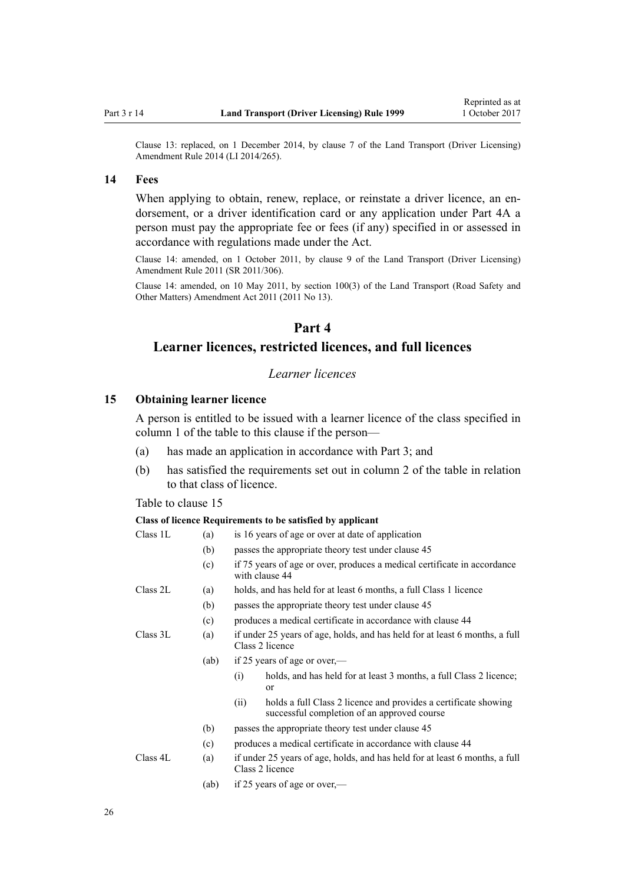Clause 13: replaced, on 1 December 2014, by clause 7 of the Land Transport (Driver Licensing) Amendment Rule 2014 (LI 2014/265).

### 14 Fees

When applying to obtain, renew, replace, or reinstate a driver licence, an endorsement, or a driver identification card or any application under Part 4A a person must pay the appropriate fee or fees (if any) specified in or assessed in accordance with regulations made under the Act.

Clause 14: amended, on 1 October 2011, by clause 9 of the Land Transport (Driver Licensing) Amendment Rule 2011 (SR 2011/306).

Clause 14: amended, on 10 May 2011, by section 100(3) of the Land Transport (Road Safety and Other Matters) Amendment Act 2011 (2011 No 13).

## Part 4
## Learner licences, restricted licences, and full licences

*Learner licences*

### 15 Obtaining learner licence

A person is entitled to be issued with a learner licence of the class specified in column 1 of the table to this clause if the person—

(a) has made an application in accordance with Part 3; and

(b) has satisfied the requirements set out in column 2 of the table in relation to that class of licence.

Table to clause 15

| Class of licence | Requirements to be satisfied by applicant |
|---|---|
| Class 1L | (a) is 16 years of age or over at date of application |
| | (b) passes the appropriate theory test under clause 45 |
| | (c) if 75 years of age or over, produces a medical certificate in accordance with clause 44 |
| Class 2L | (a) holds, and has held for at least 6 months, a full Class 1 licence |
| | (b) passes the appropriate theory test under clause 45 |
| | (c) produces a medical certificate in accordance with clause 44 |
| Class 3L | (a) if under 25 years of age, holds, and has held for at least 6 months, a full Class 2 licence |
| | (ab) if 25 years of age or over,— |
| | (i) holds, and has held for at least 3 months, a full Class 2 licence; or |
| | (ii) holds a full Class 2 licence and provides a certificate showing successful completion of an approved course |
| | (b) passes the appropriate theory test under clause 45 |
| | (c) produces a medical certificate in accordance with clause 44 |
| Class 4L | (a) if under 25 years of age, holds, and has held for at least 6 months, a full Class 2 licence |
| | (ab) if 25 years of age or over,— |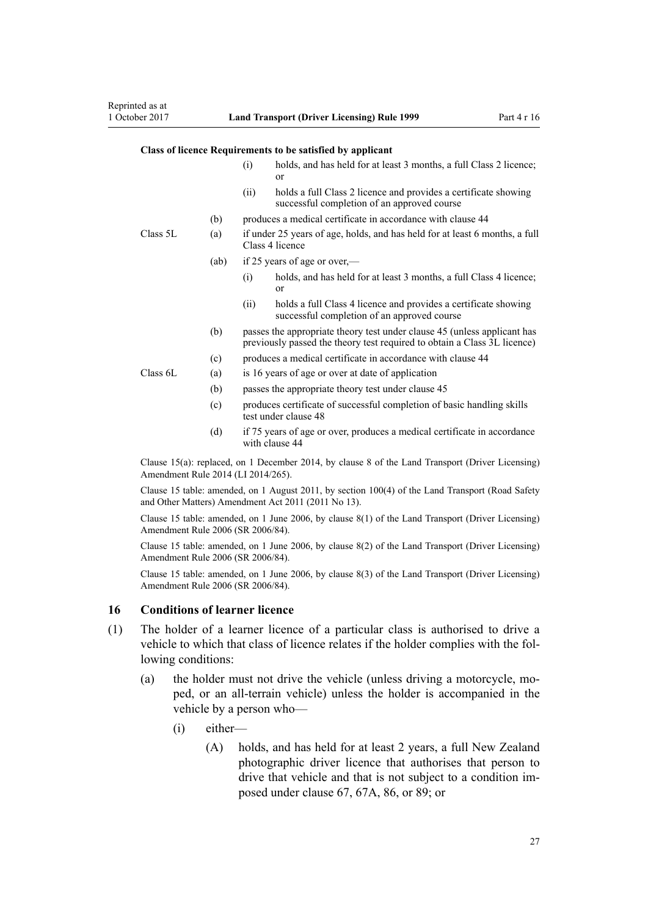| Class of licence | Requirements to be satisfied by applicant | | |
|---|---|---|---|
| | | (i) | holds, and has held for at least 3 months, a full Class 2 licence; or |
| | | (ii) | holds a full Class 2 licence and provides a certificate showing successful completion of an approved course |
| | (b) | produces a medical certificate in accordance with clause 44 | |
| Class 5L | (a) | if under 25 years of age, holds, and has held for at least 6 months, a full Class 4 licence | |
| | (ab) | if 25 years of age or over,— | |
| | | (i) | holds, and has held for at least 3 months, a full Class 4 licence; or |
| | | (ii) | holds a full Class 4 licence and provides a certificate showing successful completion of an approved course |
| | (b) | passes the appropriate theory test under clause 45 (unless applicant has previously passed the theory test required to obtain a Class 3L licence) | |
| | (c) | produces a medical certificate in accordance with clause 44 | |
| Class 6L | (a) | is 16 years of age or over at date of application | |
| | (b) | passes the appropriate theory test under clause 45 | |
| | (c) | produces certificate of successful completion of basic handling skills test under clause 48 | |
| | (d) | if 75 years of age or over, produces a medical certificate in accordance with clause 44 | |

Clause 15(a): replaced, on 1 December 2014, by clause 8 of the Land Transport (Driver Licensing) Amendment Rule 2014 (LI 2014/265).

Clause 15 table: amended, on 1 August 2011, by section 100(4) of the Land Transport (Road Safety and Other Matters) Amendment Act 2011 (2011 No 13).

Clause 15 table: amended, on 1 June 2006, by clause 8(1) of the Land Transport (Driver Licensing) Amendment Rule 2006 (SR 2006/84).

Clause 15 table: amended, on 1 June 2006, by clause 8(2) of the Land Transport (Driver Licensing) Amendment Rule 2006 (SR 2006/84).

Clause 15 table: amended, on 1 June 2006, by clause 8(3) of the Land Transport (Driver Licensing) Amendment Rule 2006 (SR 2006/84).

## 16 Conditions of learner licence

(1) The holder of a learner licence of a particular class is authorised to drive a vehicle to which that class of licence relates if the holder complies with the following conditions:

- (a) the holder must not drive the vehicle (unless driving a motorcycle, moped, or an all-terrain vehicle) unless the holder is accompanied in the vehicle by a person who—
  - (i) either—
    - (A) holds, and has held for at least 2 years, a full New Zealand photographic driver licence that authorises that person to drive that vehicle and that is not subject to a condition imposed under clause 67, 67A, 86, or 89; or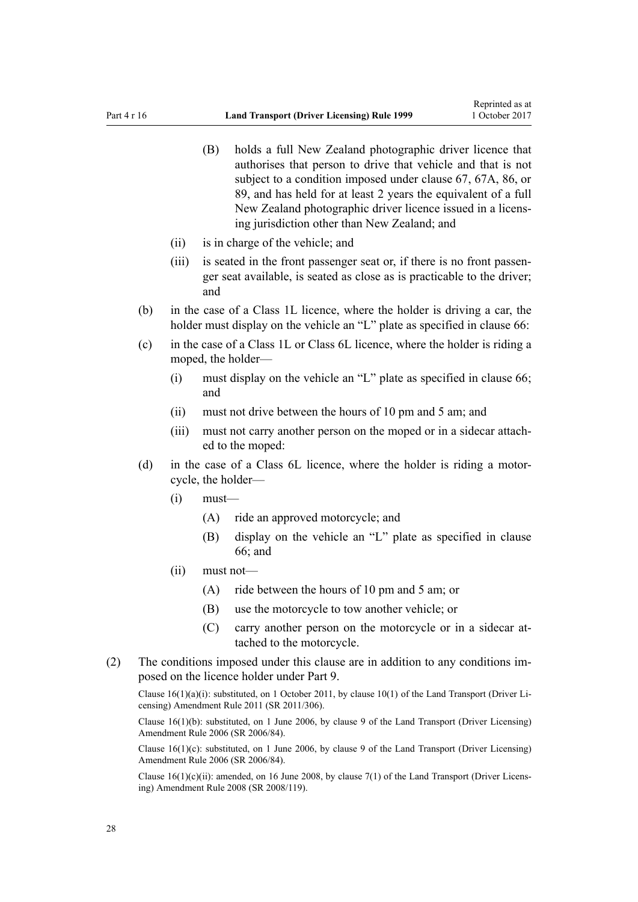(B) holds a full New Zealand photographic driver licence that authorises that person to drive that vehicle and that is not subject to a condition imposed under clause 67, 67A, 86, or 89, and has held for at least 2 years the equivalent of a full New Zealand photographic driver licence issued in a licensing jurisdiction other than New Zealand; and

(ii) is in charge of the vehicle; and

(iii) is seated in the front passenger seat or, if there is no front passenger seat available, is seated as close as is practicable to the driver; and

(b) in the case of a Class 1L licence, where the holder is driving a car, the holder must display on the vehicle an "L" plate as specified in clause 66:

(c) in the case of a Class 1L or Class 6L licence, where the holder is riding a moped, the holder—

(i) must display on the vehicle an "L" plate as specified in clause 66; and

(ii) must not drive between the hours of 10 pm and 5 am; and

(iii) must not carry another person on the moped or in a sidecar attached to the moped:

(d) in the case of a Class 6L licence, where the holder is riding a motorcycle, the holder—

(i) must—

(A) ride an approved motorcycle; and

(B) display on the vehicle an "L" plate as specified in clause 66; and

(ii) must not—

(A) ride between the hours of 10 pm and 5 am; or

(B) use the motorcycle to tow another vehicle; or

(C) carry another person on the motorcycle or in a sidecar attached to the motorcycle.

(2) The conditions imposed under this clause are in addition to any conditions imposed on the licence holder under Part 9.

Clause 16(1)(a)(i): substituted, on 1 October 2011, by clause 10(1) of the Land Transport (Driver Licensing) Amendment Rule 2011 (SR 2011/306).

Clause 16(1)(b): substituted, on 1 June 2006, by clause 9 of the Land Transport (Driver Licensing) Amendment Rule 2006 (SR 2006/84).

Clause 16(1)(c): substituted, on 1 June 2006, by clause 9 of the Land Transport (Driver Licensing) Amendment Rule 2006 (SR 2006/84).

Clause 16(1)(c)(ii): amended, on 16 June 2008, by clause 7(1) of the Land Transport (Driver Licensing) Amendment Rule 2008 (SR 2008/119).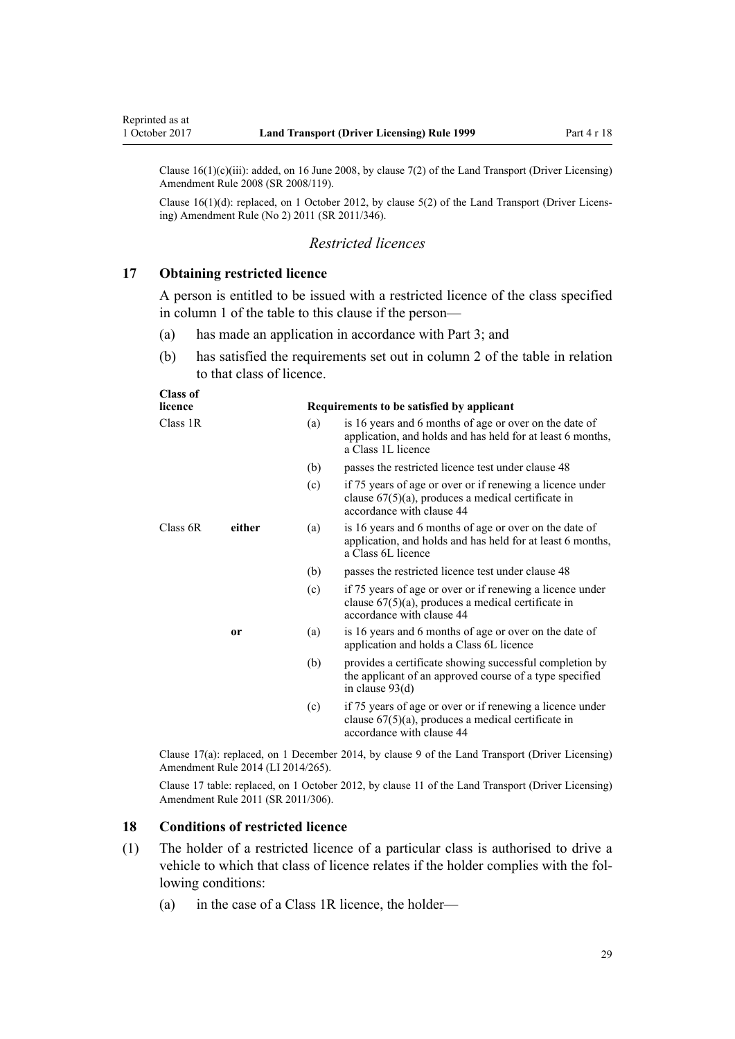Clause 16(1)(c)(iii): added, on 16 June 2008, by clause 7(2) of the Land Transport (Driver Licensing) Amendment Rule 2008 (SR 2008/119).

Clause 16(1)(d): replaced, on 1 October 2012, by clause 5(2) of the Land Transport (Driver Licensing) Amendment Rule (No 2) 2011 (SR 2011/346).

### *Restricted licences*

### 17 Obtaining restricted licence

A person is entitled to be issued with a restricted licence of the class specified in column 1 of the table to this clause if the person—

(a) has made an application in accordance with Part 3; and

(b) has satisfied the requirements set out in column 2 of the table in relation to that class of licence.

| Class of licence | | Requirements to be satisfied by applicant | |
|---|---|---|---|
| Class 1R | | (a) | is 16 years and 6 months of age or over on the date of application, and holds and has held for at least 6 months, a Class 1L licence |
| | | (b) | passes the restricted licence test under clause 48 |
| | | (c) | if 75 years of age or over or if renewing a licence under clause 67(5)(a), produces a medical certificate in accordance with clause 44 |
| Class 6R | **either** | (a) | is 16 years and 6 months of age or over on the date of application, and holds and has held for at least 6 months, a Class 6L licence |
| | | (b) | passes the restricted licence test under clause 48 |
| | | (c) | if 75 years of age or over or if renewing a licence under clause 67(5)(a), produces a medical certificate in accordance with clause 44 |
| | **or** | (a) | is 16 years and 6 months of age or over on the date of application and holds a Class 6L licence |
| | | (b) | provides a certificate showing successful completion by the applicant of an approved course of a type specified in clause 93(d) |
| | | (c) | if 75 years of age or over or if renewing a licence under clause 67(5)(a), produces a medical certificate in accordance with clause 44 |

Clause 17(a): replaced, on 1 December 2014, by clause 9 of the Land Transport (Driver Licensing) Amendment Rule 2014 (LI 2014/265).

Clause 17 table: replaced, on 1 October 2012, by clause 11 of the Land Transport (Driver Licensing) Amendment Rule 2011 (SR 2011/306).

### 18 Conditions of restricted licence

(1) The holder of a restricted licence of a particular class is authorised to drive a vehicle to which that class of licence relates if the holder complies with the following conditions:

(a) in the case of a Class 1R licence, the holder—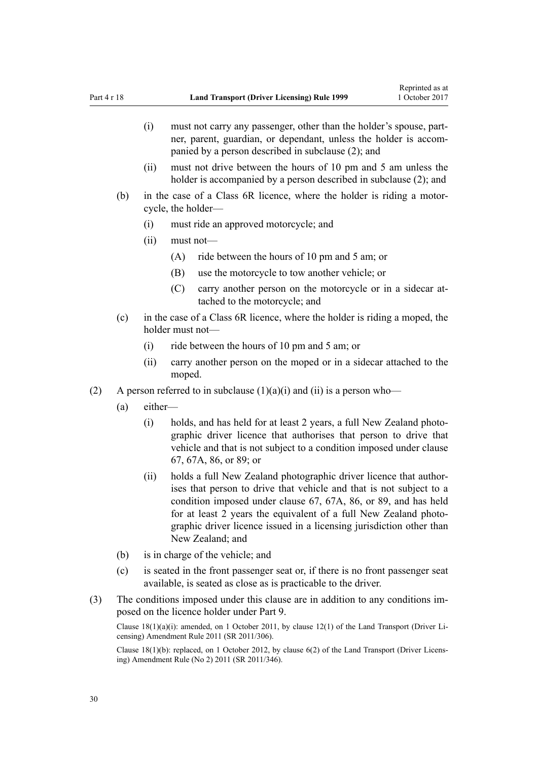(i) must not carry any passenger, other than the holder's spouse, partner, parent, guardian, or dependant, unless the holder is accompanied by a person described in subclause (2); and

(ii) must not drive between the hours of 10 pm and 5 am unless the holder is accompanied by a person described in subclause (2); and

(b) in the case of a Class 6R licence, where the holder is riding a motorcycle, the holder—

(i) must ride an approved motorcycle; and

(ii) must not—

(A) ride between the hours of 10 pm and 5 am; or

(B) use the motorcycle to tow another vehicle; or

(C) carry another person on the motorcycle or in a sidecar attached to the motorcycle; and

(c) in the case of a Class 6R licence, where the holder is riding a moped, the holder must not—

(i) ride between the hours of 10 pm and 5 am; or

(ii) carry another person on the moped or in a sidecar attached to the moped.

(2) A person referred to in subclause (1)(a)(i) and (ii) is a person who—

(a) either—

(i) holds, and has held for at least 2 years, a full New Zealand photographic driver licence that authorises that person to drive that vehicle and that is not subject to a condition imposed under clause 67, 67A, 86, or 89; or

(ii) holds a full New Zealand photographic driver licence that authorises that person to drive that vehicle and that is not subject to a condition imposed under clause 67, 67A, 86, or 89, and has held for at least 2 years the equivalent of a full New Zealand photographic driver licence issued in a licensing jurisdiction other than New Zealand; and

(b) is in charge of the vehicle; and

(c) is seated in the front passenger seat or, if there is no front passenger seat available, is seated as close as is practicable to the driver.

(3) The conditions imposed under this clause are in addition to any conditions imposed on the licence holder under Part 9.

Clause 18(1)(a)(i): amended, on 1 October 2011, by clause 12(1) of the Land Transport (Driver Licensing) Amendment Rule 2011 (SR 2011/306).

Clause 18(1)(b): replaced, on 1 October 2012, by clause 6(2) of the Land Transport (Driver Licensing) Amendment Rule (No 2) 2011 (SR 2011/346).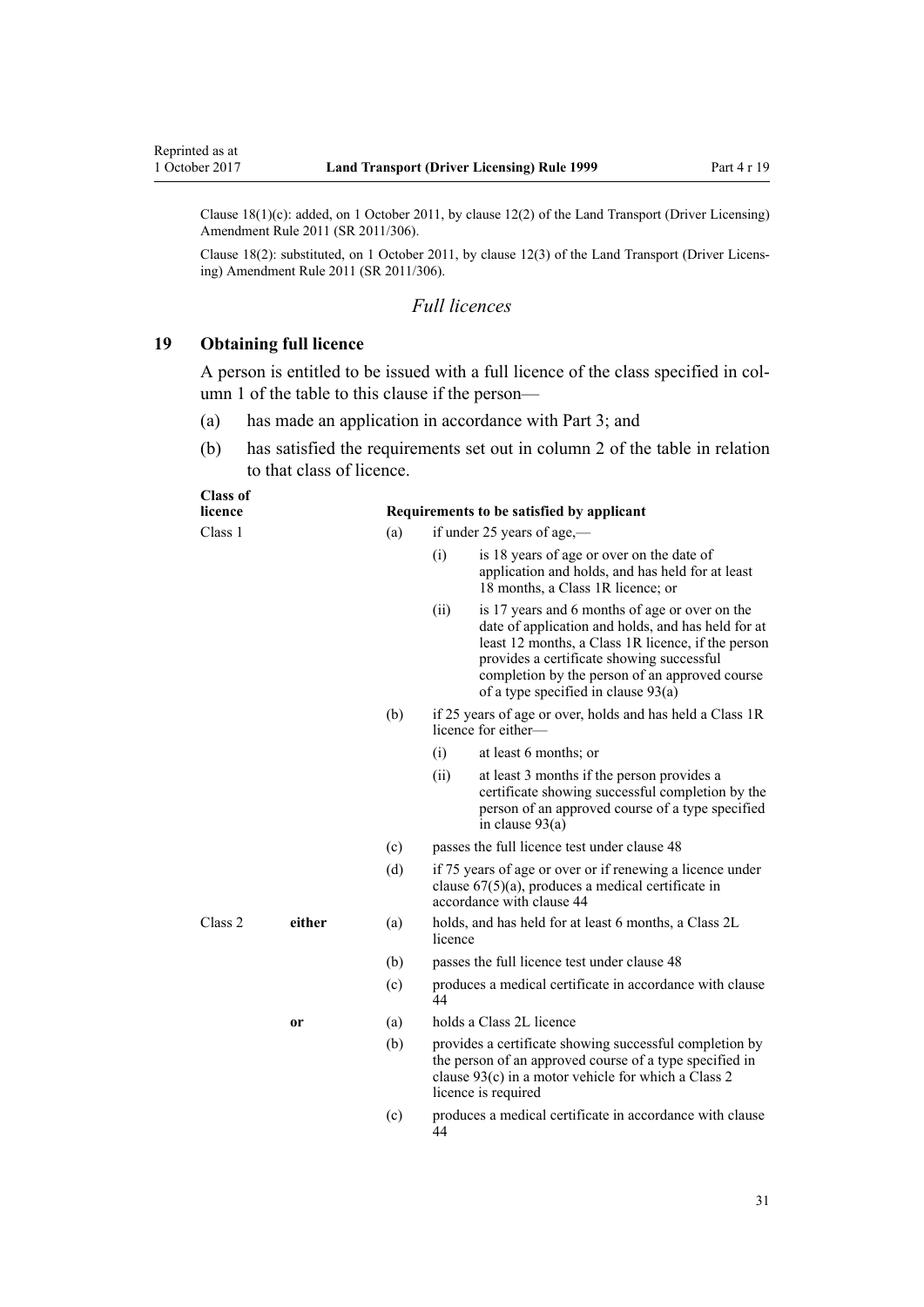Clause 18(1)(c): added, on 1 October 2011, by clause 12(2) of the Land Transport (Driver Licensing) Amendment Rule 2011 (SR 2011/306).

Clause 18(2): substituted, on 1 October 2011, by clause 12(3) of the Land Transport (Driver Licensing) Amendment Rule 2011 (SR 2011/306).

## *Full licences*

### 19 Obtaining full licence

A person is entitled to be issued with a full licence of the class specified in column 1 of the table to this clause if the person—

(a) has made an application in accordance with Part 3; and

(b) has satisfied the requirements set out in column 2 of the table in relation to that class of licence.

| Class of licence | | Requirements to be satisfied by applicant | | |
|---|---|---|---|---|
| Class 1 | | (a) | if under 25 years of age,— | |
| | | | (i) | is 18 years of age or over on the date of application and holds, and has held for at least 18 months, a Class 1R licence; or |
| | | | (ii) | is 17 years and 6 months of age or over on the date of application and holds, and has held for at least 12 months, a Class 1R licence, if the person provides a certificate showing successful completion by the person of an approved course of a type specified in clause 93(a) |
| | | (b) | if 25 years of age or over, holds and has held a Class 1R licence for either— | |
| | | | (i) | at least 6 months; or |
| | | | (ii) | at least 3 months if the person provides a certificate showing successful completion by the person of an approved course of a type specified in clause 93(a) |
| | | (c) | passes the full licence test under clause 48 | |
| | | (d) | if 75 years of age or over or if renewing a licence under clause 67(5)(a), produces a medical certificate in accordance with clause 44 | |
| Class 2 | **either** | (a) | holds, and has held for at least 6 months, a Class 2L licence | |
| | | (b) | passes the full licence test under clause 48 | |
| | | (c) | produces a medical certificate in accordance with clause 44 | |
| | **or** | (a) | holds a Class 2L licence | |
| | | (b) | provides a certificate showing successful completion by the person of an approved course of a type specified in clause 93(c) in a motor vehicle for which a Class 2 licence is required | |
| | | (c) | produces a medical certificate in accordance with clause 44 | |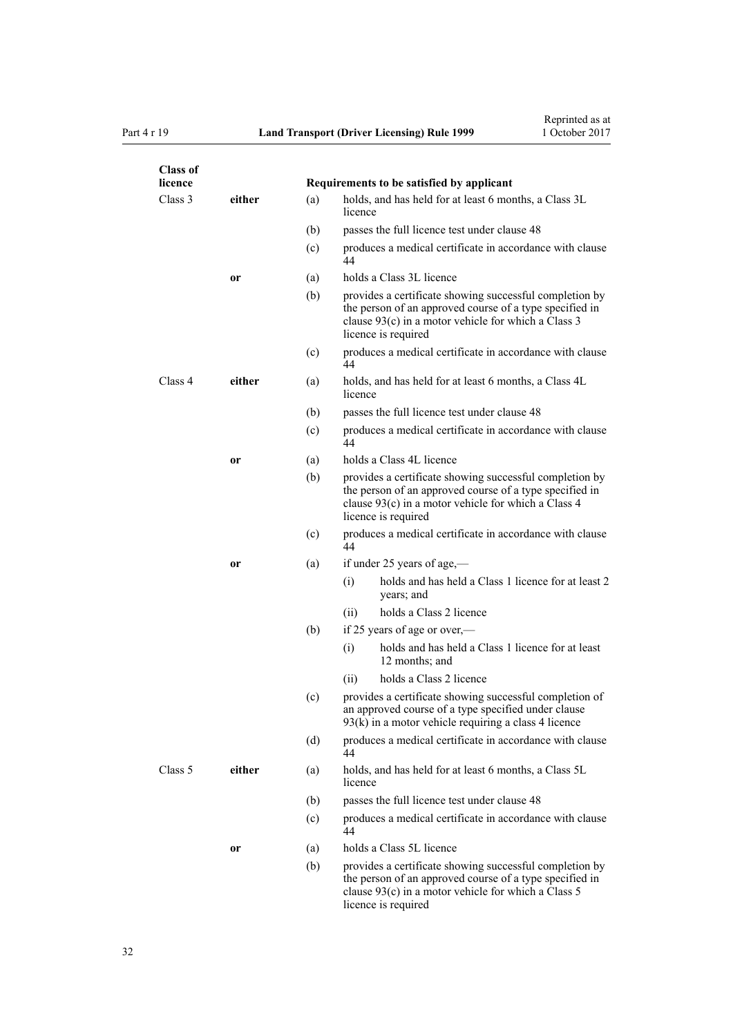| Class of licence | | | Requirements to be satisfied by applicant |
|---|---|---|---|
| Class 3 | **either** | (a) | holds, and has held for at least 6 months, a Class 3L licence |
| | | (b) | passes the full licence test under clause 48 |
| | | (c) | produces a medical certificate in accordance with clause 44 |
| | **or** | (a) | holds a Class 3L licence |
| | | (b) | provides a certificate showing successful completion by the person of an approved course of a type specified in clause 93(c) in a motor vehicle for which a Class 3 licence is required |
| | | (c) | produces a medical certificate in accordance with clause 44 |
| Class 4 | **either** | (a) | holds, and has held for at least 6 months, a Class 4L licence |
| | | (b) | passes the full licence test under clause 48 |
| | | (c) | produces a medical certificate in accordance with clause 44 |
| | **or** | (a) | holds a Class 4L licence |
| | | (b) | provides a certificate showing successful completion by the person of an approved course of a type specified in clause 93(c) in a motor vehicle for which a Class 4 licence is required |
| | | (c) | produces a medical certificate in accordance with clause 44 |
| | **or** | (a) | if under 25 years of age,—<br>(i) holds and has held a Class 1 licence for at least 2 years; and<br>(ii) holds a Class 2 licence |
| | | (b) | if 25 years of age or over,—<br>(i) holds and has held a Class 1 licence for at least 12 months; and<br>(ii) holds a Class 2 licence |
| | | (c) | provides a certificate showing successful completion of an approved course of a type specified under clause 93(k) in a motor vehicle requiring a class 4 licence |
| | | (d) | produces a medical certificate in accordance with clause 44 |
| Class 5 | **either** | (a) | holds, and has held for at least 6 months, a Class 5L licence |
| | | (b) | passes the full licence test under clause 48 |
| | | (c) | produces a medical certificate in accordance with clause 44 |
| | **or** | (a) | holds a Class 5L licence |
| | | (b) | provides a certificate showing successful completion by the person of an approved course of a type specified in clause 93(c) in a motor vehicle for which a Class 5 licence is required |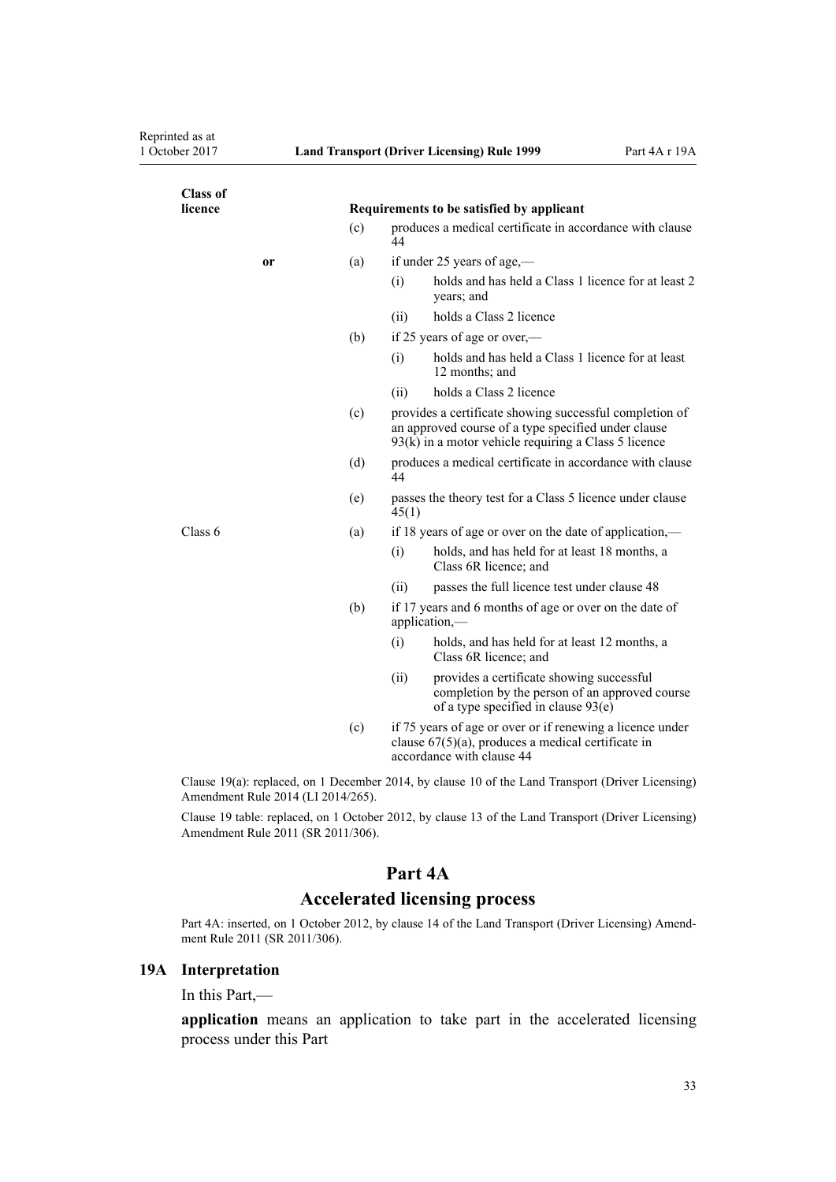| Class of licence | | Requirements to be satisfied by applicant | | |
|---|---|---|---|---|
| | | (c) | produces a medical certificate in accordance with clause 44 | |
| | **or** | (a) | if under 25 years of age,— | |
| | | | (i) | holds and has held a Class 1 licence for at least 2 years; and |
| | | | (ii) | holds a Class 2 licence |
| | | (b) | if 25 years of age or over,— | |
| | | | (i) | holds and has held a Class 1 licence for at least 12 months; and |
| | | | (ii) | holds a Class 2 licence |
| | | (c) | provides a certificate showing successful completion of an approved course of a type specified under clause 93(k) in a motor vehicle requiring a Class 5 licence | |
| | | (d) | produces a medical certificate in accordance with clause 44 | |
| | | (e) | passes the theory test for a Class 5 licence under clause 45(1) | |
| Class 6 | | (a) | if 18 years of age or over on the date of application,— | |
| | | | (i) | holds, and has held for at least 18 months, a Class 6R licence; and |
| | | | (ii) | passes the full licence test under clause 48 |
| | | (b) | if 17 years and 6 months of age or over on the date of application,— | |
| | | | (i) | holds, and has held for at least 12 months, a Class 6R licence; and |
| | | | (ii) | provides a certificate showing successful completion by the person of an approved course of a type specified in clause 93(e) |
| | | (c) | if 75 years of age or over or if renewing a licence under clause 67(5)(a), produces a medical certificate in accordance with clause 44 | |

Clause 19(a): replaced, on 1 December 2014, by clause 10 of the Land Transport (Driver Licensing) Amendment Rule 2014 (LI 2014/265).

Clause 19 table: replaced, on 1 October 2012, by clause 13 of the Land Transport (Driver Licensing) Amendment Rule 2011 (SR 2011/306).

# Part 4A
## Accelerated licensing process

Part 4A: inserted, on 1 October 2012, by clause 14 of the Land Transport (Driver Licensing) Amendment Rule 2011 (SR 2011/306).

### 19A Interpretation

In this Part,—

**application** means an application to take part in the accelerated licensing process under this Part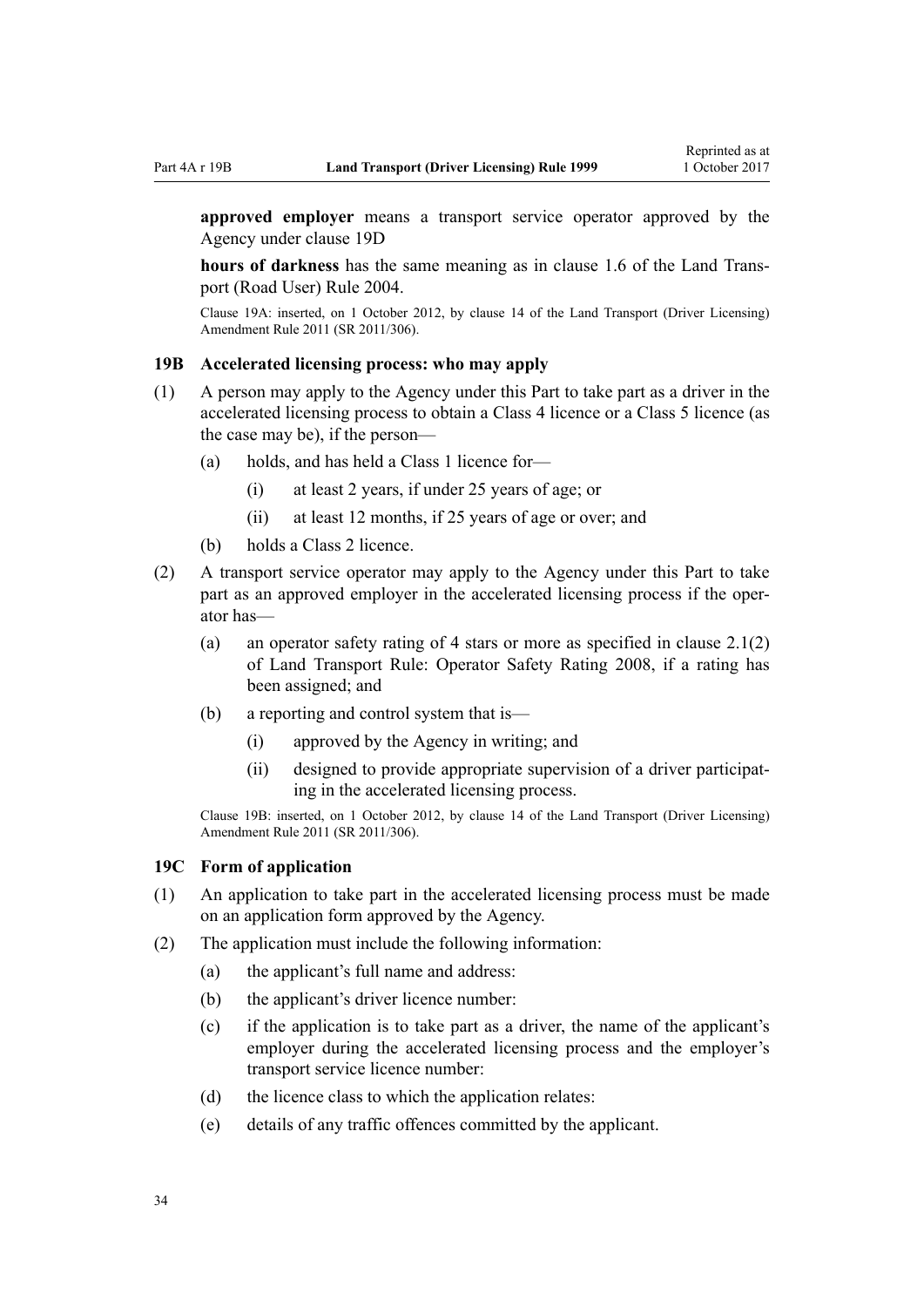**approved employer** means a transport service operator approved by the Agency under clause 19D

**hours of darkness** has the same meaning as in clause 1.6 of the Land Transport (Road User) Rule 2004.

Clause 19A: inserted, on 1 October 2012, by clause 14 of the Land Transport (Driver Licensing) Amendment Rule 2011 (SR 2011/306).

### 19B Accelerated licensing process: who may apply

(1) A person may apply to the Agency under this Part to take part as a driver in the accelerated licensing process to obtain a Class 4 licence or a Class 5 licence (as the case may be), if the person—

- (a) holds, and has held a Class 1 licence for—
  - (i) at least 2 years, if under 25 years of age; or
  - (ii) at least 12 months, if 25 years of age or over; and
- (b) holds a Class 2 licence.

(2) A transport service operator may apply to the Agency under this Part to take part as an approved employer in the accelerated licensing process if the operator has—

- (a) an operator safety rating of 4 stars or more as specified in clause 2.1(2) of Land Transport Rule: Operator Safety Rating 2008, if a rating has been assigned; and
- (b) a reporting and control system that is—
  - (i) approved by the Agency in writing; and
  - (ii) designed to provide appropriate supervision of a driver participating in the accelerated licensing process.

Clause 19B: inserted, on 1 October 2012, by clause 14 of the Land Transport (Driver Licensing) Amendment Rule 2011 (SR 2011/306).

### 19C Form of application

(1) An application to take part in the accelerated licensing process must be made on an application form approved by the Agency.

(2) The application must include the following information:

- (a) the applicant's full name and address:
- (b) the applicant's driver licence number:
- (c) if the application is to take part as a driver, the name of the applicant's employer during the accelerated licensing process and the employer's transport service licence number:
- (d) the licence class to which the application relates:
- (e) details of any traffic offences committed by the applicant.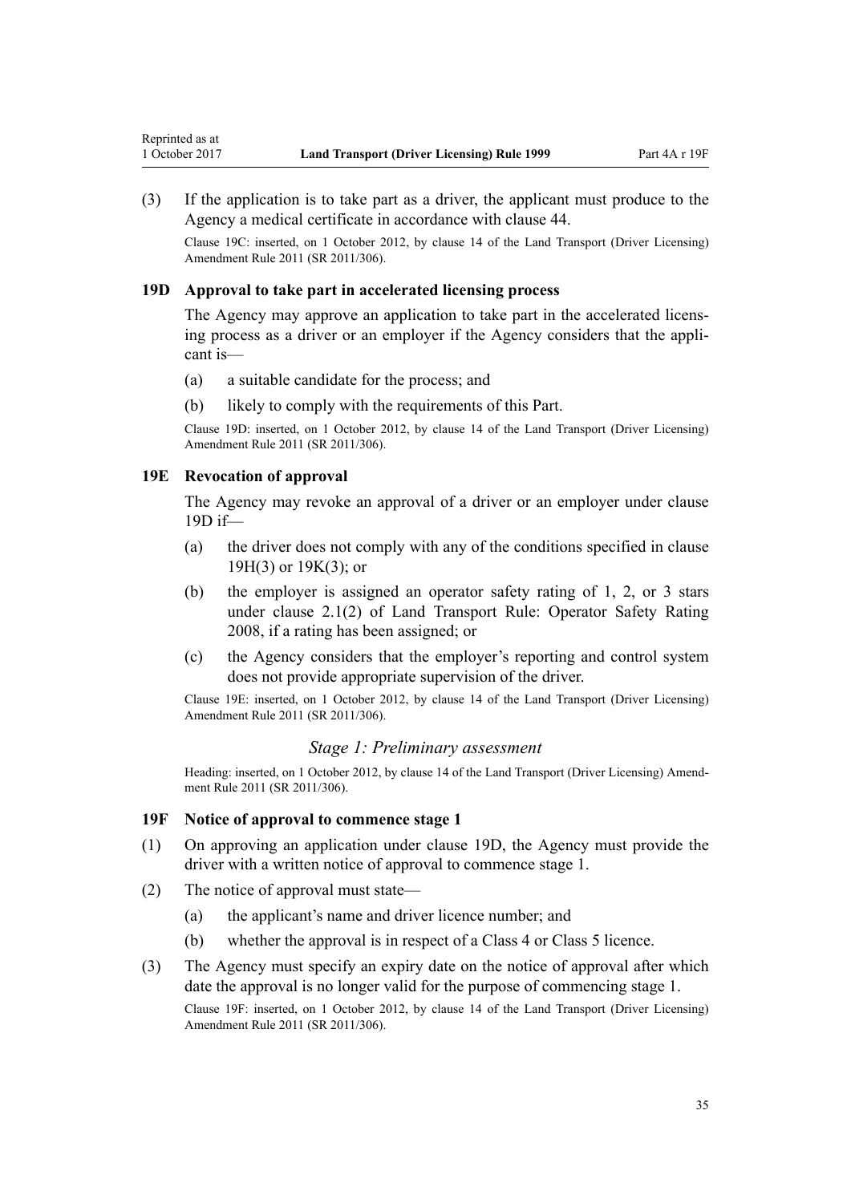(3) If the application is to take part as a driver, the applicant must produce to the Agency a medical certificate in accordance with clause 44.

Clause 19C: inserted, on 1 October 2012, by clause 14 of the Land Transport (Driver Licensing) Amendment Rule 2011 (SR 2011/306).

### 19D Approval to take part in accelerated licensing process

The Agency may approve an application to take part in the accelerated licensing process as a driver or an employer if the Agency considers that the applicant is—

(a) a suitable candidate for the process; and

(b) likely to comply with the requirements of this Part.

Clause 19D: inserted, on 1 October 2012, by clause 14 of the Land Transport (Driver Licensing) Amendment Rule 2011 (SR 2011/306).

### 19E Revocation of approval

The Agency may revoke an approval of a driver or an employer under clause 19D if—

(a) the driver does not comply with any of the conditions specified in clause 19H(3) or 19K(3); or

(b) the employer is assigned an operator safety rating of 1, 2, or 3 stars under clause 2.1(2) of Land Transport Rule: Operator Safety Rating 2008, if a rating has been assigned; or

(c) the Agency considers that the employer's reporting and control system does not provide appropriate supervision of the driver.

Clause 19E: inserted, on 1 October 2012, by clause 14 of the Land Transport (Driver Licensing) Amendment Rule 2011 (SR 2011/306).

## *Stage 1: Preliminary assessment*

Heading: inserted, on 1 October 2012, by clause 14 of the Land Transport (Driver Licensing) Amendment Rule 2011 (SR 2011/306).

### 19F Notice of approval to commence stage 1

(1) On approving an application under clause 19D, the Agency must provide the driver with a written notice of approval to commence stage 1.

(2) The notice of approval must state—

(a) the applicant's name and driver licence number; and

(b) whether the approval is in respect of a Class 4 or Class 5 licence.

(3) The Agency must specify an expiry date on the notice of approval after which date the approval is no longer valid for the purpose of commencing stage 1.

Clause 19F: inserted, on 1 October 2012, by clause 14 of the Land Transport (Driver Licensing) Amendment Rule 2011 (SR 2011/306).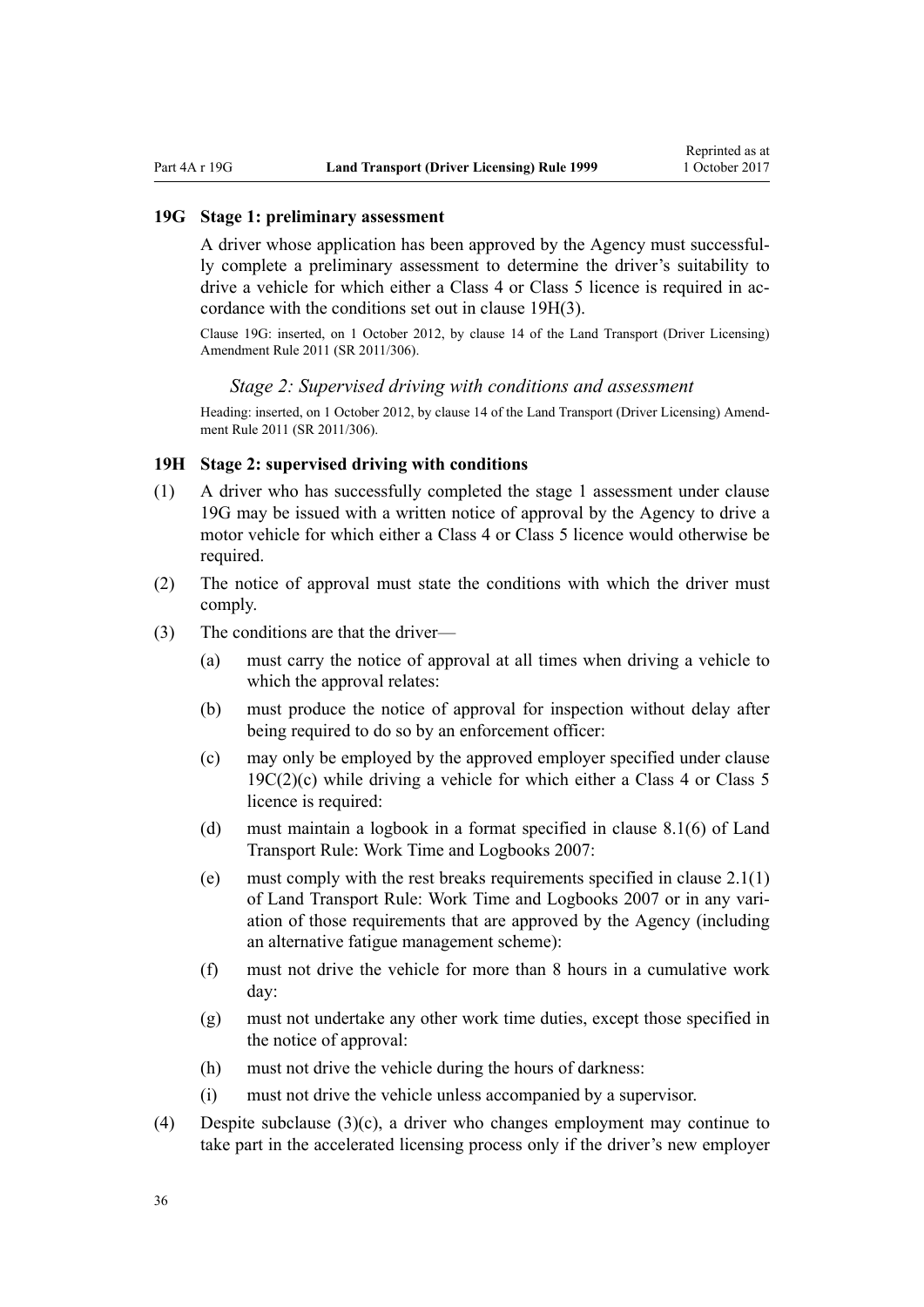### 19G Stage 1: preliminary assessment

A driver whose application has been approved by the Agency must successfully complete a preliminary assessment to determine the driver's suitability to drive a vehicle for which either a Class 4 or Class 5 licence is required in accordance with the conditions set out in clause 19H(3).

Clause 19G: inserted, on 1 October 2012, by clause 14 of the Land Transport (Driver Licensing) Amendment Rule 2011 (SR 2011/306).

*Stage 2: Supervised driving with conditions and assessment*

Heading: inserted, on 1 October 2012, by clause 14 of the Land Transport (Driver Licensing) Amendment Rule 2011 (SR 2011/306).

### 19H Stage 2: supervised driving with conditions

(1) A driver who has successfully completed the stage 1 assessment under clause 19G may be issued with a written notice of approval by the Agency to drive a motor vehicle for which either a Class 4 or Class 5 licence would otherwise be required.

(2) The notice of approval must state the conditions with which the driver must comply.

(3) The conditions are that the driver—

- (a) must carry the notice of approval at all times when driving a vehicle to which the approval relates:
- (b) must produce the notice of approval for inspection without delay after being required to do so by an enforcement officer:
- (c) may only be employed by the approved employer specified under clause 19C(2)(c) while driving a vehicle for which either a Class 4 or Class 5 licence is required:
- (d) must maintain a logbook in a format specified in clause 8.1(6) of Land Transport Rule: Work Time and Logbooks 2007:
- (e) must comply with the rest breaks requirements specified in clause 2.1(1) of Land Transport Rule: Work Time and Logbooks 2007 or in any variation of those requirements that are approved by the Agency (including an alternative fatigue management scheme):
- (f) must not drive the vehicle for more than 8 hours in a cumulative work day:
- (g) must not undertake any other work time duties, except those specified in the notice of approval:
- (h) must not drive the vehicle during the hours of darkness:
- (i) must not drive the vehicle unless accompanied by a supervisor.

(4) Despite subclause (3)(c), a driver who changes employment may continue to take part in the accelerated licensing process only if the driver's new employer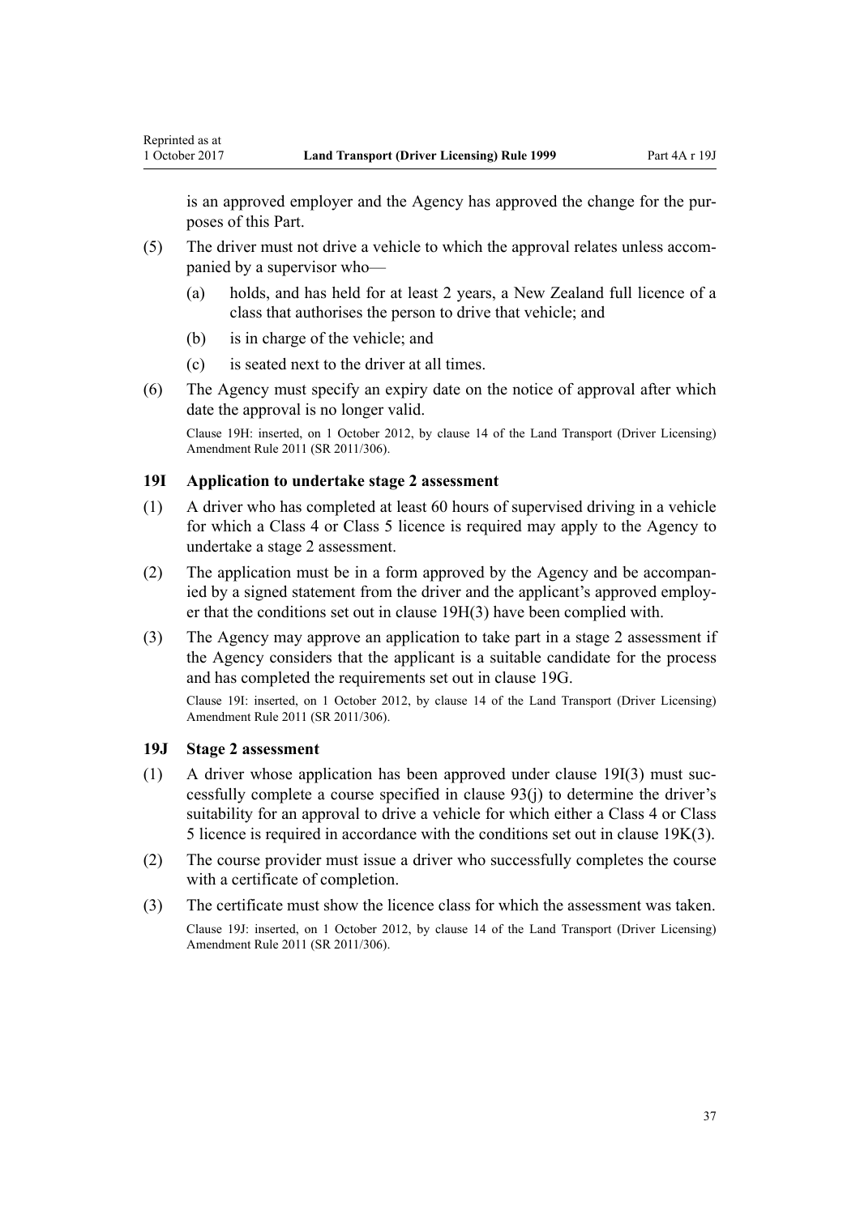is an approved employer and the Agency has approved the change for the purposes of this Part.

(5) The driver must not drive a vehicle to which the approval relates unless accompanied by a supervisor who—

 (a) holds, and has held for at least 2 years, a New Zealand full licence of a class that authorises the person to drive that vehicle; and

 (b) is in charge of the vehicle; and

 (c) is seated next to the driver at all times.

(6) The Agency must specify an expiry date on the notice of approval after which date the approval is no longer valid.

Clause 19H: inserted, on 1 October 2012, by clause 14 of the Land Transport (Driver Licensing) Amendment Rule 2011 (SR 2011/306).

### 19I Application to undertake stage 2 assessment

(1) A driver who has completed at least 60 hours of supervised driving in a vehicle for which a Class 4 or Class 5 licence is required may apply to the Agency to undertake a stage 2 assessment.

(2) The application must be in a form approved by the Agency and be accompanied by a signed statement from the driver and the applicant's approved employer that the conditions set out in clause 19H(3) have been complied with.

(3) The Agency may approve an application to take part in a stage 2 assessment if the Agency considers that the applicant is a suitable candidate for the process and has completed the requirements set out in clause 19G.

Clause 19I: inserted, on 1 October 2012, by clause 14 of the Land Transport (Driver Licensing) Amendment Rule 2011 (SR 2011/306).

### 19J Stage 2 assessment

(1) A driver whose application has been approved under clause 19I(3) must successfully complete a course specified in clause 93(j) to determine the driver's suitability for an approval to drive a vehicle for which either a Class 4 or Class 5 licence is required in accordance with the conditions set out in clause 19K(3).

(2) The course provider must issue a driver who successfully completes the course with a certificate of completion.

(3) The certificate must show the licence class for which the assessment was taken.

Clause 19J: inserted, on 1 October 2012, by clause 14 of the Land Transport (Driver Licensing) Amendment Rule 2011 (SR 2011/306).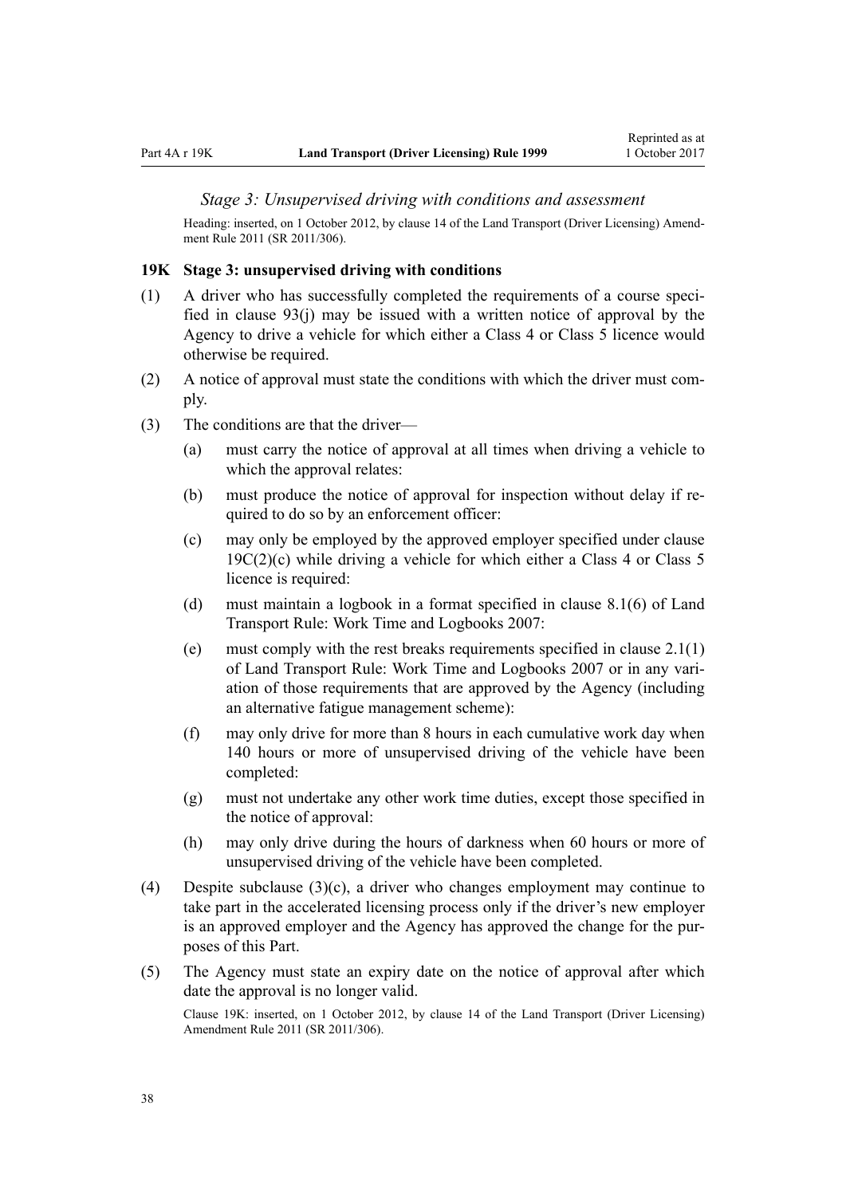*Stage 3: Unsupervised driving with conditions and assessment*

Heading: inserted, on 1 October 2012, by clause 14 of the Land Transport (Driver Licensing) Amendment Rule 2011 (SR 2011/306).

### 19K Stage 3: unsupervised driving with conditions

(1) A driver who has successfully completed the requirements of a course specified in clause 93(j) may be issued with a written notice of approval by the Agency to drive a vehicle for which either a Class 4 or Class 5 licence would otherwise be required.

(2) A notice of approval must state the conditions with which the driver must comply.

(3) The conditions are that the driver—

(a) must carry the notice of approval at all times when driving a vehicle to which the approval relates:

(b) must produce the notice of approval for inspection without delay if required to do so by an enforcement officer:

(c) may only be employed by the approved employer specified under clause 19C(2)(c) while driving a vehicle for which either a Class 4 or Class 5 licence is required:

(d) must maintain a logbook in a format specified in clause 8.1(6) of Land Transport Rule: Work Time and Logbooks 2007:

(e) must comply with the rest breaks requirements specified in clause 2.1(1) of Land Transport Rule: Work Time and Logbooks 2007 or in any variation of those requirements that are approved by the Agency (including an alternative fatigue management scheme):

(f) may only drive for more than 8 hours in each cumulative work day when 140 hours or more of unsupervised driving of the vehicle have been completed:

(g) must not undertake any other work time duties, except those specified in the notice of approval:

(h) may only drive during the hours of darkness when 60 hours or more of unsupervised driving of the vehicle have been completed.

(4) Despite subclause (3)(c), a driver who changes employment may continue to take part in the accelerated licensing process only if the driver's new employer is an approved employer and the Agency has approved the change for the purposes of this Part.

(5) The Agency must state an expiry date on the notice of approval after which date the approval is no longer valid.

Clause 19K: inserted, on 1 October 2012, by clause 14 of the Land Transport (Driver Licensing) Amendment Rule 2011 (SR 2011/306).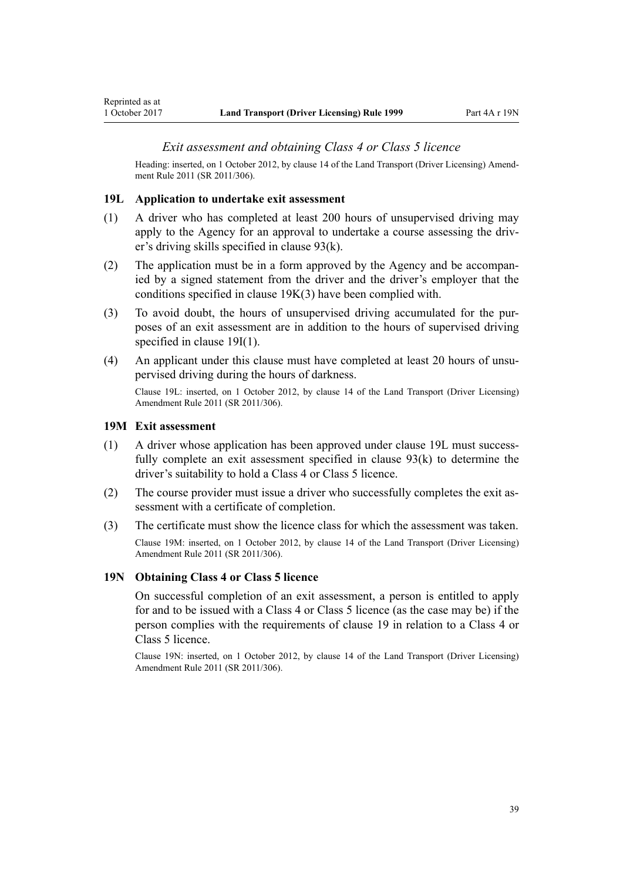### *Exit assessment and obtaining Class 4 or Class 5 licence*

Heading: inserted, on 1 October 2012, by clause 14 of the Land Transport (Driver Licensing) Amendment Rule 2011 (SR 2011/306).

## 19L Application to undertake exit assessment

(1) A driver who has completed at least 200 hours of unsupervised driving may apply to the Agency for an approval to undertake a course assessing the driver's driving skills specified in clause 93(k).

(2) The application must be in a form approved by the Agency and be accompanied by a signed statement from the driver and the driver's employer that the conditions specified in clause 19K(3) have been complied with.

(3) To avoid doubt, the hours of unsupervised driving accumulated for the purposes of an exit assessment are in addition to the hours of supervised driving specified in clause 19I(1).

(4) An applicant under this clause must have completed at least 20 hours of unsupervised driving during the hours of darkness.

Clause 19L: inserted, on 1 October 2012, by clause 14 of the Land Transport (Driver Licensing) Amendment Rule 2011 (SR 2011/306).

## 19M Exit assessment

(1) A driver whose application has been approved under clause 19L must successfully complete an exit assessment specified in clause 93(k) to determine the driver's suitability to hold a Class 4 or Class 5 licence.

(2) The course provider must issue a driver who successfully completes the exit assessment with a certificate of completion.

(3) The certificate must show the licence class for which the assessment was taken.

Clause 19M: inserted, on 1 October 2012, by clause 14 of the Land Transport (Driver Licensing) Amendment Rule 2011 (SR 2011/306).

## 19N Obtaining Class 4 or Class 5 licence

On successful completion of an exit assessment, a person is entitled to apply for and to be issued with a Class 4 or Class 5 licence (as the case may be) if the person complies with the requirements of clause 19 in relation to a Class 4 or Class 5 licence.

Clause 19N: inserted, on 1 October 2012, by clause 14 of the Land Transport (Driver Licensing) Amendment Rule 2011 (SR 2011/306).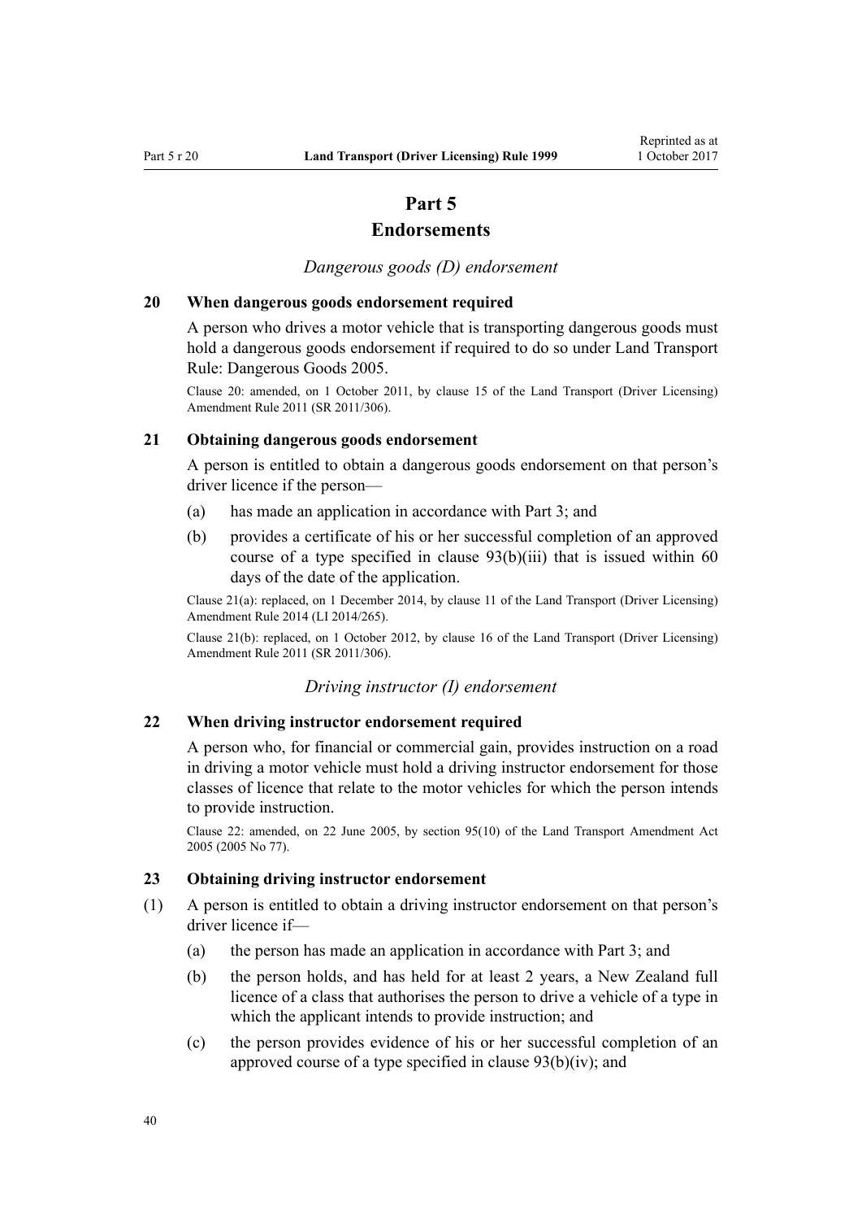# Part 5
## Endorsements

*Dangerous goods (D) endorsement*

### 20 When dangerous goods endorsement required

A person who drives a motor vehicle that is transporting dangerous goods must hold a dangerous goods endorsement if required to do so under Land Transport Rule: Dangerous Goods 2005.

Clause 20: amended, on 1 October 2011, by clause 15 of the Land Transport (Driver Licensing) Amendment Rule 2011 (SR 2011/306).

### 21 Obtaining dangerous goods endorsement

A person is entitled to obtain a dangerous goods endorsement on that person's driver licence if the person—

(a) has made an application in accordance with Part 3; and

(b) provides a certificate of his or her successful completion of an approved course of a type specified in clause 93(b)(iii) that is issued within 60 days of the date of the application.

Clause 21(a): replaced, on 1 December 2014, by clause 11 of the Land Transport (Driver Licensing) Amendment Rule 2014 (LI 2014/265).

Clause 21(b): replaced, on 1 October 2012, by clause 16 of the Land Transport (Driver Licensing) Amendment Rule 2011 (SR 2011/306).

*Driving instructor (I) endorsement*

### 22 When driving instructor endorsement required

A person who, for financial or commercial gain, provides instruction on a road in driving a motor vehicle must hold a driving instructor endorsement for those classes of licence that relate to the motor vehicles for which the person intends to provide instruction.

Clause 22: amended, on 22 June 2005, by section 95(10) of the Land Transport Amendment Act 2005 (2005 No 77).

### 23 Obtaining driving instructor endorsement

(1) A person is entitled to obtain a driving instructor endorsement on that person's driver licence if—

(a) the person has made an application in accordance with Part 3; and

(b) the person holds, and has held for at least 2 years, a New Zealand full licence of a class that authorises the person to drive a vehicle of a type in which the applicant intends to provide instruction; and

(c) the person provides evidence of his or her successful completion of an approved course of a type specified in clause 93(b)(iv); and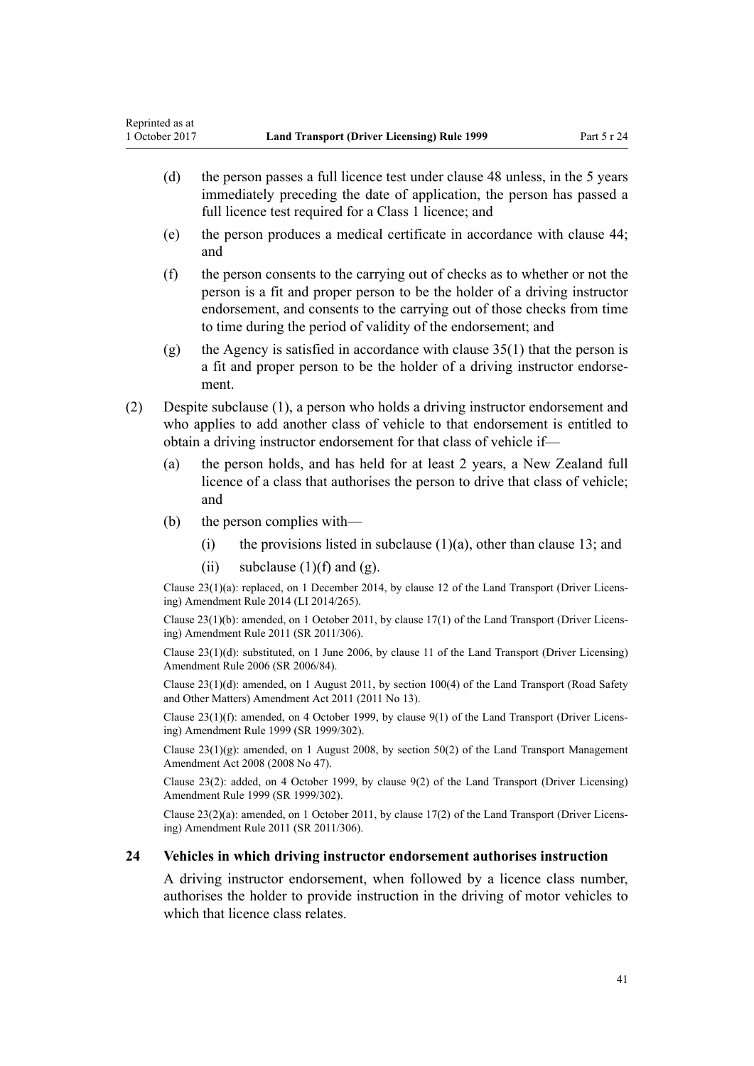(d) the person passes a full licence test under clause 48 unless, in the 5 years immediately preceding the date of application, the person has passed a full licence test required for a Class 1 licence; and

(e) the person produces a medical certificate in accordance with clause 44; and

(f) the person consents to the carrying out of checks as to whether or not the person is a fit and proper person to be the holder of a driving instructor endorsement, and consents to the carrying out of those checks from time to time during the period of validity of the endorsement; and

(g) the Agency is satisfied in accordance with clause 35(1) that the person is a fit and proper person to be the holder of a driving instructor endorsement.

(2) Despite subclause (1), a person who holds a driving instructor endorsement and who applies to add another class of vehicle to that endorsement is entitled to obtain a driving instructor endorsement for that class of vehicle if—

(a) the person holds, and has held for at least 2 years, a New Zealand full licence of a class that authorises the person to drive that class of vehicle; and

(b) the person complies with—

(i) the provisions listed in subclause (1)(a), other than clause 13; and

(ii) subclause (1)(f) and (g).

Clause 23(1)(a): replaced, on 1 December 2014, by clause 12 of the Land Transport (Driver Licensing) Amendment Rule 2014 (LI 2014/265).

Clause 23(1)(b): amended, on 1 October 2011, by clause 17(1) of the Land Transport (Driver Licensing) Amendment Rule 2011 (SR 2011/306).

Clause 23(1)(d): substituted, on 1 June 2006, by clause 11 of the Land Transport (Driver Licensing) Amendment Rule 2006 (SR 2006/84).

Clause 23(1)(d): amended, on 1 August 2011, by section 100(4) of the Land Transport (Road Safety and Other Matters) Amendment Act 2011 (2011 No 13).

Clause 23(1)(f): amended, on 4 October 1999, by clause 9(1) of the Land Transport (Driver Licensing) Amendment Rule 1999 (SR 1999/302).

Clause 23(1)(g): amended, on 1 August 2008, by section 50(2) of the Land Transport Management Amendment Act 2008 (2008 No 47).

Clause 23(2): added, on 4 October 1999, by clause 9(2) of the Land Transport (Driver Licensing) Amendment Rule 1999 (SR 1999/302).

Clause 23(2)(a): amended, on 1 October 2011, by clause 17(2) of the Land Transport (Driver Licensing) Amendment Rule 2011 (SR 2011/306).

### 24 Vehicles in which driving instructor endorsement authorises instruction

A driving instructor endorsement, when followed by a licence class number, authorises the holder to provide instruction in the driving of motor vehicles to which that licence class relates.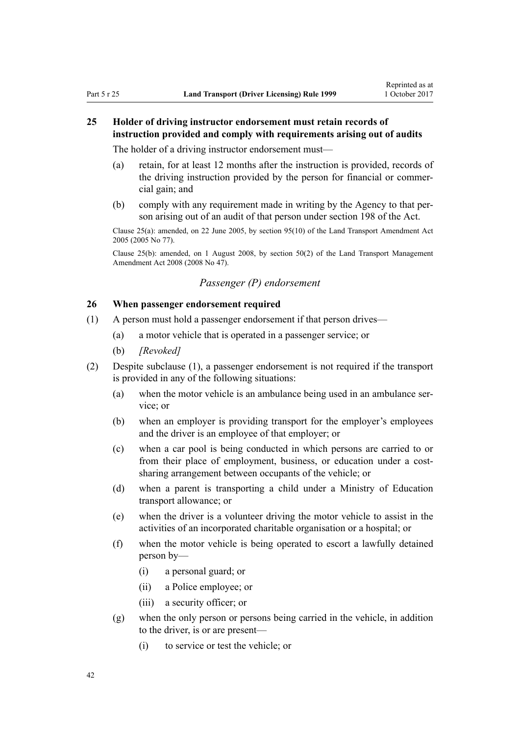### 25 Holder of driving instructor endorsement must retain records of instruction provided and comply with requirements arising out of audits

The holder of a driving instructor endorsement must—

(a) retain, for at least 12 months after the instruction is provided, records of the driving instruction provided by the person for financial or commercial gain; and

(b) comply with any requirement made in writing by the Agency to that person arising out of an audit of that person under section 198 of the Act.

Clause 25(a): amended, on 22 June 2005, by section 95(10) of the Land Transport Amendment Act 2005 (2005 No 77).

Clause 25(b): amended, on 1 August 2008, by section 50(2) of the Land Transport Management Amendment Act 2008 (2008 No 47).

*Passenger (P) endorsement*

### 26 When passenger endorsement required

(1) A person must hold a passenger endorsement if that person drives—

(a) a motor vehicle that is operated in a passenger service; or

(b) *[Revoked]*

(2) Despite subclause (1), a passenger endorsement is not required if the transport is provided in any of the following situations:

(a) when the motor vehicle is an ambulance being used in an ambulance service; or

(b) when an employer is providing transport for the employer's employees and the driver is an employee of that employer; or

(c) when a car pool is being conducted in which persons are carried to or from their place of employment, business, or education under a cost-sharing arrangement between occupants of the vehicle; or

(d) when a parent is transporting a child under a Ministry of Education transport allowance; or

(e) when the driver is a volunteer driving the motor vehicle to assist in the activities of an incorporated charitable organisation or a hospital; or

(f) when the motor vehicle is being operated to escort a lawfully detained person by—

(i) a personal guard; or

(ii) a Police employee; or

(iii) a security officer; or

(g) when the only person or persons being carried in the vehicle, in addition to the driver, is or are present—

(i) to service or test the vehicle; or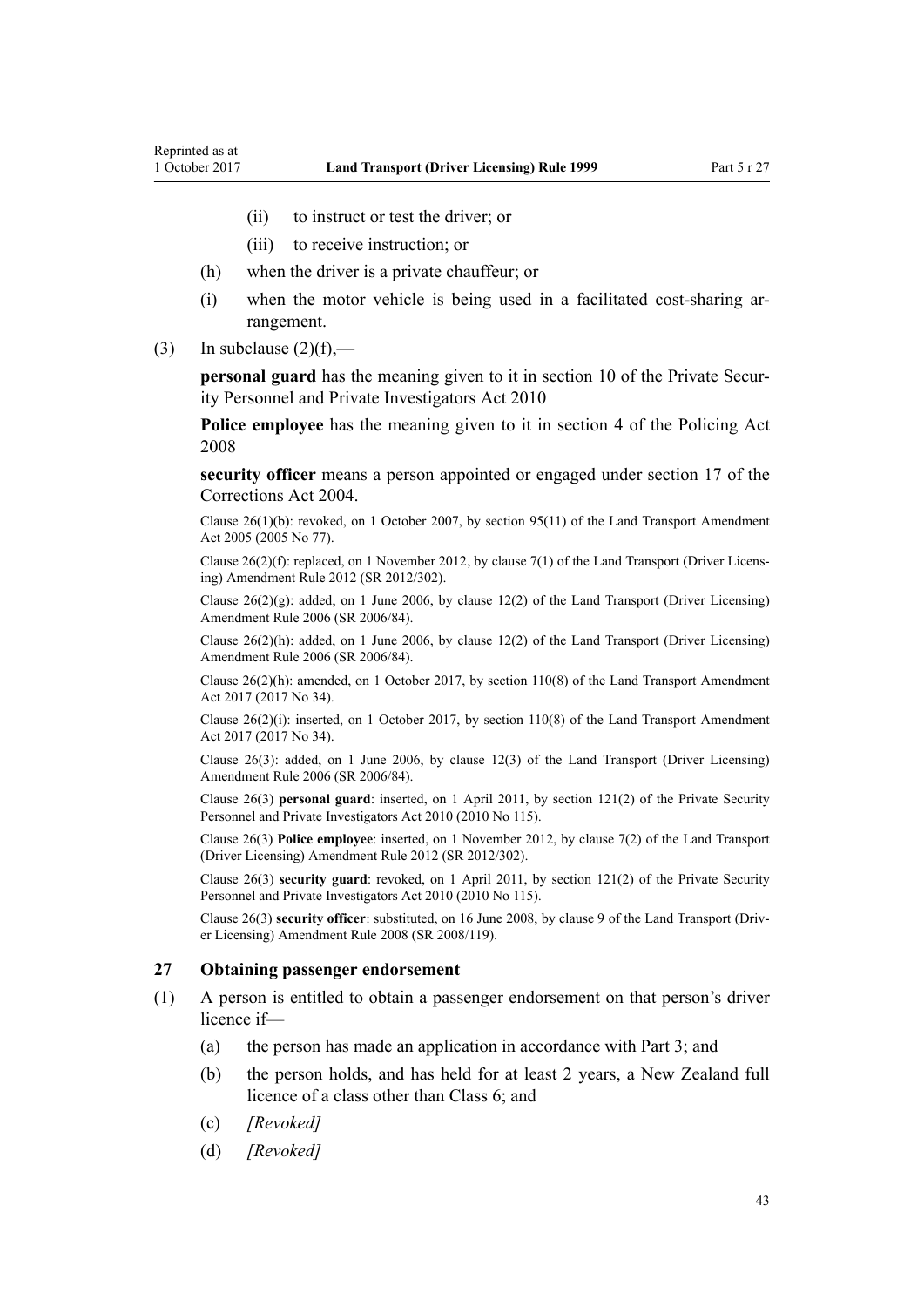(ii) to instruct or test the driver; or

(iii) to receive instruction; or

(h) when the driver is a private chauffeur; or

(i) when the motor vehicle is being used in a facilitated cost-sharing arrangement.

(3) In subclause (2)(f),—

**personal guard** has the meaning given to it in section 10 of the Private Security Personnel and Private Investigators Act 2010

**Police employee** has the meaning given to it in section 4 of the Policing Act 2008

**security officer** means a person appointed or engaged under section 17 of the Corrections Act 2004.

Clause 26(1)(b): revoked, on 1 October 2007, by section 95(11) of the Land Transport Amendment Act 2005 (2005 No 77).

Clause 26(2)(f): replaced, on 1 November 2012, by clause 7(1) of the Land Transport (Driver Licensing) Amendment Rule 2012 (SR 2012/302).

Clause 26(2)(g): added, on 1 June 2006, by clause 12(2) of the Land Transport (Driver Licensing) Amendment Rule 2006 (SR 2006/84).

Clause 26(2)(h): added, on 1 June 2006, by clause 12(2) of the Land Transport (Driver Licensing) Amendment Rule 2006 (SR 2006/84).

Clause 26(2)(h): amended, on 1 October 2017, by section 110(8) of the Land Transport Amendment Act 2017 (2017 No 34).

Clause 26(2)(i): inserted, on 1 October 2017, by section 110(8) of the Land Transport Amendment Act 2017 (2017 No 34).

Clause 26(3): added, on 1 June 2006, by clause 12(3) of the Land Transport (Driver Licensing) Amendment Rule 2006 (SR 2006/84).

Clause 26(3) **personal guard**: inserted, on 1 April 2011, by section 121(2) of the Private Security Personnel and Private Investigators Act 2010 (2010 No 115).

Clause 26(3) **Police employee**: inserted, on 1 November 2012, by clause 7(2) of the Land Transport (Driver Licensing) Amendment Rule 2012 (SR 2012/302).

Clause 26(3) **security guard**: revoked, on 1 April 2011, by section 121(2) of the Private Security Personnel and Private Investigators Act 2010 (2010 No 115).

Clause 26(3) **security officer**: substituted, on 16 June 2008, by clause 9 of the Land Transport (Driver Licensing) Amendment Rule 2008 (SR 2008/119).

### 27 Obtaining passenger endorsement

(1) A person is entitled to obtain a passenger endorsement on that person's driver licence if—

(a) the person has made an application in accordance with Part 3; and

(b) the person holds, and has held for at least 2 years, a New Zealand full licence of a class other than Class 6; and

(c) *[Revoked]*

(d) *[Revoked]*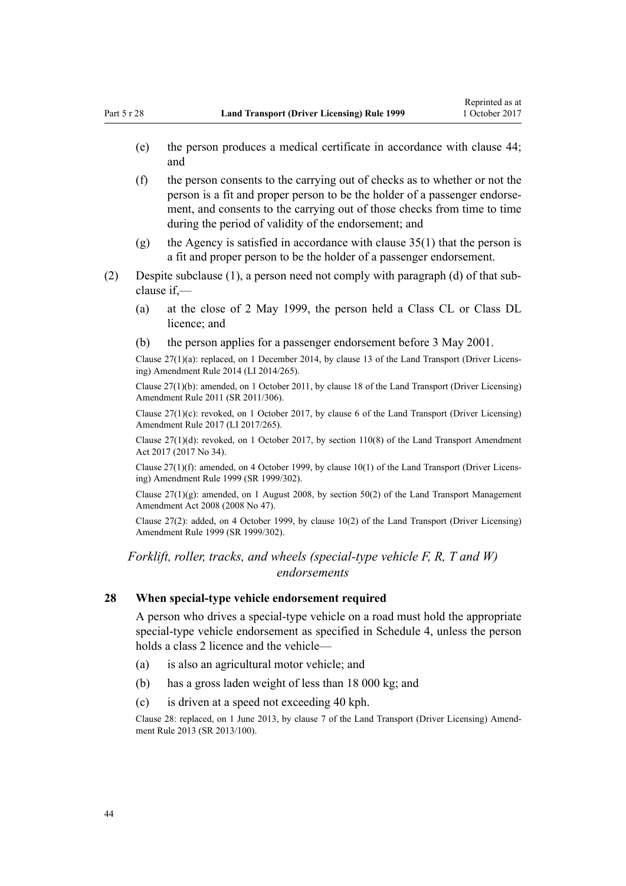(e) the person produces a medical certificate in accordance with clause 44; and

(f) the person consents to the carrying out of checks as to whether or not the person is a fit and proper person to be the holder of a passenger endorsement, and consents to the carrying out of those checks from time to time during the period of validity of the endorsement; and

(g) the Agency is satisfied in accordance with clause 35(1) that the person is a fit and proper person to be the holder of a passenger endorsement.

(2) Despite subclause (1), a person need not comply with paragraph (d) of that subclause if,—

(a) at the close of 2 May 1999, the person held a Class CL or Class DL licence; and

(b) the person applies for a passenger endorsement before 3 May 2001.

Clause 27(1)(a): replaced, on 1 December 2014, by clause 13 of the Land Transport (Driver Licensing) Amendment Rule 2014 (LI 2014/265).

Clause 27(1)(b): amended, on 1 October 2011, by clause 18 of the Land Transport (Driver Licensing) Amendment Rule 2011 (SR 2011/306).

Clause 27(1)(c): revoked, on 1 October 2017, by clause 6 of the Land Transport (Driver Licensing) Amendment Rule 2017 (LI 2017/265).

Clause 27(1)(d): revoked, on 1 October 2017, by section 110(8) of the Land Transport Amendment Act 2017 (2017 No 34).

Clause 27(1)(f): amended, on 4 October 1999, by clause 10(1) of the Land Transport (Driver Licensing) Amendment Rule 1999 (SR 1999/302).

Clause 27(1)(g): amended, on 1 August 2008, by section 50(2) of the Land Transport Management Amendment Act 2008 (2008 No 47).

Clause 27(2): added, on 4 October 1999, by clause 10(2) of the Land Transport (Driver Licensing) Amendment Rule 1999 (SR 1999/302).

### *Forklift, roller, tracks, and wheels (special-type vehicle F, R, T and W) endorsements*

### 28 When special-type vehicle endorsement required

A person who drives a special-type vehicle on a road must hold the appropriate special-type vehicle endorsement as specified in Schedule 4, unless the person holds a class 2 licence and the vehicle—

(a) is also an agricultural motor vehicle; and

(b) has a gross laden weight of less than 18 000 kg; and

(c) is driven at a speed not exceeding 40 kph.

Clause 28: replaced, on 1 June 2013, by clause 7 of the Land Transport (Driver Licensing) Amendment Rule 2013 (SR 2013/100).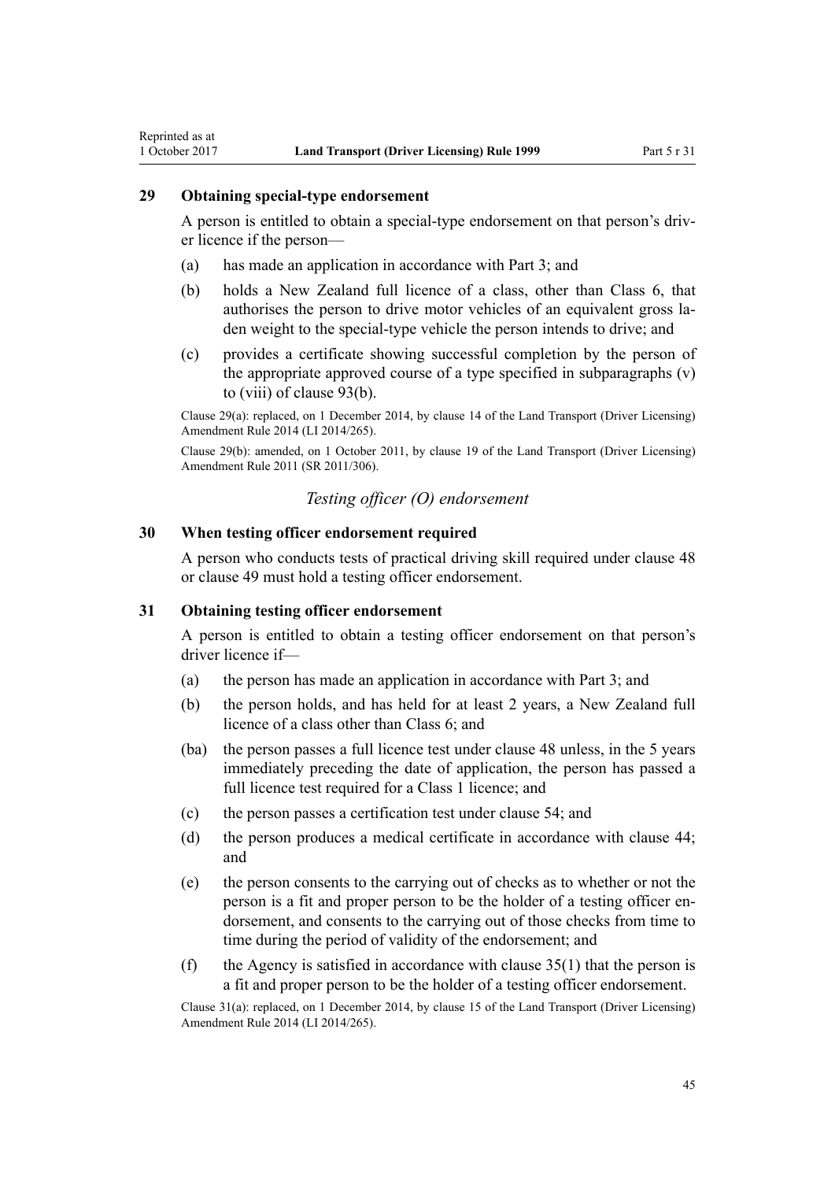### 29 Obtaining special-type endorsement

A person is entitled to obtain a special-type endorsement on that person's driver licence if the person—

(a) has made an application in accordance with Part 3; and

(b) holds a New Zealand full licence of a class, other than Class 6, that authorises the person to drive motor vehicles of an equivalent gross laden weight to the special-type vehicle the person intends to drive; and

(c) provides a certificate showing successful completion by the person of the appropriate approved course of a type specified in subparagraphs (v) to (viii) of clause 93(b).

Clause 29(a): replaced, on 1 December 2014, by clause 14 of the Land Transport (Driver Licensing) Amendment Rule 2014 (LI 2014/265).

Clause 29(b): amended, on 1 October 2011, by clause 19 of the Land Transport (Driver Licensing) Amendment Rule 2011 (SR 2011/306).

*Testing officer (O) endorsement*

### 30 When testing officer endorsement required

A person who conducts tests of practical driving skill required under clause 48 or clause 49 must hold a testing officer endorsement.

### 31 Obtaining testing officer endorsement

A person is entitled to obtain a testing officer endorsement on that person's driver licence if—

(a) the person has made an application in accordance with Part 3; and

(b) the person holds, and has held for at least 2 years, a New Zealand full licence of a class other than Class 6; and

(ba) the person passes a full licence test under clause 48 unless, in the 5 years immediately preceding the date of application, the person has passed a full licence test required for a Class 1 licence; and

(c) the person passes a certification test under clause 54; and

(d) the person produces a medical certificate in accordance with clause 44; and

(e) the person consents to the carrying out of checks as to whether or not the person is a fit and proper person to be the holder of a testing officer endorsement, and consents to the carrying out of those checks from time to time during the period of validity of the endorsement; and

(f) the Agency is satisfied in accordance with clause 35(1) that the person is a fit and proper person to be the holder of a testing officer endorsement.

Clause 31(a): replaced, on 1 December 2014, by clause 15 of the Land Transport (Driver Licensing) Amendment Rule 2014 (LI 2014/265).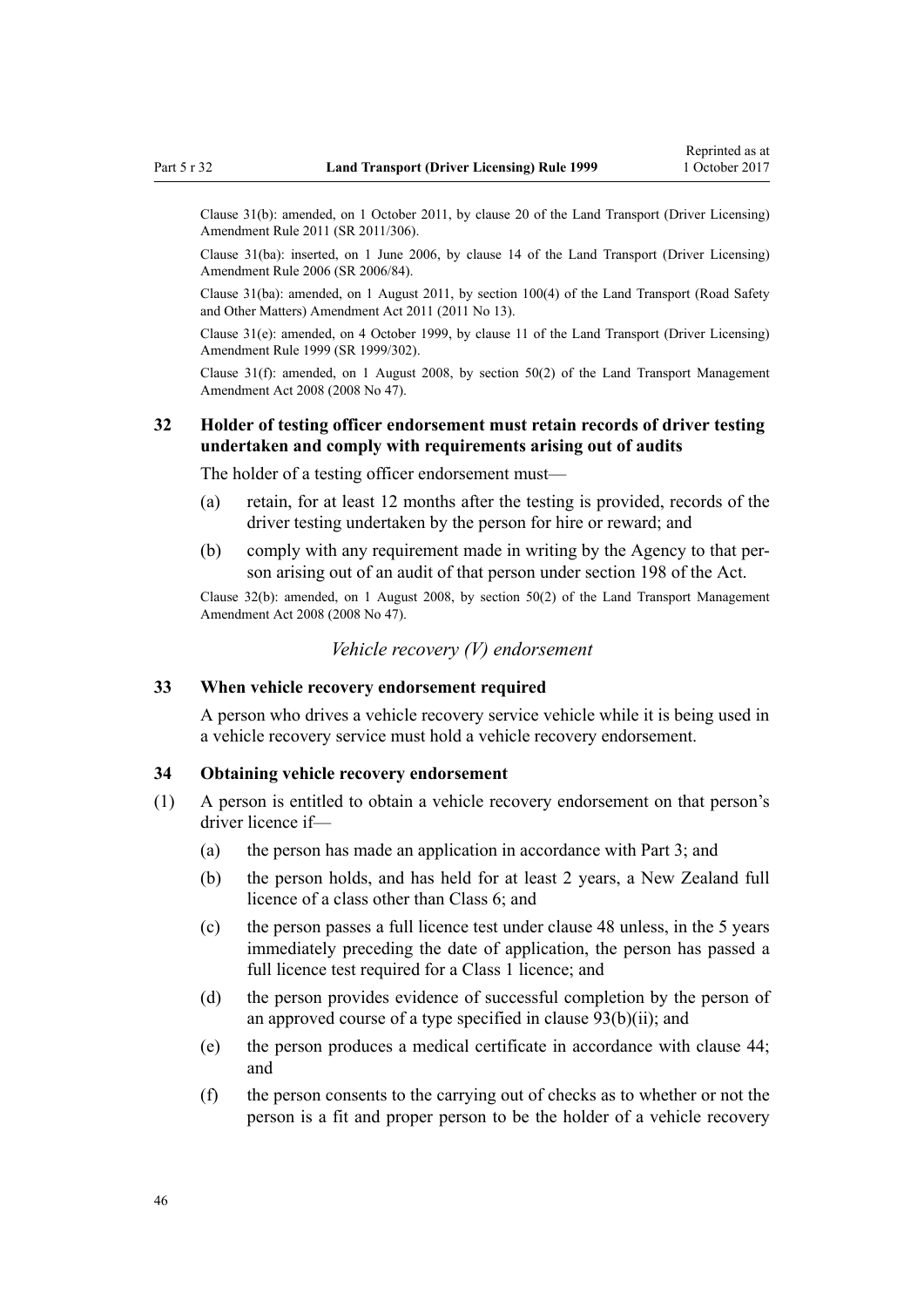Clause 31(b): amended, on 1 October 2011, by clause 20 of the Land Transport (Driver Licensing) Amendment Rule 2011 (SR 2011/306).

Clause 31(ba): inserted, on 1 June 2006, by clause 14 of the Land Transport (Driver Licensing) Amendment Rule 2006 (SR 2006/84).

Clause 31(ba): amended, on 1 August 2011, by section 100(4) of the Land Transport (Road Safety and Other Matters) Amendment Act 2011 (2011 No 13).

Clause 31(e): amended, on 4 October 1999, by clause 11 of the Land Transport (Driver Licensing) Amendment Rule 1999 (SR 1999/302).

Clause 31(f): amended, on 1 August 2008, by section 50(2) of the Land Transport Management Amendment Act 2008 (2008 No 47).

### 32 Holder of testing officer endorsement must retain records of driver testing undertaken and comply with requirements arising out of audits

The holder of a testing officer endorsement must—

- (a) retain, for at least 12 months after the testing is provided, records of the driver testing undertaken by the person for hire or reward; and
- (b) comply with any requirement made in writing by the Agency to that person arising out of an audit of that person under section 198 of the Act.

Clause 32(b): amended, on 1 August 2008, by section 50(2) of the Land Transport Management Amendment Act 2008 (2008 No 47).

*Vehicle recovery (V) endorsement*

### 33 When vehicle recovery endorsement required

A person who drives a vehicle recovery service vehicle while it is being used in a vehicle recovery service must hold a vehicle recovery endorsement.

### 34 Obtaining vehicle recovery endorsement

(1) A person is entitled to obtain a vehicle recovery endorsement on that person's driver licence if—

- (a) the person has made an application in accordance with Part 3; and
- (b) the person holds, and has held for at least 2 years, a New Zealand full licence of a class other than Class 6; and
- (c) the person passes a full licence test under clause 48 unless, in the 5 years immediately preceding the date of application, the person has passed a full licence test required for a Class 1 licence; and
- (d) the person provides evidence of successful completion by the person of an approved course of a type specified in clause 93(b)(ii); and
- (e) the person produces a medical certificate in accordance with clause 44; and
- (f) the person consents to the carrying out of checks as to whether or not the person is a fit and proper person to be the holder of a vehicle recovery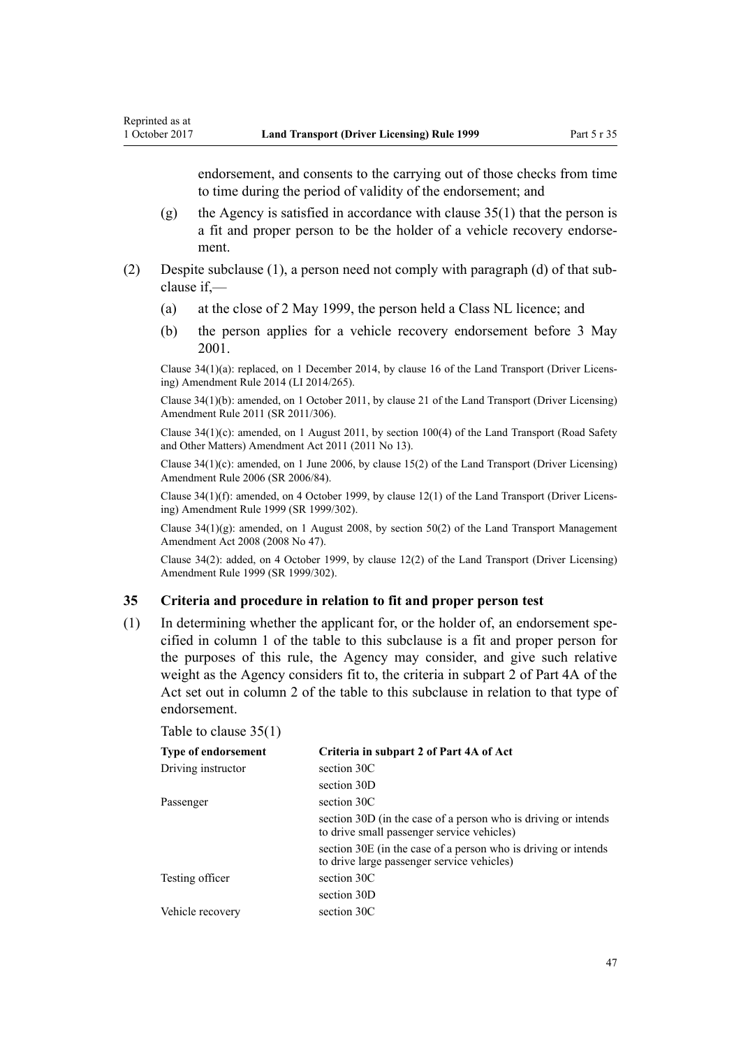endorsement, and consents to the carrying out of those checks from time to time during the period of validity of the endorsement; and

(g) the Agency is satisfied in accordance with clause 35(1) that the person is a fit and proper person to be the holder of a vehicle recovery endorsement.

(2) Despite subclause (1), a person need not comply with paragraph (d) of that subclause if,—

(a) at the close of 2 May 1999, the person held a Class NL licence; and

(b) the person applies for a vehicle recovery endorsement before 3 May 2001.

Clause 34(1)(a): replaced, on 1 December 2014, by clause 16 of the Land Transport (Driver Licensing) Amendment Rule 2014 (LI 2014/265).

Clause 34(1)(b): amended, on 1 October 2011, by clause 21 of the Land Transport (Driver Licensing) Amendment Rule 2011 (SR 2011/306).

Clause 34(1)(c): amended, on 1 August 2011, by section 100(4) of the Land Transport (Road Safety and Other Matters) Amendment Act 2011 (2011 No 13).

Clause 34(1)(c): amended, on 1 June 2006, by clause 15(2) of the Land Transport (Driver Licensing) Amendment Rule 2006 (SR 2006/84).

Clause 34(1)(f): amended, on 4 October 1999, by clause 12(1) of the Land Transport (Driver Licensing) Amendment Rule 1999 (SR 1999/302).

Clause 34(1)(g): amended, on 1 August 2008, by section 50(2) of the Land Transport Management Amendment Act 2008 (2008 No 47).

Clause 34(2): added, on 4 October 1999, by clause 12(2) of the Land Transport (Driver Licensing) Amendment Rule 1999 (SR 1999/302).

### 35 Criteria and procedure in relation to fit and proper person test

(1) In determining whether the applicant for, or the holder of, an endorsement specified in column 1 of the table to this subclause is a fit and proper person for the purposes of this rule, the Agency may consider, and give such relative weight as the Agency considers fit to, the criteria in subpart 2 of Part 4A of the Act set out in column 2 of the table to this subclause in relation to that type of endorsement.

Table to clause 35(1)

| Type of endorsement | Criteria in subpart 2 of Part 4A of Act |
|---|---|
| Driving instructor | section 30C |
| | section 30D |
| Passenger | section 30C |
| | section 30D (in the case of a person who is driving or intends to drive small passenger service vehicles) |
| | section 30E (in the case of a person who is driving or intends to drive large passenger service vehicles) |
| Testing officer | section 30C |
| | section 30D |
| Vehicle recovery | section 30C |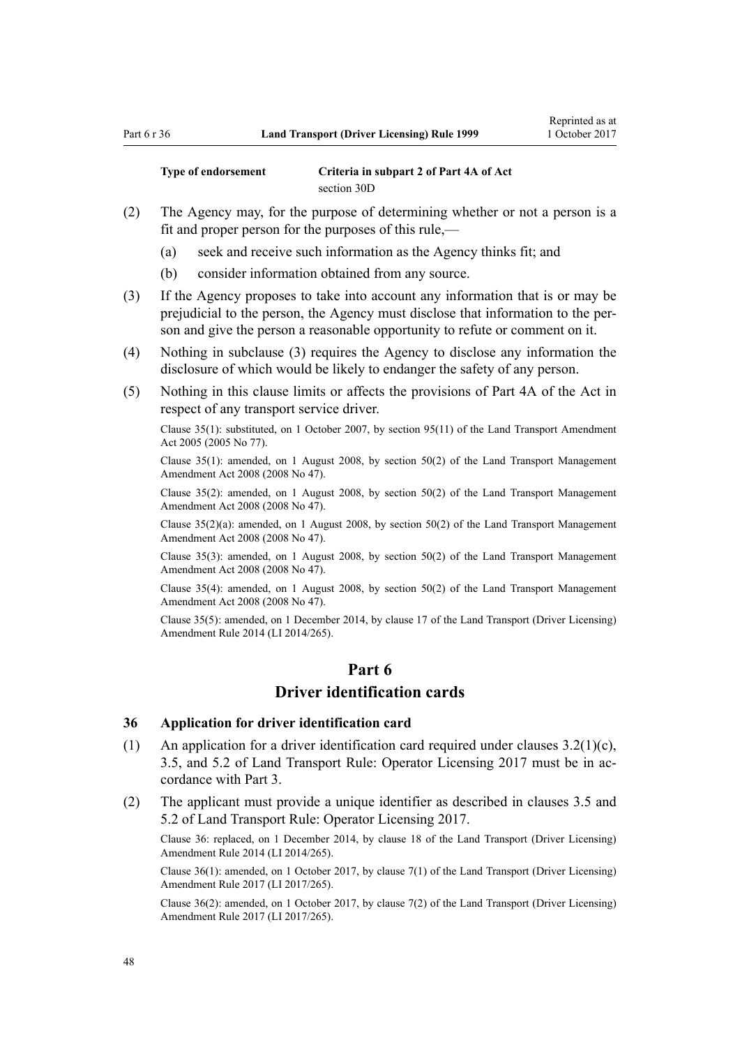| Type of endorsement | Criteria in subpart 2 of Part 4A of Act |
|---|---|
| | section 30D |

(2) The Agency may, for the purpose of determining whether or not a person is a fit and proper person for the purposes of this rule,—

(a) seek and receive such information as the Agency thinks fit; and

(b) consider information obtained from any source.

(3) If the Agency proposes to take into account any information that is or may be prejudicial to the person, the Agency must disclose that information to the person and give the person a reasonable opportunity to refute or comment on it.

(4) Nothing in subclause (3) requires the Agency to disclose any information the disclosure of which would be likely to endanger the safety of any person.

(5) Nothing in this clause limits or affects the provisions of Part 4A of the Act in respect of any transport service driver.

Clause 35(1): substituted, on 1 October 2007, by section 95(11) of the Land Transport Amendment Act 2005 (2005 No 77).

Clause 35(1): amended, on 1 August 2008, by section 50(2) of the Land Transport Management Amendment Act 2008 (2008 No 47).

Clause 35(2): amended, on 1 August 2008, by section 50(2) of the Land Transport Management Amendment Act 2008 (2008 No 47).

Clause 35(2)(a): amended, on 1 August 2008, by section 50(2) of the Land Transport Management Amendment Act 2008 (2008 No 47).

Clause 35(3): amended, on 1 August 2008, by section 50(2) of the Land Transport Management Amendment Act 2008 (2008 No 47).

Clause 35(4): amended, on 1 August 2008, by section 50(2) of the Land Transport Management Amendment Act 2008 (2008 No 47).

Clause 35(5): amended, on 1 December 2014, by clause 17 of the Land Transport (Driver Licensing) Amendment Rule 2014 (LI 2014/265).

# Part 6
# Driver identification cards

### 36 Application for driver identification card

(1) An application for a driver identification card required under clauses 3.2(1)(c), 3.5, and 5.2 of Land Transport Rule: Operator Licensing 2017 must be in accordance with Part 3.

(2) The applicant must provide a unique identifier as described in clauses 3.5 and 5.2 of Land Transport Rule: Operator Licensing 2017.

Clause 36: replaced, on 1 December 2014, by clause 18 of the Land Transport (Driver Licensing) Amendment Rule 2014 (LI 2014/265).

Clause 36(1): amended, on 1 October 2017, by clause 7(1) of the Land Transport (Driver Licensing) Amendment Rule 2017 (LI 2017/265).

Clause 36(2): amended, on 1 October 2017, by clause 7(2) of the Land Transport (Driver Licensing) Amendment Rule 2017 (LI 2017/265).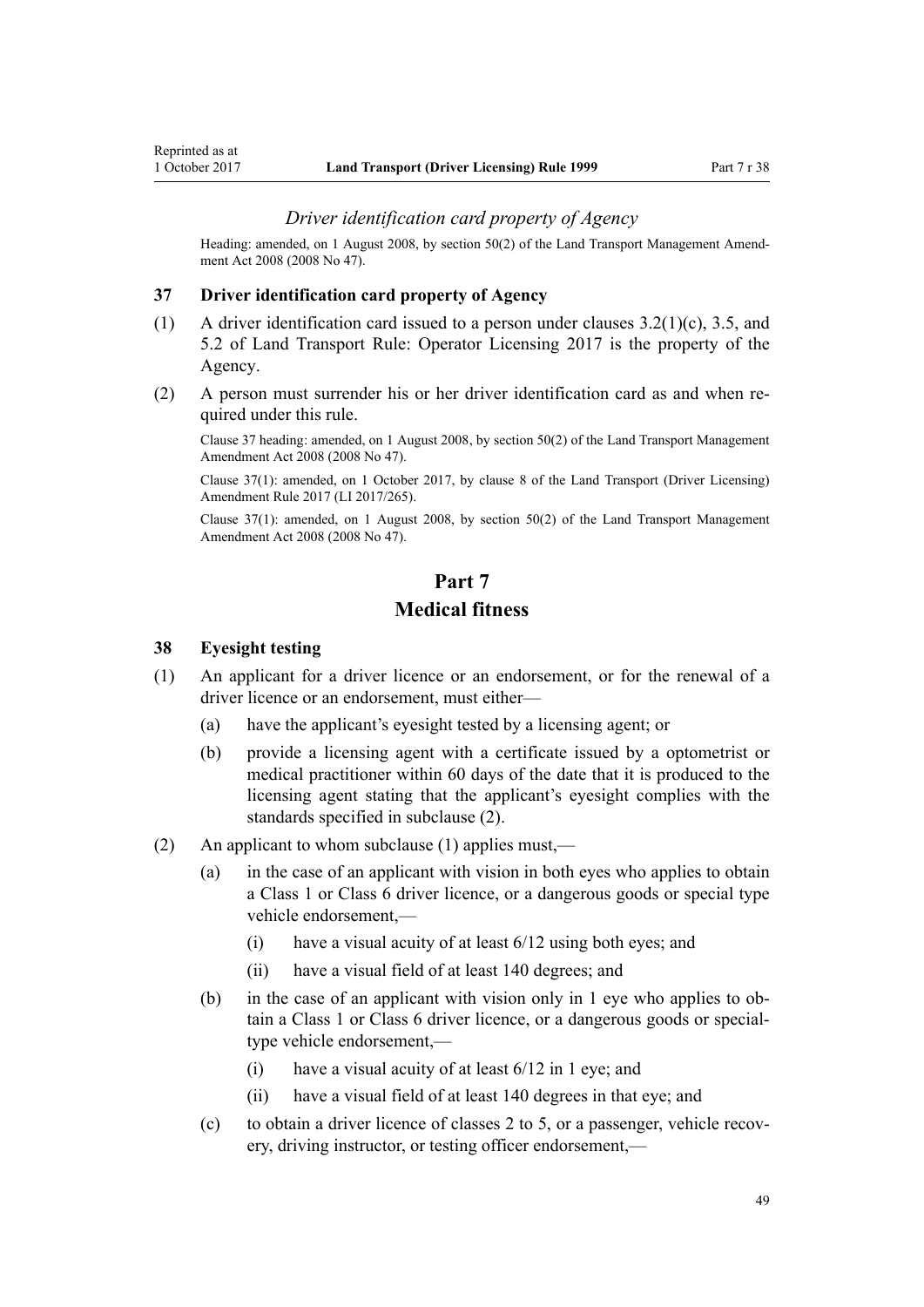*Driver identification card property of Agency*

Heading: amended, on 1 August 2008, by section 50(2) of the Land Transport Management Amendment Act 2008 (2008 No 47).

### 37 Driver identification card property of Agency

(1) A driver identification card issued to a person under clauses 3.2(1)(c), 3.5, and 5.2 of Land Transport Rule: Operator Licensing 2017 is the property of the Agency.

(2) A person must surrender his or her driver identification card as and when required under this rule.

Clause 37 heading: amended, on 1 August 2008, by section 50(2) of the Land Transport Management Amendment Act 2008 (2008 No 47).

Clause 37(1): amended, on 1 October 2017, by clause 8 of the Land Transport (Driver Licensing) Amendment Rule 2017 (LI 2017/265).

Clause 37(1): amended, on 1 August 2008, by section 50(2) of the Land Transport Management Amendment Act 2008 (2008 No 47).

## Part 7
## Medical fitness

### 38 Eyesight testing

(1) An applicant for a driver licence or an endorsement, or for the renewal of a driver licence or an endorsement, must either—

  (a) have the applicant's eyesight tested by a licensing agent; or

  (b) provide a licensing agent with a certificate issued by a optometrist or medical practitioner within 60 days of the date that it is produced to the licensing agent stating that the applicant's eyesight complies with the standards specified in subclause (2).

(2) An applicant to whom subclause (1) applies must,—

  (a) in the case of an applicant with vision in both eyes who applies to obtain a Class 1 or Class 6 driver licence, or a dangerous goods or special type vehicle endorsement,—

    (i) have a visual acuity of at least 6/12 using both eyes; and

    (ii) have a visual field of at least 140 degrees; and

  (b) in the case of an applicant with vision only in 1 eye who applies to obtain a Class 1 or Class 6 driver licence, or a dangerous goods or special-type vehicle endorsement,—

    (i) have a visual acuity of at least 6/12 in 1 eye; and

    (ii) have a visual field of at least 140 degrees in that eye; and

  (c) to obtain a driver licence of classes 2 to 5, or a passenger, vehicle recovery, driving instructor, or testing officer endorsement,—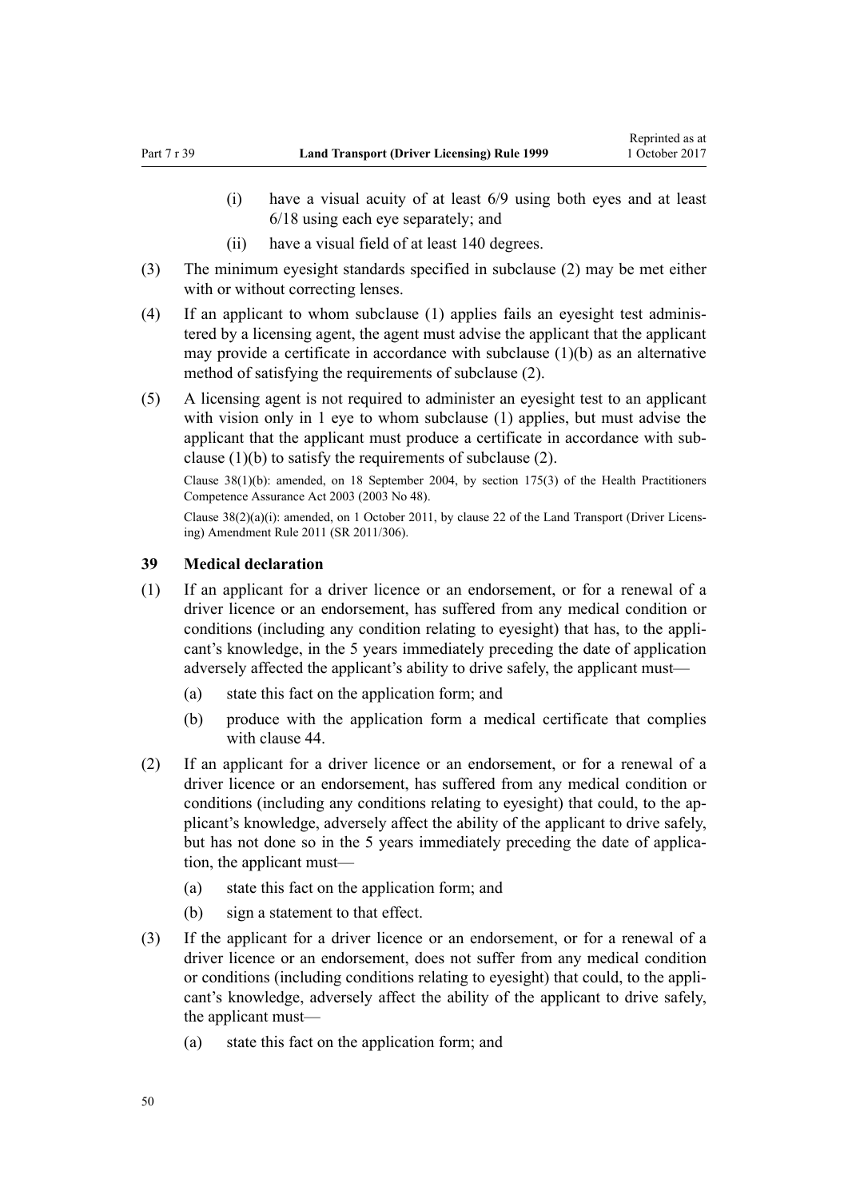(i) have a visual acuity of at least 6/9 using both eyes and at least 6/18 using each eye separately; and

(ii) have a visual field of at least 140 degrees.

(3) The minimum eyesight standards specified in subclause (2) may be met either with or without correcting lenses.

(4) If an applicant to whom subclause (1) applies fails an eyesight test administered by a licensing agent, the agent must advise the applicant that the applicant may provide a certificate in accordance with subclause (1)(b) as an alternative method of satisfying the requirements of subclause (2).

(5) A licensing agent is not required to administer an eyesight test to an applicant with vision only in 1 eye to whom subclause (1) applies, but must advise the applicant that the applicant must produce a certificate in accordance with subclause (1)(b) to satisfy the requirements of subclause (2).

Clause 38(1)(b): amended, on 18 September 2004, by section 175(3) of the Health Practitioners Competence Assurance Act 2003 (2003 No 48).

Clause 38(2)(a)(i): amended, on 1 October 2011, by clause 22 of the Land Transport (Driver Licensing) Amendment Rule 2011 (SR 2011/306).

### 39 Medical declaration

(1) If an applicant for a driver licence or an endorsement, or for a renewal of a driver licence or an endorsement, has suffered from any medical condition or conditions (including any condition relating to eyesight) that has, to the applicant's knowledge, in the 5 years immediately preceding the date of application adversely affected the applicant's ability to drive safely, the applicant must—

(a) state this fact on the application form; and

(b) produce with the application form a medical certificate that complies with clause 44.

(2) If an applicant for a driver licence or an endorsement, or for a renewal of a driver licence or an endorsement, has suffered from any medical condition or conditions (including any conditions relating to eyesight) that could, to the applicant's knowledge, adversely affect the ability of the applicant to drive safely, but has not done so in the 5 years immediately preceding the date of application, the applicant must—

(a) state this fact on the application form; and

(b) sign a statement to that effect.

(3) If the applicant for a driver licence or an endorsement, or for a renewal of a driver licence or an endorsement, does not suffer from any medical condition or conditions (including conditions relating to eyesight) that could, to the applicant's knowledge, adversely affect the ability of the applicant to drive safely, the applicant must—

(a) state this fact on the application form; and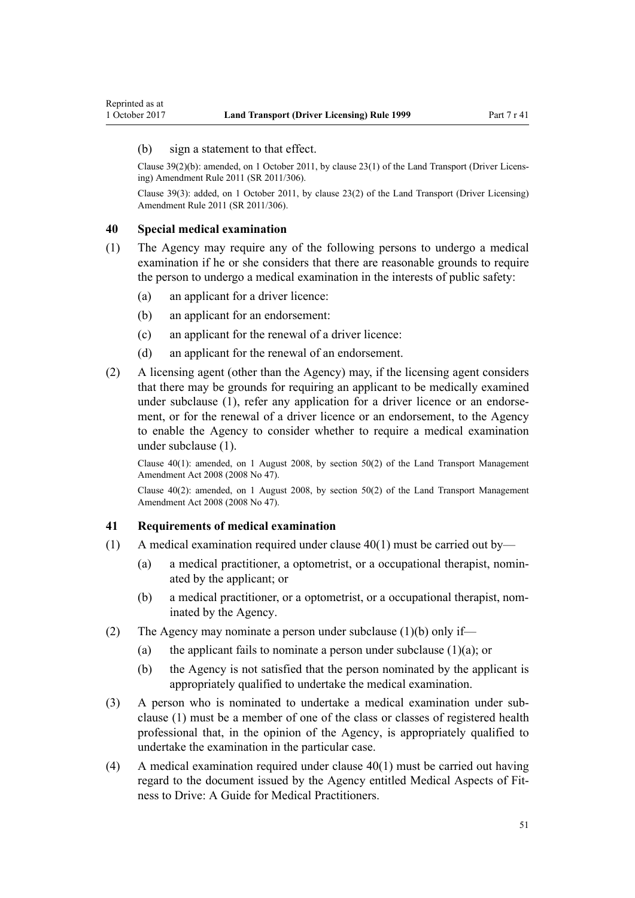(b) sign a statement to that effect.

Clause 39(2)(b): amended, on 1 October 2011, by clause 23(1) of the Land Transport (Driver Licensing) Amendment Rule 2011 (SR 2011/306).

Clause 39(3): added, on 1 October 2011, by clause 23(2) of the Land Transport (Driver Licensing) Amendment Rule 2011 (SR 2011/306).

### 40 Special medical examination

(1) The Agency may require any of the following persons to undergo a medical examination if he or she considers that there are reasonable grounds to require the person to undergo a medical examination in the interests of public safety:

- (a) an applicant for a driver licence:
- (b) an applicant for an endorsement:
- (c) an applicant for the renewal of a driver licence:
- (d) an applicant for the renewal of an endorsement.

(2) A licensing agent (other than the Agency) may, if the licensing agent considers that there may be grounds for requiring an applicant to be medically examined under subclause (1), refer any application for a driver licence or an endorsement, or for the renewal of a driver licence or an endorsement, to the Agency to enable the Agency to consider whether to require a medical examination under subclause (1).

Clause 40(1): amended, on 1 August 2008, by section 50(2) of the Land Transport Management Amendment Act 2008 (2008 No 47).

Clause 40(2): amended, on 1 August 2008, by section 50(2) of the Land Transport Management Amendment Act 2008 (2008 No 47).

### 41 Requirements of medical examination

(1) A medical examination required under clause 40(1) must be carried out by—

- (a) a medical practitioner, a optometrist, or a occupational therapist, nominated by the applicant; or
- (b) a medical practitioner, or a optometrist, or a occupational therapist, nominated by the Agency.

(2) The Agency may nominate a person under subclause (1)(b) only if—

- (a) the applicant fails to nominate a person under subclause (1)(a); or
- (b) the Agency is not satisfied that the person nominated by the applicant is appropriately qualified to undertake the medical examination.

(3) A person who is nominated to undertake a medical examination under subclause (1) must be a member of one of the class or classes of registered health professional that, in the opinion of the Agency, is appropriately qualified to undertake the examination in the particular case.

(4) A medical examination required under clause 40(1) must be carried out having regard to the document issued by the Agency entitled Medical Aspects of Fitness to Drive: A Guide for Medical Practitioners.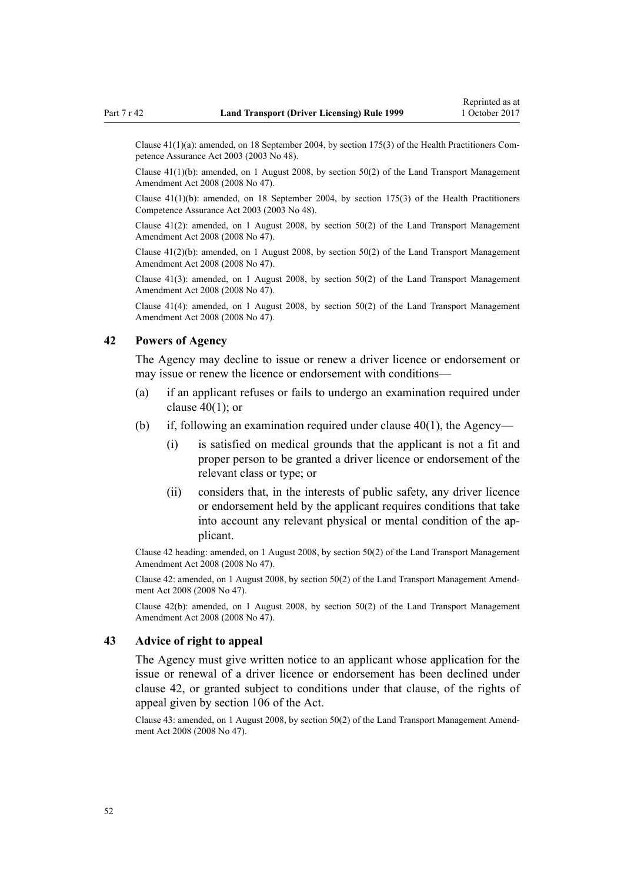Clause 41(1)(a): amended, on 18 September 2004, by section 175(3) of the Health Practitioners Competence Assurance Act 2003 (2003 No 48).

Clause 41(1)(b): amended, on 1 August 2008, by section 50(2) of the Land Transport Management Amendment Act 2008 (2008 No 47).

Clause 41(1)(b): amended, on 18 September 2004, by section 175(3) of the Health Practitioners Competence Assurance Act 2003 (2003 No 48).

Clause 41(2): amended, on 1 August 2008, by section 50(2) of the Land Transport Management Amendment Act 2008 (2008 No 47).

Clause 41(2)(b): amended, on 1 August 2008, by section 50(2) of the Land Transport Management Amendment Act 2008 (2008 No 47).

Clause 41(3): amended, on 1 August 2008, by section 50(2) of the Land Transport Management Amendment Act 2008 (2008 No 47).

Clause 41(4): amended, on 1 August 2008, by section 50(2) of the Land Transport Management Amendment Act 2008 (2008 No 47).

## 42 Powers of Agency

The Agency may decline to issue or renew a driver licence or endorsement or may issue or renew the licence or endorsement with conditions—

- (a) if an applicant refuses or fails to undergo an examination required under clause 40(1); or
- (b) if, following an examination required under clause 40(1), the Agency—
  - (i) is satisfied on medical grounds that the applicant is not a fit and proper person to be granted a driver licence or endorsement of the relevant class or type; or
  - (ii) considers that, in the interests of public safety, any driver licence or endorsement held by the applicant requires conditions that take into account any relevant physical or mental condition of the applicant.

Clause 42 heading: amended, on 1 August 2008, by section 50(2) of the Land Transport Management Amendment Act 2008 (2008 No 47).

Clause 42: amended, on 1 August 2008, by section 50(2) of the Land Transport Management Amendment Act 2008 (2008 No 47).

Clause 42(b): amended, on 1 August 2008, by section 50(2) of the Land Transport Management Amendment Act 2008 (2008 No 47).

## 43 Advice of right to appeal

The Agency must give written notice to an applicant whose application for the issue or renewal of a driver licence or endorsement has been declined under clause 42, or granted subject to conditions under that clause, of the rights of appeal given by section 106 of the Act.

Clause 43: amended, on 1 August 2008, by section 50(2) of the Land Transport Management Amendment Act 2008 (2008 No 47).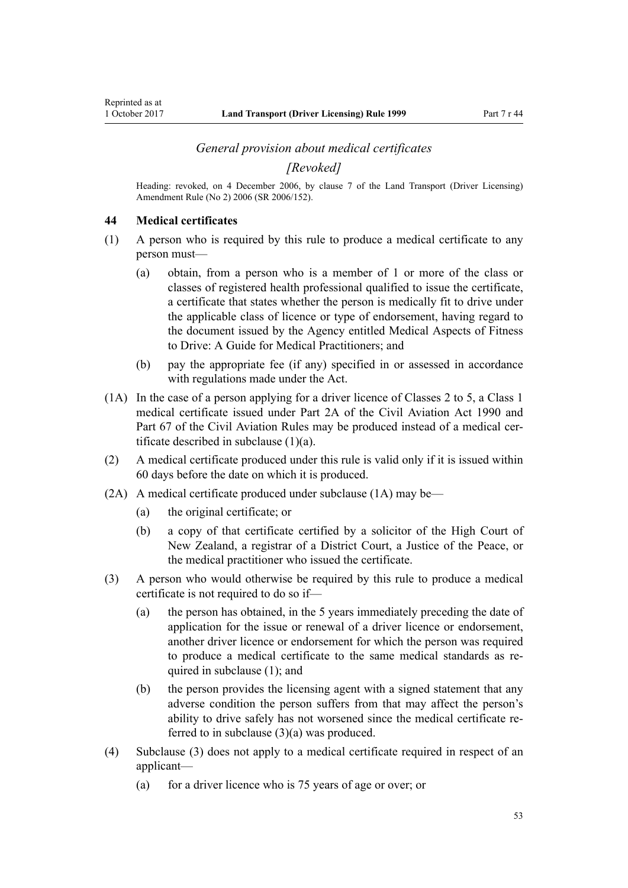*General provision about medical certificates*

*[Revoked]*

Heading: revoked, on 4 December 2006, by clause 7 of the Land Transport (Driver Licensing) Amendment Rule (No 2) 2006 (SR 2006/152).

### 44 Medical certificates

(1) A person who is required by this rule to produce a medical certificate to any person must—

  (a) obtain, from a person who is a member of 1 or more of the class or classes of registered health professional qualified to issue the certificate, a certificate that states whether the person is medically fit to drive under the applicable class of licence or type of endorsement, having regard to the document issued by the Agency entitled Medical Aspects of Fitness to Drive: A Guide for Medical Practitioners; and

  (b) pay the appropriate fee (if any) specified in or assessed in accordance with regulations made under the Act.

(1A) In the case of a person applying for a driver licence of Classes 2 to 5, a Class 1 medical certificate issued under Part 2A of the Civil Aviation Act 1990 and Part 67 of the Civil Aviation Rules may be produced instead of a medical certificate described in subclause (1)(a).

(2) A medical certificate produced under this rule is valid only if it is issued within 60 days before the date on which it is produced.

(2A) A medical certificate produced under subclause (1A) may be—

  (a) the original certificate; or

  (b) a copy of that certificate certified by a solicitor of the High Court of New Zealand, a registrar of a District Court, a Justice of the Peace, or the medical practitioner who issued the certificate.

(3) A person who would otherwise be required by this rule to produce a medical certificate is not required to do so if—

  (a) the person has obtained, in the 5 years immediately preceding the date of application for the issue or renewal of a driver licence or endorsement, another driver licence or endorsement for which the person was required to produce a medical certificate to the same medical standards as required in subclause (1); and

  (b) the person provides the licensing agent with a signed statement that any adverse condition the person suffers from that may affect the person's ability to drive safely has not worsened since the medical certificate referred to in subclause (3)(a) was produced.

(4) Subclause (3) does not apply to a medical certificate required in respect of an applicant—

  (a) for a driver licence who is 75 years of age or over; or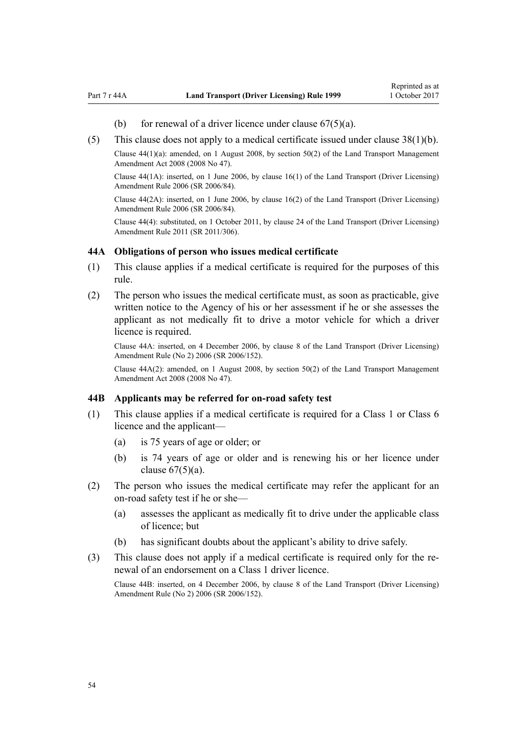(b) for renewal of a driver licence under clause 67(5)(a).

(5) This clause does not apply to a medical certificate issued under clause 38(1)(b).

Clause 44(1)(a): amended, on 1 August 2008, by section 50(2) of the Land Transport Management Amendment Act 2008 (2008 No 47).

Clause 44(1A): inserted, on 1 June 2006, by clause 16(1) of the Land Transport (Driver Licensing) Amendment Rule 2006 (SR 2006/84).

Clause 44(2A): inserted, on 1 June 2006, by clause 16(2) of the Land Transport (Driver Licensing) Amendment Rule 2006 (SR 2006/84).

Clause 44(4): substituted, on 1 October 2011, by clause 24 of the Land Transport (Driver Licensing) Amendment Rule 2011 (SR 2011/306).

### 44A Obligations of person who issues medical certificate

(1) This clause applies if a medical certificate is required for the purposes of this rule.

(2) The person who issues the medical certificate must, as soon as practicable, give written notice to the Agency of his or her assessment if he or she assesses the applicant as not medically fit to drive a motor vehicle for which a driver licence is required.

Clause 44A: inserted, on 4 December 2006, by clause 8 of the Land Transport (Driver Licensing) Amendment Rule (No 2) 2006 (SR 2006/152).

Clause 44A(2): amended, on 1 August 2008, by section 50(2) of the Land Transport Management Amendment Act 2008 (2008 No 47).

### 44B Applicants may be referred for on-road safety test

(1) This clause applies if a medical certificate is required for a Class 1 or Class 6 licence and the applicant—

(a) is 75 years of age or older; or

(b) is 74 years of age or older and is renewing his or her licence under clause 67(5)(a).

(2) The person who issues the medical certificate may refer the applicant for an on-road safety test if he or she—

(a) assesses the applicant as medically fit to drive under the applicable class of licence; but

(b) has significant doubts about the applicant's ability to drive safely.

(3) This clause does not apply if a medical certificate is required only for the renewal of an endorsement on a Class 1 driver licence.

Clause 44B: inserted, on 4 December 2006, by clause 8 of the Land Transport (Driver Licensing) Amendment Rule (No 2) 2006 (SR 2006/152).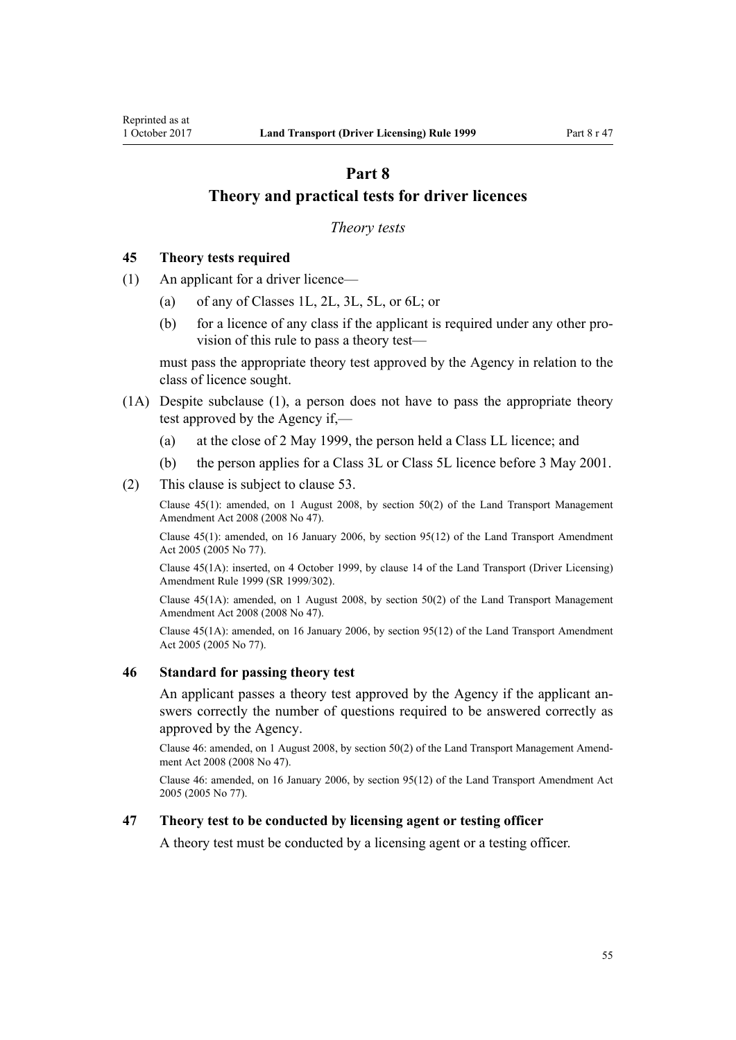# Part 8
# Theory and practical tests for driver licences

*Theory tests*

### 45 Theory tests required

(1) An applicant for a driver licence—

(a) of any of Classes 1L, 2L, 3L, 5L, or 6L; or

(b) for a licence of any class if the applicant is required under any other provision of this rule to pass a theory test—

must pass the appropriate theory test approved by the Agency in relation to the class of licence sought.

(1A) Despite subclause (1), a person does not have to pass the appropriate theory test approved by the Agency if,—

(a) at the close of 2 May 1999, the person held a Class LL licence; and

(b) the person applies for a Class 3L or Class 5L licence before 3 May 2001.

(2) This clause is subject to clause 53.

Clause 45(1): amended, on 1 August 2008, by section 50(2) of the Land Transport Management Amendment Act 2008 (2008 No 47).

Clause 45(1): amended, on 16 January 2006, by section 95(12) of the Land Transport Amendment Act 2005 (2005 No 77).

Clause 45(1A): inserted, on 4 October 1999, by clause 14 of the Land Transport (Driver Licensing) Amendment Rule 1999 (SR 1999/302).

Clause 45(1A): amended, on 1 August 2008, by section 50(2) of the Land Transport Management Amendment Act 2008 (2008 No 47).

Clause 45(1A): amended, on 16 January 2006, by section 95(12) of the Land Transport Amendment Act 2005 (2005 No 77).

### 46 Standard for passing theory test

An applicant passes a theory test approved by the Agency if the applicant answers correctly the number of questions required to be answered correctly as approved by the Agency.

Clause 46: amended, on 1 August 2008, by section 50(2) of the Land Transport Management Amendment Act 2008 (2008 No 47).

Clause 46: amended, on 16 January 2006, by section 95(12) of the Land Transport Amendment Act 2005 (2005 No 77).

### 47 Theory test to be conducted by licensing agent or testing officer

A theory test must be conducted by a licensing agent or a testing officer.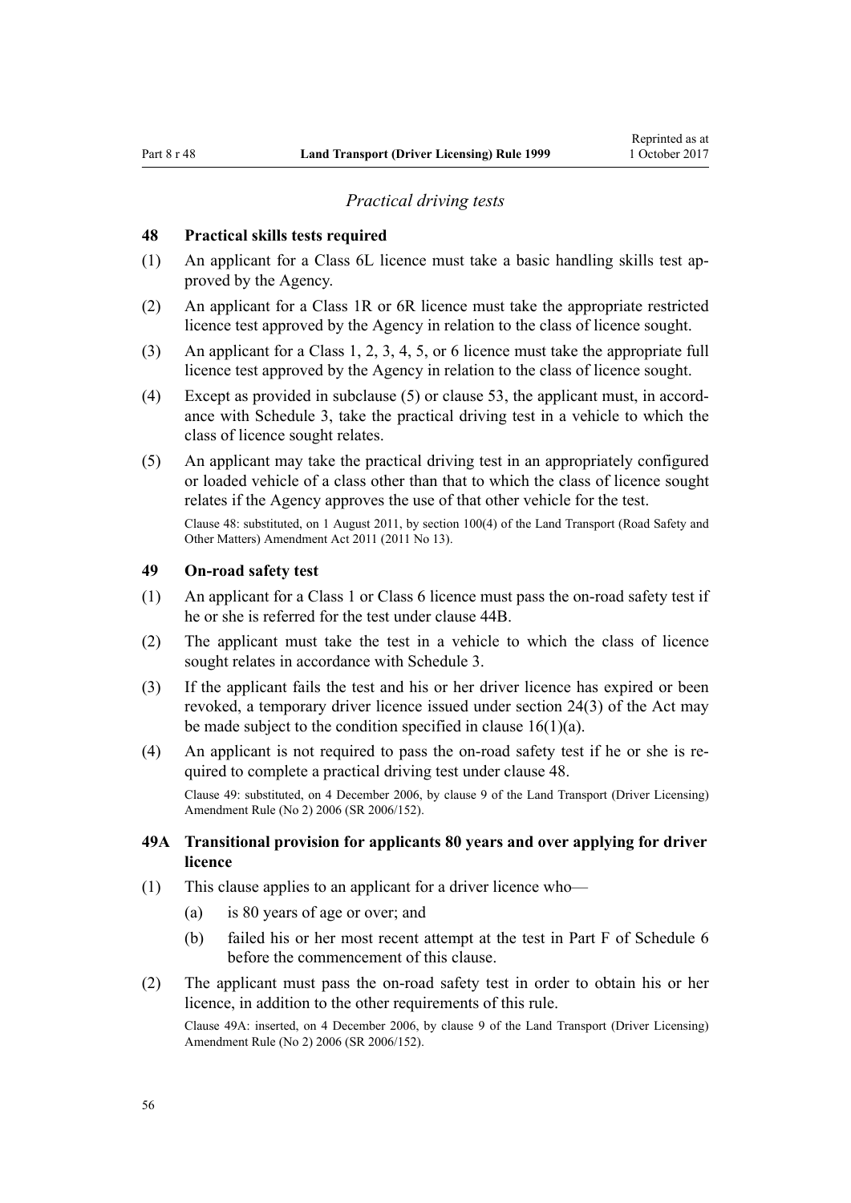*Practical driving tests*

### 48 Practical skills tests required

(1) An applicant for a Class 6L licence must take a basic handling skills test approved by the Agency.

(2) An applicant for a Class 1R or 6R licence must take the appropriate restricted licence test approved by the Agency in relation to the class of licence sought.

(3) An applicant for a Class 1, 2, 3, 4, 5, or 6 licence must take the appropriate full licence test approved by the Agency in relation to the class of licence sought.

(4) Except as provided in subclause (5) or clause 53, the applicant must, in accordance with Schedule 3, take the practical driving test in a vehicle to which the class of licence sought relates.

(5) An applicant may take the practical driving test in an appropriately configured or loaded vehicle of a class other than that to which the class of licence sought relates if the Agency approves the use of that other vehicle for the test.

Clause 48: substituted, on 1 August 2011, by section 100(4) of the Land Transport (Road Safety and Other Matters) Amendment Act 2011 (2011 No 13).

### 49 On-road safety test

(1) An applicant for a Class 1 or Class 6 licence must pass the on-road safety test if he or she is referred for the test under clause 44B.

(2) The applicant must take the test in a vehicle to which the class of licence sought relates in accordance with Schedule 3.

(3) If the applicant fails the test and his or her driver licence has expired or been revoked, a temporary driver licence issued under section 24(3) of the Act may be made subject to the condition specified in clause 16(1)(a).

(4) An applicant is not required to pass the on-road safety test if he or she is required to complete a practical driving test under clause 48.

Clause 49: substituted, on 4 December 2006, by clause 9 of the Land Transport (Driver Licensing) Amendment Rule (No 2) 2006 (SR 2006/152).

### 49A Transitional provision for applicants 80 years and over applying for driver licence

(1) This clause applies to an applicant for a driver licence who—

(a) is 80 years of age or over; and

(b) failed his or her most recent attempt at the test in Part F of Schedule 6 before the commencement of this clause.

(2) The applicant must pass the on-road safety test in order to obtain his or her licence, in addition to the other requirements of this rule.

Clause 49A: inserted, on 4 December 2006, by clause 9 of the Land Transport (Driver Licensing) Amendment Rule (No 2) 2006 (SR 2006/152).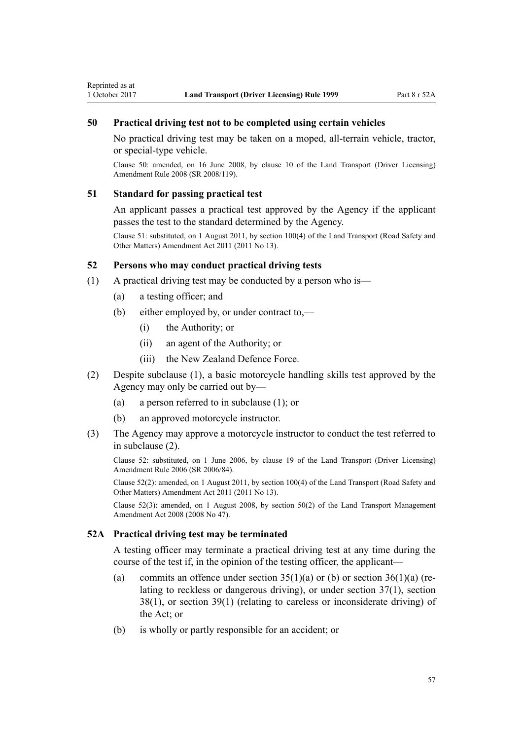### 50 Practical driving test not to be completed using certain vehicles

No practical driving test may be taken on a moped, all-terrain vehicle, tractor, or special-type vehicle.

Clause 50: amended, on 16 June 2008, by clause 10 of the Land Transport (Driver Licensing) Amendment Rule 2008 (SR 2008/119).

### 51 Standard for passing practical test

An applicant passes a practical test approved by the Agency if the applicant passes the test to the standard determined by the Agency.

Clause 51: substituted, on 1 August 2011, by section 100(4) of the Land Transport (Road Safety and Other Matters) Amendment Act 2011 (2011 No 13).

### 52 Persons who may conduct practical driving tests

(1) A practical driving test may be conducted by a person who is—

- (a) a testing officer; and
- (b) either employed by, or under contract to,—
  - (i) the Authority; or
  - (ii) an agent of the Authority; or
  - (iii) the New Zealand Defence Force.

(2) Despite subclause (1), a basic motorcycle handling skills test approved by the Agency may only be carried out by—

- (a) a person referred to in subclause (1); or
- (b) an approved motorcycle instructor.

(3) The Agency may approve a motorcycle instructor to conduct the test referred to in subclause (2).

Clause 52: substituted, on 1 June 2006, by clause 19 of the Land Transport (Driver Licensing) Amendment Rule 2006 (SR 2006/84).

Clause 52(2): amended, on 1 August 2011, by section 100(4) of the Land Transport (Road Safety and Other Matters) Amendment Act 2011 (2011 No 13).

Clause 52(3): amended, on 1 August 2008, by section 50(2) of the Land Transport Management Amendment Act 2008 (2008 No 47).

### 52A Practical driving test may be terminated

A testing officer may terminate a practical driving test at any time during the course of the test if, in the opinion of the testing officer, the applicant—

- (a) commits an offence under section 35(1)(a) or (b) or section 36(1)(a) (relating to reckless or dangerous driving), or under section 37(1), section 38(1), or section 39(1) (relating to careless or inconsiderate driving) of the Act; or
- (b) is wholly or partly responsible for an accident; or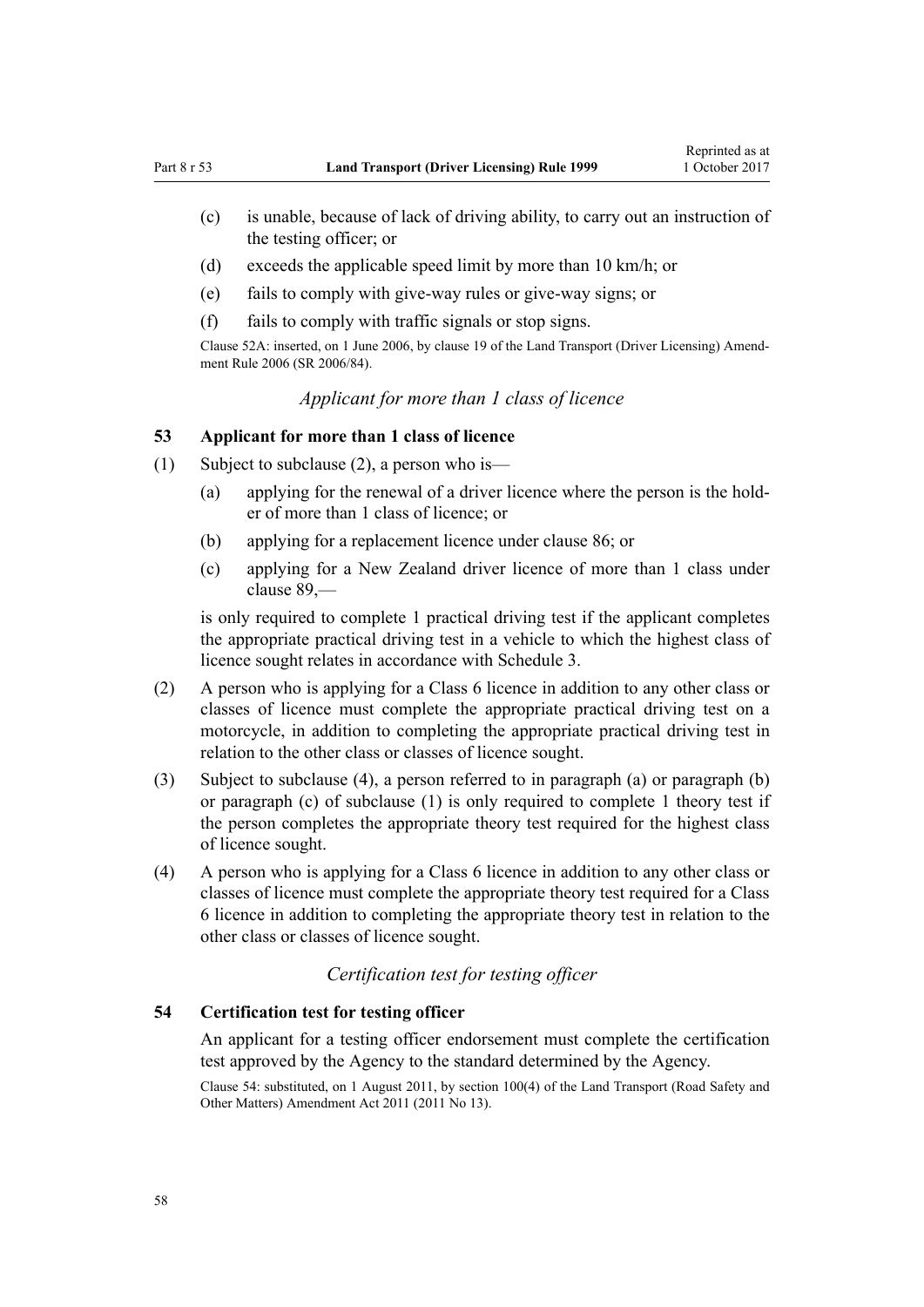(c) is unable, because of lack of driving ability, to carry out an instruction of the testing officer; or

(d) exceeds the applicable speed limit by more than 10 km/h; or

(e) fails to comply with give-way rules or give-way signs; or

(f) fails to comply with traffic signals or stop signs.

Clause 52A: inserted, on 1 June 2006, by clause 19 of the Land Transport (Driver Licensing) Amendment Rule 2006 (SR 2006/84).

*Applicant for more than 1 class of licence*

### 53 Applicant for more than 1 class of licence

(1) Subject to subclause (2), a person who is—

(a) applying for the renewal of a driver licence where the person is the holder of more than 1 class of licence; or

(b) applying for a replacement licence under clause 86; or

(c) applying for a New Zealand driver licence of more than 1 class under clause 89,—

is only required to complete 1 practical driving test if the applicant completes the appropriate practical driving test in a vehicle to which the highest class of licence sought relates in accordance with Schedule 3.

(2) A person who is applying for a Class 6 licence in addition to any other class or classes of licence must complete the appropriate practical driving test on a motorcycle, in addition to completing the appropriate practical driving test in relation to the other class or classes of licence sought.

(3) Subject to subclause (4), a person referred to in paragraph (a) or paragraph (b) or paragraph (c) of subclause (1) is only required to complete 1 theory test if the person completes the appropriate theory test required for the highest class of licence sought.

(4) A person who is applying for a Class 6 licence in addition to any other class or classes of licence must complete the appropriate theory test required for a Class 6 licence in addition to completing the appropriate theory test in relation to the other class or classes of licence sought.

*Certification test for testing officer*

### 54 Certification test for testing officer

An applicant for a testing officer endorsement must complete the certification test approved by the Agency to the standard determined by the Agency.

Clause 54: substituted, on 1 August 2011, by section 100(4) of the Land Transport (Road Safety and Other Matters) Amendment Act 2011 (2011 No 13).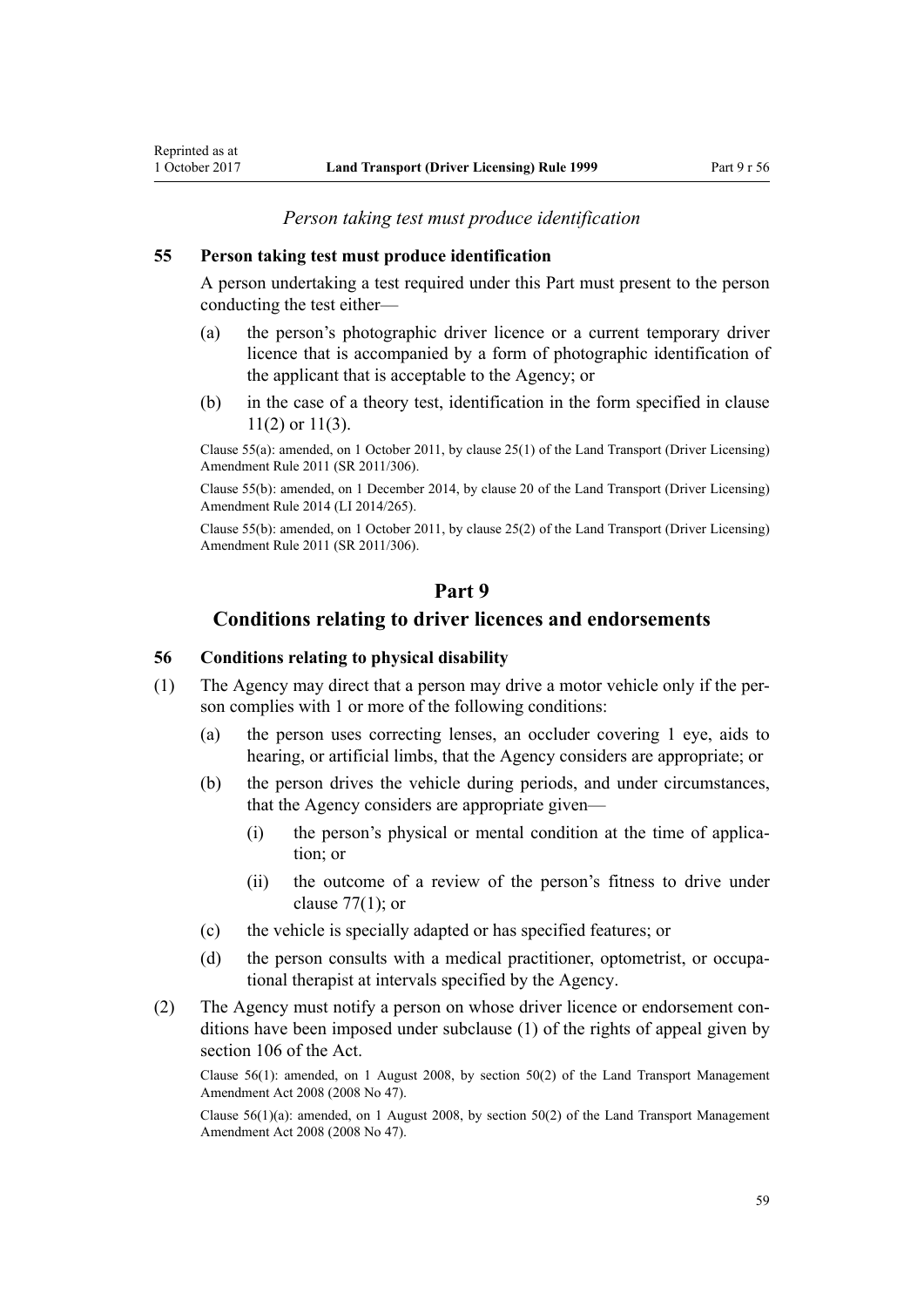*Person taking test must produce identification*

### 55 Person taking test must produce identification

A person undertaking a test required under this Part must present to the person conducting the test either—

- (a) the person's photographic driver licence or a current temporary driver licence that is accompanied by a form of photographic identification of the applicant that is acceptable to the Agency; or
- (b) in the case of a theory test, identification in the form specified in clause 11(2) or 11(3).

Clause 55(a): amended, on 1 October 2011, by clause 25(1) of the Land Transport (Driver Licensing) Amendment Rule 2011 (SR 2011/306).

Clause 55(b): amended, on 1 December 2014, by clause 20 of the Land Transport (Driver Licensing) Amendment Rule 2014 (LI 2014/265).

Clause 55(b): amended, on 1 October 2011, by clause 25(2) of the Land Transport (Driver Licensing) Amendment Rule 2011 (SR 2011/306).

## Part 9
## Conditions relating to driver licences and endorsements

### 56 Conditions relating to physical disability

(1) The Agency may direct that a person may drive a motor vehicle only if the person complies with 1 or more of the following conditions:

- (a) the person uses correcting lenses, an occluder covering 1 eye, aids to hearing, or artificial limbs, that the Agency considers are appropriate; or
- (b) the person drives the vehicle during periods, and under circumstances, that the Agency considers are appropriate given—
  - (i) the person's physical or mental condition at the time of application; or
  - (ii) the outcome of a review of the person's fitness to drive under clause 77(1); or
- (c) the vehicle is specially adapted or has specified features; or
- (d) the person consults with a medical practitioner, optometrist, or occupational therapist at intervals specified by the Agency.

(2) The Agency must notify a person on whose driver licence or endorsement conditions have been imposed under subclause (1) of the rights of appeal given by section 106 of the Act.

Clause 56(1): amended, on 1 August 2008, by section 50(2) of the Land Transport Management Amendment Act 2008 (2008 No 47).

Clause 56(1)(a): amended, on 1 August 2008, by section 50(2) of the Land Transport Management Amendment Act 2008 (2008 No 47).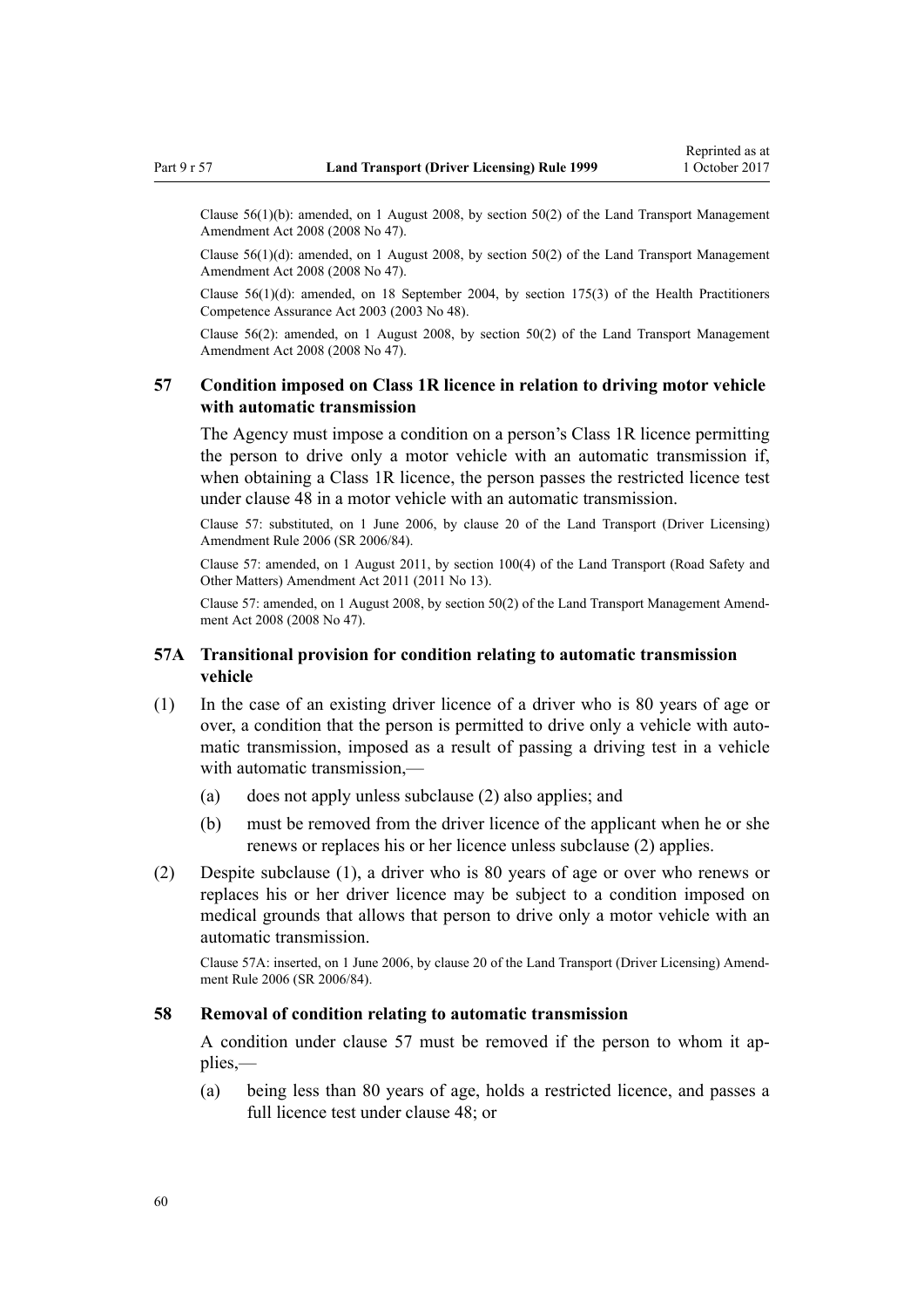Clause 56(1)(b): amended, on 1 August 2008, by section 50(2) of the Land Transport Management Amendment Act 2008 (2008 No 47).

Clause 56(1)(d): amended, on 1 August 2008, by section 50(2) of the Land Transport Management Amendment Act 2008 (2008 No 47).

Clause 56(1)(d): amended, on 18 September 2004, by section 175(3) of the Health Practitioners Competence Assurance Act 2003 (2003 No 48).

Clause 56(2): amended, on 1 August 2008, by section 50(2) of the Land Transport Management Amendment Act 2008 (2008 No 47).

### 57 Condition imposed on Class 1R licence in relation to driving motor vehicle with automatic transmission

The Agency must impose a condition on a person's Class 1R licence permitting the person to drive only a motor vehicle with an automatic transmission if, when obtaining a Class 1R licence, the person passes the restricted licence test under clause 48 in a motor vehicle with an automatic transmission.

Clause 57: substituted, on 1 June 2006, by clause 20 of the Land Transport (Driver Licensing) Amendment Rule 2006 (SR 2006/84).

Clause 57: amended, on 1 August 2011, by section 100(4) of the Land Transport (Road Safety and Other Matters) Amendment Act 2011 (2011 No 13).

Clause 57: amended, on 1 August 2008, by section 50(2) of the Land Transport Management Amendment Act 2008 (2008 No 47).

### 57A Transitional provision for condition relating to automatic transmission vehicle

(1) In the case of an existing driver licence of a driver who is 80 years of age or over, a condition that the person is permitted to drive only a vehicle with automatic transmission, imposed as a result of passing a driving test in a vehicle with automatic transmission,—

  (a) does not apply unless subclause (2) also applies; and

  (b) must be removed from the driver licence of the applicant when he or she renews or replaces his or her licence unless subclause (2) applies.

(2) Despite subclause (1), a driver who is 80 years of age or over who renews or replaces his or her driver licence may be subject to a condition imposed on medical grounds that allows that person to drive only a motor vehicle with an automatic transmission.

Clause 57A: inserted, on 1 June 2006, by clause 20 of the Land Transport (Driver Licensing) Amendment Rule 2006 (SR 2006/84).

### 58 Removal of condition relating to automatic transmission

A condition under clause 57 must be removed if the person to whom it applies,—

  (a) being less than 80 years of age, holds a restricted licence, and passes a full licence test under clause 48; or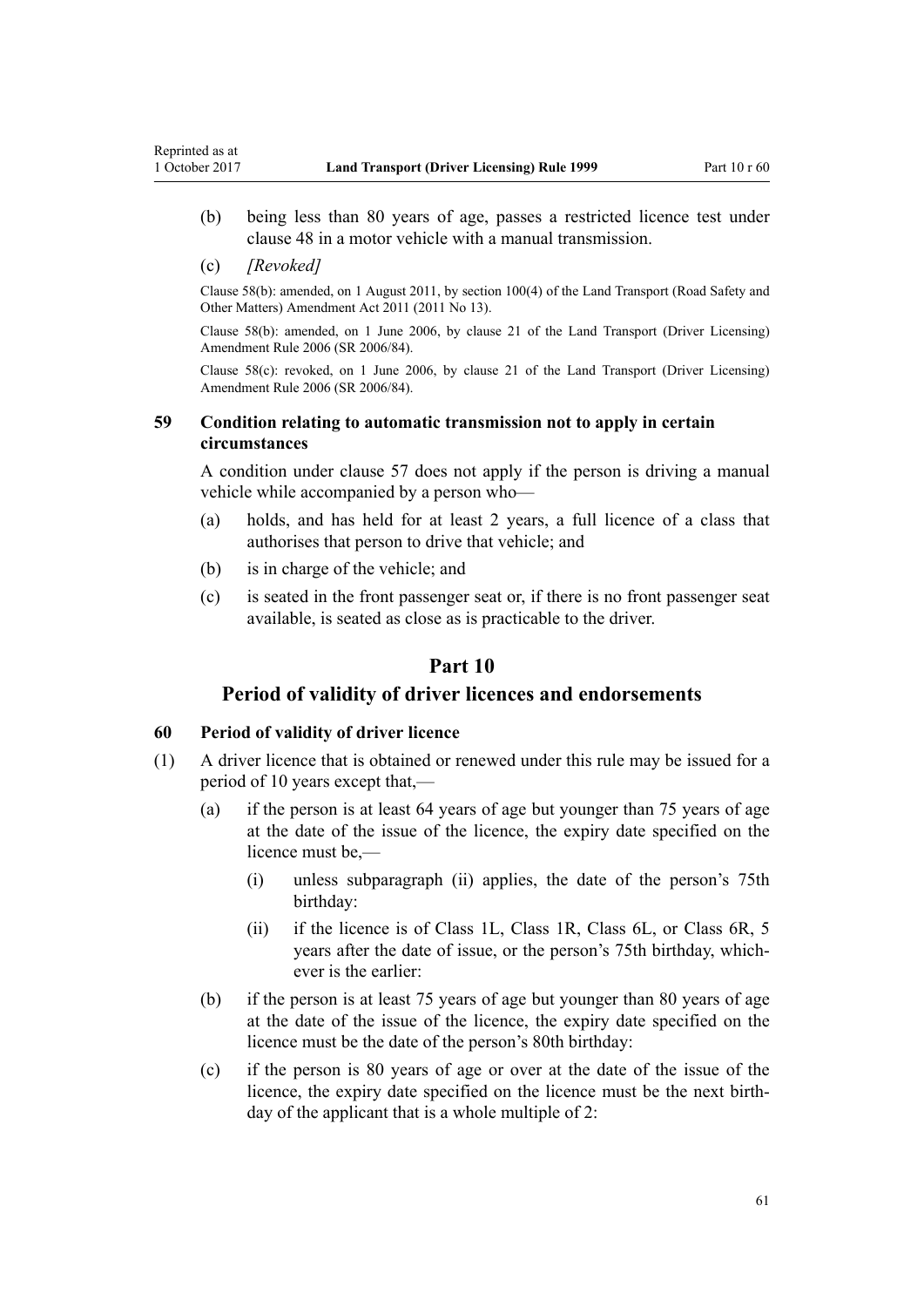(b) being less than 80 years of age, passes a restricted licence test under clause 48 in a motor vehicle with a manual transmission.

(c) *[Revoked]*

Clause 58(b): amended, on 1 August 2011, by section 100(4) of the Land Transport (Road Safety and Other Matters) Amendment Act 2011 (2011 No 13).

Clause 58(b): amended, on 1 June 2006, by clause 21 of the Land Transport (Driver Licensing) Amendment Rule 2006 (SR 2006/84).

Clause 58(c): revoked, on 1 June 2006, by clause 21 of the Land Transport (Driver Licensing) Amendment Rule 2006 (SR 2006/84).

### 59 Condition relating to automatic transmission not to apply in certain circumstances

A condition under clause 57 does not apply if the person is driving a manual vehicle while accompanied by a person who—

(a) holds, and has held for at least 2 years, a full licence of a class that authorises that person to drive that vehicle; and

(b) is in charge of the vehicle; and

(c) is seated in the front passenger seat or, if there is no front passenger seat available, is seated as close as is practicable to the driver.

## Part 10
## Period of validity of driver licences and endorsements

### 60 Period of validity of driver licence

(1) A driver licence that is obtained or renewed under this rule may be issued for a period of 10 years except that,—

(a) if the person is at least 64 years of age but younger than 75 years of age at the date of the issue of the licence, the expiry date specified on the licence must be,—

(i) unless subparagraph (ii) applies, the date of the person's 75th birthday:

(ii) if the licence is of Class 1L, Class 1R, Class 6L, or Class 6R, 5 years after the date of issue, or the person's 75th birthday, whichever is the earlier:

(b) if the person is at least 75 years of age but younger than 80 years of age at the date of the issue of the licence, the expiry date specified on the licence must be the date of the person's 80th birthday:

(c) if the person is 80 years of age or over at the date of the issue of the licence, the expiry date specified on the licence must be the next birthday of the applicant that is a whole multiple of 2: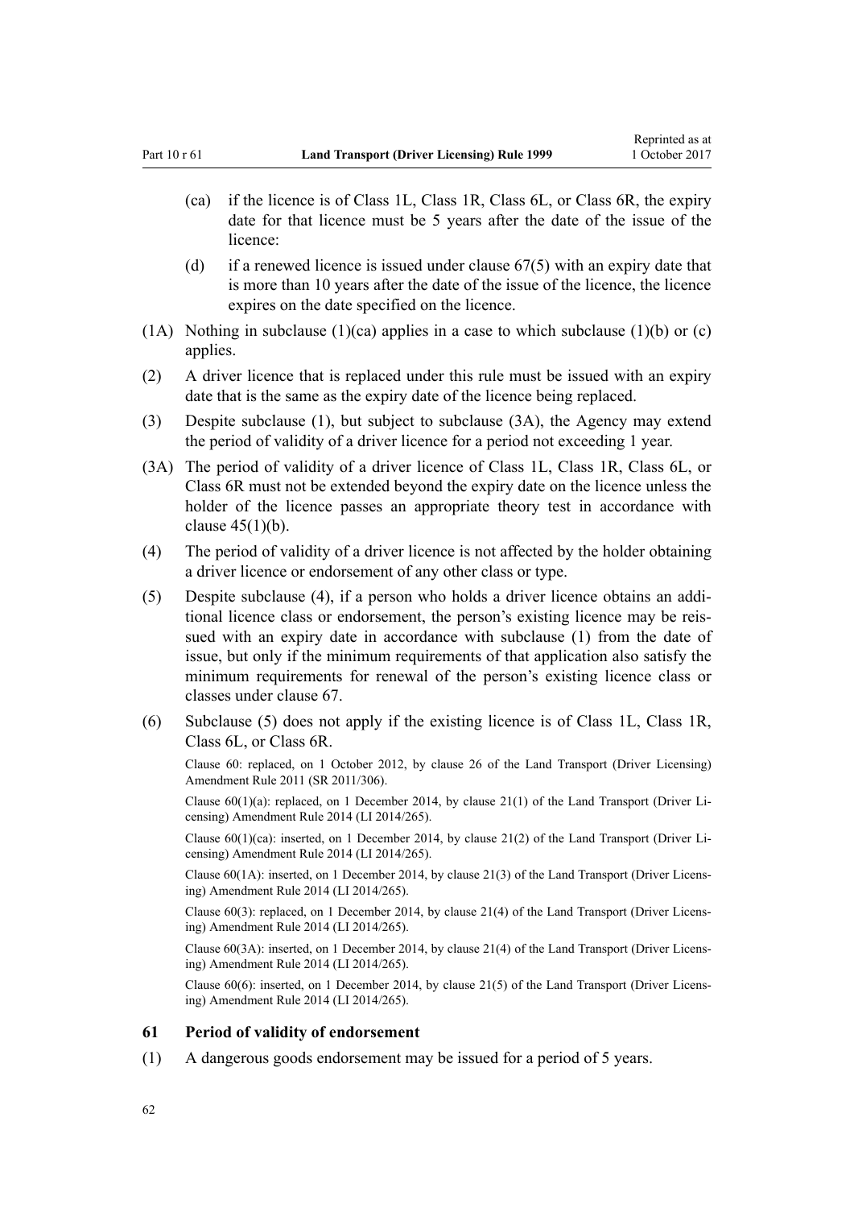(ca) if the licence is of Class 1L, Class 1R, Class 6L, or Class 6R, the expiry date for that licence must be 5 years after the date of the issue of the licence:

(d) if a renewed licence is issued under clause 67(5) with an expiry date that is more than 10 years after the date of the issue of the licence, the licence expires on the date specified on the licence.

(1A) Nothing in subclause (1)(ca) applies in a case to which subclause (1)(b) or (c) applies.

(2) A driver licence that is replaced under this rule must be issued with an expiry date that is the same as the expiry date of the licence being replaced.

(3) Despite subclause (1), but subject to subclause (3A), the Agency may extend the period of validity of a driver licence for a period not exceeding 1 year.

(3A) The period of validity of a driver licence of Class 1L, Class 1R, Class 6L, or Class 6R must not be extended beyond the expiry date on the licence unless the holder of the licence passes an appropriate theory test in accordance with clause 45(1)(b).

(4) The period of validity of a driver licence is not affected by the holder obtaining a driver licence or endorsement of any other class or type.

(5) Despite subclause (4), if a person who holds a driver licence obtains an additional licence class or endorsement, the person's existing licence may be reissued with an expiry date in accordance with subclause (1) from the date of issue, but only if the minimum requirements of that application also satisfy the minimum requirements for renewal of the person's existing licence class or classes under clause 67.

(6) Subclause (5) does not apply if the existing licence is of Class 1L, Class 1R, Class 6L, or Class 6R.

Clause 60: replaced, on 1 October 2012, by clause 26 of the Land Transport (Driver Licensing) Amendment Rule 2011 (SR 2011/306).

Clause 60(1)(a): replaced, on 1 December 2014, by clause 21(1) of the Land Transport (Driver Licensing) Amendment Rule 2014 (LI 2014/265).

Clause 60(1)(ca): inserted, on 1 December 2014, by clause 21(2) of the Land Transport (Driver Licensing) Amendment Rule 2014 (LI 2014/265).

Clause 60(1A): inserted, on 1 December 2014, by clause 21(3) of the Land Transport (Driver Licensing) Amendment Rule 2014 (LI 2014/265).

Clause 60(3): replaced, on 1 December 2014, by clause 21(4) of the Land Transport (Driver Licensing) Amendment Rule 2014 (LI 2014/265).

Clause 60(3A): inserted, on 1 December 2014, by clause 21(4) of the Land Transport (Driver Licensing) Amendment Rule 2014 (LI 2014/265).

Clause 60(6): inserted, on 1 December 2014, by clause 21(5) of the Land Transport (Driver Licensing) Amendment Rule 2014 (LI 2014/265).

### 61 Period of validity of endorsement

(1) A dangerous goods endorsement may be issued for a period of 5 years.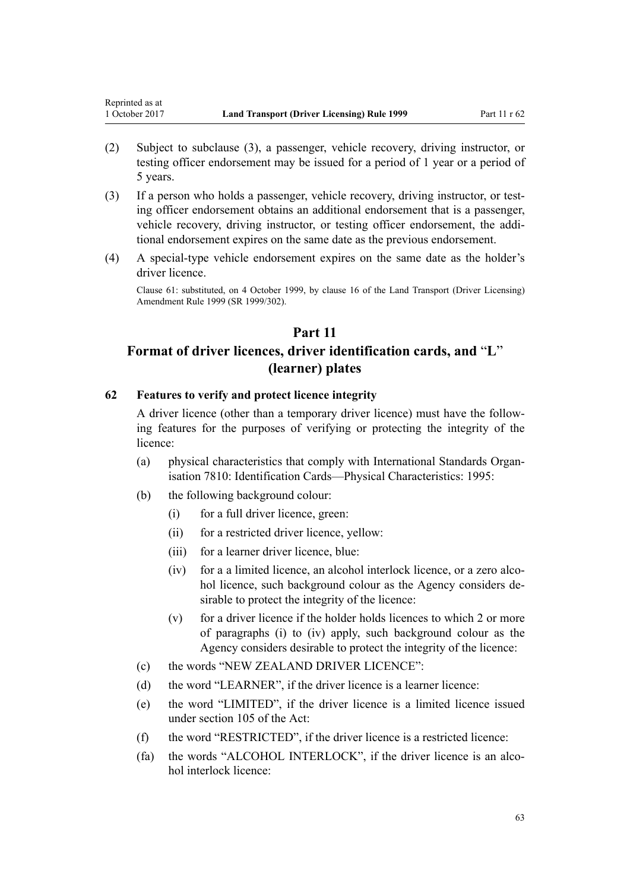(2) Subject to subclause (3), a passenger, vehicle recovery, driving instructor, or testing officer endorsement may be issued for a period of 1 year or a period of 5 years.

(3) If a person who holds a passenger, vehicle recovery, driving instructor, or testing officer endorsement obtains an additional endorsement that is a passenger, vehicle recovery, driving instructor, or testing officer endorsement, the additional endorsement expires on the same date as the previous endorsement.

(4) A special-type vehicle endorsement expires on the same date as the holder's driver licence.

Clause 61: substituted, on 4 October 1999, by clause 16 of the Land Transport (Driver Licensing) Amendment Rule 1999 (SR 1999/302).

## Part 11
## Format of driver licences, driver identification cards, and "L" (learner) plates

### 62 Features to verify and protect licence integrity

A driver licence (other than a temporary driver licence) must have the following features for the purposes of verifying or protecting the integrity of the licence:

(a) physical characteristics that comply with International Standards Organisation 7810: Identification Cards—Physical Characteristics: 1995:

(b) the following background colour:

  (i) for a full driver licence, green:

  (ii) for a restricted driver licence, yellow:

  (iii) for a learner driver licence, blue:

  (iv) for a a limited licence, an alcohol interlock licence, or a zero alcohol licence, such background colour as the Agency considers desirable to protect the integrity of the licence:

  (v) for a driver licence if the holder holds licences to which 2 or more of paragraphs (i) to (iv) apply, such background colour as the Agency considers desirable to protect the integrity of the licence:

(c) the words "NEW ZEALAND DRIVER LICENCE":

(d) the word "LEARNER", if the driver licence is a learner licence:

(e) the word "LIMITED", if the driver licence is a limited licence issued under section 105 of the Act:

(f) the word "RESTRICTED", if the driver licence is a restricted licence:

(fa) the words "ALCOHOL INTERLOCK", if the driver licence is an alcohol interlock licence: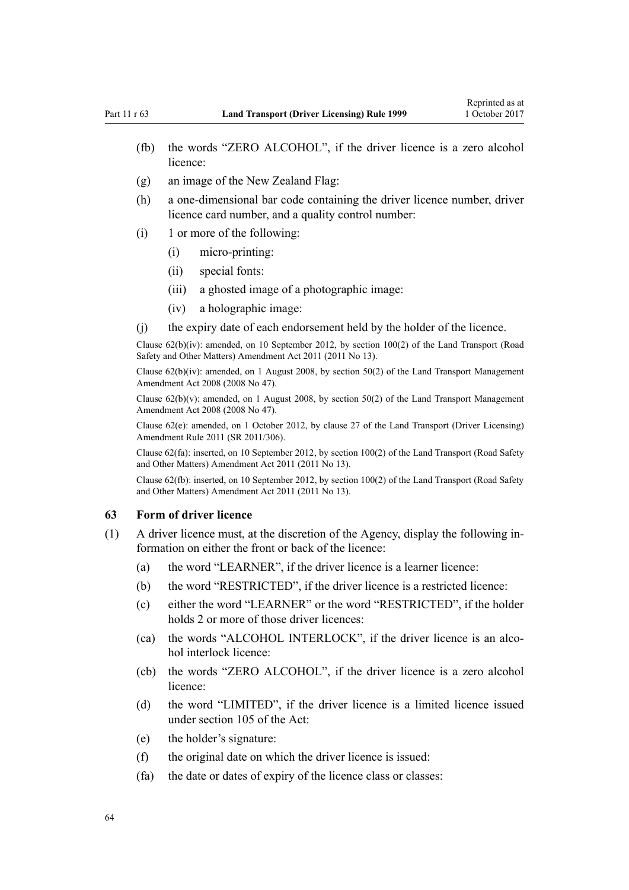(fb) the words "ZERO ALCOHOL", if the driver licence is a zero alcohol licence:

(g) an image of the New Zealand Flag:

(h) a one-dimensional bar code containing the driver licence number, driver licence card number, and a quality control number:

(i) 1 or more of the following:

  (i) micro-printing:

  (ii) special fonts:

  (iii) a ghosted image of a photographic image:

  (iv) a holographic image:

(j) the expiry date of each endorsement held by the holder of the licence.

Clause 62(b)(iv): amended, on 10 September 2012, by section 100(2) of the Land Transport (Road Safety and Other Matters) Amendment Act 2011 (2011 No 13).

Clause 62(b)(iv): amended, on 1 August 2008, by section 50(2) of the Land Transport Management Amendment Act 2008 (2008 No 47).

Clause 62(b)(v): amended, on 1 August 2008, by section 50(2) of the Land Transport Management Amendment Act 2008 (2008 No 47).

Clause 62(e): amended, on 1 October 2012, by clause 27 of the Land Transport (Driver Licensing) Amendment Rule 2011 (SR 2011/306).

Clause 62(fa): inserted, on 10 September 2012, by section 100(2) of the Land Transport (Road Safety and Other Matters) Amendment Act 2011 (2011 No 13).

Clause 62(fb): inserted, on 10 September 2012, by section 100(2) of the Land Transport (Road Safety and Other Matters) Amendment Act 2011 (2011 No 13).

### 63 Form of driver licence

(1) A driver licence must, at the discretion of the Agency, display the following information on either the front or back of the licence:

(a) the word "LEARNER", if the driver licence is a learner licence:

(b) the word "RESTRICTED", if the driver licence is a restricted licence:

(c) either the word "LEARNER" or the word "RESTRICTED", if the holder holds 2 or more of those driver licences:

(ca) the words "ALCOHOL INTERLOCK", if the driver licence is an alcohol interlock licence:

(cb) the words "ZERO ALCOHOL", if the driver licence is a zero alcohol licence:

(d) the word "LIMITED", if the driver licence is a limited licence issued under section 105 of the Act:

(e) the holder's signature:

(f) the original date on which the driver licence is issued:

(fa) the date or dates of expiry of the licence class or classes: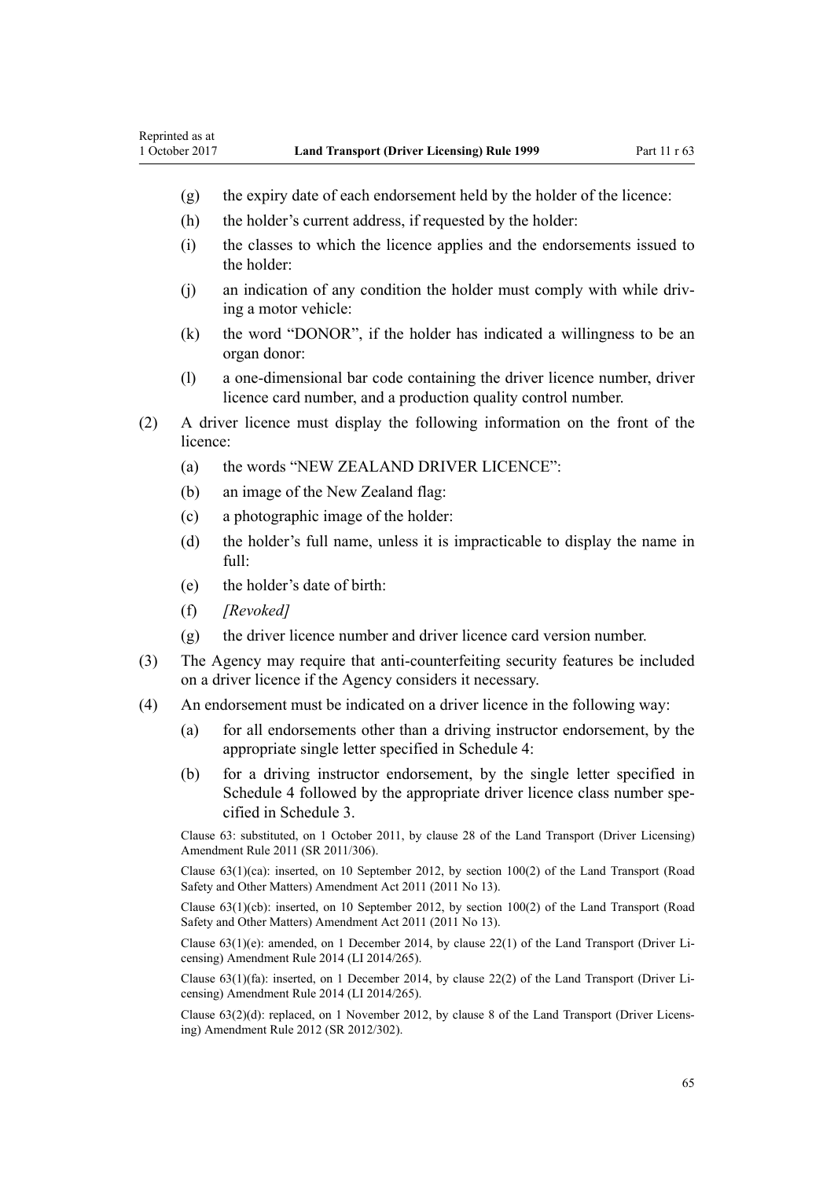- (g) the expiry date of each endorsement held by the holder of the licence:
- (h) the holder's current address, if requested by the holder:
- (i) the classes to which the licence applies and the endorsements issued to the holder:
- (j) an indication of any condition the holder must comply with while driving a motor vehicle:
- (k) the word "DONOR", if the holder has indicated a willingness to be an organ donor:
- (l) a one-dimensional bar code containing the driver licence number, driver licence card number, and a production quality control number.

(2) A driver licence must display the following information on the front of the licence:

- (a) the words "NEW ZEALAND DRIVER LICENCE":
- (b) an image of the New Zealand flag:
- (c) a photographic image of the holder:
- (d) the holder's full name, unless it is impracticable to display the name in full:
- (e) the holder's date of birth:
- (f) *[Revoked]*
- (g) the driver licence number and driver licence card version number.

(3) The Agency may require that anti-counterfeiting security features be included on a driver licence if the Agency considers it necessary.

(4) An endorsement must be indicated on a driver licence in the following way:

- (a) for all endorsements other than a driving instructor endorsement, by the appropriate single letter specified in Schedule 4:
- (b) for a driving instructor endorsement, by the single letter specified in Schedule 4 followed by the appropriate driver licence class number specified in Schedule 3.

Clause 63: substituted, on 1 October 2011, by clause 28 of the Land Transport (Driver Licensing) Amendment Rule 2011 (SR 2011/306).

Clause 63(1)(ca): inserted, on 10 September 2012, by section 100(2) of the Land Transport (Road Safety and Other Matters) Amendment Act 2011 (2011 No 13).

Clause 63(1)(cb): inserted, on 10 September 2012, by section 100(2) of the Land Transport (Road Safety and Other Matters) Amendment Act 2011 (2011 No 13).

Clause 63(1)(e): amended, on 1 December 2014, by clause 22(1) of the Land Transport (Driver Licensing) Amendment Rule 2014 (LI 2014/265).

Clause 63(1)(fa): inserted, on 1 December 2014, by clause 22(2) of the Land Transport (Driver Licensing) Amendment Rule 2014 (LI 2014/265).

Clause 63(2)(d): replaced, on 1 November 2012, by clause 8 of the Land Transport (Driver Licensing) Amendment Rule 2012 (SR 2012/302).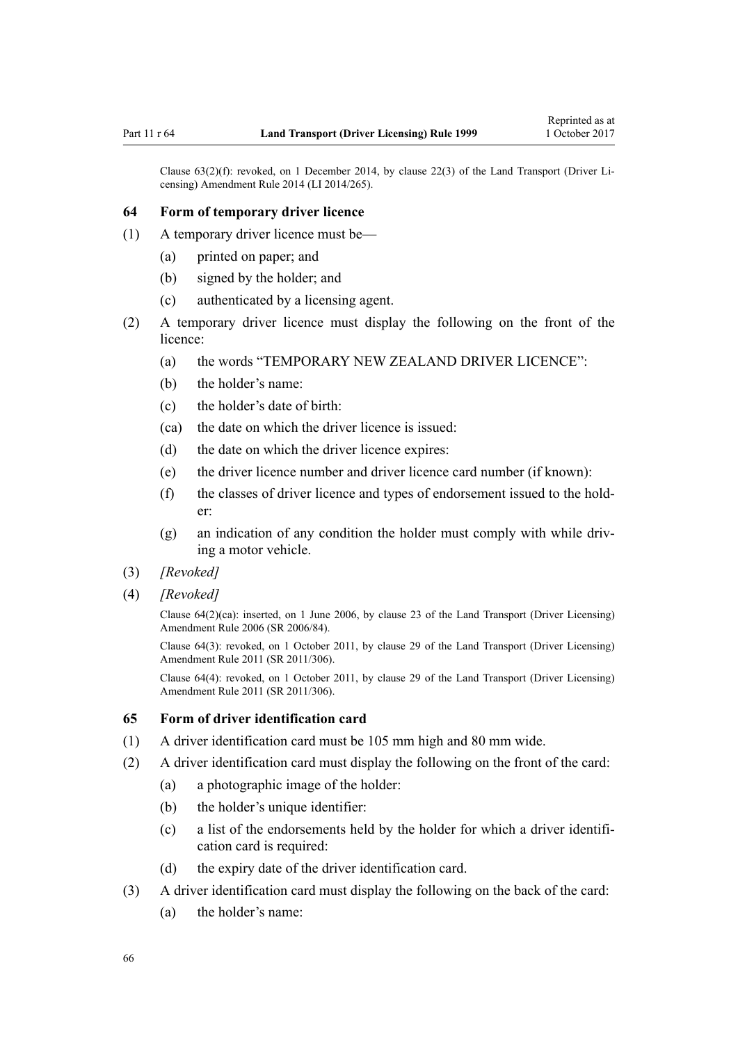Clause 63(2)(f): revoked, on 1 December 2014, by clause 22(3) of the Land Transport (Driver Licensing) Amendment Rule 2014 (LI 2014/265).

### 64 Form of temporary driver licence

(1) A temporary driver licence must be—

- (a) printed on paper; and
- (b) signed by the holder; and
- (c) authenticated by a licensing agent.

(2) A temporary driver licence must display the following on the front of the licence:

- (a) the words "TEMPORARY NEW ZEALAND DRIVER LICENCE":
- (b) the holder's name:
- (c) the holder's date of birth:
- (ca) the date on which the driver licence is issued:
- (d) the date on which the driver licence expires:
- (e) the driver licence number and driver licence card number (if known):
- (f) the classes of driver licence and types of endorsement issued to the holder:
- (g) an indication of any condition the holder must comply with while driving a motor vehicle.

(3) *[Revoked]*

(4) *[Revoked]*

Clause 64(2)(ca): inserted, on 1 June 2006, by clause 23 of the Land Transport (Driver Licensing) Amendment Rule 2006 (SR 2006/84).

Clause 64(3): revoked, on 1 October 2011, by clause 29 of the Land Transport (Driver Licensing) Amendment Rule 2011 (SR 2011/306).

Clause 64(4): revoked, on 1 October 2011, by clause 29 of the Land Transport (Driver Licensing) Amendment Rule 2011 (SR 2011/306).

### 65 Form of driver identification card

(1) A driver identification card must be 105 mm high and 80 mm wide.

(2) A driver identification card must display the following on the front of the card:

- (a) a photographic image of the holder:
- (b) the holder's unique identifier:
- (c) a list of the endorsements held by the holder for which a driver identification card is required:
- (d) the expiry date of the driver identification card.

(3) A driver identification card must display the following on the back of the card:

- (a) the holder's name: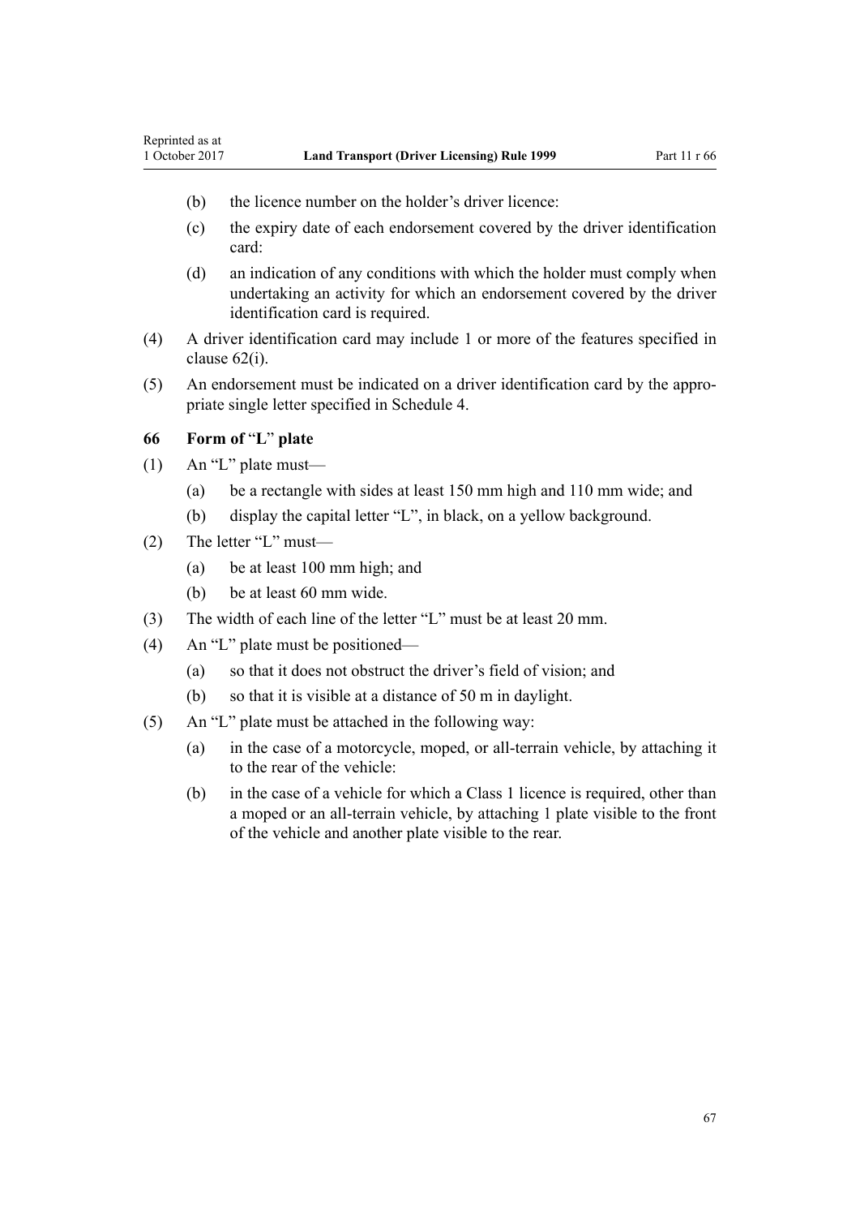(b) the licence number on the holder's driver licence:

(c) the expiry date of each endorsement covered by the driver identification card:

(d) an indication of any conditions with which the holder must comply when undertaking an activity for which an endorsement covered by the driver identification card is required.

(4) A driver identification card may include 1 or more of the features specified in clause 62(i).

(5) An endorsement must be indicated on a driver identification card by the appropriate single letter specified in Schedule 4.

### 66 Form of "L" plate

(1) An "L" plate must—

(a) be a rectangle with sides at least 150 mm high and 110 mm wide; and

(b) display the capital letter "L", in black, on a yellow background.

(2) The letter "L" must—

(a) be at least 100 mm high; and

(b) be at least 60 mm wide.

(3) The width of each line of the letter "L" must be at least 20 mm.

(4) An "L" plate must be positioned—

(a) so that it does not obstruct the driver's field of vision; and

(b) so that it is visible at a distance of 50 m in daylight.

(5) An "L" plate must be attached in the following way:

(a) in the case of a motorcycle, moped, or all-terrain vehicle, by attaching it to the rear of the vehicle:

(b) in the case of a vehicle for which a Class 1 licence is required, other than a moped or an all-terrain vehicle, by attaching 1 plate visible to the front of the vehicle and another plate visible to the rear.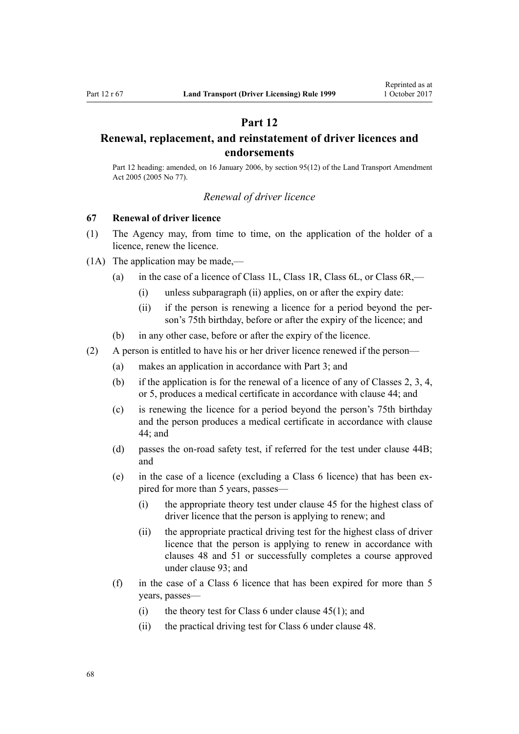# Part 12
# Renewal, replacement, and reinstatement of driver licences and endorsements

Part 12 heading: amended, on 16 January 2006, by section 95(12) of the Land Transport Amendment Act 2005 (2005 No 77).

*Renewal of driver licence*

### 67 Renewal of driver licence

(1) The Agency may, from time to time, on the application of the holder of a licence, renew the licence.

(1A) The application may be made,—

- (a) in the case of a licence of Class 1L, Class 1R, Class 6L, or Class 6R,—
  - (i) unless subparagraph (ii) applies, on or after the expiry date:
  - (ii) if the person is renewing a licence for a period beyond the person's 75th birthday, before or after the expiry of the licence; and
- (b) in any other case, before or after the expiry of the licence.

(2) A person is entitled to have his or her driver licence renewed if the person—

- (a) makes an application in accordance with Part 3; and
- (b) if the application is for the renewal of a licence of any of Classes 2, 3, 4, or 5, produces a medical certificate in accordance with clause 44; and
- (c) is renewing the licence for a period beyond the person's 75th birthday and the person produces a medical certificate in accordance with clause 44; and
- (d) passes the on-road safety test, if referred for the test under clause 44B; and
- (e) in the case of a licence (excluding a Class 6 licence) that has been expired for more than 5 years, passes—
  - (i) the appropriate theory test under clause 45 for the highest class of driver licence that the person is applying to renew; and
  - (ii) the appropriate practical driving test for the highest class of driver licence that the person is applying to renew in accordance with clauses 48 and 51 or successfully completes a course approved under clause 93; and
- (f) in the case of a Class 6 licence that has been expired for more than 5 years, passes—
  - (i) the theory test for Class 6 under clause 45(1); and
  - (ii) the practical driving test for Class 6 under clause 48.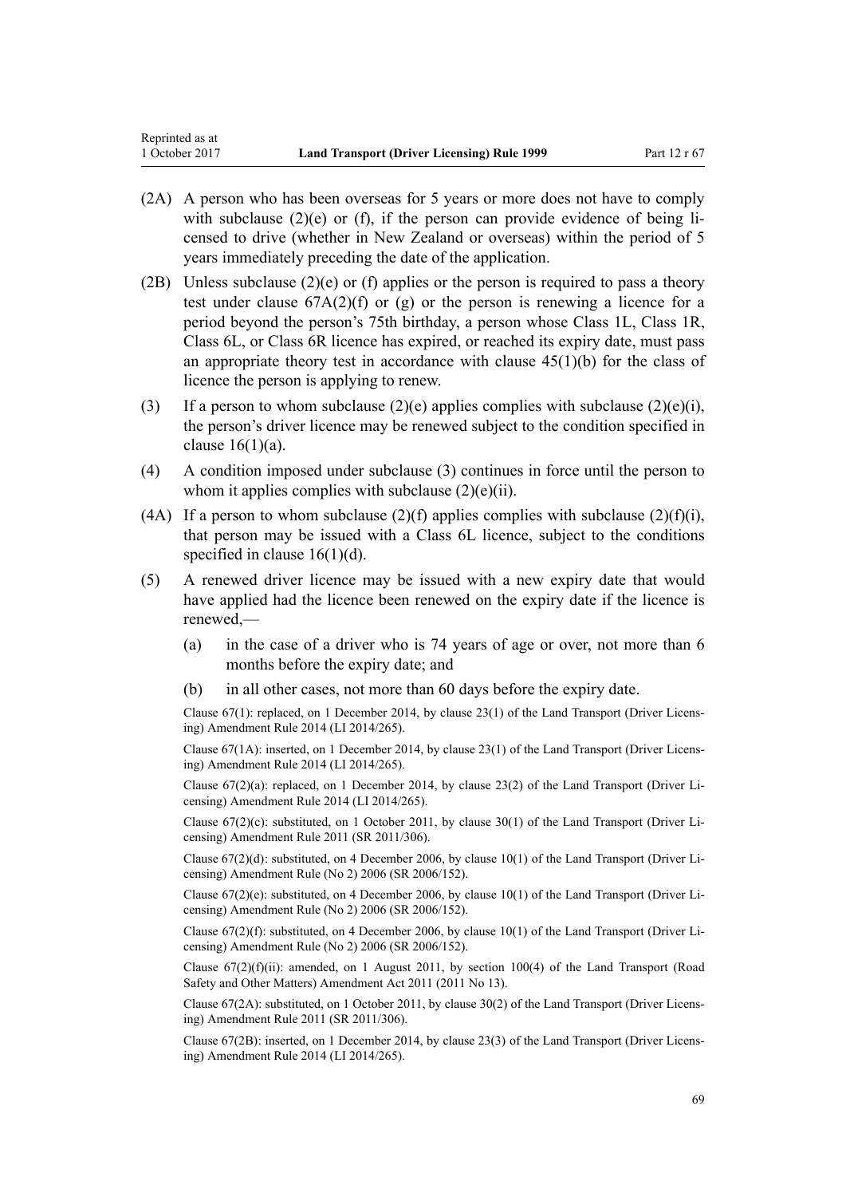(2A) A person who has been overseas for 5 years or more does not have to comply with subclause (2)(e) or (f), if the person can provide evidence of being licensed to drive (whether in New Zealand or overseas) within the period of 5 years immediately preceding the date of the application.

(2B) Unless subclause (2)(e) or (f) applies or the person is required to pass a theory test under clause 67A(2)(f) or (g) or the person is renewing a licence for a period beyond the person's 75th birthday, a person whose Class 1L, Class 1R, Class 6L, or Class 6R licence has expired, or reached its expiry date, must pass an appropriate theory test in accordance with clause 45(1)(b) for the class of licence the person is applying to renew.

(3) If a person to whom subclause (2)(e) applies complies with subclause (2)(e)(i), the person's driver licence may be renewed subject to the condition specified in clause 16(1)(a).

(4) A condition imposed under subclause (3) continues in force until the person to whom it applies complies with subclause (2)(e)(ii).

(4A) If a person to whom subclause (2)(f) applies complies with subclause (2)(f)(i), that person may be issued with a Class 6L licence, subject to the conditions specified in clause 16(1)(d).

(5) A renewed driver licence may be issued with a new expiry date that would have applied had the licence been renewed on the expiry date if the licence is renewed,—

(a) in the case of a driver who is 74 years of age or over, not more than 6 months before the expiry date; and

(b) in all other cases, not more than 60 days before the expiry date.

Clause 67(1): replaced, on 1 December 2014, by clause 23(1) of the Land Transport (Driver Licensing) Amendment Rule 2014 (LI 2014/265).

Clause 67(1A): inserted, on 1 December 2014, by clause 23(1) of the Land Transport (Driver Licensing) Amendment Rule 2014 (LI 2014/265).

Clause 67(2)(a): replaced, on 1 December 2014, by clause 23(2) of the Land Transport (Driver Licensing) Amendment Rule 2014 (LI 2014/265).

Clause 67(2)(c): substituted, on 1 October 2011, by clause 30(1) of the Land Transport (Driver Licensing) Amendment Rule 2011 (SR 2011/306).

Clause 67(2)(d): substituted, on 4 December 2006, by clause 10(1) of the Land Transport (Driver Licensing) Amendment Rule (No 2) 2006 (SR 2006/152).

Clause 67(2)(e): substituted, on 4 December 2006, by clause 10(1) of the Land Transport (Driver Licensing) Amendment Rule (No 2) 2006 (SR 2006/152).

Clause 67(2)(f): substituted, on 4 December 2006, by clause 10(1) of the Land Transport (Driver Licensing) Amendment Rule (No 2) 2006 (SR 2006/152).

Clause 67(2)(f)(ii): amended, on 1 August 2011, by section 100(4) of the Land Transport (Road Safety and Other Matters) Amendment Act 2011 (2011 No 13).

Clause 67(2A): substituted, on 1 October 2011, by clause 30(2) of the Land Transport (Driver Licensing) Amendment Rule 2011 (SR 2011/306).

Clause 67(2B): inserted, on 1 December 2014, by clause 23(3) of the Land Transport (Driver Licensing) Amendment Rule 2014 (LI 2014/265).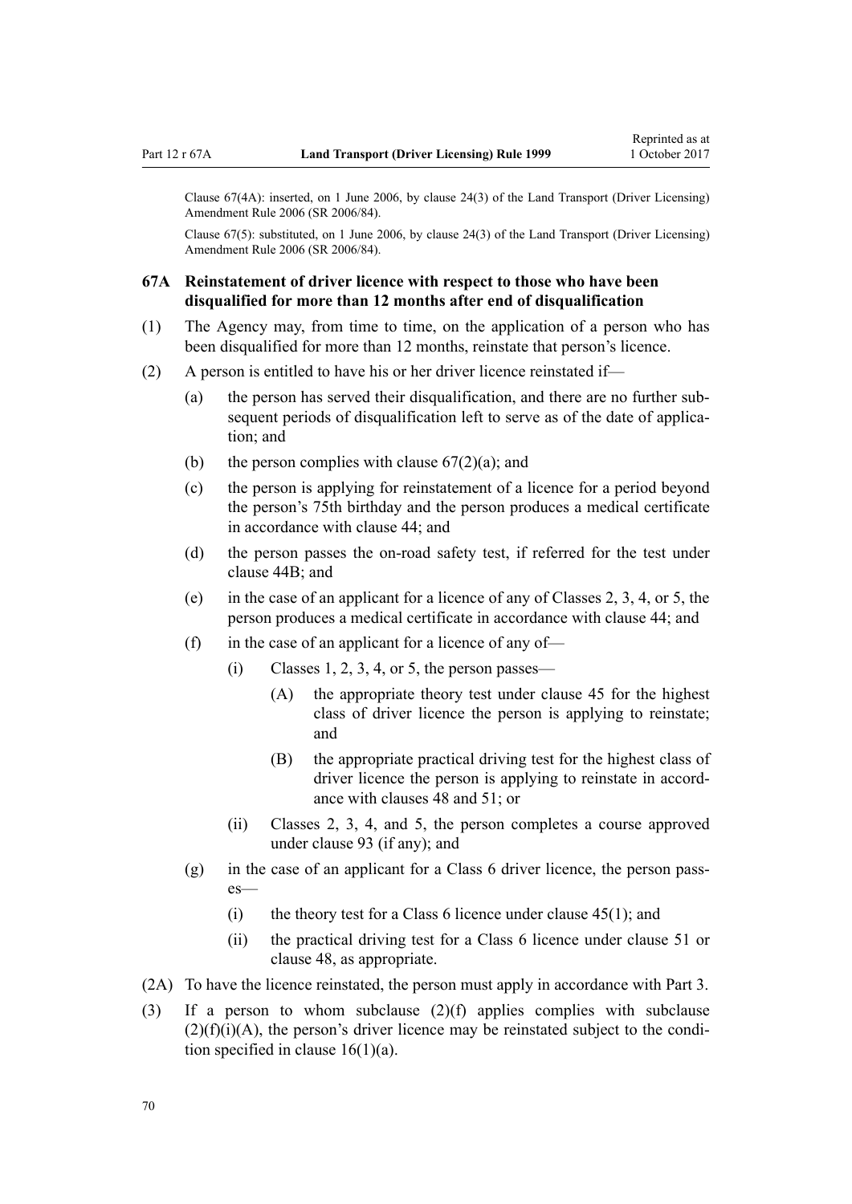Clause 67(4A): inserted, on 1 June 2006, by clause 24(3) of the Land Transport (Driver Licensing) Amendment Rule 2006 (SR 2006/84).

Clause 67(5): substituted, on 1 June 2006, by clause 24(3) of the Land Transport (Driver Licensing) Amendment Rule 2006 (SR 2006/84).

### 67A Reinstatement of driver licence with respect to those who have been disqualified for more than 12 months after end of disqualification

(1) The Agency may, from time to time, on the application of a person who has been disqualified for more than 12 months, reinstate that person's licence.

(2) A person is entitled to have his or her driver licence reinstated if—

- (a) the person has served their disqualification, and there are no further subsequent periods of disqualification left to serve as of the date of application; and
- (b) the person complies with clause 67(2)(a); and
- (c) the person is applying for reinstatement of a licence for a period beyond the person's 75th birthday and the person produces a medical certificate in accordance with clause 44; and
- (d) the person passes the on-road safety test, if referred for the test under clause 44B; and
- (e) in the case of an applicant for a licence of any of Classes 2, 3, 4, or 5, the person produces a medical certificate in accordance with clause 44; and
- (f) in the case of an applicant for a licence of any of—
  - (i) Classes 1, 2, 3, 4, or 5, the person passes—
    - (A) the appropriate theory test under clause 45 for the highest class of driver licence the person is applying to reinstate; and
    - (B) the appropriate practical driving test for the highest class of driver licence the person is applying to reinstate in accordance with clauses 48 and 51; or
  - (ii) Classes 2, 3, 4, and 5, the person completes a course approved under clause 93 (if any); and
- (g) in the case of an applicant for a Class 6 driver licence, the person passes—
  - (i) the theory test for a Class 6 licence under clause 45(1); and
  - (ii) the practical driving test for a Class 6 licence under clause 51 or clause 48, as appropriate.

(2A) To have the licence reinstated, the person must apply in accordance with Part 3.

(3) If a person to whom subclause (2)(f) applies complies with subclause (2)(f)(i)(A), the person's driver licence may be reinstated subject to the condition specified in clause 16(1)(a).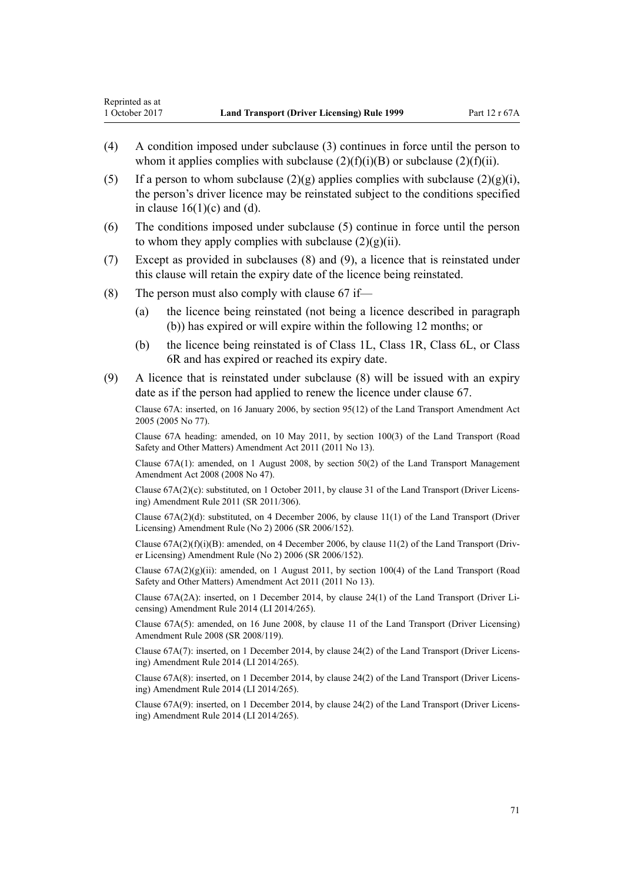(4) A condition imposed under subclause (3) continues in force until the person to whom it applies complies with subclause (2)(f)(i)(B) or subclause (2)(f)(ii).

(5) If a person to whom subclause (2)(g) applies complies with subclause (2)(g)(i), the person's driver licence may be reinstated subject to the conditions specified in clause 16(1)(c) and (d).

(6) The conditions imposed under subclause (5) continue in force until the person to whom they apply complies with subclause (2)(g)(ii).

(7) Except as provided in subclauses (8) and (9), a licence that is reinstated under this clause will retain the expiry date of the licence being reinstated.

(8) The person must also comply with clause 67 if—

(a) the licence being reinstated (not being a licence described in paragraph (b)) has expired or will expire within the following 12 months; or

(b) the licence being reinstated is of Class 1L, Class 1R, Class 6L, or Class 6R and has expired or reached its expiry date.

(9) A licence that is reinstated under subclause (8) will be issued with an expiry date as if the person had applied to renew the licence under clause 67.

Clause 67A: inserted, on 16 January 2006, by section 95(12) of the Land Transport Amendment Act 2005 (2005 No 77).

Clause 67A heading: amended, on 10 May 2011, by section 100(3) of the Land Transport (Road Safety and Other Matters) Amendment Act 2011 (2011 No 13).

Clause 67A(1): amended, on 1 August 2008, by section 50(2) of the Land Transport Management Amendment Act 2008 (2008 No 47).

Clause 67A(2)(c): substituted, on 1 October 2011, by clause 31 of the Land Transport (Driver Licensing) Amendment Rule 2011 (SR 2011/306).

Clause 67A(2)(d): substituted, on 4 December 2006, by clause 11(1) of the Land Transport (Driver Licensing) Amendment Rule (No 2) 2006 (SR 2006/152).

Clause 67A(2)(f)(i)(B): amended, on 4 December 2006, by clause 11(2) of the Land Transport (Driver Licensing) Amendment Rule (No 2) 2006 (SR 2006/152).

Clause 67A(2)(g)(ii): amended, on 1 August 2011, by section 100(4) of the Land Transport (Road Safety and Other Matters) Amendment Act 2011 (2011 No 13).

Clause 67A(2A): inserted, on 1 December 2014, by clause 24(1) of the Land Transport (Driver Licensing) Amendment Rule 2014 (LI 2014/265).

Clause 67A(5): amended, on 16 June 2008, by clause 11 of the Land Transport (Driver Licensing) Amendment Rule 2008 (SR 2008/119).

Clause 67A(7): inserted, on 1 December 2014, by clause 24(2) of the Land Transport (Driver Licensing) Amendment Rule 2014 (LI 2014/265).

Clause 67A(8): inserted, on 1 December 2014, by clause 24(2) of the Land Transport (Driver Licensing) Amendment Rule 2014 (LI 2014/265).

Clause 67A(9): inserted, on 1 December 2014, by clause 24(2) of the Land Transport (Driver Licensing) Amendment Rule 2014 (LI 2014/265).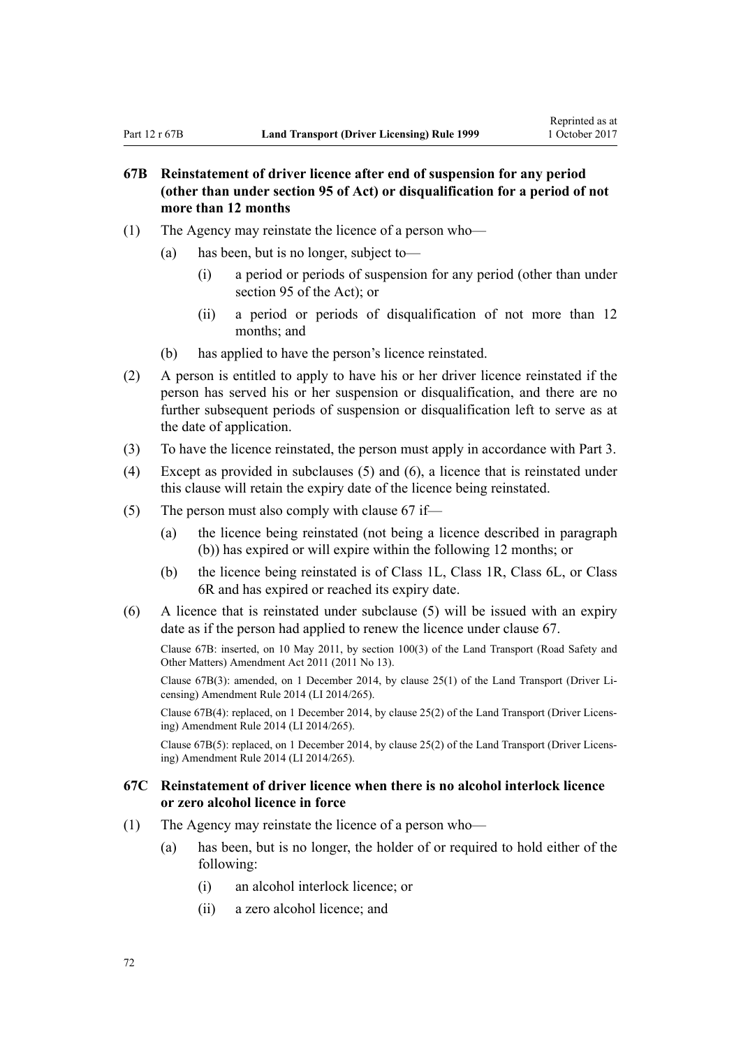### 67B Reinstatement of driver licence after end of suspension for any period (other than under section 95 of Act) or disqualification for a period of not more than 12 months

(1) The Agency may reinstate the licence of a person who—

  (a) has been, but is no longer, subject to—

    (i) a period or periods of suspension for any period (other than under section 95 of the Act); or

    (ii) a period or periods of disqualification of not more than 12 months; and

  (b) has applied to have the person's licence reinstated.

(2) A person is entitled to apply to have his or her driver licence reinstated if the person has served his or her suspension or disqualification, and there are no further subsequent periods of suspension or disqualification left to serve as at the date of application.

(3) To have the licence reinstated, the person must apply in accordance with Part 3.

(4) Except as provided in subclauses (5) and (6), a licence that is reinstated under this clause will retain the expiry date of the licence being reinstated.

(5) The person must also comply with clause 67 if—

  (a) the licence being reinstated (not being a licence described in paragraph (b)) has expired or will expire within the following 12 months; or

  (b) the licence being reinstated is of Class 1L, Class 1R, Class 6L, or Class 6R and has expired or reached its expiry date.

(6) A licence that is reinstated under subclause (5) will be issued with an expiry date as if the person had applied to renew the licence under clause 67.

Clause 67B: inserted, on 10 May 2011, by section 100(3) of the Land Transport (Road Safety and Other Matters) Amendment Act 2011 (2011 No 13).

Clause 67B(3): amended, on 1 December 2014, by clause 25(1) of the Land Transport (Driver Licensing) Amendment Rule 2014 (LI 2014/265).

Clause 67B(4): replaced, on 1 December 2014, by clause 25(2) of the Land Transport (Driver Licensing) Amendment Rule 2014 (LI 2014/265).

Clause 67B(5): replaced, on 1 December 2014, by clause 25(2) of the Land Transport (Driver Licensing) Amendment Rule 2014 (LI 2014/265).

### 67C Reinstatement of driver licence when there is no alcohol interlock licence or zero alcohol licence in force

(1) The Agency may reinstate the licence of a person who—

  (a) has been, but is no longer, the holder of or required to hold either of the following:

    (i) an alcohol interlock licence; or

    (ii) a zero alcohol licence; and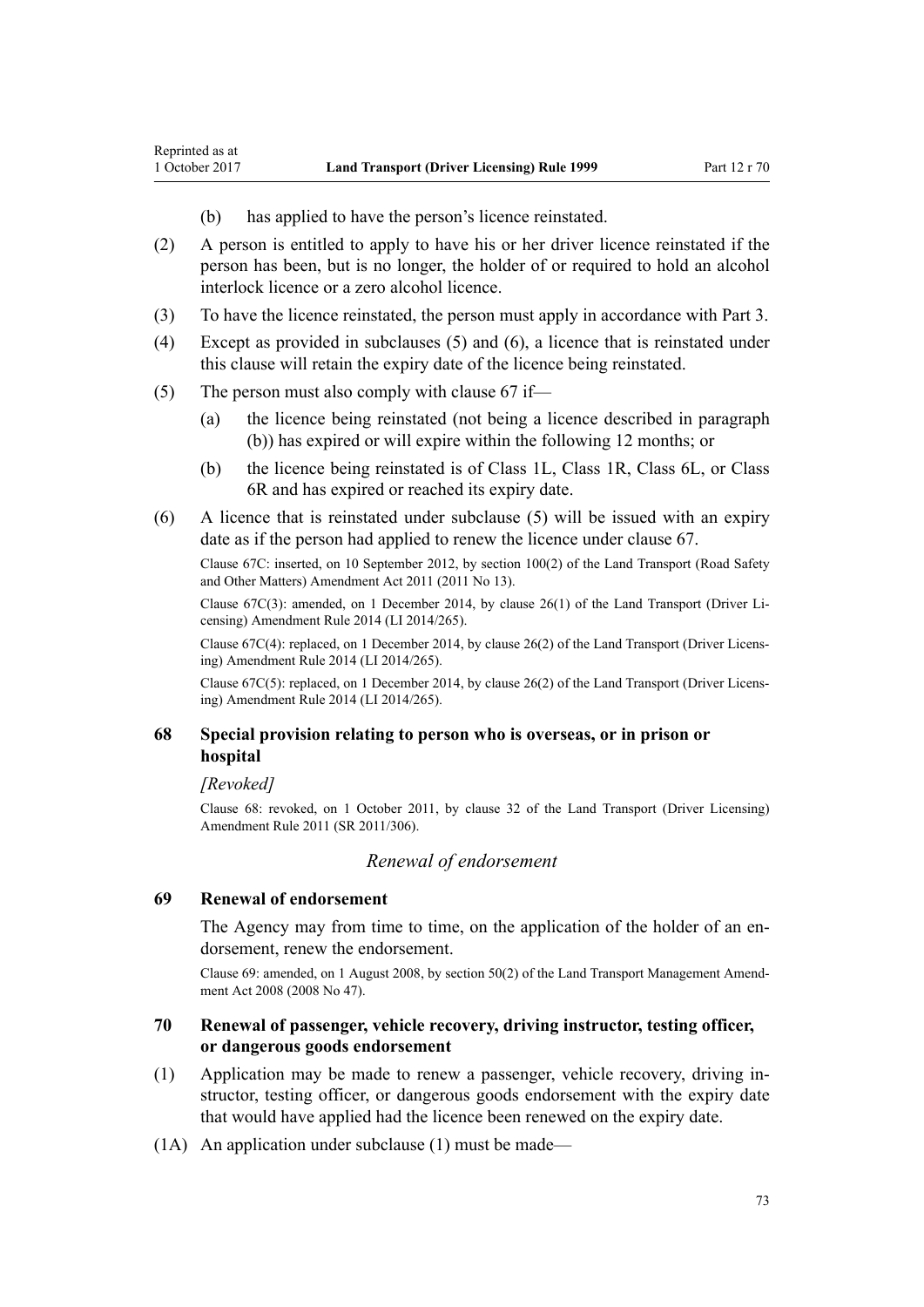(b) has applied to have the person's licence reinstated.

(2) A person is entitled to apply to have his or her driver licence reinstated if the person has been, but is no longer, the holder of or required to hold an alcohol interlock licence or a zero alcohol licence.

(3) To have the licence reinstated, the person must apply in accordance with Part 3.

(4) Except as provided in subclauses (5) and (6), a licence that is reinstated under this clause will retain the expiry date of the licence being reinstated.

(5) The person must also comply with clause 67 if—

(a) the licence being reinstated (not being a licence described in paragraph (b)) has expired or will expire within the following 12 months; or

(b) the licence being reinstated is of Class 1L, Class 1R, Class 6L, or Class 6R and has expired or reached its expiry date.

(6) A licence that is reinstated under subclause (5) will be issued with an expiry date as if the person had applied to renew the licence under clause 67.

Clause 67C: inserted, on 10 September 2012, by section 100(2) of the Land Transport (Road Safety and Other Matters) Amendment Act 2011 (2011 No 13).

Clause 67C(3): amended, on 1 December 2014, by clause 26(1) of the Land Transport (Driver Licensing) Amendment Rule 2014 (LI 2014/265).

Clause 67C(4): replaced, on 1 December 2014, by clause 26(2) of the Land Transport (Driver Licensing) Amendment Rule 2014 (LI 2014/265).

Clause 67C(5): replaced, on 1 December 2014, by clause 26(2) of the Land Transport (Driver Licensing) Amendment Rule 2014 (LI 2014/265).

### 68 Special provision relating to person who is overseas, or in prison or hospital

*[Revoked]*

Clause 68: revoked, on 1 October 2011, by clause 32 of the Land Transport (Driver Licensing) Amendment Rule 2011 (SR 2011/306).

*Renewal of endorsement*

### 69 Renewal of endorsement

The Agency may from time to time, on the application of the holder of an endorsement, renew the endorsement.

Clause 69: amended, on 1 August 2008, by section 50(2) of the Land Transport Management Amendment Act 2008 (2008 No 47).

### 70 Renewal of passenger, vehicle recovery, driving instructor, testing officer, or dangerous goods endorsement

(1) Application may be made to renew a passenger, vehicle recovery, driving instructor, testing officer, or dangerous goods endorsement with the expiry date that would have applied had the licence been renewed on the expiry date.

(1A) An application under subclause (1) must be made—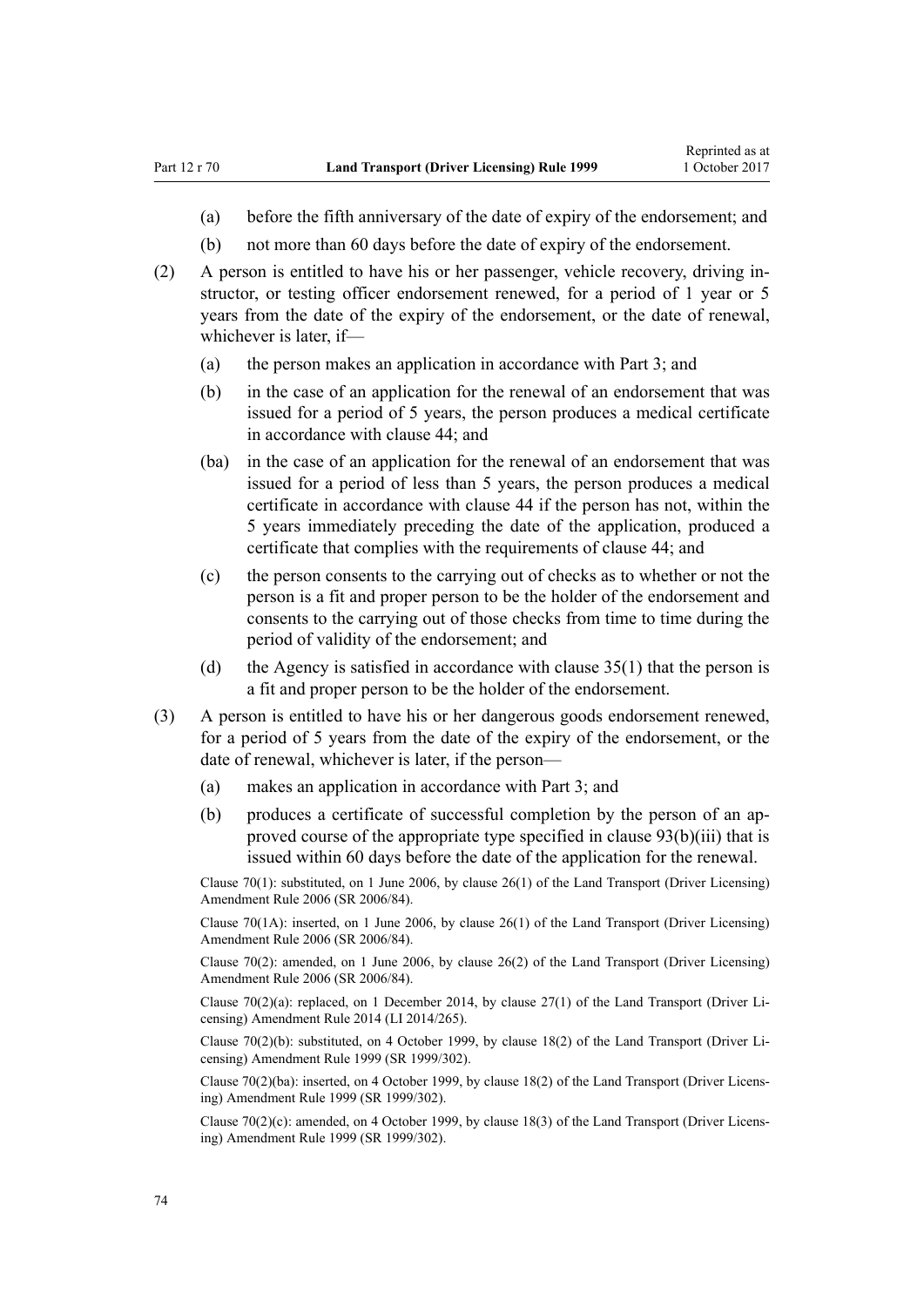(a) before the fifth anniversary of the date of expiry of the endorsement; and

(b) not more than 60 days before the date of expiry of the endorsement.

(2) A person is entitled to have his or her passenger, vehicle recovery, driving instructor, or testing officer endorsement renewed, for a period of 1 year or 5 years from the date of the expiry of the endorsement, or the date of renewal, whichever is later, if—

(a) the person makes an application in accordance with Part 3; and

(b) in the case of an application for the renewal of an endorsement that was issued for a period of 5 years, the person produces a medical certificate in accordance with clause 44; and

(ba) in the case of an application for the renewal of an endorsement that was issued for a period of less than 5 years, the person produces a medical certificate in accordance with clause 44 if the person has not, within the 5 years immediately preceding the date of the application, produced a certificate that complies with the requirements of clause 44; and

(c) the person consents to the carrying out of checks as to whether or not the person is a fit and proper person to be the holder of the endorsement and consents to the carrying out of those checks from time to time during the period of validity of the endorsement; and

(d) the Agency is satisfied in accordance with clause 35(1) that the person is a fit and proper person to be the holder of the endorsement.

(3) A person is entitled to have his or her dangerous goods endorsement renewed, for a period of 5 years from the date of the expiry of the endorsement, or the date of renewal, whichever is later, if the person—

(a) makes an application in accordance with Part 3; and

(b) produces a certificate of successful completion by the person of an approved course of the appropriate type specified in clause 93(b)(iii) that is issued within 60 days before the date of the application for the renewal.

Clause 70(1): substituted, on 1 June 2006, by clause 26(1) of the Land Transport (Driver Licensing) Amendment Rule 2006 (SR 2006/84).

Clause 70(1A): inserted, on 1 June 2006, by clause 26(1) of the Land Transport (Driver Licensing) Amendment Rule 2006 (SR 2006/84).

Clause 70(2): amended, on 1 June 2006, by clause 26(2) of the Land Transport (Driver Licensing) Amendment Rule 2006 (SR 2006/84).

Clause 70(2)(a): replaced, on 1 December 2014, by clause 27(1) of the Land Transport (Driver Licensing) Amendment Rule 2014 (LI 2014/265).

Clause 70(2)(b): substituted, on 4 October 1999, by clause 18(2) of the Land Transport (Driver Licensing) Amendment Rule 1999 (SR 1999/302).

Clause 70(2)(ba): inserted, on 4 October 1999, by clause 18(2) of the Land Transport (Driver Licensing) Amendment Rule 1999 (SR 1999/302).

Clause 70(2)(c): amended, on 4 October 1999, by clause 18(3) of the Land Transport (Driver Licensing) Amendment Rule 1999 (SR 1999/302).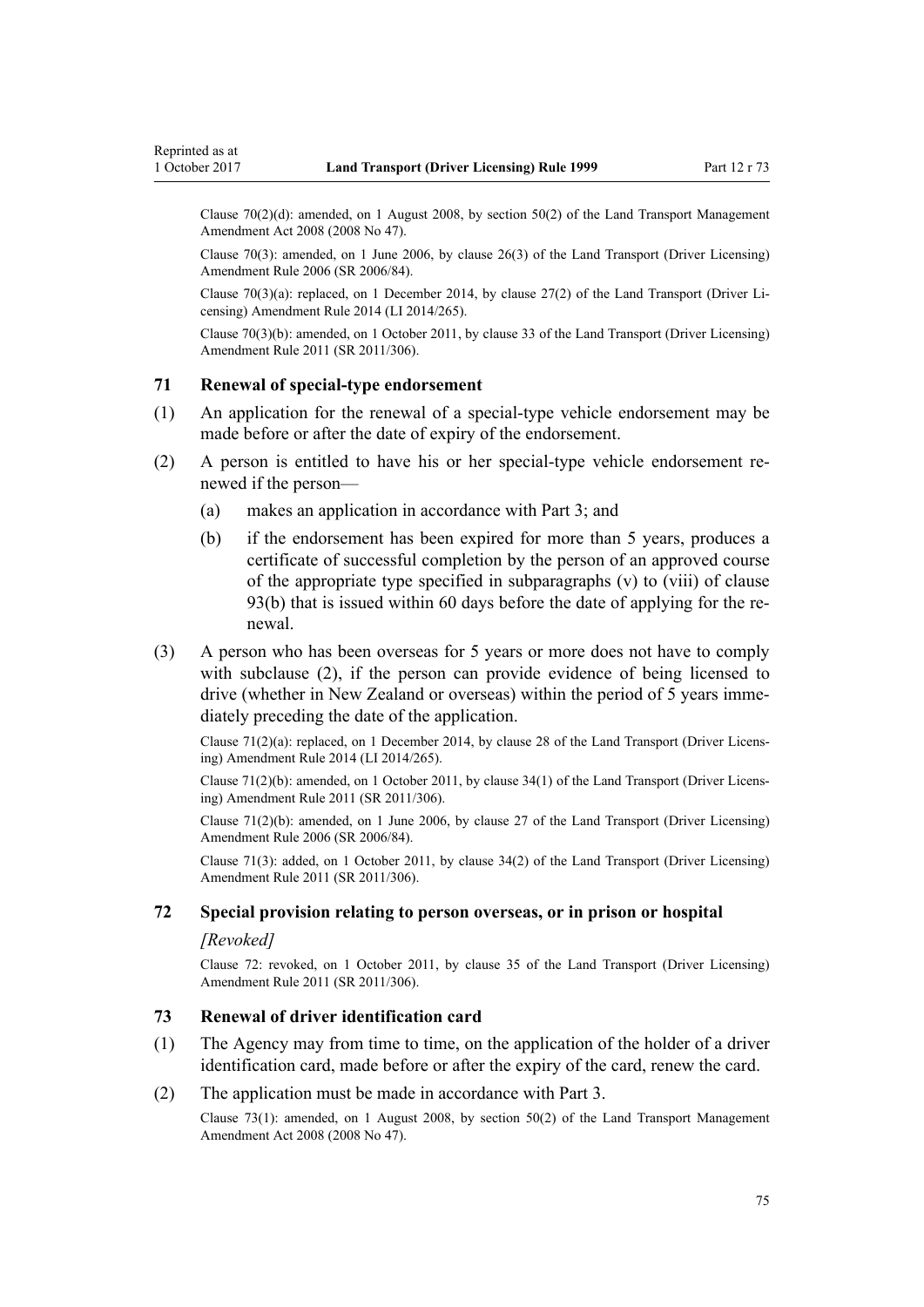Clause 70(2)(d): amended, on 1 August 2008, by section 50(2) of the Land Transport Management Amendment Act 2008 (2008 No 47).

Clause 70(3): amended, on 1 June 2006, by clause 26(3) of the Land Transport (Driver Licensing) Amendment Rule 2006 (SR 2006/84).

Clause 70(3)(a): replaced, on 1 December 2014, by clause 27(2) of the Land Transport (Driver Licensing) Amendment Rule 2014 (LI 2014/265).

Clause 70(3)(b): amended, on 1 October 2011, by clause 33 of the Land Transport (Driver Licensing) Amendment Rule 2011 (SR 2011/306).

### 71 Renewal of special-type endorsement

(1) An application for the renewal of a special-type vehicle endorsement may be made before or after the date of expiry of the endorsement.

(2) A person is entitled to have his or her special-type vehicle endorsement renewed if the person—

- (a) makes an application in accordance with Part 3; and
- (b) if the endorsement has been expired for more than 5 years, produces a certificate of successful completion by the person of an approved course of the appropriate type specified in subparagraphs (v) to (viii) of clause 93(b) that is issued within 60 days before the date of applying for the renewal.

(3) A person who has been overseas for 5 years or more does not have to comply with subclause (2), if the person can provide evidence of being licensed to drive (whether in New Zealand or overseas) within the period of 5 years immediately preceding the date of the application.

Clause 71(2)(a): replaced, on 1 December 2014, by clause 28 of the Land Transport (Driver Licensing) Amendment Rule 2014 (LI 2014/265).

Clause 71(2)(b): amended, on 1 October 2011, by clause 34(1) of the Land Transport (Driver Licensing) Amendment Rule 2011 (SR 2011/306).

Clause 71(2)(b): amended, on 1 June 2006, by clause 27 of the Land Transport (Driver Licensing) Amendment Rule 2006 (SR 2006/84).

Clause 71(3): added, on 1 October 2011, by clause 34(2) of the Land Transport (Driver Licensing) Amendment Rule 2011 (SR 2011/306).

### 72 Special provision relating to person overseas, or in prison or hospital

*[Revoked]*

Clause 72: revoked, on 1 October 2011, by clause 35 of the Land Transport (Driver Licensing) Amendment Rule 2011 (SR 2011/306).

### 73 Renewal of driver identification card

(1) The Agency may from time to time, on the application of the holder of a driver identification card, made before or after the expiry of the card, renew the card.

(2) The application must be made in accordance with Part 3.

Clause 73(1): amended, on 1 August 2008, by section 50(2) of the Land Transport Management Amendment Act 2008 (2008 No 47).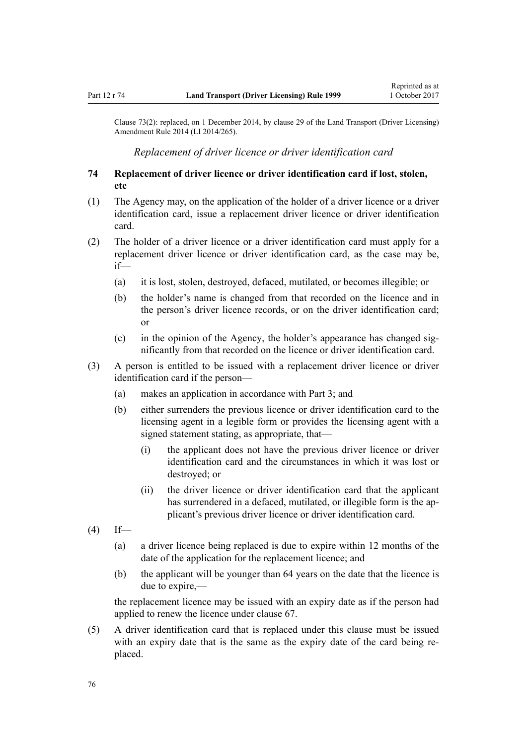Clause 73(2): replaced, on 1 December 2014, by clause 29 of the Land Transport (Driver Licensing) Amendment Rule 2014 (LI 2014/265).

*Replacement of driver licence or driver identification card*

### 74 Replacement of driver licence or driver identification card if lost, stolen, etc

(1) The Agency may, on the application of the holder of a driver licence or a driver identification card, issue a replacement driver licence or driver identification card.

(2) The holder of a driver licence or a driver identification card must apply for a replacement driver licence or driver identification card, as the case may be, if—

  (a) it is lost, stolen, destroyed, defaced, mutilated, or becomes illegible; or

  (b) the holder's name is changed from that recorded on the licence and in the person's driver licence records, or on the driver identification card; or

  (c) in the opinion of the Agency, the holder's appearance has changed significantly from that recorded on the licence or driver identification card.

(3) A person is entitled to be issued with a replacement driver licence or driver identification card if the person—

  (a) makes an application in accordance with Part 3; and

  (b) either surrenders the previous licence or driver identification card to the licensing agent in a legible form or provides the licensing agent with a signed statement stating, as appropriate, that—

    (i) the applicant does not have the previous driver licence or driver identification card and the circumstances in which it was lost or destroyed; or

    (ii) the driver licence or driver identification card that the applicant has surrendered in a defaced, mutilated, or illegible form is the applicant's previous driver licence or driver identification card.

(4) If—

  (a) a driver licence being replaced is due to expire within 12 months of the date of the application for the replacement licence; and

  (b) the applicant will be younger than 64 years on the date that the licence is due to expire,—

  the replacement licence may be issued with an expiry date as if the person had applied to renew the licence under clause 67.

(5) A driver identification card that is replaced under this clause must be issued with an expiry date that is the same as the expiry date of the card being replaced.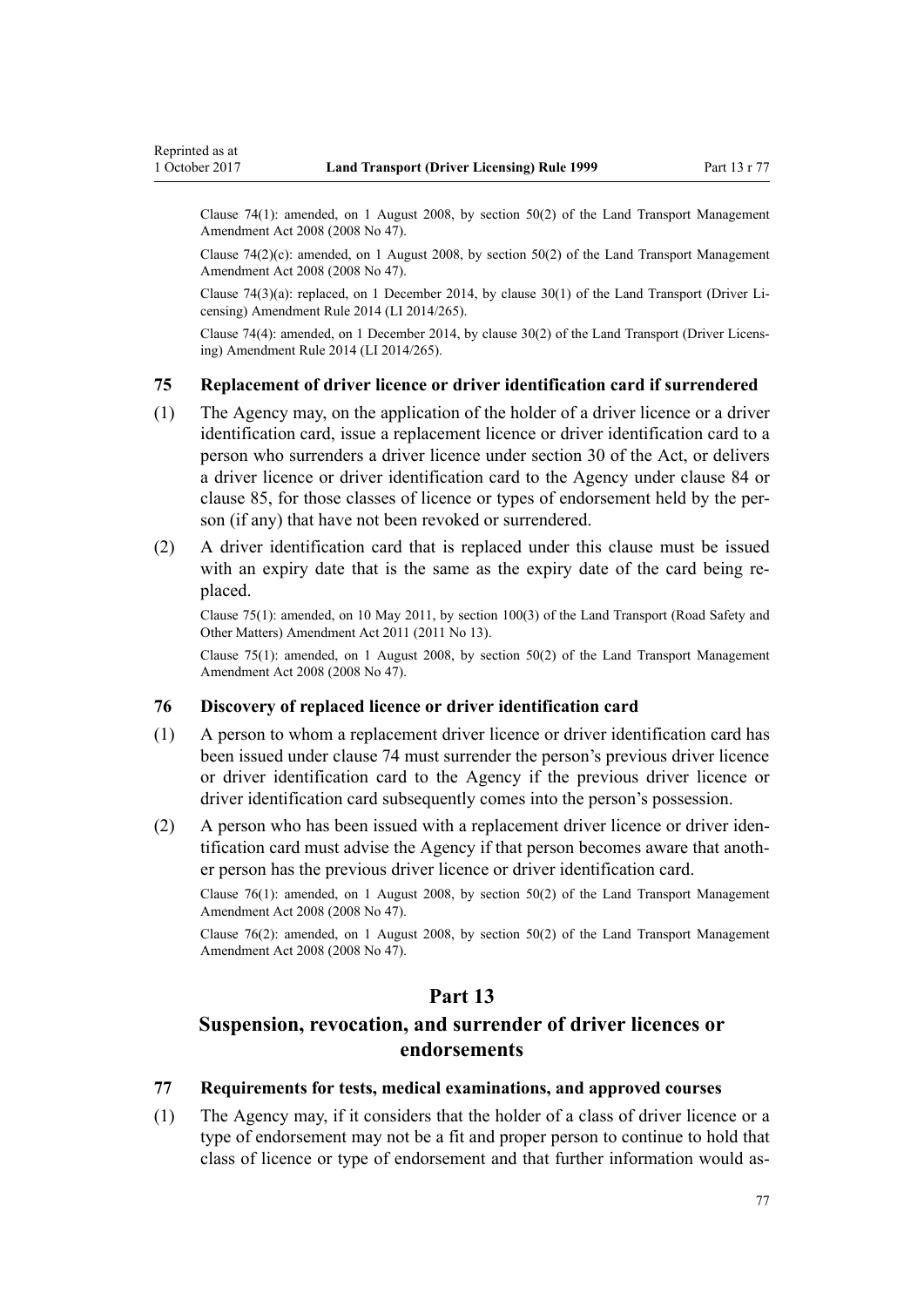Clause 74(1): amended, on 1 August 2008, by section 50(2) of the Land Transport Management Amendment Act 2008 (2008 No 47).

Clause 74(2)(c): amended, on 1 August 2008, by section 50(2) of the Land Transport Management Amendment Act 2008 (2008 No 47).

Clause 74(3)(a): replaced, on 1 December 2014, by clause 30(1) of the Land Transport (Driver Licensing) Amendment Rule 2014 (LI 2014/265).

Clause 74(4): amended, on 1 December 2014, by clause 30(2) of the Land Transport (Driver Licensing) Amendment Rule 2014 (LI 2014/265).

### 75 Replacement of driver licence or driver identification card if surrendered

(1) The Agency may, on the application of the holder of a driver licence or a driver identification card, issue a replacement licence or driver identification card to a person who surrenders a driver licence under section 30 of the Act, or delivers a driver licence or driver identification card to the Agency under clause 84 or clause 85, for those classes of licence or types of endorsement held by the person (if any) that have not been revoked or surrendered.

(2) A driver identification card that is replaced under this clause must be issued with an expiry date that is the same as the expiry date of the card being replaced.

Clause 75(1): amended, on 10 May 2011, by section 100(3) of the Land Transport (Road Safety and Other Matters) Amendment Act 2011 (2011 No 13).

Clause 75(1): amended, on 1 August 2008, by section 50(2) of the Land Transport Management Amendment Act 2008 (2008 No 47).

### 76 Discovery of replaced licence or driver identification card

(1) A person to whom a replacement driver licence or driver identification card has been issued under clause 74 must surrender the person's previous driver licence or driver identification card to the Agency if the previous driver licence or driver identification card subsequently comes into the person's possession.

(2) A person who has been issued with a replacement driver licence or driver identification card must advise the Agency if that person becomes aware that another person has the previous driver licence or driver identification card.

Clause 76(1): amended, on 1 August 2008, by section 50(2) of the Land Transport Management Amendment Act 2008 (2008 No 47).

Clause 76(2): amended, on 1 August 2008, by section 50(2) of the Land Transport Management Amendment Act 2008 (2008 No 47).

## Part 13
## Suspension, revocation, and surrender of driver licences or endorsements

### 77 Requirements for tests, medical examinations, and approved courses

(1) The Agency may, if it considers that the holder of a class of driver licence or a type of endorsement may not be a fit and proper person to continue to hold that class of licence or type of endorsement and that further information would as-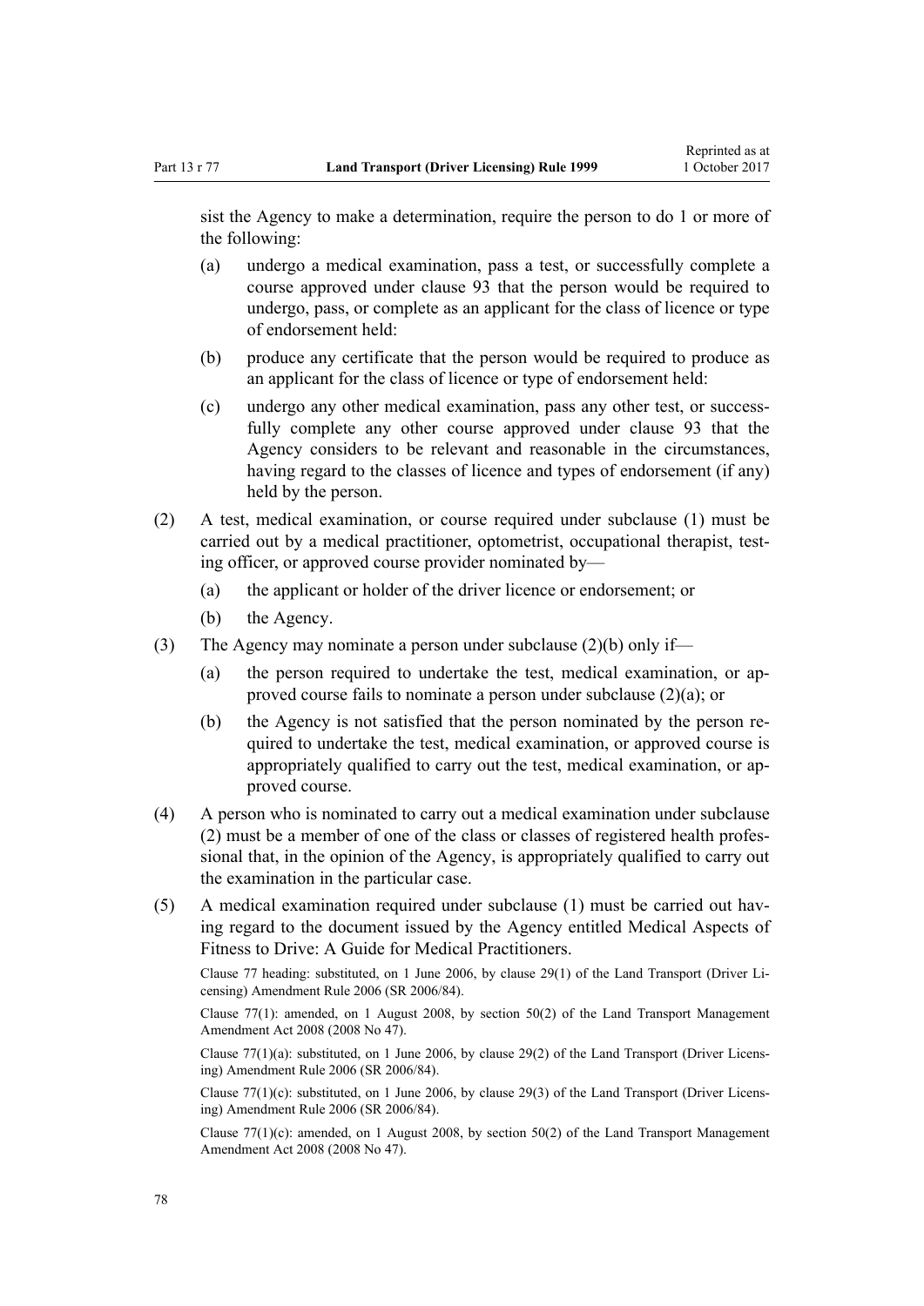sist the Agency to make a determination, require the person to do 1 or more of the following:

(a) undergo a medical examination, pass a test, or successfully complete a course approved under clause 93 that the person would be required to undergo, pass, or complete as an applicant for the class of licence or type of endorsement held:

(b) produce any certificate that the person would be required to produce as an applicant for the class of licence or type of endorsement held:

(c) undergo any other medical examination, pass any other test, or successfully complete any other course approved under clause 93 that the Agency considers to be relevant and reasonable in the circumstances, having regard to the classes of licence and types of endorsement (if any) held by the person.

(2) A test, medical examination, or course required under subclause (1) must be carried out by a medical practitioner, optometrist, occupational therapist, testing officer, or approved course provider nominated by—

(a) the applicant or holder of the driver licence or endorsement; or

(b) the Agency.

(3) The Agency may nominate a person under subclause (2)(b) only if—

(a) the person required to undertake the test, medical examination, or approved course fails to nominate a person under subclause (2)(a); or

(b) the Agency is not satisfied that the person nominated by the person required to undertake the test, medical examination, or approved course is appropriately qualified to carry out the test, medical examination, or approved course.

(4) A person who is nominated to carry out a medical examination under subclause (2) must be a member of one of the class or classes of registered health professional that, in the opinion of the Agency, is appropriately qualified to carry out the examination in the particular case.

(5) A medical examination required under subclause (1) must be carried out having regard to the document issued by the Agency entitled Medical Aspects of Fitness to Drive: A Guide for Medical Practitioners.

Clause 77 heading: substituted, on 1 June 2006, by clause 29(1) of the Land Transport (Driver Licensing) Amendment Rule 2006 (SR 2006/84).

Clause 77(1): amended, on 1 August 2008, by section 50(2) of the Land Transport Management Amendment Act 2008 (2008 No 47).

Clause 77(1)(a): substituted, on 1 June 2006, by clause 29(2) of the Land Transport (Driver Licensing) Amendment Rule 2006 (SR 2006/84).

Clause 77(1)(c): substituted, on 1 June 2006, by clause 29(3) of the Land Transport (Driver Licensing) Amendment Rule 2006 (SR 2006/84).

Clause 77(1)(c): amended, on 1 August 2008, by section 50(2) of the Land Transport Management Amendment Act 2008 (2008 No 47).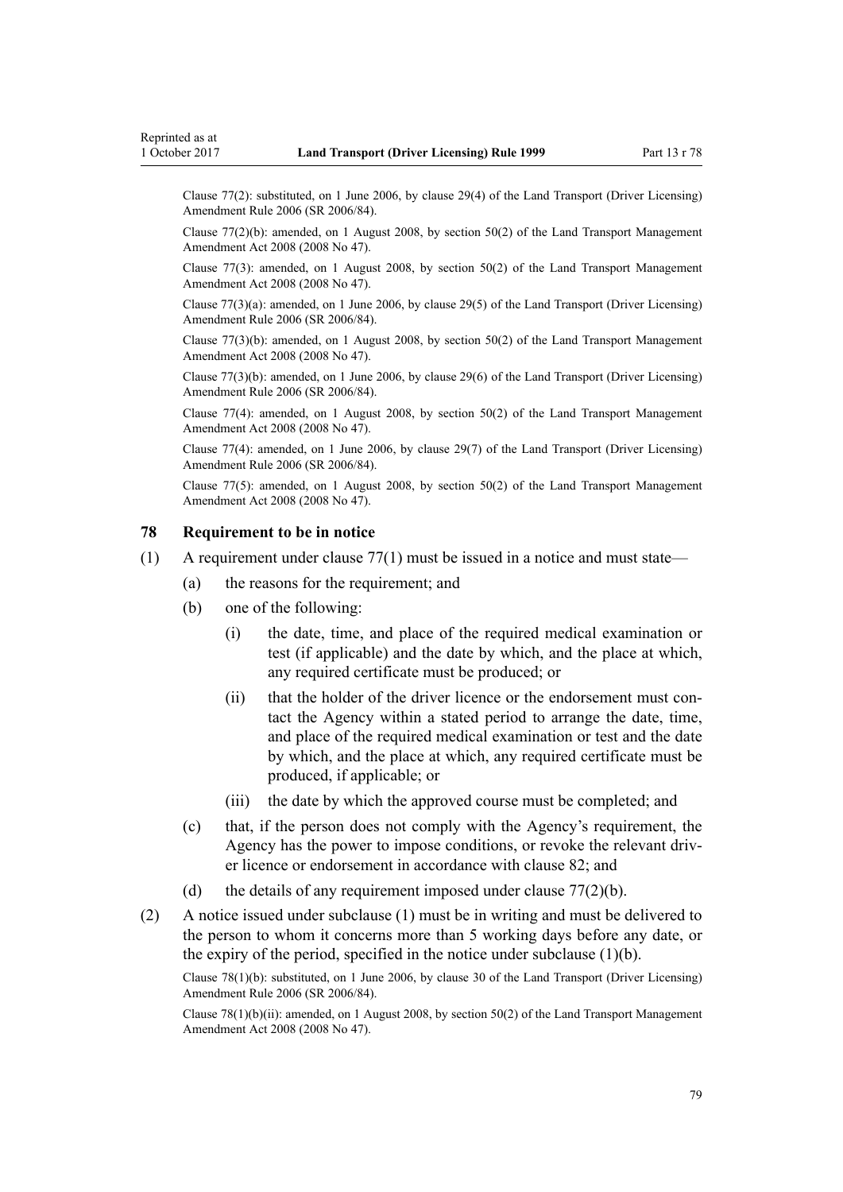Clause 77(2): substituted, on 1 June 2006, by clause 29(4) of the Land Transport (Driver Licensing) Amendment Rule 2006 (SR 2006/84).

Clause 77(2)(b): amended, on 1 August 2008, by section 50(2) of the Land Transport Management Amendment Act 2008 (2008 No 47).

Clause 77(3): amended, on 1 August 2008, by section 50(2) of the Land Transport Management Amendment Act 2008 (2008 No 47).

Clause 77(3)(a): amended, on 1 June 2006, by clause 29(5) of the Land Transport (Driver Licensing) Amendment Rule 2006 (SR 2006/84).

Clause 77(3)(b): amended, on 1 August 2008, by section 50(2) of the Land Transport Management Amendment Act 2008 (2008 No 47).

Clause 77(3)(b): amended, on 1 June 2006, by clause 29(6) of the Land Transport (Driver Licensing) Amendment Rule 2006 (SR 2006/84).

Clause 77(4): amended, on 1 August 2008, by section 50(2) of the Land Transport Management Amendment Act 2008 (2008 No 47).

Clause 77(4): amended, on 1 June 2006, by clause 29(7) of the Land Transport (Driver Licensing) Amendment Rule 2006 (SR 2006/84).

Clause 77(5): amended, on 1 August 2008, by section 50(2) of the Land Transport Management Amendment Act 2008 (2008 No 47).

### 78 Requirement to be in notice

(1) A requirement under clause 77(1) must be issued in a notice and must state—

(a) the reasons for the requirement; and

(b) one of the following:

(i) the date, time, and place of the required medical examination or test (if applicable) and the date by which, and the place at which, any required certificate must be produced; or

(ii) that the holder of the driver licence or the endorsement must contact the Agency within a stated period to arrange the date, time, and place of the required medical examination or test and the date by which, and the place at which, any required certificate must be produced, if applicable; or

(iii) the date by which the approved course must be completed; and

(c) that, if the person does not comply with the Agency's requirement, the Agency has the power to impose conditions, or revoke the relevant driver licence or endorsement in accordance with clause 82; and

(d) the details of any requirement imposed under clause 77(2)(b).

(2) A notice issued under subclause (1) must be in writing and must be delivered to the person to whom it concerns more than 5 working days before any date, or the expiry of the period, specified in the notice under subclause (1)(b).

Clause 78(1)(b): substituted, on 1 June 2006, by clause 30 of the Land Transport (Driver Licensing) Amendment Rule 2006 (SR 2006/84).

Clause 78(1)(b)(ii): amended, on 1 August 2008, by section 50(2) of the Land Transport Management Amendment Act 2008 (2008 No 47).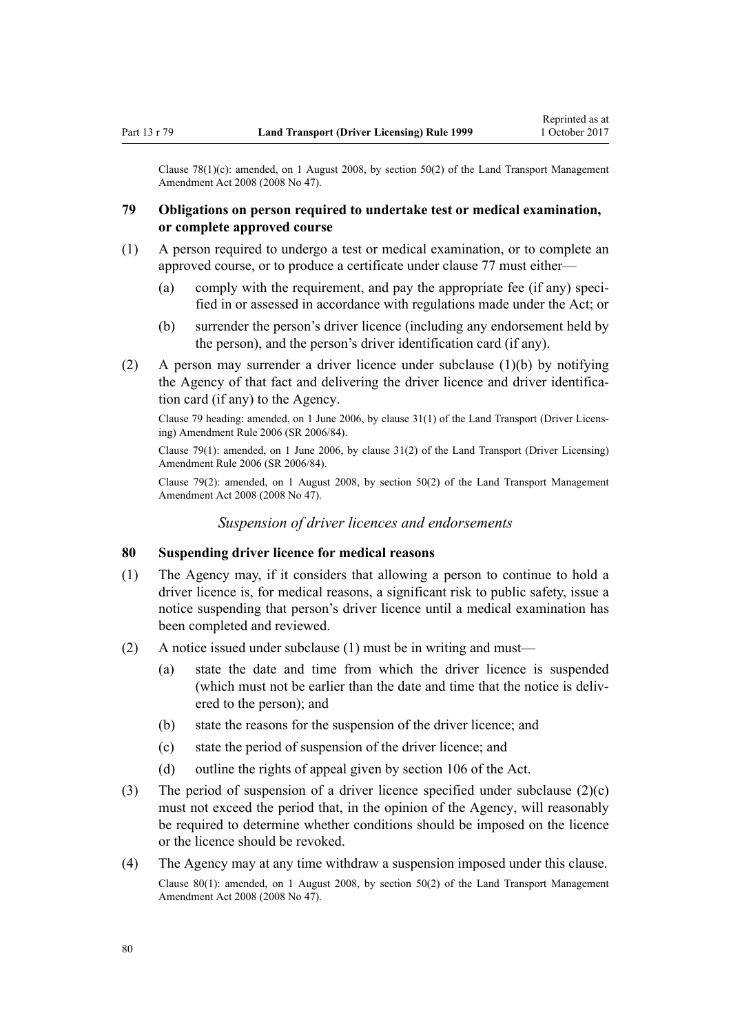Clause 78(1)(c): amended, on 1 August 2008, by section 50(2) of the Land Transport Management Amendment Act 2008 (2008 No 47).

### 79 Obligations on person required to undertake test or medical examination, or complete approved course

(1) A person required to undergo a test or medical examination, or to complete an approved course, or to produce a certificate under clause 77 must either—

(a) comply with the requirement, and pay the appropriate fee (if any) specified in or assessed in accordance with regulations made under the Act; or

(b) surrender the person's driver licence (including any endorsement held by the person), and the person's driver identification card (if any).

(2) A person may surrender a driver licence under subclause (1)(b) by notifying the Agency of that fact and delivering the driver licence and driver identification card (if any) to the Agency.

Clause 79 heading: amended, on 1 June 2006, by clause 31(1) of the Land Transport (Driver Licensing) Amendment Rule 2006 (SR 2006/84).

Clause 79(1): amended, on 1 June 2006, by clause 31(2) of the Land Transport (Driver Licensing) Amendment Rule 2006 (SR 2006/84).

Clause 79(2): amended, on 1 August 2008, by section 50(2) of the Land Transport Management Amendment Act 2008 (2008 No 47).

*Suspension of driver licences and endorsements*

### 80 Suspending driver licence for medical reasons

(1) The Agency may, if it considers that allowing a person to continue to hold a driver licence is, for medical reasons, a significant risk to public safety, issue a notice suspending that person's driver licence until a medical examination has been completed and reviewed.

(2) A notice issued under subclause (1) must be in writing and must—

(a) state the date and time from which the driver licence is suspended (which must not be earlier than the date and time that the notice is delivered to the person); and

(b) state the reasons for the suspension of the driver licence; and

(c) state the period of suspension of the driver licence; and

(d) outline the rights of appeal given by section 106 of the Act.

(3) The period of suspension of a driver licence specified under subclause (2)(c) must not exceed the period that, in the opinion of the Agency, will reasonably be required to determine whether conditions should be imposed on the licence or the licence should be revoked.

(4) The Agency may at any time withdraw a suspension imposed under this clause.

Clause 80(1): amended, on 1 August 2008, by section 50(2) of the Land Transport Management Amendment Act 2008 (2008 No 47).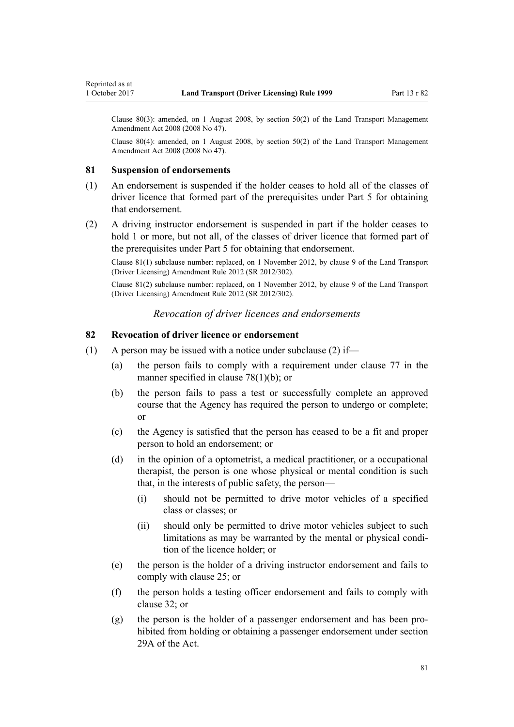Clause 80(3): amended, on 1 August 2008, by section 50(2) of the Land Transport Management Amendment Act 2008 (2008 No 47).

Clause 80(4): amended, on 1 August 2008, by section 50(2) of the Land Transport Management Amendment Act 2008 (2008 No 47).

### 81 Suspension of endorsements

(1) An endorsement is suspended if the holder ceases to hold all of the classes of driver licence that formed part of the prerequisites under Part 5 for obtaining that endorsement.

(2) A driving instructor endorsement is suspended in part if the holder ceases to hold 1 or more, but not all, of the classes of driver licence that formed part of the prerequisites under Part 5 for obtaining that endorsement.

Clause 81(1) subclause number: replaced, on 1 November 2012, by clause 9 of the Land Transport (Driver Licensing) Amendment Rule 2012 (SR 2012/302).

Clause 81(2) subclause number: replaced, on 1 November 2012, by clause 9 of the Land Transport (Driver Licensing) Amendment Rule 2012 (SR 2012/302).

## *Revocation of driver licences and endorsements*

### 82 Revocation of driver licence or endorsement

(1) A person may be issued with a notice under subclause (2) if—

- (a) the person fails to comply with a requirement under clause 77 in the manner specified in clause 78(1)(b); or
- (b) the person fails to pass a test or successfully complete an approved course that the Agency has required the person to undergo or complete; or
- (c) the Agency is satisfied that the person has ceased to be a fit and proper person to hold an endorsement; or
- (d) in the opinion of a optometrist, a medical practitioner, or a occupational therapist, the person is one whose physical or mental condition is such that, in the interests of public safety, the person—
  - (i) should not be permitted to drive motor vehicles of a specified class or classes; or
  - (ii) should only be permitted to drive motor vehicles subject to such limitations as may be warranted by the mental or physical condition of the licence holder; or
- (e) the person is the holder of a driving instructor endorsement and fails to comply with clause 25; or
- (f) the person holds a testing officer endorsement and fails to comply with clause 32; or
- (g) the person is the holder of a passenger endorsement and has been prohibited from holding or obtaining a passenger endorsement under section 29A of the Act.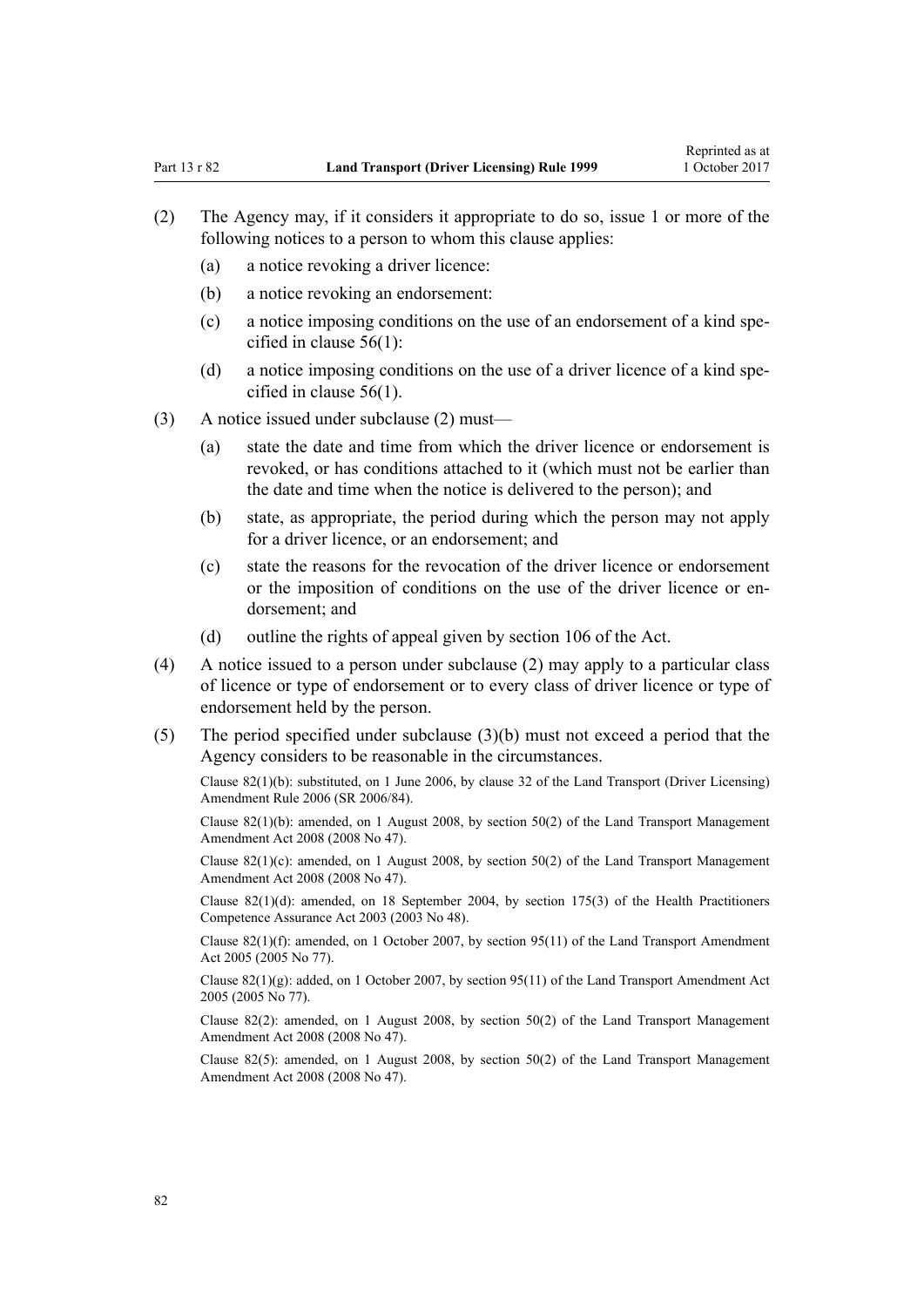(2) The Agency may, if it considers it appropriate to do so, issue 1 or more of the following notices to a person to whom this clause applies:

(a) a notice revoking a driver licence:

(b) a notice revoking an endorsement:

(c) a notice imposing conditions on the use of an endorsement of a kind specified in clause 56(1):

(d) a notice imposing conditions on the use of a driver licence of a kind specified in clause 56(1).

(3) A notice issued under subclause (2) must—

(a) state the date and time from which the driver licence or endorsement is revoked, or has conditions attached to it (which must not be earlier than the date and time when the notice is delivered to the person); and

(b) state, as appropriate, the period during which the person may not apply for a driver licence, or an endorsement; and

(c) state the reasons for the revocation of the driver licence or endorsement or the imposition of conditions on the use of the driver licence or endorsement; and

(d) outline the rights of appeal given by section 106 of the Act.

(4) A notice issued to a person under subclause (2) may apply to a particular class of licence or type of endorsement or to every class of driver licence or type of endorsement held by the person.

(5) The period specified under subclause (3)(b) must not exceed a period that the Agency considers to be reasonable in the circumstances.

Clause 82(1)(b): substituted, on 1 June 2006, by clause 32 of the Land Transport (Driver Licensing) Amendment Rule 2006 (SR 2006/84).

Clause 82(1)(b): amended, on 1 August 2008, by section 50(2) of the Land Transport Management Amendment Act 2008 (2008 No 47).

Clause 82(1)(c): amended, on 1 August 2008, by section 50(2) of the Land Transport Management Amendment Act 2008 (2008 No 47).

Clause 82(1)(d): amended, on 18 September 2004, by section 175(3) of the Health Practitioners Competence Assurance Act 2003 (2003 No 48).

Clause 82(1)(f): amended, on 1 October 2007, by section 95(11) of the Land Transport Amendment Act 2005 (2005 No 77).

Clause 82(1)(g): added, on 1 October 2007, by section 95(11) of the Land Transport Amendment Act 2005 (2005 No 77).

Clause 82(2): amended, on 1 August 2008, by section 50(2) of the Land Transport Management Amendment Act 2008 (2008 No 47).

Clause 82(5): amended, on 1 August 2008, by section 50(2) of the Land Transport Management Amendment Act 2008 (2008 No 47).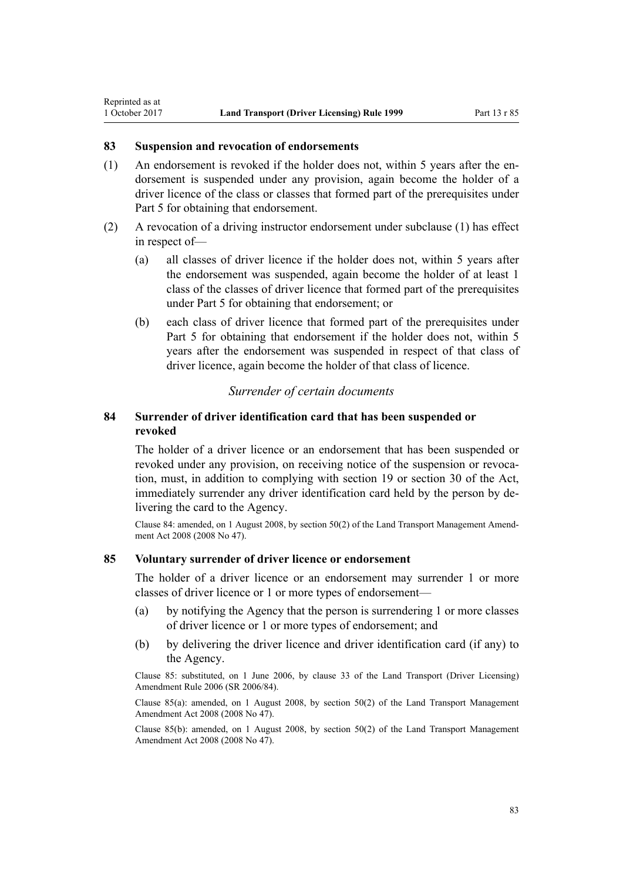### 83 Suspension and revocation of endorsements

(1) An endorsement is revoked if the holder does not, within 5 years after the endorsement is suspended under any provision, again become the holder of a driver licence of the class or classes that formed part of the prerequisites under Part 5 for obtaining that endorsement.

(2) A revocation of a driving instructor endorsement under subclause (1) has effect in respect of—

(a) all classes of driver licence if the holder does not, within 5 years after the endorsement was suspended, again become the holder of at least 1 class of the classes of driver licence that formed part of the prerequisites under Part 5 for obtaining that endorsement; or

(b) each class of driver licence that formed part of the prerequisites under Part 5 for obtaining that endorsement if the holder does not, within 5 years after the endorsement was suspended in respect of that class of driver licence, again become the holder of that class of licence.

*Surrender of certain documents*

### 84 Surrender of driver identification card that has been suspended or revoked

The holder of a driver licence or an endorsement that has been suspended or revoked under any provision, on receiving notice of the suspension or revocation, must, in addition to complying with section 19 or section 30 of the Act, immediately surrender any driver identification card held by the person by delivering the card to the Agency.

Clause 84: amended, on 1 August 2008, by section 50(2) of the Land Transport Management Amendment Act 2008 (2008 No 47).

### 85 Voluntary surrender of driver licence or endorsement

The holder of a driver licence or an endorsement may surrender 1 or more classes of driver licence or 1 or more types of endorsement—

(a) by notifying the Agency that the person is surrendering 1 or more classes of driver licence or 1 or more types of endorsement; and

(b) by delivering the driver licence and driver identification card (if any) to the Agency.

Clause 85: substituted, on 1 June 2006, by clause 33 of the Land Transport (Driver Licensing) Amendment Rule 2006 (SR 2006/84).

Clause 85(a): amended, on 1 August 2008, by section 50(2) of the Land Transport Management Amendment Act 2008 (2008 No 47).

Clause 85(b): amended, on 1 August 2008, by section 50(2) of the Land Transport Management Amendment Act 2008 (2008 No 47).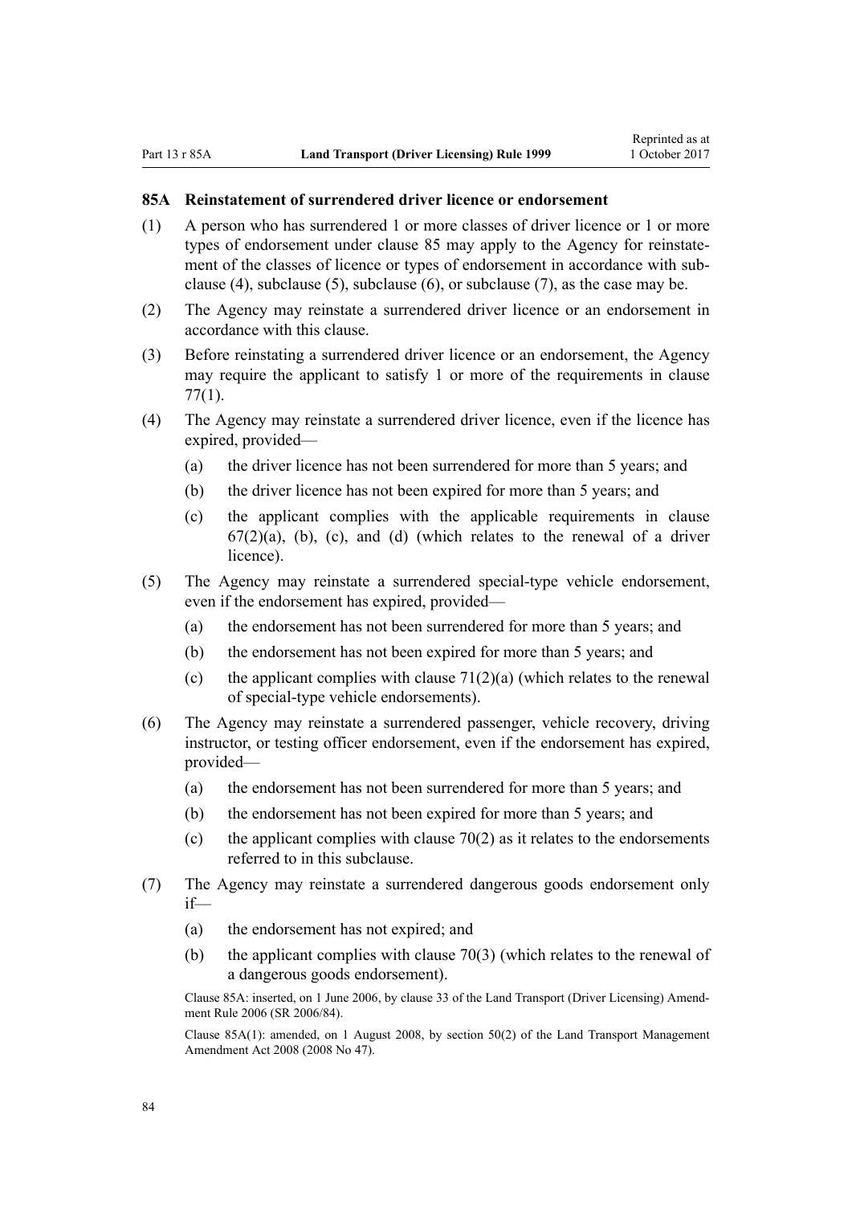### 85A Reinstatement of surrendered driver licence or endorsement

(1) A person who has surrendered 1 or more classes of driver licence or 1 or more types of endorsement under clause 85 may apply to the Agency for reinstatement of the classes of licence or types of endorsement in accordance with subclause (4), subclause (5), subclause (6), or subclause (7), as the case may be.

(2) The Agency may reinstate a surrendered driver licence or an endorsement in accordance with this clause.

(3) Before reinstating a surrendered driver licence or an endorsement, the Agency may require the applicant to satisfy 1 or more of the requirements in clause 77(1).

(4) The Agency may reinstate a surrendered driver licence, even if the licence has expired, provided—

- (a) the driver licence has not been surrendered for more than 5 years; and
- (b) the driver licence has not been expired for more than 5 years; and
- (c) the applicant complies with the applicable requirements in clause 67(2)(a), (b), (c), and (d) (which relates to the renewal of a driver licence).

(5) The Agency may reinstate a surrendered special-type vehicle endorsement, even if the endorsement has expired, provided—

- (a) the endorsement has not been surrendered for more than 5 years; and
- (b) the endorsement has not been expired for more than 5 years; and
- (c) the applicant complies with clause 71(2)(a) (which relates to the renewal of special-type vehicle endorsements).

(6) The Agency may reinstate a surrendered passenger, vehicle recovery, driving instructor, or testing officer endorsement, even if the endorsement has expired, provided—

- (a) the endorsement has not been surrendered for more than 5 years; and
- (b) the endorsement has not been expired for more than 5 years; and
- (c) the applicant complies with clause 70(2) as it relates to the endorsements referred to in this subclause.

(7) The Agency may reinstate a surrendered dangerous goods endorsement only if—

- (a) the endorsement has not expired; and
- (b) the applicant complies with clause 70(3) (which relates to the renewal of a dangerous goods endorsement).

Clause 85A: inserted, on 1 June 2006, by clause 33 of the Land Transport (Driver Licensing) Amendment Rule 2006 (SR 2006/84).

Clause 85A(1): amended, on 1 August 2008, by section 50(2) of the Land Transport Management Amendment Act 2008 (2008 No 47).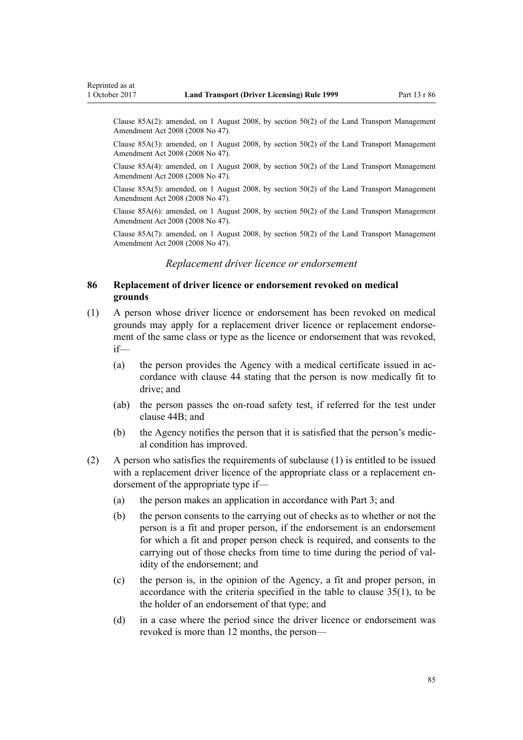Clause 85A(2): amended, on 1 August 2008, by section 50(2) of the Land Transport Management Amendment Act 2008 (2008 No 47).

Clause 85A(3): amended, on 1 August 2008, by section 50(2) of the Land Transport Management Amendment Act 2008 (2008 No 47).

Clause 85A(4): amended, on 1 August 2008, by section 50(2) of the Land Transport Management Amendment Act 2008 (2008 No 47).

Clause 85A(5): amended, on 1 August 2008, by section 50(2) of the Land Transport Management Amendment Act 2008 (2008 No 47).

Clause 85A(6): amended, on 1 August 2008, by section 50(2) of the Land Transport Management Amendment Act 2008 (2008 No 47).

Clause 85A(7): amended, on 1 August 2008, by section 50(2) of the Land Transport Management Amendment Act 2008 (2008 No 47).

*Replacement driver licence or endorsement*

### 86 Replacement of driver licence or endorsement revoked on medical grounds

(1) A person whose driver licence or endorsement has been revoked on medical grounds may apply for a replacement driver licence or replacement endorsement of the same class or type as the licence or endorsement that was revoked, if—

(a) the person provides the Agency with a medical certificate issued in accordance with clause 44 stating that the person is now medically fit to drive; and

(ab) the person passes the on-road safety test, if referred for the test under clause 44B; and

(b) the Agency notifies the person that it is satisfied that the person's medical condition has improved.

(2) A person who satisfies the requirements of subclause (1) is entitled to be issued with a replacement driver licence of the appropriate class or a replacement endorsement of the appropriate type if—

(a) the person makes an application in accordance with Part 3; and

(b) the person consents to the carrying out of checks as to whether or not the person is a fit and proper person, if the endorsement is an endorsement for which a fit and proper person check is required, and consents to the carrying out of those checks from time to time during the period of validity of the endorsement; and

(c) the person is, in the opinion of the Agency, a fit and proper person, in accordance with the criteria specified in the table to clause 35(1), to be the holder of an endorsement of that type; and

(d) in a case where the period since the driver licence or endorsement was revoked is more than 12 months, the person—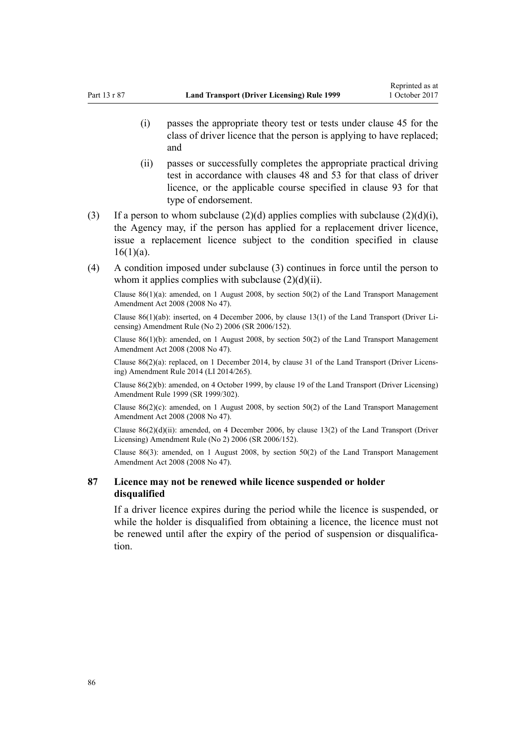(i) passes the appropriate theory test or tests under clause 45 for the class of driver licence that the person is applying to have replaced; and

(ii) passes or successfully completes the appropriate practical driving test in accordance with clauses 48 and 53 for that class of driver licence, or the applicable course specified in clause 93 for that type of endorsement.

(3) If a person to whom subclause (2)(d) applies complies with subclause (2)(d)(i), the Agency may, if the person has applied for a replacement driver licence, issue a replacement licence subject to the condition specified in clause 16(1)(a).

(4) A condition imposed under subclause (3) continues in force until the person to whom it applies complies with subclause (2)(d)(ii).

Clause 86(1)(a): amended, on 1 August 2008, by section 50(2) of the Land Transport Management Amendment Act 2008 (2008 No 47).

Clause 86(1)(ab): inserted, on 4 December 2006, by clause 13(1) of the Land Transport (Driver Licensing) Amendment Rule (No 2) 2006 (SR 2006/152).

Clause 86(1)(b): amended, on 1 August 2008, by section 50(2) of the Land Transport Management Amendment Act 2008 (2008 No 47).

Clause 86(2)(a): replaced, on 1 December 2014, by clause 31 of the Land Transport (Driver Licensing) Amendment Rule 2014 (LI 2014/265).

Clause 86(2)(b): amended, on 4 October 1999, by clause 19 of the Land Transport (Driver Licensing) Amendment Rule 1999 (SR 1999/302).

Clause 86(2)(c): amended, on 1 August 2008, by section 50(2) of the Land Transport Management Amendment Act 2008 (2008 No 47).

Clause 86(2)(d)(ii): amended, on 4 December 2006, by clause 13(2) of the Land Transport (Driver Licensing) Amendment Rule (No 2) 2006 (SR 2006/152).

Clause 86(3): amended, on 1 August 2008, by section 50(2) of the Land Transport Management Amendment Act 2008 (2008 No 47).

### 87 Licence may not be renewed while licence suspended or holder disqualified

If a driver licence expires during the period while the licence is suspended, or while the holder is disqualified from obtaining a licence, the licence must not be renewed until after the expiry of the period of suspension or disqualification.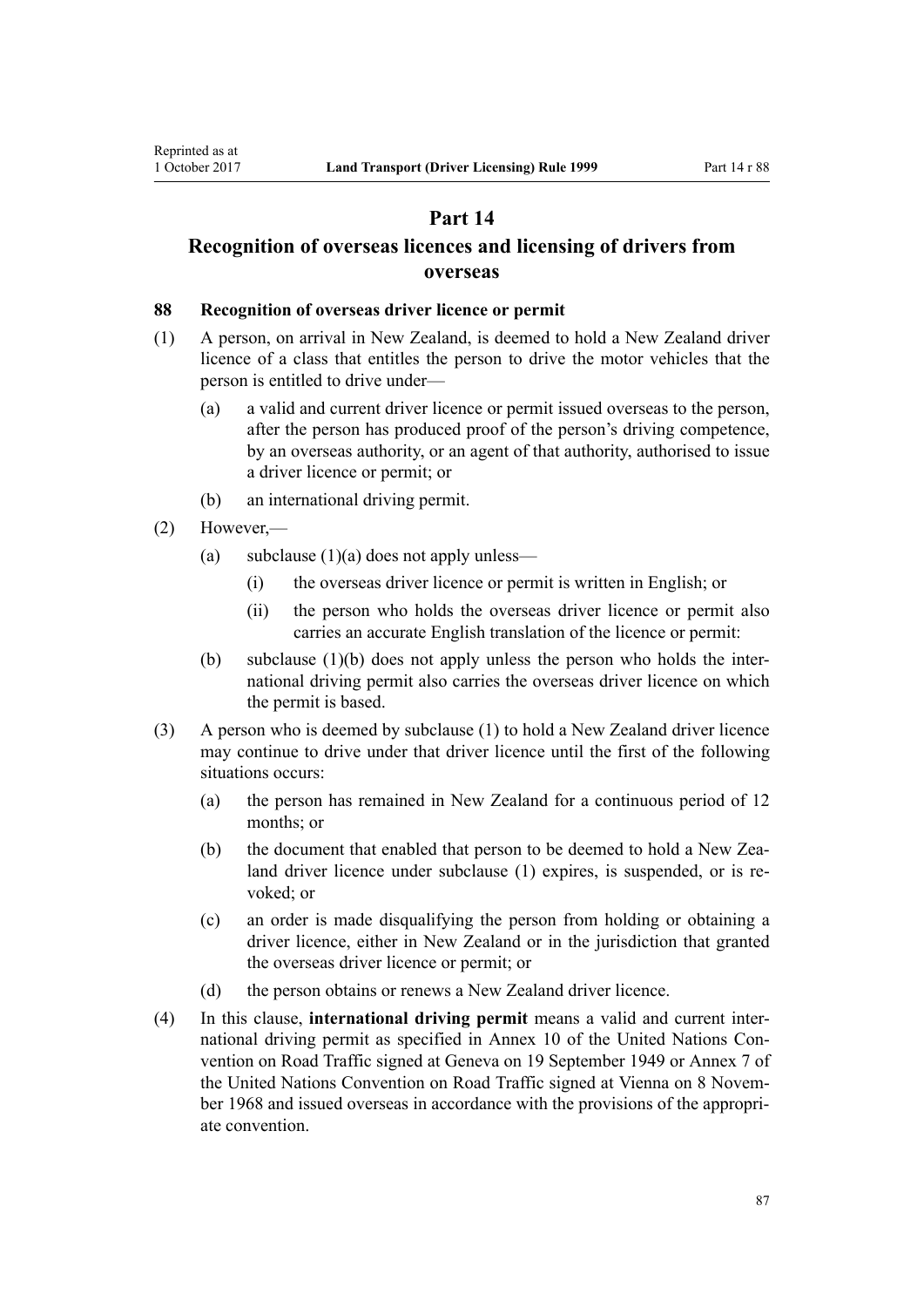# Part 14
# Recognition of overseas licences and licensing of drivers from overseas

### 88 Recognition of overseas driver licence or permit

(1) A person, on arrival in New Zealand, is deemed to hold a New Zealand driver licence of a class that entitles the person to drive the motor vehicles that the person is entitled to drive under—

  (a) a valid and current driver licence or permit issued overseas to the person, after the person has produced proof of the person's driving competence, by an overseas authority, or an agent of that authority, authorised to issue a driver licence or permit; or

  (b) an international driving permit.

(2) However,—

  (a) subclause (1)(a) does not apply unless—

    (i) the overseas driver licence or permit is written in English; or

    (ii) the person who holds the overseas driver licence or permit also carries an accurate English translation of the licence or permit:

  (b) subclause (1)(b) does not apply unless the person who holds the international driving permit also carries the overseas driver licence on which the permit is based.

(3) A person who is deemed by subclause (1) to hold a New Zealand driver licence may continue to drive under that driver licence until the first of the following situations occurs:

  (a) the person has remained in New Zealand for a continuous period of 12 months; or

  (b) the document that enabled that person to be deemed to hold a New Zealand driver licence under subclause (1) expires, is suspended, or is revoked; or

  (c) an order is made disqualifying the person from holding or obtaining a driver licence, either in New Zealand or in the jurisdiction that granted the overseas driver licence or permit; or

  (d) the person obtains or renews a New Zealand driver licence.

(4) In this clause, **international driving permit** means a valid and current international driving permit as specified in Annex 10 of the United Nations Convention on Road Traffic signed at Geneva on 19 September 1949 or Annex 7 of the United Nations Convention on Road Traffic signed at Vienna on 8 November 1968 and issued overseas in accordance with the provisions of the appropriate convention.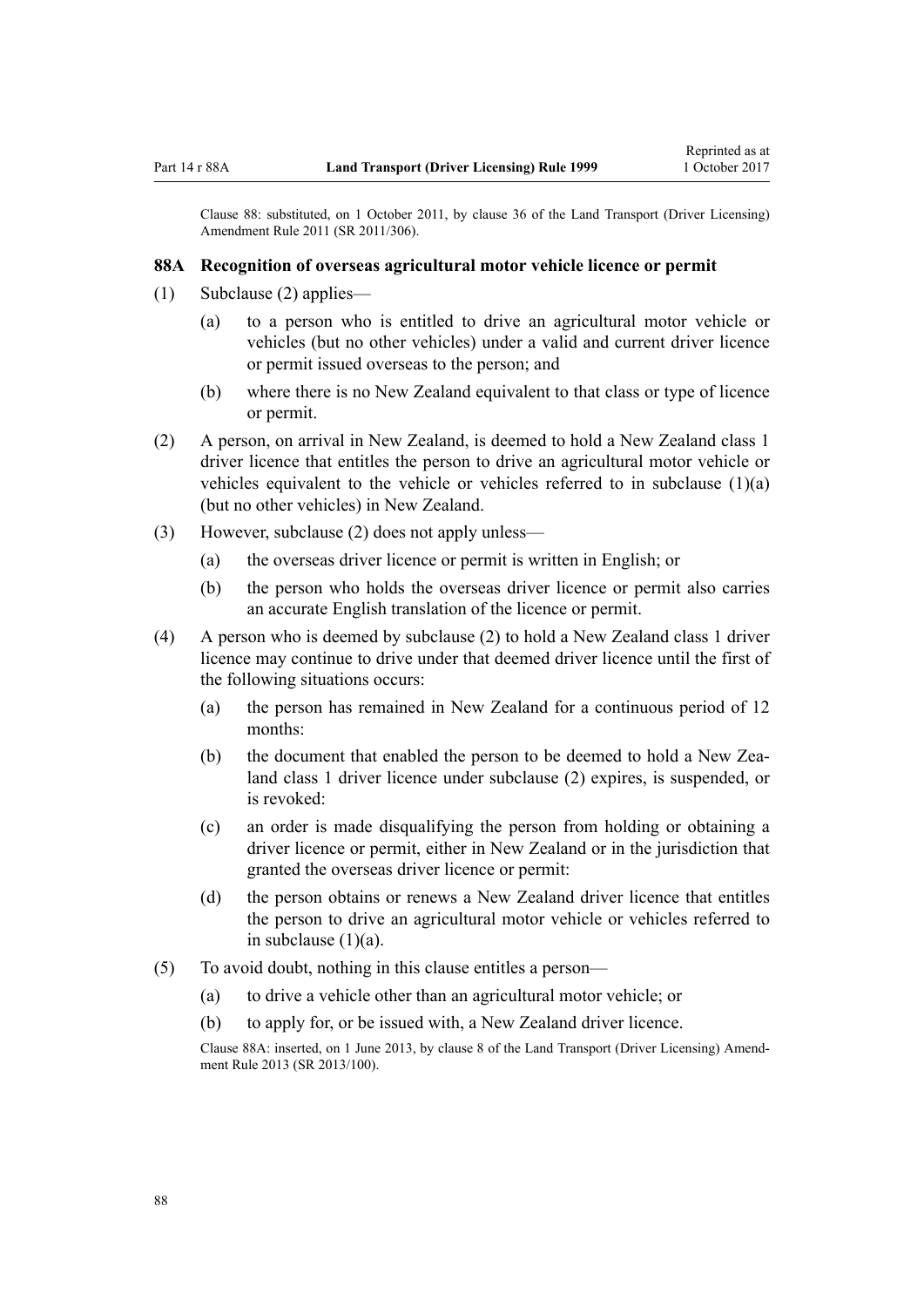Clause 88: substituted, on 1 October 2011, by clause 36 of the Land Transport (Driver Licensing) Amendment Rule 2011 (SR 2011/306).

### 88A Recognition of overseas agricultural motor vehicle licence or permit

(1) Subclause (2) applies—

(a) to a person who is entitled to drive an agricultural motor vehicle or vehicles (but no other vehicles) under a valid and current driver licence or permit issued overseas to the person; and

(b) where there is no New Zealand equivalent to that class or type of licence or permit.

(2) A person, on arrival in New Zealand, is deemed to hold a New Zealand class 1 driver licence that entitles the person to drive an agricultural motor vehicle or vehicles equivalent to the vehicle or vehicles referred to in subclause (1)(a) (but no other vehicles) in New Zealand.

(3) However, subclause (2) does not apply unless—

(a) the overseas driver licence or permit is written in English; or

(b) the person who holds the overseas driver licence or permit also carries an accurate English translation of the licence or permit.

(4) A person who is deemed by subclause (2) to hold a New Zealand class 1 driver licence may continue to drive under that deemed driver licence until the first of the following situations occurs:

(a) the person has remained in New Zealand for a continuous period of 12 months:

(b) the document that enabled the person to be deemed to hold a New Zealand class 1 driver licence under subclause (2) expires, is suspended, or is revoked:

(c) an order is made disqualifying the person from holding or obtaining a driver licence or permit, either in New Zealand or in the jurisdiction that granted the overseas driver licence or permit:

(d) the person obtains or renews a New Zealand driver licence that entitles the person to drive an agricultural motor vehicle or vehicles referred to in subclause (1)(a).

(5) To avoid doubt, nothing in this clause entitles a person—

(a) to drive a vehicle other than an agricultural motor vehicle; or

(b) to apply for, or be issued with, a New Zealand driver licence.

Clause 88A: inserted, on 1 June 2013, by clause 8 of the Land Transport (Driver Licensing) Amendment Rule 2013 (SR 2013/100).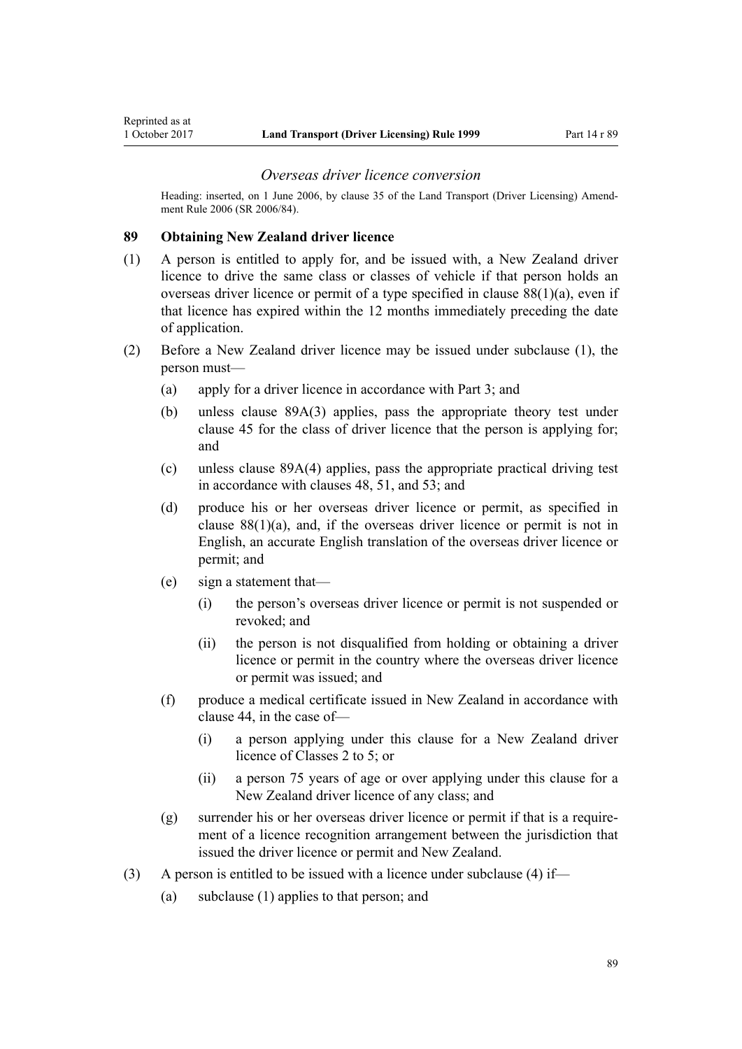### *Overseas driver licence conversion*

Heading: inserted, on 1 June 2006, by clause 35 of the Land Transport (Driver Licensing) Amendment Rule 2006 (SR 2006/84).

## 89 Obtaining New Zealand driver licence

(1) A person is entitled to apply for, and be issued with, a New Zealand driver licence to drive the same class or classes of vehicle if that person holds an overseas driver licence or permit of a type specified in clause 88(1)(a), even if that licence has expired within the 12 months immediately preceding the date of application.

(2) Before a New Zealand driver licence may be issued under subclause (1), the person must—

(a) apply for a driver licence in accordance with Part 3; and

(b) unless clause 89A(3) applies, pass the appropriate theory test under clause 45 for the class of driver licence that the person is applying for; and

(c) unless clause 89A(4) applies, pass the appropriate practical driving test in accordance with clauses 48, 51, and 53; and

(d) produce his or her overseas driver licence or permit, as specified in clause 88(1)(a), and, if the overseas driver licence or permit is not in English, an accurate English translation of the overseas driver licence or permit; and

(e) sign a statement that—

(i) the person's overseas driver licence or permit is not suspended or revoked; and

(ii) the person is not disqualified from holding or obtaining a driver licence or permit in the country where the overseas driver licence or permit was issued; and

(f) produce a medical certificate issued in New Zealand in accordance with clause 44, in the case of—

(i) a person applying under this clause for a New Zealand driver licence of Classes 2 to 5; or

(ii) a person 75 years of age or over applying under this clause for a New Zealand driver licence of any class; and

(g) surrender his or her overseas driver licence or permit if that is a requirement of a licence recognition arrangement between the jurisdiction that issued the driver licence or permit and New Zealand.

(3) A person is entitled to be issued with a licence under subclause (4) if—

(a) subclause (1) applies to that person; and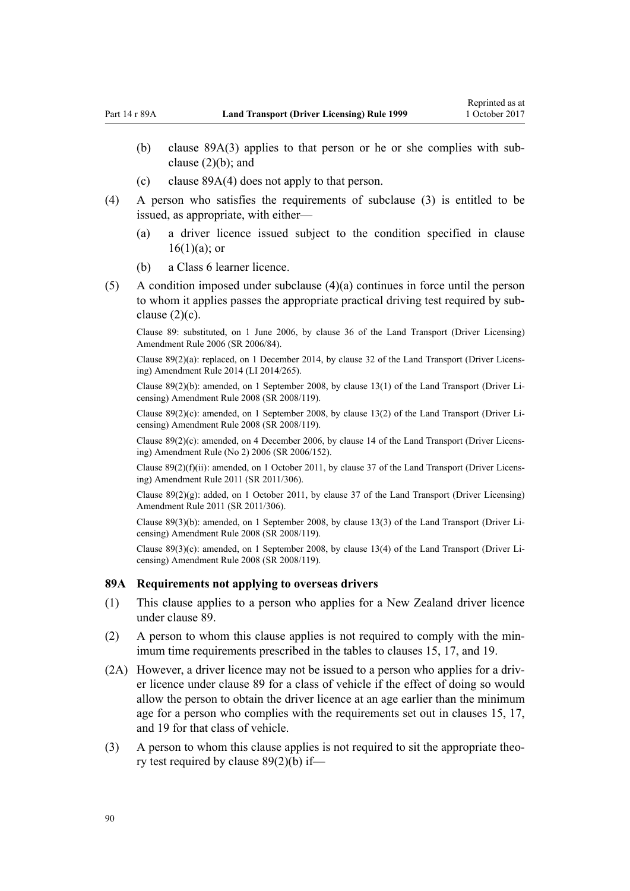- (b) clause 89A(3) applies to that person or he or she complies with subclause (2)(b); and
- (c) clause 89A(4) does not apply to that person.

(4) A person who satisfies the requirements of subclause (3) is entitled to be issued, as appropriate, with either—

- (a) a driver licence issued subject to the condition specified in clause 16(1)(a); or
- (b) a Class 6 learner licence.

(5) A condition imposed under subclause (4)(a) continues in force until the person to whom it applies passes the appropriate practical driving test required by subclause (2)(c).

Clause 89: substituted, on 1 June 2006, by clause 36 of the Land Transport (Driver Licensing) Amendment Rule 2006 (SR 2006/84).

Clause 89(2)(a): replaced, on 1 December 2014, by clause 32 of the Land Transport (Driver Licensing) Amendment Rule 2014 (LI 2014/265).

Clause 89(2)(b): amended, on 1 September 2008, by clause 13(1) of the Land Transport (Driver Licensing) Amendment Rule 2008 (SR 2008/119).

Clause 89(2)(c): amended, on 1 September 2008, by clause 13(2) of the Land Transport (Driver Licensing) Amendment Rule 2008 (SR 2008/119).

Clause 89(2)(c): amended, on 4 December 2006, by clause 14 of the Land Transport (Driver Licensing) Amendment Rule (No 2) 2006 (SR 2006/152).

Clause 89(2)(f)(ii): amended, on 1 October 2011, by clause 37 of the Land Transport (Driver Licensing) Amendment Rule 2011 (SR 2011/306).

Clause 89(2)(g): added, on 1 October 2011, by clause 37 of the Land Transport (Driver Licensing) Amendment Rule 2011 (SR 2011/306).

Clause 89(3)(b): amended, on 1 September 2008, by clause 13(3) of the Land Transport (Driver Licensing) Amendment Rule 2008 (SR 2008/119).

Clause 89(3)(c): amended, on 1 September 2008, by clause 13(4) of the Land Transport (Driver Licensing) Amendment Rule 2008 (SR 2008/119).

### 89A Requirements not applying to overseas drivers

(1) This clause applies to a person who applies for a New Zealand driver licence under clause 89.

(2) A person to whom this clause applies is not required to comply with the minimum time requirements prescribed in the tables to clauses 15, 17, and 19.

(2A) However, a driver licence may not be issued to a person who applies for a driver licence under clause 89 for a class of vehicle if the effect of doing so would allow the person to obtain the driver licence at an age earlier than the minimum age for a person who complies with the requirements set out in clauses 15, 17, and 19 for that class of vehicle.

(3) A person to whom this clause applies is not required to sit the appropriate theory test required by clause 89(2)(b) if—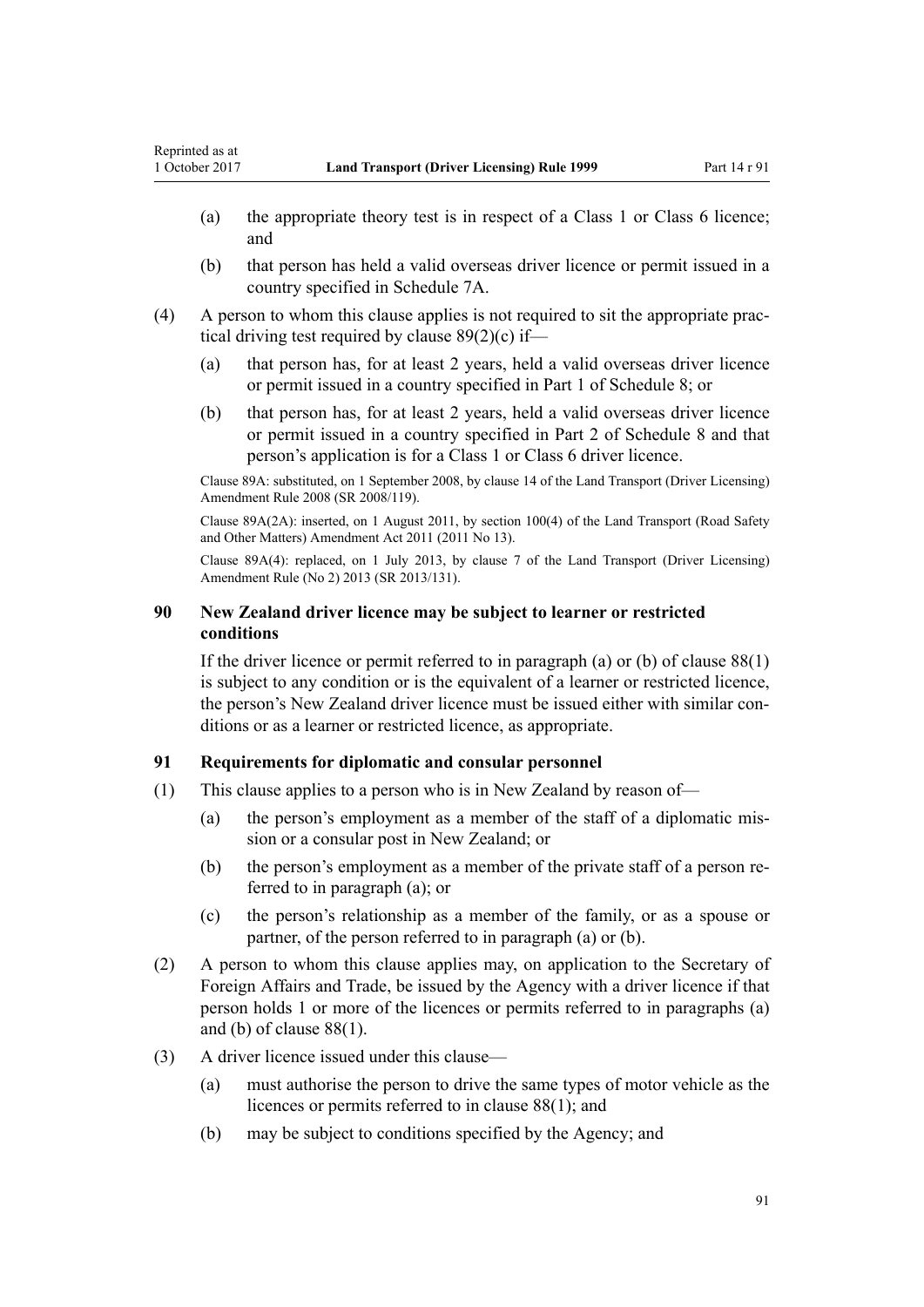(a) the appropriate theory test is in respect of a Class 1 or Class 6 licence; and

(b) that person has held a valid overseas driver licence or permit issued in a country specified in Schedule 7A.

(4) A person to whom this clause applies is not required to sit the appropriate practical driving test required by clause 89(2)(c) if—

(a) that person has, for at least 2 years, held a valid overseas driver licence or permit issued in a country specified in Part 1 of Schedule 8; or

(b) that person has, for at least 2 years, held a valid overseas driver licence or permit issued in a country specified in Part 2 of Schedule 8 and that person's application is for a Class 1 or Class 6 driver licence.

Clause 89A: substituted, on 1 September 2008, by clause 14 of the Land Transport (Driver Licensing) Amendment Rule 2008 (SR 2008/119).

Clause 89A(2A): inserted, on 1 August 2011, by section 100(4) of the Land Transport (Road Safety and Other Matters) Amendment Act 2011 (2011 No 13).

Clause 89A(4): replaced, on 1 July 2013, by clause 7 of the Land Transport (Driver Licensing) Amendment Rule (No 2) 2013 (SR 2013/131).

### 90 New Zealand driver licence may be subject to learner or restricted conditions

If the driver licence or permit referred to in paragraph (a) or (b) of clause 88(1) is subject to any condition or is the equivalent of a learner or restricted licence, the person's New Zealand driver licence must be issued either with similar conditions or as a learner or restricted licence, as appropriate.

### 91 Requirements for diplomatic and consular personnel

(1) This clause applies to a person who is in New Zealand by reason of—

(a) the person's employment as a member of the staff of a diplomatic mission or a consular post in New Zealand; or

(b) the person's employment as a member of the private staff of a person referred to in paragraph (a); or

(c) the person's relationship as a member of the family, or as a spouse or partner, of the person referred to in paragraph (a) or (b).

(2) A person to whom this clause applies may, on application to the Secretary of Foreign Affairs and Trade, be issued by the Agency with a driver licence if that person holds 1 or more of the licences or permits referred to in paragraphs (a) and (b) of clause 88(1).

(3) A driver licence issued under this clause—

(a) must authorise the person to drive the same types of motor vehicle as the licences or permits referred to in clause 88(1); and

(b) may be subject to conditions specified by the Agency; and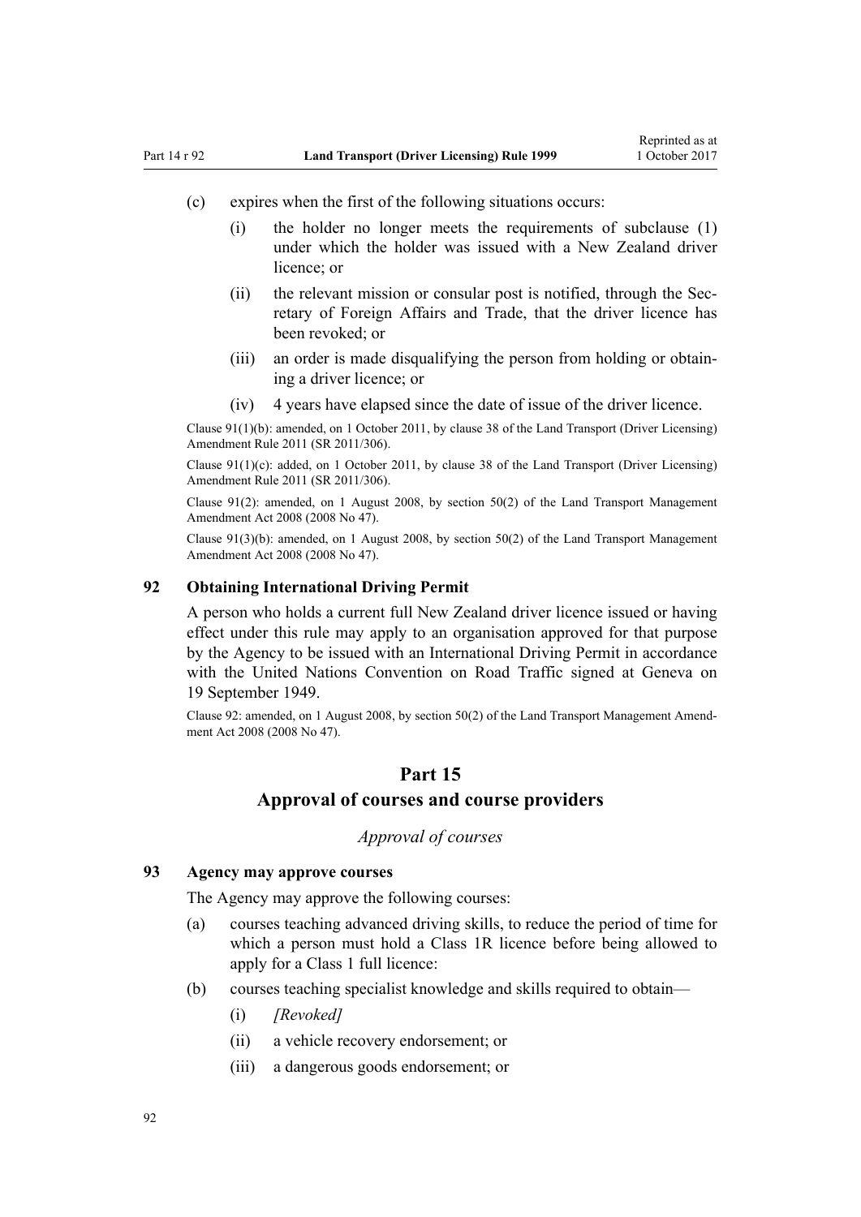(c) expires when the first of the following situations occurs:

 (i) the holder no longer meets the requirements of subclause (1) under which the holder was issued with a New Zealand driver licence; or

 (ii) the relevant mission or consular post is notified, through the Secretary of Foreign Affairs and Trade, that the driver licence has been revoked; or

 (iii) an order is made disqualifying the person from holding or obtaining a driver licence; or

 (iv) 4 years have elapsed since the date of issue of the driver licence.

Clause 91(1)(b): amended, on 1 October 2011, by clause 38 of the Land Transport (Driver Licensing) Amendment Rule 2011 (SR 2011/306).

Clause 91(1)(c): added, on 1 October 2011, by clause 38 of the Land Transport (Driver Licensing) Amendment Rule 2011 (SR 2011/306).

Clause 91(2): amended, on 1 August 2008, by section 50(2) of the Land Transport Management Amendment Act 2008 (2008 No 47).

Clause 91(3)(b): amended, on 1 August 2008, by section 50(2) of the Land Transport Management Amendment Act 2008 (2008 No 47).

### 92 Obtaining International Driving Permit

A person who holds a current full New Zealand driver licence issued or having effect under this rule may apply to an organisation approved for that purpose by the Agency to be issued with an International Driving Permit in accordance with the United Nations Convention on Road Traffic signed at Geneva on 19 September 1949.

Clause 92: amended, on 1 August 2008, by section 50(2) of the Land Transport Management Amendment Act 2008 (2008 No 47).

## Part 15
## Approval of courses and course providers

*Approval of courses*

### 93 Agency may approve courses

The Agency may approve the following courses:

(a) courses teaching advanced driving skills, to reduce the period of time for which a person must hold a Class 1R licence before being allowed to apply for a Class 1 full licence:

(b) courses teaching specialist knowledge and skills required to obtain—

 (i) *[Revoked]*

 (ii) a vehicle recovery endorsement; or

 (iii) a dangerous goods endorsement; or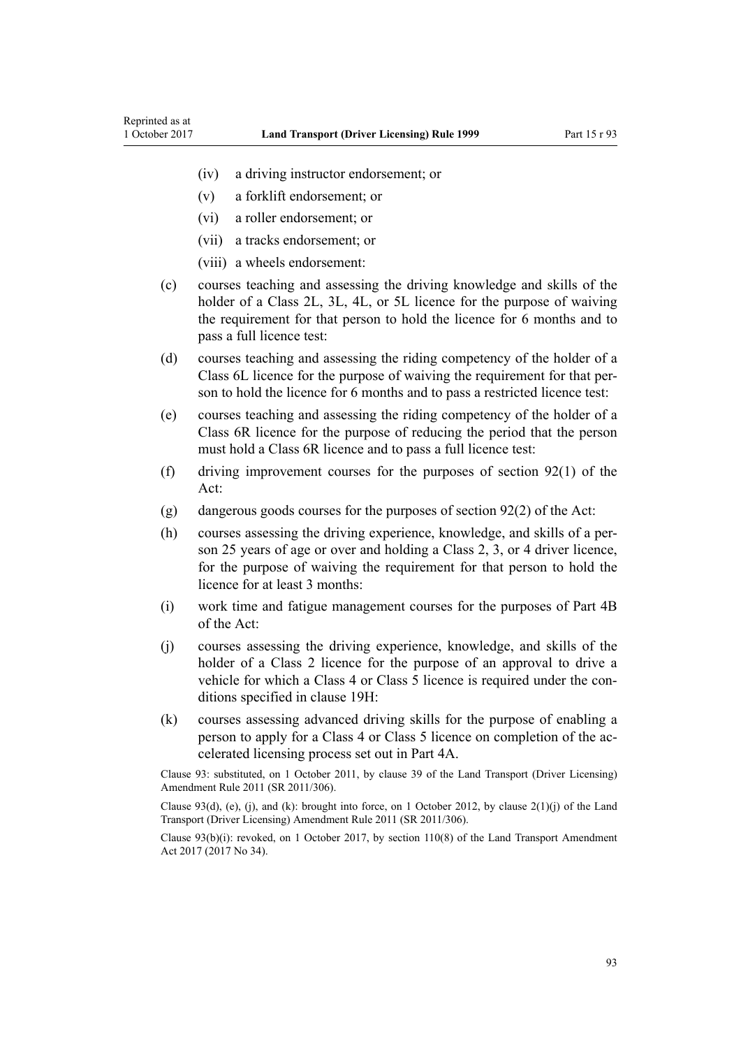- (iv) a driving instructor endorsement; or
- (v) a forklift endorsement; or
- (vi) a roller endorsement; or
- (vii) a tracks endorsement; or
- (viii) a wheels endorsement:

(c) courses teaching and assessing the driving knowledge and skills of the holder of a Class 2L, 3L, 4L, or 5L licence for the purpose of waiving the requirement for that person to hold the licence for 6 months and to pass a full licence test:

(d) courses teaching and assessing the riding competency of the holder of a Class 6L licence for the purpose of waiving the requirement for that person to hold the licence for 6 months and to pass a restricted licence test:

(e) courses teaching and assessing the riding competency of the holder of a Class 6R licence for the purpose of reducing the period that the person must hold a Class 6R licence and to pass a full licence test:

(f) driving improvement courses for the purposes of section 92(1) of the Act:

(g) dangerous goods courses for the purposes of section 92(2) of the Act:

(h) courses assessing the driving experience, knowledge, and skills of a person 25 years of age or over and holding a Class 2, 3, or 4 driver licence, for the purpose of waiving the requirement for that person to hold the licence for at least 3 months:

(i) work time and fatigue management courses for the purposes of Part 4B of the Act:

(j) courses assessing the driving experience, knowledge, and skills of the holder of a Class 2 licence for the purpose of an approval to drive a vehicle for which a Class 4 or Class 5 licence is required under the conditions specified in clause 19H:

(k) courses assessing advanced driving skills for the purpose of enabling a person to apply for a Class 4 or Class 5 licence on completion of the accelerated licensing process set out in Part 4A.

Clause 93: substituted, on 1 October 2011, by clause 39 of the Land Transport (Driver Licensing) Amendment Rule 2011 (SR 2011/306).

Clause 93(d), (e), (j), and (k): brought into force, on 1 October 2012, by clause 2(1)(j) of the Land Transport (Driver Licensing) Amendment Rule 2011 (SR 2011/306).

Clause 93(b)(i): revoked, on 1 October 2017, by section 110(8) of the Land Transport Amendment Act 2017 (2017 No 34).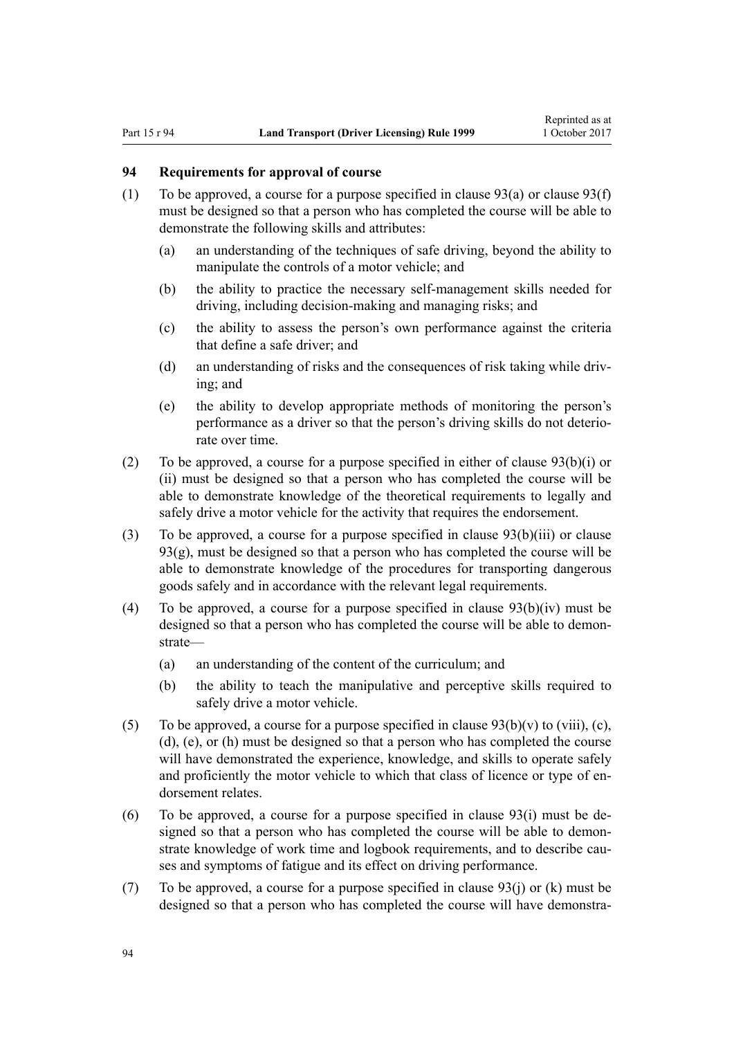### 94 Requirements for approval of course

(1) To be approved, a course for a purpose specified in clause 93(a) or clause 93(f) must be designed so that a person who has completed the course will be able to demonstrate the following skills and attributes:

(a) an understanding of the techniques of safe driving, beyond the ability to manipulate the controls of a motor vehicle; and

(b) the ability to practice the necessary self-management skills needed for driving, including decision-making and managing risks; and

(c) the ability to assess the person's own performance against the criteria that define a safe driver; and

(d) an understanding of risks and the consequences of risk taking while driving; and

(e) the ability to develop appropriate methods of monitoring the person's performance as a driver so that the person's driving skills do not deteriorate over time.

(2) To be approved, a course for a purpose specified in either of clause 93(b)(i) or (ii) must be designed so that a person who has completed the course will be able to demonstrate knowledge of the theoretical requirements to legally and safely drive a motor vehicle for the activity that requires the endorsement.

(3) To be approved, a course for a purpose specified in clause 93(b)(iii) or clause 93(g), must be designed so that a person who has completed the course will be able to demonstrate knowledge of the procedures for transporting dangerous goods safely and in accordance with the relevant legal requirements.

(4) To be approved, a course for a purpose specified in clause 93(b)(iv) must be designed so that a person who has completed the course will be able to demonstrate—

(a) an understanding of the content of the curriculum; and

(b) the ability to teach the manipulative and perceptive skills required to safely drive a motor vehicle.

(5) To be approved, a course for a purpose specified in clause 93(b)(v) to (viii), (c), (d), (e), or (h) must be designed so that a person who has completed the course will have demonstrated the experience, knowledge, and skills to operate safely and proficiently the motor vehicle to which that class of licence or type of endorsement relates.

(6) To be approved, a course for a purpose specified in clause 93(i) must be designed so that a person who has completed the course will be able to demonstrate knowledge of work time and logbook requirements, and to describe causes and symptoms of fatigue and its effect on driving performance.

(7) To be approved, a course for a purpose specified in clause 93(j) or (k) must be designed so that a person who has completed the course will have demonstra-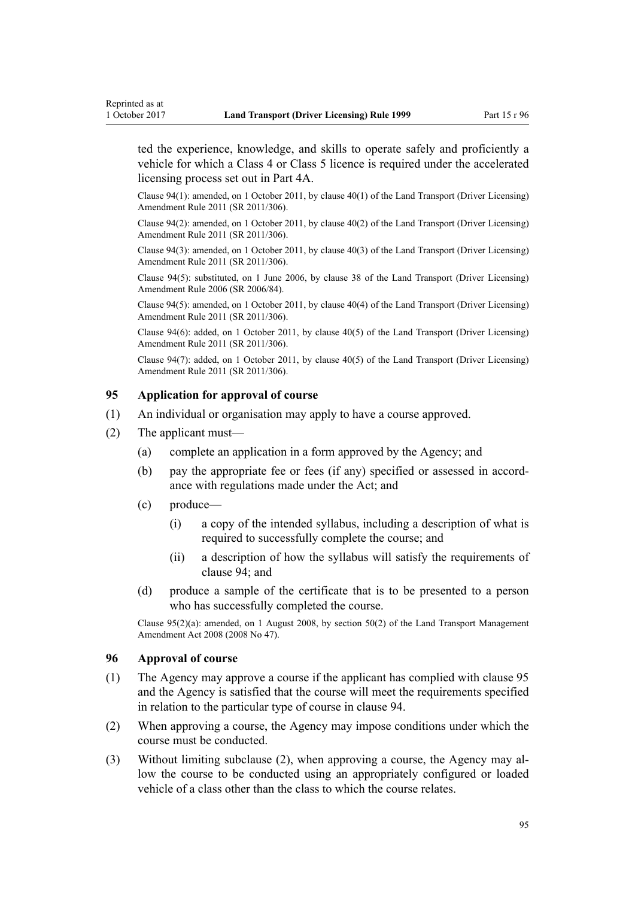ted the experience, knowledge, and skills to operate safely and proficiently a vehicle for which a Class 4 or Class 5 licence is required under the accelerated licensing process set out in Part 4A.

Clause 94(1): amended, on 1 October 2011, by clause 40(1) of the Land Transport (Driver Licensing) Amendment Rule 2011 (SR 2011/306).

Clause 94(2): amended, on 1 October 2011, by clause 40(2) of the Land Transport (Driver Licensing) Amendment Rule 2011 (SR 2011/306).

Clause 94(3): amended, on 1 October 2011, by clause 40(3) of the Land Transport (Driver Licensing) Amendment Rule 2011 (SR 2011/306).

Clause 94(5): substituted, on 1 June 2006, by clause 38 of the Land Transport (Driver Licensing) Amendment Rule 2006 (SR 2006/84).

Clause 94(5): amended, on 1 October 2011, by clause 40(4) of the Land Transport (Driver Licensing) Amendment Rule 2011 (SR 2011/306).

Clause 94(6): added, on 1 October 2011, by clause 40(5) of the Land Transport (Driver Licensing) Amendment Rule 2011 (SR 2011/306).

Clause 94(7): added, on 1 October 2011, by clause 40(5) of the Land Transport (Driver Licensing) Amendment Rule 2011 (SR 2011/306).

### 95 Application for approval of course

(1) An individual or organisation may apply to have a course approved.

(2) The applicant must—

 (a) complete an application in a form approved by the Agency; and

 (b) pay the appropriate fee or fees (if any) specified or assessed in accordance with regulations made under the Act; and

 (c) produce—

  (i) a copy of the intended syllabus, including a description of what is required to successfully complete the course; and

  (ii) a description of how the syllabus will satisfy the requirements of clause 94; and

 (d) produce a sample of the certificate that is to be presented to a person who has successfully completed the course.

Clause 95(2)(a): amended, on 1 August 2008, by section 50(2) of the Land Transport Management Amendment Act 2008 (2008 No 47).

### 96 Approval of course

(1) The Agency may approve a course if the applicant has complied with clause 95 and the Agency is satisfied that the course will meet the requirements specified in relation to the particular type of course in clause 94.

(2) When approving a course, the Agency may impose conditions under which the course must be conducted.

(3) Without limiting subclause (2), when approving a course, the Agency may allow the course to be conducted using an appropriately configured or loaded vehicle of a class other than the class to which the course relates.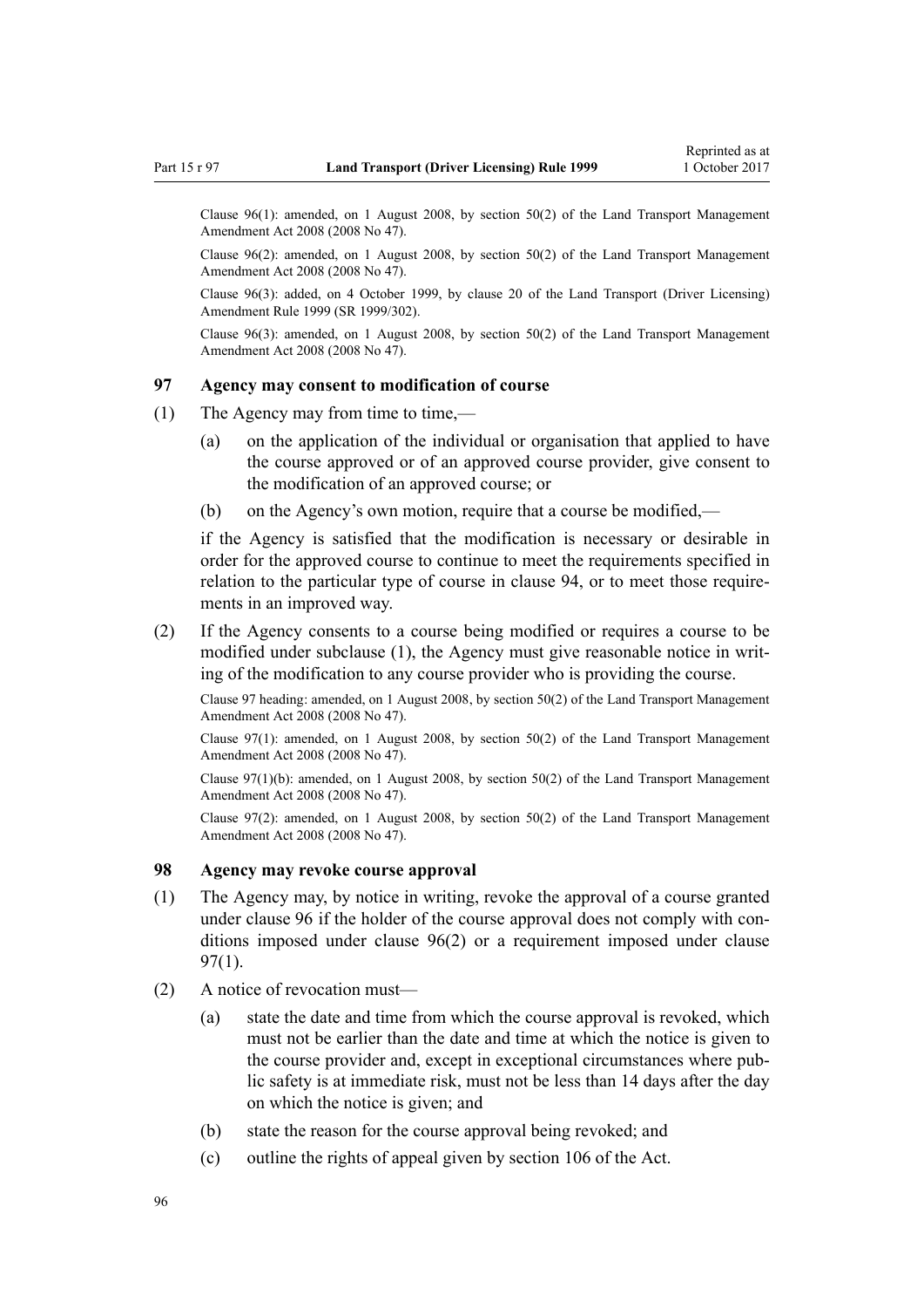Clause 96(1): amended, on 1 August 2008, by section 50(2) of the Land Transport Management Amendment Act 2008 (2008 No 47).

Clause 96(2): amended, on 1 August 2008, by section 50(2) of the Land Transport Management Amendment Act 2008 (2008 No 47).

Clause 96(3): added, on 4 October 1999, by clause 20 of the Land Transport (Driver Licensing) Amendment Rule 1999 (SR 1999/302).

Clause 96(3): amended, on 1 August 2008, by section 50(2) of the Land Transport Management Amendment Act 2008 (2008 No 47).

### 97 Agency may consent to modification of course

(1) The Agency may from time to time,—

- (a) on the application of the individual or organisation that applied to have the course approved or of an approved course provider, give consent to the modification of an approved course; or
- (b) on the Agency's own motion, require that a course be modified,—

if the Agency is satisfied that the modification is necessary or desirable in order for the approved course to continue to meet the requirements specified in relation to the particular type of course in clause 94, or to meet those requirements in an improved way.

(2) If the Agency consents to a course being modified or requires a course to be modified under subclause (1), the Agency must give reasonable notice in writing of the modification to any course provider who is providing the course.

Clause 97 heading: amended, on 1 August 2008, by section 50(2) of the Land Transport Management Amendment Act 2008 (2008 No 47).

Clause 97(1): amended, on 1 August 2008, by section 50(2) of the Land Transport Management Amendment Act 2008 (2008 No 47).

Clause 97(1)(b): amended, on 1 August 2008, by section 50(2) of the Land Transport Management Amendment Act 2008 (2008 No 47).

Clause 97(2): amended, on 1 August 2008, by section 50(2) of the Land Transport Management Amendment Act 2008 (2008 No 47).

### 98 Agency may revoke course approval

(1) The Agency may, by notice in writing, revoke the approval of a course granted under clause 96 if the holder of the course approval does not comply with conditions imposed under clause 96(2) or a requirement imposed under clause 97(1).

(2) A notice of revocation must—

- (a) state the date and time from which the course approval is revoked, which must not be earlier than the date and time at which the notice is given to the course provider and, except in exceptional circumstances where public safety is at immediate risk, must not be less than 14 days after the day on which the notice is given; and
- (b) state the reason for the course approval being revoked; and
- (c) outline the rights of appeal given by section 106 of the Act.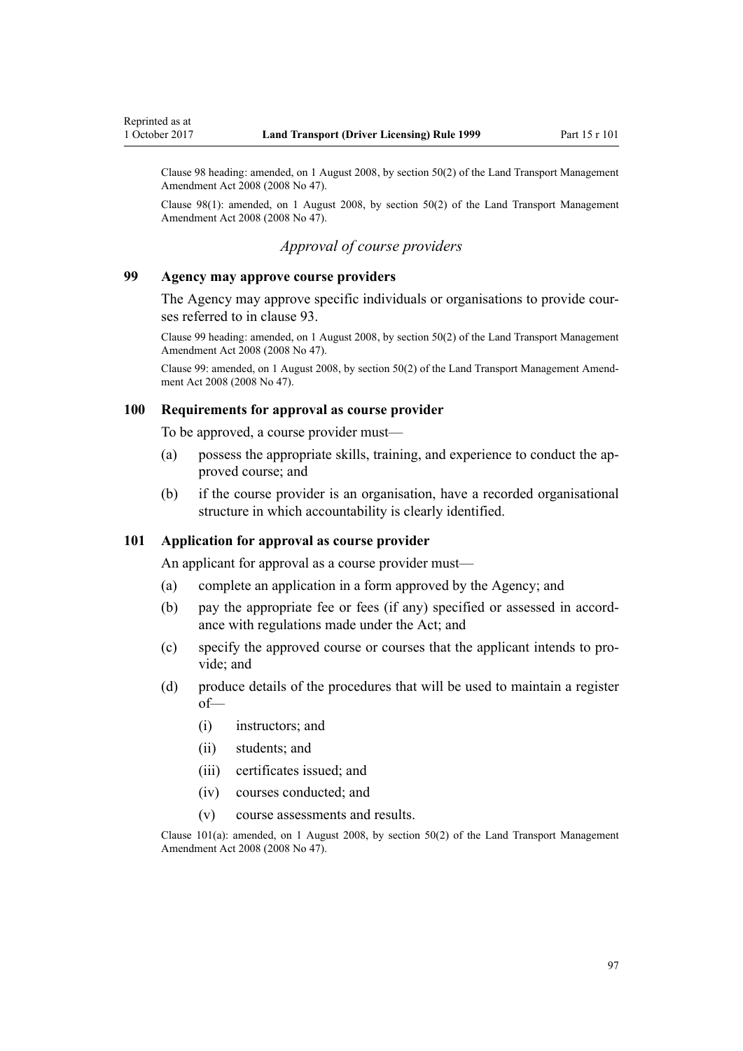Clause 98 heading: amended, on 1 August 2008, by section 50(2) of the Land Transport Management Amendment Act 2008 (2008 No 47).

Clause 98(1): amended, on 1 August 2008, by section 50(2) of the Land Transport Management Amendment Act 2008 (2008 No 47).

### *Approval of course providers*

### 99 Agency may approve course providers

The Agency may approve specific individuals or organisations to provide courses referred to in clause 93.

Clause 99 heading: amended, on 1 August 2008, by section 50(2) of the Land Transport Management Amendment Act 2008 (2008 No 47).

Clause 99: amended, on 1 August 2008, by section 50(2) of the Land Transport Management Amendment Act 2008 (2008 No 47).

### 100 Requirements for approval as course provider

To be approved, a course provider must—

(a) possess the appropriate skills, training, and experience to conduct the approved course; and

(b) if the course provider is an organisation, have a recorded organisational structure in which accountability is clearly identified.

### 101 Application for approval as course provider

An applicant for approval as a course provider must—

(a) complete an application in a form approved by the Agency; and

(b) pay the appropriate fee or fees (if any) specified or assessed in accordance with regulations made under the Act; and

(c) specify the approved course or courses that the applicant intends to provide; and

(d) produce details of the procedures that will be used to maintain a register of—

  (i) instructors; and

  (ii) students; and

  (iii) certificates issued; and

  (iv) courses conducted; and

  (v) course assessments and results.

Clause 101(a): amended, on 1 August 2008, by section 50(2) of the Land Transport Management Amendment Act 2008 (2008 No 47).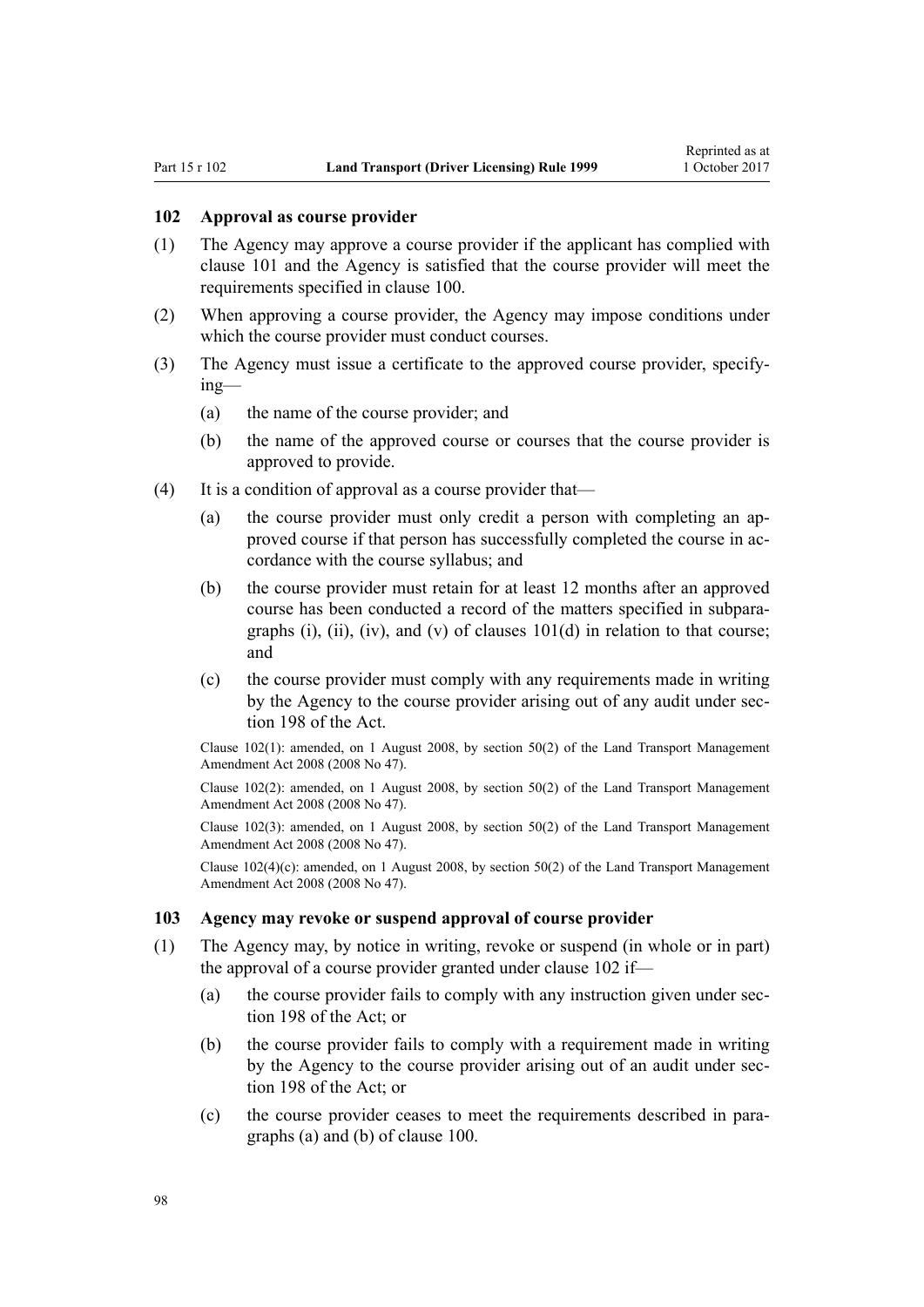## 102 Approval as course provider

(1) The Agency may approve a course provider if the applicant has complied with clause 101 and the Agency is satisfied that the course provider will meet the requirements specified in clause 100.

(2) When approving a course provider, the Agency may impose conditions under which the course provider must conduct courses.

(3) The Agency must issue a certificate to the approved course provider, specifying—

- (a) the name of the course provider; and
- (b) the name of the approved course or courses that the course provider is approved to provide.

(4) It is a condition of approval as a course provider that—

- (a) the course provider must only credit a person with completing an approved course if that person has successfully completed the course in accordance with the course syllabus; and
- (b) the course provider must retain for at least 12 months after an approved course has been conducted a record of the matters specified in subparagraphs (i), (ii), (iv), and (v) of clauses 101(d) in relation to that course; and
- (c) the course provider must comply with any requirements made in writing by the Agency to the course provider arising out of any audit under section 198 of the Act.

Clause 102(1): amended, on 1 August 2008, by section 50(2) of the Land Transport Management Amendment Act 2008 (2008 No 47).

Clause 102(2): amended, on 1 August 2008, by section 50(2) of the Land Transport Management Amendment Act 2008 (2008 No 47).

Clause 102(3): amended, on 1 August 2008, by section 50(2) of the Land Transport Management Amendment Act 2008 (2008 No 47).

Clause 102(4)(c): amended, on 1 August 2008, by section 50(2) of the Land Transport Management Amendment Act 2008 (2008 No 47).

## 103 Agency may revoke or suspend approval of course provider

(1) The Agency may, by notice in writing, revoke or suspend (in whole or in part) the approval of a course provider granted under clause 102 if—

- (a) the course provider fails to comply with any instruction given under section 198 of the Act; or
- (b) the course provider fails to comply with a requirement made in writing by the Agency to the course provider arising out of an audit under section 198 of the Act; or
- (c) the course provider ceases to meet the requirements described in paragraphs (a) and (b) of clause 100.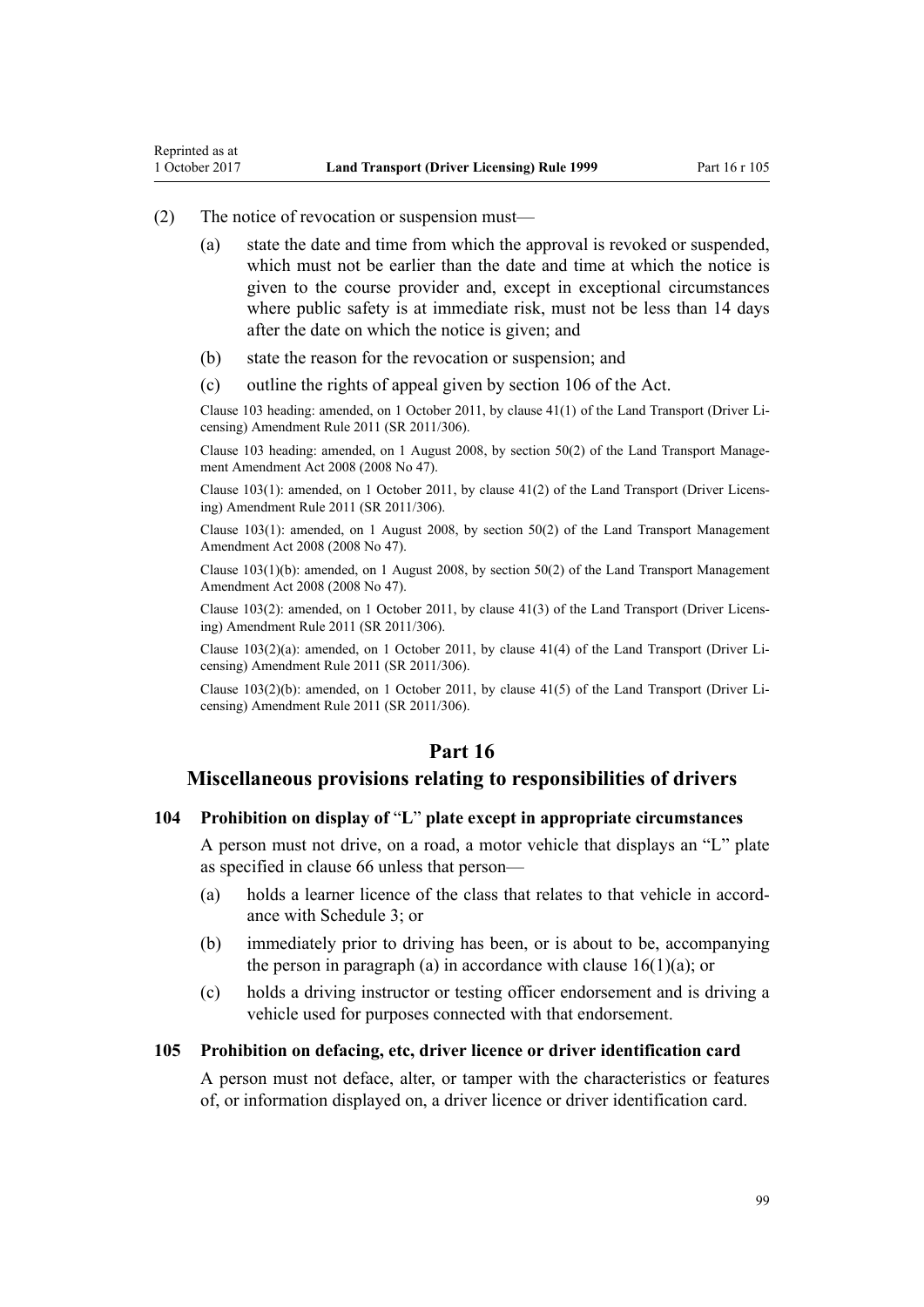(2) The notice of revocation or suspension must—

(a) state the date and time from which the approval is revoked or suspended, which must not be earlier than the date and time at which the notice is given to the course provider and, except in exceptional circumstances where public safety is at immediate risk, must not be less than 14 days after the date on which the notice is given; and

(b) state the reason for the revocation or suspension; and

(c) outline the rights of appeal given by section 106 of the Act.

Clause 103 heading: amended, on 1 October 2011, by clause 41(1) of the Land Transport (Driver Licensing) Amendment Rule 2011 (SR 2011/306).

Clause 103 heading: amended, on 1 August 2008, by section 50(2) of the Land Transport Management Amendment Act 2008 (2008 No 47).

Clause 103(1): amended, on 1 October 2011, by clause 41(2) of the Land Transport (Driver Licensing) Amendment Rule 2011 (SR 2011/306).

Clause 103(1): amended, on 1 August 2008, by section 50(2) of the Land Transport Management Amendment Act 2008 (2008 No 47).

Clause 103(1)(b): amended, on 1 August 2008, by section 50(2) of the Land Transport Management Amendment Act 2008 (2008 No 47).

Clause 103(2): amended, on 1 October 2011, by clause 41(3) of the Land Transport (Driver Licensing) Amendment Rule 2011 (SR 2011/306).

Clause 103(2)(a): amended, on 1 October 2011, by clause 41(4) of the Land Transport (Driver Licensing) Amendment Rule 2011 (SR 2011/306).

Clause 103(2)(b): amended, on 1 October 2011, by clause 41(5) of the Land Transport (Driver Licensing) Amendment Rule 2011 (SR 2011/306).

# Part 16

## Miscellaneous provisions relating to responsibilities of drivers

### 104 Prohibition on display of "L" plate except in appropriate circumstances

A person must not drive, on a road, a motor vehicle that displays an "L" plate as specified in clause 66 unless that person—

(a) holds a learner licence of the class that relates to that vehicle in accordance with Schedule 3; or

(b) immediately prior to driving has been, or is about to be, accompanying the person in paragraph (a) in accordance with clause 16(1)(a); or

(c) holds a driving instructor or testing officer endorsement and is driving a vehicle used for purposes connected with that endorsement.

### 105 Prohibition on defacing, etc, driver licence or driver identification card

A person must not deface, alter, or tamper with the characteristics or features of, or information displayed on, a driver licence or driver identification card.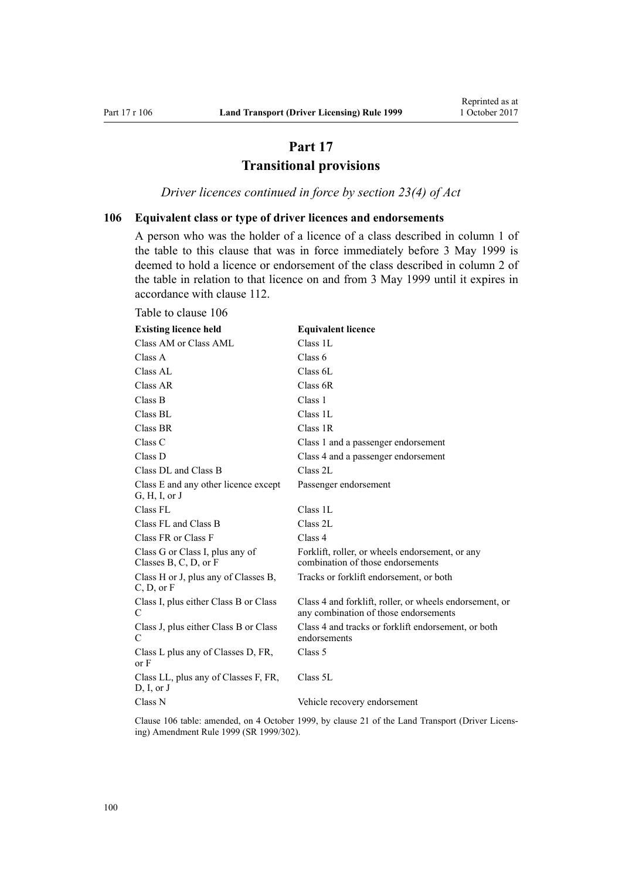# Part 17
# Transitional provisions

*Driver licences continued in force by section 23(4) of Act*

### 106 Equivalent class or type of driver licences and endorsements

A person who was the holder of a licence of a class described in column 1 of the table to this clause that was in force immediately before 3 May 1999 is deemed to hold a licence or endorsement of the class described in column 2 of the table in relation to that licence on and from 3 May 1999 until it expires in accordance with clause 112.

Table to clause 106

| Existing licence held | Equivalent licence |
|---|---|
| Class AM or Class AML | Class 1L |
| Class A | Class 6 |
| Class AL | Class 6L |
| Class AR | Class 6R |
| Class B | Class 1 |
| Class BL | Class 1L |
| Class BR | Class 1R |
| Class C | Class 1 and a passenger endorsement |
| Class D | Class 4 and a passenger endorsement |
| Class DL and Class B | Class 2L |
| Class E and any other licence except G, H, I, or J | Passenger endorsement |
| Class FL | Class 1L |
| Class FL and Class B | Class 2L |
| Class FR or Class F | Class 4 |
| Class G or Class I, plus any of Classes B, C, D, or F | Forklift, roller, or wheels endorsement, or any combination of those endorsements |
| Class H or J, plus any of Classes B, C, D, or F | Tracks or forklift endorsement, or both |
| Class I, plus either Class B or Class C | Class 4 and forklift, roller, or wheels endorsement, or any combination of those endorsements |
| Class J, plus either Class B or Class C | Class 4 and tracks or forklift endorsement, or both endorsements |
| Class L plus any of Classes D, FR, or F | Class 5 |
| Class LL, plus any of Classes F, FR, D, I, or J | Class 5L |
| Class N | Vehicle recovery endorsement |

Clause 106 table: amended, on 4 October 1999, by clause 21 of the Land Transport (Driver Licensing) Amendment Rule 1999 (SR 1999/302).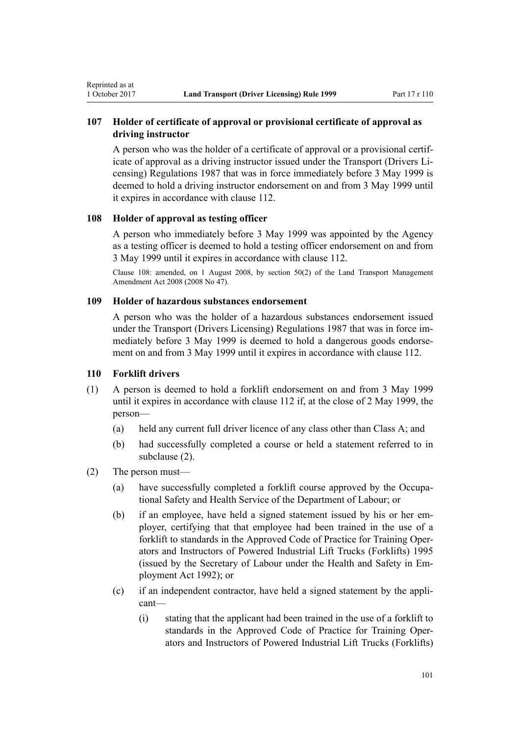### 107 Holder of certificate of approval or provisional certificate of approval as driving instructor

A person who was the holder of a certificate of approval or a provisional certificate of approval as a driving instructor issued under the Transport (Drivers Licensing) Regulations 1987 that was in force immediately before 3 May 1999 is deemed to hold a driving instructor endorsement on and from 3 May 1999 until it expires in accordance with clause 112.

### 108 Holder of approval as testing officer

A person who immediately before 3 May 1999 was appointed by the Agency as a testing officer is deemed to hold a testing officer endorsement on and from 3 May 1999 until it expires in accordance with clause 112.

Clause 108: amended, on 1 August 2008, by section 50(2) of the Land Transport Management Amendment Act 2008 (2008 No 47).

### 109 Holder of hazardous substances endorsement

A person who was the holder of a hazardous substances endorsement issued under the Transport (Drivers Licensing) Regulations 1987 that was in force immediately before 3 May 1999 is deemed to hold a dangerous goods endorsement on and from 3 May 1999 until it expires in accordance with clause 112.

### 110 Forklift drivers

(1) A person is deemed to hold a forklift endorsement on and from 3 May 1999 until it expires in accordance with clause 112 if, at the close of 2 May 1999, the person—

- (a) held any current full driver licence of any class other than Class A; and
- (b) had successfully completed a course or held a statement referred to in subclause (2).

(2) The person must—

- (a) have successfully completed a forklift course approved by the Occupational Safety and Health Service of the Department of Labour; or
- (b) if an employee, have held a signed statement issued by his or her employer, certifying that that employee had been trained in the use of a forklift to standards in the Approved Code of Practice for Training Operators and Instructors of Powered Industrial Lift Trucks (Forklifts) 1995 (issued by the Secretary of Labour under the Health and Safety in Employment Act 1992); or
- (c) if an independent contractor, have held a signed statement by the applicant—
  - (i) stating that the applicant had been trained in the use of a forklift to standards in the Approved Code of Practice for Training Operators and Instructors of Powered Industrial Lift Trucks (Forklifts)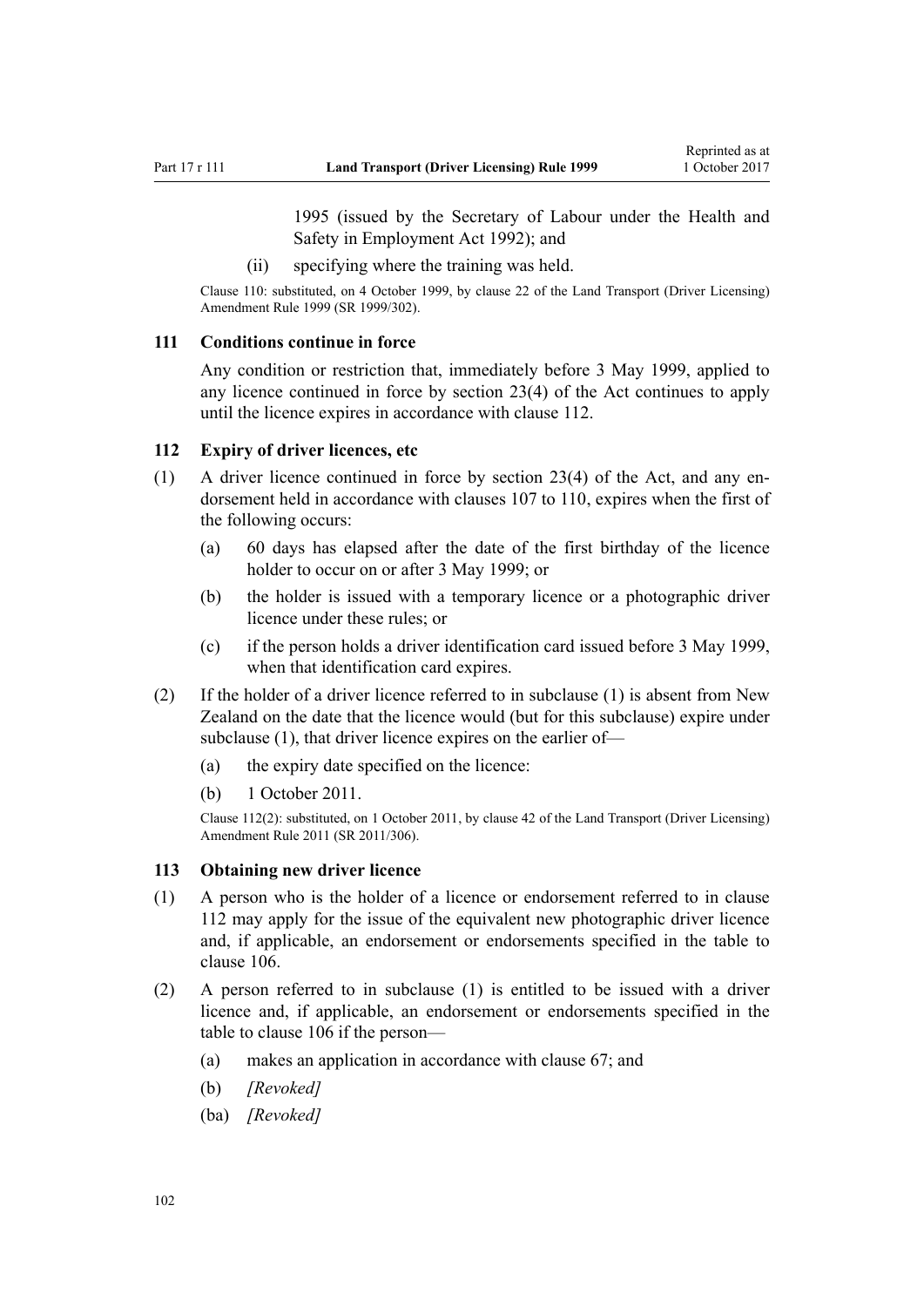1995 (issued by the Secretary of Labour under the Health and Safety in Employment Act 1992); and

(ii) specifying where the training was held.

Clause 110: substituted, on 4 October 1999, by clause 22 of the Land Transport (Driver Licensing) Amendment Rule 1999 (SR 1999/302).

### 111 Conditions continue in force

Any condition or restriction that, immediately before 3 May 1999, applied to any licence continued in force by section 23(4) of the Act continues to apply until the licence expires in accordance with clause 112.

### 112 Expiry of driver licences, etc

(1) A driver licence continued in force by section 23(4) of the Act, and any endorsement held in accordance with clauses 107 to 110, expires when the first of the following occurs:

(a) 60 days has elapsed after the date of the first birthday of the licence holder to occur on or after 3 May 1999; or

(b) the holder is issued with a temporary licence or a photographic driver licence under these rules; or

(c) if the person holds a driver identification card issued before 3 May 1999, when that identification card expires.

(2) If the holder of a driver licence referred to in subclause (1) is absent from New Zealand on the date that the licence would (but for this subclause) expire under subclause (1), that driver licence expires on the earlier of—

(a) the expiry date specified on the licence:

(b) 1 October 2011.

Clause 112(2): substituted, on 1 October 2011, by clause 42 of the Land Transport (Driver Licensing) Amendment Rule 2011 (SR 2011/306).

### 113 Obtaining new driver licence

(1) A person who is the holder of a licence or endorsement referred to in clause 112 may apply for the issue of the equivalent new photographic driver licence and, if applicable, an endorsement or endorsements specified in the table to clause 106.

(2) A person referred to in subclause (1) is entitled to be issued with a driver licence and, if applicable, an endorsement or endorsements specified in the table to clause 106 if the person—

(a) makes an application in accordance with clause 67; and

(b) *[Revoked]*

(ba) *[Revoked]*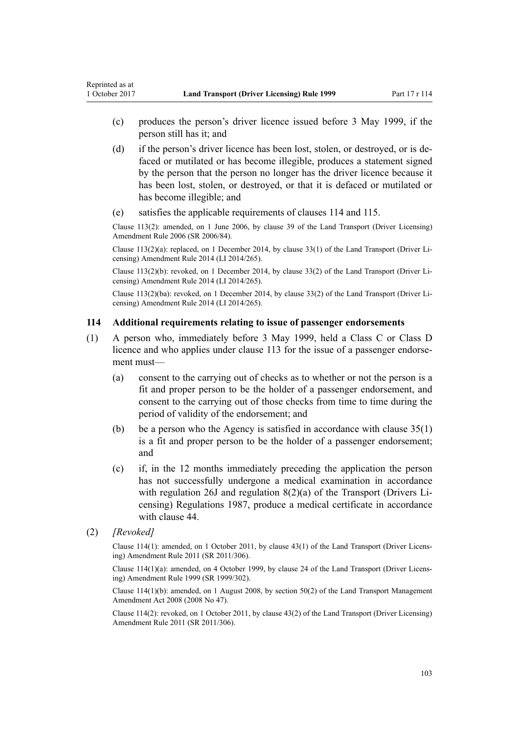(c) produces the person's driver licence issued before 3 May 1999, if the person still has it; and

(d) if the person's driver licence has been lost, stolen, or destroyed, or is defaced or mutilated or has become illegible, produces a statement signed by the person that the person no longer has the driver licence because it has been lost, stolen, or destroyed, or that it is defaced or mutilated or has become illegible; and

(e) satisfies the applicable requirements of clauses 114 and 115.

Clause 113(2): amended, on 1 June 2006, by clause 39 of the Land Transport (Driver Licensing) Amendment Rule 2006 (SR 2006/84).

Clause 113(2)(a): replaced, on 1 December 2014, by clause 33(1) of the Land Transport (Driver Licensing) Amendment Rule 2014 (LI 2014/265).

Clause 113(2)(b): revoked, on 1 December 2014, by clause 33(2) of the Land Transport (Driver Licensing) Amendment Rule 2014 (LI 2014/265).

Clause 113(2)(ba): revoked, on 1 December 2014, by clause 33(2) of the Land Transport (Driver Licensing) Amendment Rule 2014 (LI 2014/265).

### 114 Additional requirements relating to issue of passenger endorsements

(1) A person who, immediately before 3 May 1999, held a Class C or Class D licence and who applies under clause 113 for the issue of a passenger endorsement must—

(a) consent to the carrying out of checks as to whether or not the person is a fit and proper person to be the holder of a passenger endorsement, and consent to the carrying out of those checks from time to time during the period of validity of the endorsement; and

(b) be a person who the Agency is satisfied in accordance with clause 35(1) is a fit and proper person to be the holder of a passenger endorsement; and

(c) if, in the 12 months immediately preceding the application the person has not successfully undergone a medical examination in accordance with regulation 26J and regulation 8(2)(a) of the Transport (Drivers Licensing) Regulations 1987, produce a medical certificate in accordance with clause 44.

(2) *[Revoked]*

Clause 114(1): amended, on 1 October 2011, by clause 43(1) of the Land Transport (Driver Licensing) Amendment Rule 2011 (SR 2011/306).

Clause 114(1)(a): amended, on 4 October 1999, by clause 24 of the Land Transport (Driver Licensing) Amendment Rule 1999 (SR 1999/302).

Clause 114(1)(b): amended, on 1 August 2008, by section 50(2) of the Land Transport Management Amendment Act 2008 (2008 No 47).

Clause 114(2): revoked, on 1 October 2011, by clause 43(2) of the Land Transport (Driver Licensing) Amendment Rule 2011 (SR 2011/306).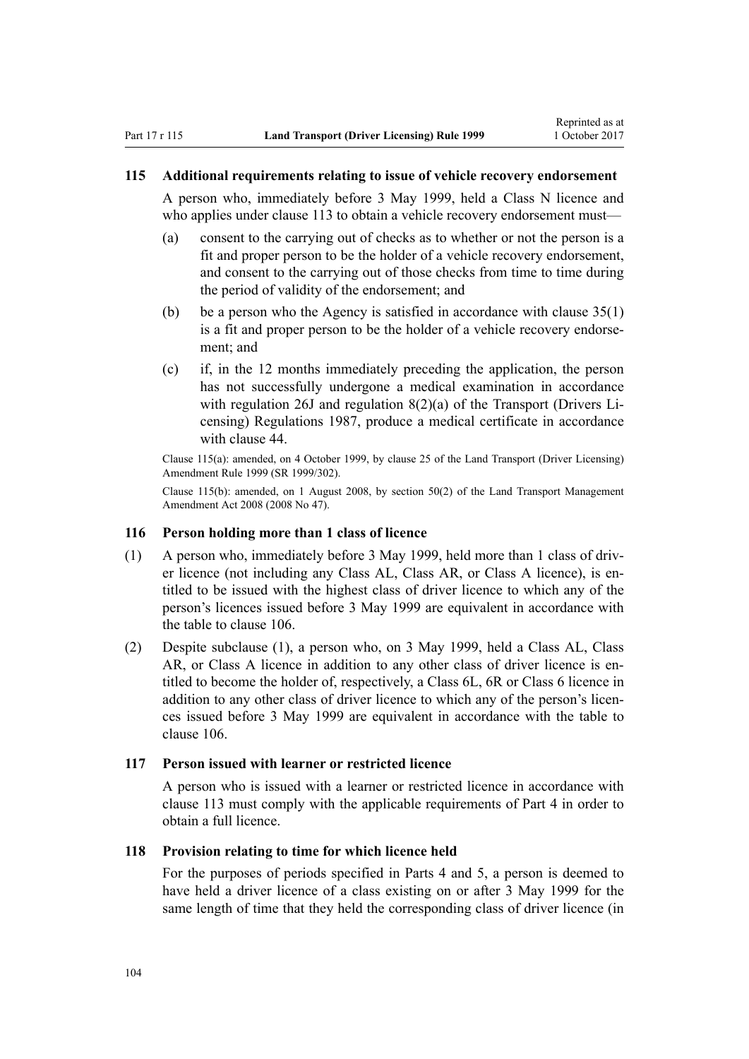### 115 Additional requirements relating to issue of vehicle recovery endorsement

A person who, immediately before 3 May 1999, held a Class N licence and who applies under clause 113 to obtain a vehicle recovery endorsement must—

(a) consent to the carrying out of checks as to whether or not the person is a fit and proper person to be the holder of a vehicle recovery endorsement, and consent to the carrying out of those checks from time to time during the period of validity of the endorsement; and

(b) be a person who the Agency is satisfied in accordance with clause 35(1) is a fit and proper person to be the holder of a vehicle recovery endorsement; and

(c) if, in the 12 months immediately preceding the application, the person has not successfully undergone a medical examination in accordance with regulation 26J and regulation 8(2)(a) of the Transport (Drivers Licensing) Regulations 1987, produce a medical certificate in accordance with clause 44.

Clause 115(a): amended, on 4 October 1999, by clause 25 of the Land Transport (Driver Licensing) Amendment Rule 1999 (SR 1999/302).

Clause 115(b): amended, on 1 August 2008, by section 50(2) of the Land Transport Management Amendment Act 2008 (2008 No 47).

### 116 Person holding more than 1 class of licence

(1) A person who, immediately before 3 May 1999, held more than 1 class of driver licence (not including any Class AL, Class AR, or Class A licence), is entitled to be issued with the highest class of driver licence to which any of the person's licences issued before 3 May 1999 are equivalent in accordance with the table to clause 106.

(2) Despite subclause (1), a person who, on 3 May 1999, held a Class AL, Class AR, or Class A licence in addition to any other class of driver licence is entitled to become the holder of, respectively, a Class 6L, 6R or Class 6 licence in addition to any other class of driver licence to which any of the person's licences issued before 3 May 1999 are equivalent in accordance with the table to clause 106.

### 117 Person issued with learner or restricted licence

A person who is issued with a learner or restricted licence in accordance with clause 113 must comply with the applicable requirements of Part 4 in order to obtain a full licence.

### 118 Provision relating to time for which licence held

For the purposes of periods specified in Parts 4 and 5, a person is deemed to have held a driver licence of a class existing on or after 3 May 1999 for the same length of time that they held the corresponding class of driver licence (in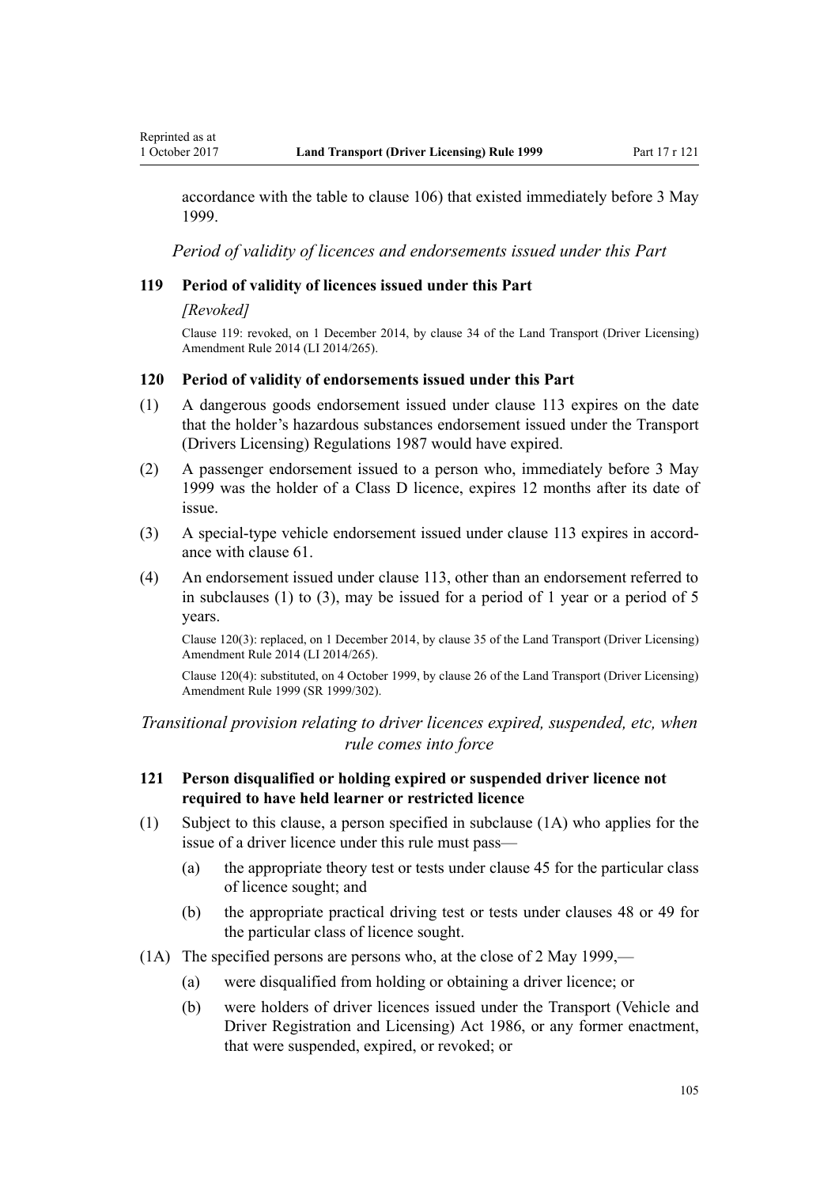accordance with the table to clause 106) that existed immediately before 3 May 1999.

*Period of validity of licences and endorsements issued under this Part*

### 119 Period of validity of licences issued under this Part

*[Revoked]*

Clause 119: revoked, on 1 December 2014, by clause 34 of the Land Transport (Driver Licensing) Amendment Rule 2014 (LI 2014/265).

### 120 Period of validity of endorsements issued under this Part

(1) A dangerous goods endorsement issued under clause 113 expires on the date that the holder's hazardous substances endorsement issued under the Transport (Drivers Licensing) Regulations 1987 would have expired.

(2) A passenger endorsement issued to a person who, immediately before 3 May 1999 was the holder of a Class D licence, expires 12 months after its date of issue.

(3) A special-type vehicle endorsement issued under clause 113 expires in accordance with clause 61.

(4) An endorsement issued under clause 113, other than an endorsement referred to in subclauses (1) to (3), may be issued for a period of 1 year or a period of 5 years.

Clause 120(3): replaced, on 1 December 2014, by clause 35 of the Land Transport (Driver Licensing) Amendment Rule 2014 (LI 2014/265).

Clause 120(4): substituted, on 4 October 1999, by clause 26 of the Land Transport (Driver Licensing) Amendment Rule 1999 (SR 1999/302).

*Transitional provision relating to driver licences expired, suspended, etc, when rule comes into force*

### 121 Person disqualified or holding expired or suspended driver licence not required to have held learner or restricted licence

(1) Subject to this clause, a person specified in subclause (1A) who applies for the issue of a driver licence under this rule must pass—

  (a) the appropriate theory test or tests under clause 45 for the particular class of licence sought; and

  (b) the appropriate practical driving test or tests under clauses 48 or 49 for the particular class of licence sought.

(1A) The specified persons are persons who, at the close of 2 May 1999,—

  (a) were disqualified from holding or obtaining a driver licence; or

  (b) were holders of driver licences issued under the Transport (Vehicle and Driver Registration and Licensing) Act 1986, or any former enactment, that were suspended, expired, or revoked; or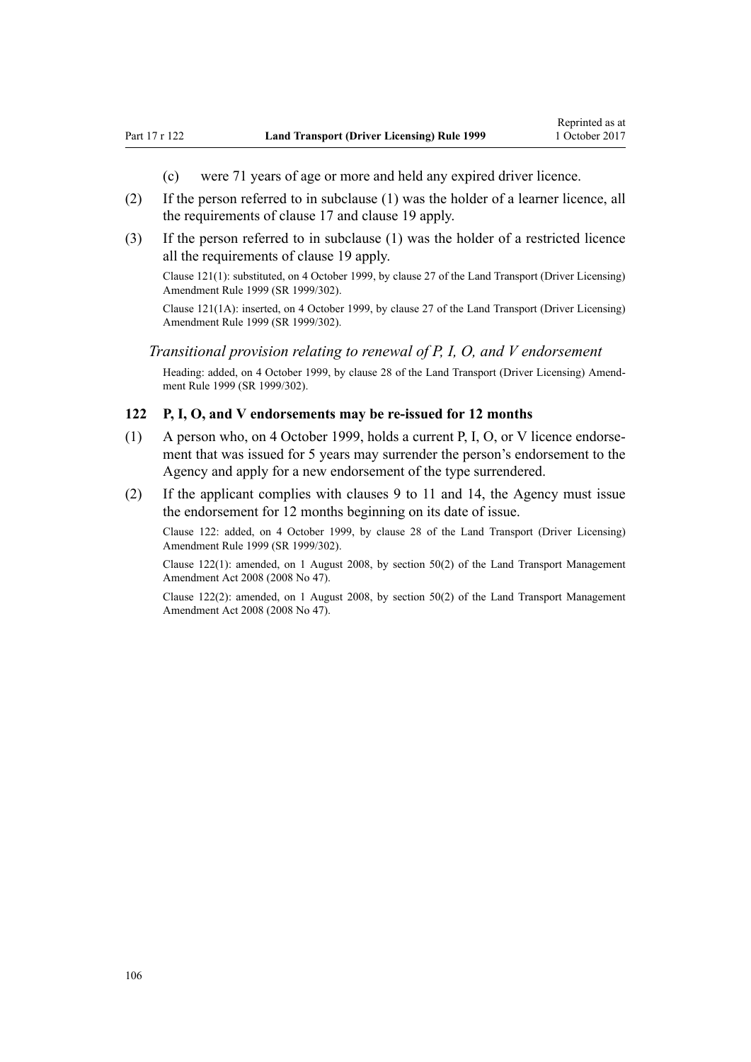(c) were 71 years of age or more and held any expired driver licence.

(2) If the person referred to in subclause (1) was the holder of a learner licence, all the requirements of clause 17 and clause 19 apply.

(3) If the person referred to in subclause (1) was the holder of a restricted licence all the requirements of clause 19 apply.

Clause 121(1): substituted, on 4 October 1999, by clause 27 of the Land Transport (Driver Licensing) Amendment Rule 1999 (SR 1999/302).

Clause 121(1A): inserted, on 4 October 1999, by clause 27 of the Land Transport (Driver Licensing) Amendment Rule 1999 (SR 1999/302).

*Transitional provision relating to renewal of P, I, O, and V endorsement*

Heading: added, on 4 October 1999, by clause 28 of the Land Transport (Driver Licensing) Amendment Rule 1999 (SR 1999/302).

### 122 P, I, O, and V endorsements may be re-issued for 12 months

(1) A person who, on 4 October 1999, holds a current P, I, O, or V licence endorsement that was issued for 5 years may surrender the person's endorsement to the Agency and apply for a new endorsement of the type surrendered.

(2) If the applicant complies with clauses 9 to 11 and 14, the Agency must issue the endorsement for 12 months beginning on its date of issue.

Clause 122: added, on 4 October 1999, by clause 28 of the Land Transport (Driver Licensing) Amendment Rule 1999 (SR 1999/302).

Clause 122(1): amended, on 1 August 2008, by section 50(2) of the Land Transport Management Amendment Act 2008 (2008 No 47).

Clause 122(2): amended, on 1 August 2008, by section 50(2) of the Land Transport Management Amendment Act 2008 (2008 No 47).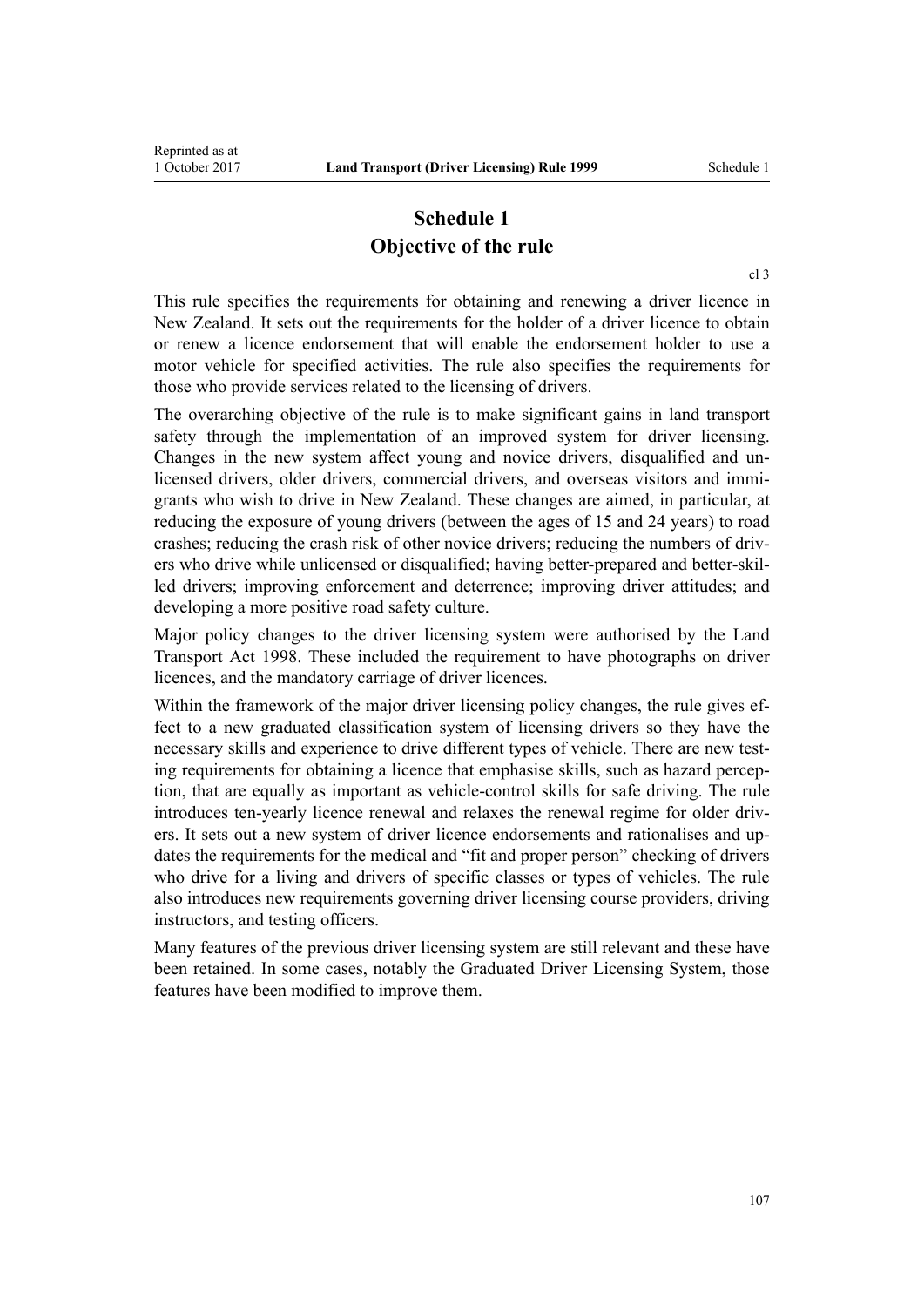# Schedule 1
## Objective of the rule

cl 3

This rule specifies the requirements for obtaining and renewing a driver licence in New Zealand. It sets out the requirements for the holder of a driver licence to obtain or renew a licence endorsement that will enable the endorsement holder to use a motor vehicle for specified activities. The rule also specifies the requirements for those who provide services related to the licensing of drivers.

The overarching objective of the rule is to make significant gains in land transport safety through the implementation of an improved system for driver licensing. Changes in the new system affect young and novice drivers, disqualified and unlicensed drivers, older drivers, commercial drivers, and overseas visitors and immigrants who wish to drive in New Zealand. These changes are aimed, in particular, at reducing the exposure of young drivers (between the ages of 15 and 24 years) to road crashes; reducing the crash risk of other novice drivers; reducing the numbers of drivers who drive while unlicensed or disqualified; having better-prepared and better-skilled drivers; improving enforcement and deterrence; improving driver attitudes; and developing a more positive road safety culture.

Major policy changes to the driver licensing system were authorised by the Land Transport Act 1998. These included the requirement to have photographs on driver licences, and the mandatory carriage of driver licences.

Within the framework of the major driver licensing policy changes, the rule gives effect to a new graduated classification system of licensing drivers so they have the necessary skills and experience to drive different types of vehicle. There are new testing requirements for obtaining a licence that emphasise skills, such as hazard perception, that are equally as important as vehicle-control skills for safe driving. The rule introduces ten-yearly licence renewal and relaxes the renewal regime for older drivers. It sets out a new system of driver licence endorsements and rationalises and updates the requirements for the medical and "fit and proper person" checking of drivers who drive for a living and drivers of specific classes or types of vehicles. The rule also introduces new requirements governing driver licensing course providers, driving instructors, and testing officers.

Many features of the previous driver licensing system are still relevant and these have been retained. In some cases, notably the Graduated Driver Licensing System, those features have been modified to improve them.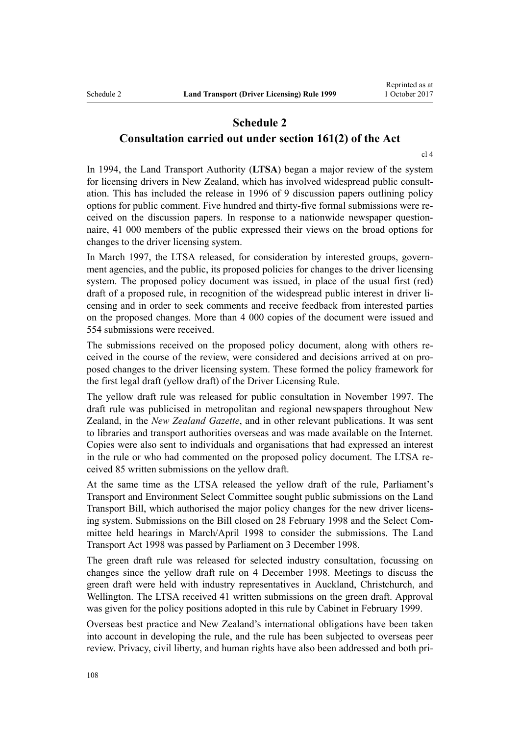# Schedule 2
## Consultation carried out under section 161(2) of the Act

cl 4

In 1994, the Land Transport Authority (**LTSA**) began a major review of the system for licensing drivers in New Zealand, which has involved widespread public consultation. This has included the release in 1996 of 9 discussion papers outlining policy options for public comment. Five hundred and thirty-five formal submissions were received on the discussion papers. In response to a nationwide newspaper questionnaire, 41 000 members of the public expressed their views on the broad options for changes to the driver licensing system.

In March 1997, the LTSA released, for consideration by interested groups, government agencies, and the public, its proposed policies for changes to the driver licensing system. The proposed policy document was issued, in place of the usual first (red) draft of a proposed rule, in recognition of the widespread public interest in driver licensing and in order to seek comments and receive feedback from interested parties on the proposed changes. More than 4 000 copies of the document were issued and 554 submissions were received.

The submissions received on the proposed policy document, along with others received in the course of the review, were considered and decisions arrived at on proposed changes to the driver licensing system. These formed the policy framework for the first legal draft (yellow draft) of the Driver Licensing Rule.

The yellow draft rule was released for public consultation in November 1997. The draft rule was publicised in metropolitan and regional newspapers throughout New Zealand, in the *New Zealand Gazette*, and in other relevant publications. It was sent to libraries and transport authorities overseas and was made available on the Internet. Copies were also sent to individuals and organisations that had expressed an interest in the rule or who had commented on the proposed policy document. The LTSA received 85 written submissions on the yellow draft.

At the same time as the LTSA released the yellow draft of the rule, Parliament's Transport and Environment Select Committee sought public submissions on the Land Transport Bill, which authorised the major policy changes for the new driver licensing system. Submissions on the Bill closed on 28 February 1998 and the Select Committee held hearings in March/April 1998 to consider the submissions. The Land Transport Act 1998 was passed by Parliament on 3 December 1998.

The green draft rule was released for selected industry consultation, focussing on changes since the yellow draft rule on 4 December 1998. Meetings to discuss the green draft were held with industry representatives in Auckland, Christchurch, and Wellington. The LTSA received 41 written submissions on the green draft. Approval was given for the policy positions adopted in this rule by Cabinet in February 1999.

Overseas best practice and New Zealand's international obligations have been taken into account in developing the rule, and the rule has been subjected to overseas peer review. Privacy, civil liberty, and human rights have also been addressed and both pri-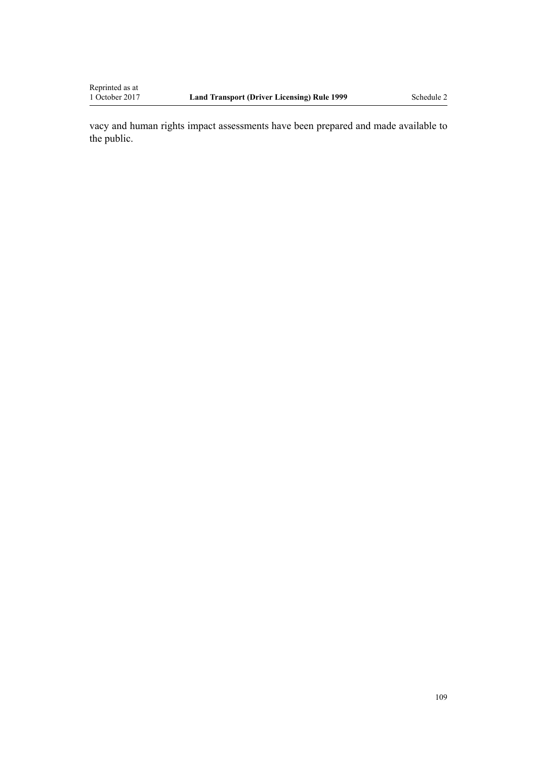vacy and human rights impact assessments have been prepared and made available to the public.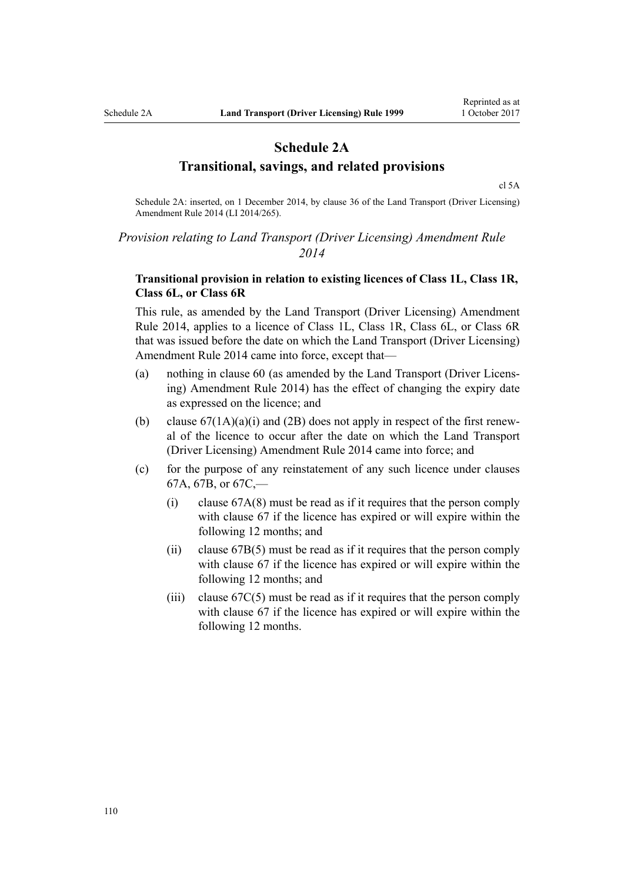# Schedule 2A
## Transitional, savings, and related provisions

cl 5A

Schedule 2A: inserted, on 1 December 2014, by clause 36 of the Land Transport (Driver Licensing) Amendment Rule 2014 (LI 2014/265).

*Provision relating to Land Transport (Driver Licensing) Amendment Rule 2014*

**Transitional provision in relation to existing licences of Class 1L, Class 1R, Class 6L, or Class 6R**

This rule, as amended by the Land Transport (Driver Licensing) Amendment Rule 2014, applies to a licence of Class 1L, Class 1R, Class 6L, or Class 6R that was issued before the date on which the Land Transport (Driver Licensing) Amendment Rule 2014 came into force, except that—

(a) nothing in clause 60 (as amended by the Land Transport (Driver Licensing) Amendment Rule 2014) has the effect of changing the expiry date as expressed on the licence; and

(b) clause 67(1A)(a)(i) and (2B) does not apply in respect of the first renewal of the licence to occur after the date on which the Land Transport (Driver Licensing) Amendment Rule 2014 came into force; and

(c) for the purpose of any reinstatement of any such licence under clauses 67A, 67B, or 67C,—

  (i) clause 67A(8) must be read as if it requires that the person comply with clause 67 if the licence has expired or will expire within the following 12 months; and

  (ii) clause 67B(5) must be read as if it requires that the person comply with clause 67 if the licence has expired or will expire within the following 12 months; and

  (iii) clause 67C(5) must be read as if it requires that the person comply with clause 67 if the licence has expired or will expire within the following 12 months.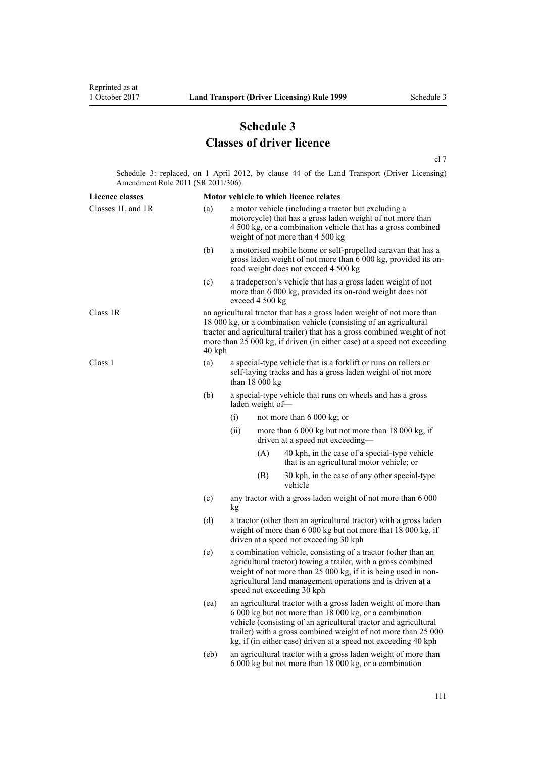# Schedule 3
## Classes of driver licence

cl 7

Schedule 3: replaced, on 1 April 2012, by clause 44 of the Land Transport (Driver Licensing) Amendment Rule 2011 (SR 2011/306).

| Licence classes | Motor vehicle to which licence relates |
|---|---|
| Classes 1L and 1R | (a) a motor vehicle (including a tractor but excluding a motorcycle) that has a gross laden weight of not more than 4 500 kg, or a combination vehicle that has a gross combined weight of not more than 4 500 kg |
| | (b) a motorised mobile home or self-propelled caravan that has a gross laden weight of not more than 6 000 kg, provided its on-road weight does not exceed 4 500 kg |
| | (c) a tradeperson's vehicle that has a gross laden weight of not more than 6 000 kg, provided its on-road weight does not exceed 4 500 kg |
| Class 1R | an agricultural tractor that has a gross laden weight of not more than 18 000 kg, or a combination vehicle (consisting of an agricultural tractor and agricultural trailer) that has a gross combined weight of not more than 25 000 kg, if driven (in either case) at a speed not exceeding 40 kph |
| Class 1 | (a) a special-type vehicle that is a forklift or runs on rollers or self-laying tracks and has a gross laden weight of not more than 18 000 kg |
| | (b) a special-type vehicle that runs on wheels and has a gross laden weight of—<br>(i) not more than 6 000 kg; or<br>(ii) more than 6 000 kg but not more than 18 000 kg, if driven at a speed not exceeding—<br>(A) 40 kph, in the case of a special-type vehicle that is an agricultural motor vehicle; or<br>(B) 30 kph, in the case of any other special-type vehicle |
| | (c) any tractor with a gross laden weight of not more than 6 000 kg |
| | (d) a tractor (other than an agricultural tractor) with a gross laden weight of more than 6 000 kg but not more that 18 000 kg, if driven at a speed not exceeding 30 kph |
| | (e) a combination vehicle, consisting of a tractor (other than an agricultural tractor) towing a trailer, with a gross combined weight of not more than 25 000 kg, if it is being used in non-agricultural land management operations and is driven at a speed not exceeding 30 kph |
| | (ea) an agricultural tractor with a gross laden weight of more than 6 000 kg but not more than 18 000 kg, or a combination vehicle (consisting of an agricultural tractor and agricultural trailer) with a gross combined weight of not more than 25 000 kg, if (in either case) driven at a speed not exceeding 40 kph |
| | (eb) an agricultural tractor with a gross laden weight of more than 6 000 kg but not more than 18 000 kg, or a combination |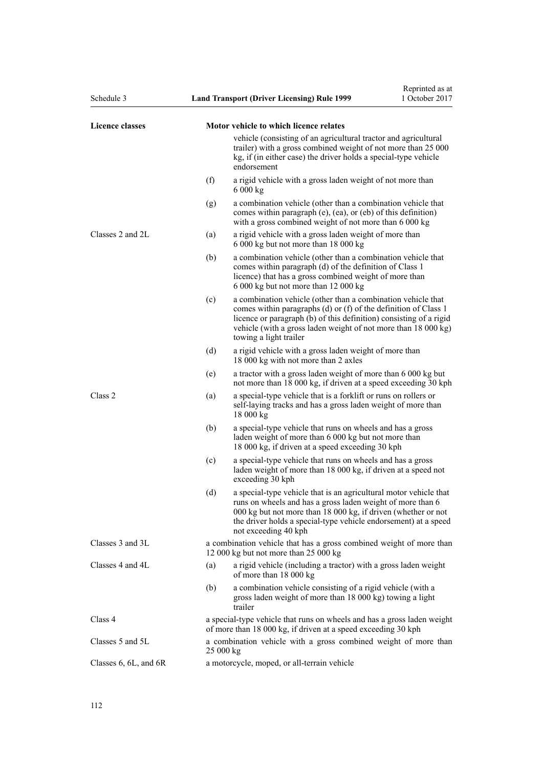| Licence classes | Motor vehicle to which licence relates |
|---|---|
| | vehicle (consisting of an agricultural tractor and agricultural trailer) with a gross combined weight of not more than 25 000 kg, if (in either case) the driver holds a special-type vehicle endorsement |
| | (f) a rigid vehicle with a gross laden weight of not more than 6 000 kg |
| | (g) a combination vehicle (other than a combination vehicle that comes within paragraph (e), (ea), or (eb) of this definition) with a gross combined weight of not more than 6 000 kg |
| Classes 2 and 2L | (a) a rigid vehicle with a gross laden weight of more than 6 000 kg but not more than 18 000 kg |
| | (b) a combination vehicle (other than a combination vehicle that comes within paragraph (d) of the definition of Class 1 licence) that has a gross combined weight of more than 6 000 kg but not more than 12 000 kg |
| | (c) a combination vehicle (other than a combination vehicle that comes within paragraphs (d) or (f) of the definition of Class 1 licence or paragraph (b) of this definition) consisting of a rigid vehicle (with a gross laden weight of not more than 18 000 kg) towing a light trailer |
| | (d) a rigid vehicle with a gross laden weight of more than 18 000 kg with not more than 2 axles |
| | (e) a tractor with a gross laden weight of more than 6 000 kg but not more than 18 000 kg, if driven at a speed exceeding 30 kph |
| Class 2 | (a) a special-type vehicle that is a forklift or runs on rollers or self-laying tracks and has a gross laden weight of more than 18 000 kg |
| | (b) a special-type vehicle that runs on wheels and has a gross laden weight of more than 6 000 kg but not more than 18 000 kg, if driven at a speed exceeding 30 kph |
| | (c) a special-type vehicle that runs on wheels and has a gross laden weight of more than 18 000 kg, if driven at a speed not exceeding 30 kph |
| | (d) a special-type vehicle that is an agricultural motor vehicle that runs on wheels and has a gross laden weight of more than 6 000 kg but not more than 18 000 kg, if driven (whether or not the driver holds a special-type vehicle endorsement) at a speed not exceeding 40 kph |
| Classes 3 and 3L | a combination vehicle that has a gross combined weight of more than 12 000 kg but not more than 25 000 kg |
| Classes 4 and 4L | (a) a rigid vehicle (including a tractor) with a gross laden weight of more than 18 000 kg |
| | (b) a combination vehicle consisting of a rigid vehicle (with a gross laden weight of more than 18 000 kg) towing a light trailer |
| Class 4 | a special-type vehicle that runs on wheels and has a gross laden weight of more than 18 000 kg, if driven at a speed exceeding 30 kph |
| Classes 5 and 5L | a combination vehicle with a gross combined weight of more than 25 000 kg |
| Classes 6, 6L, and 6R | a motorcycle, moped, or all-terrain vehicle |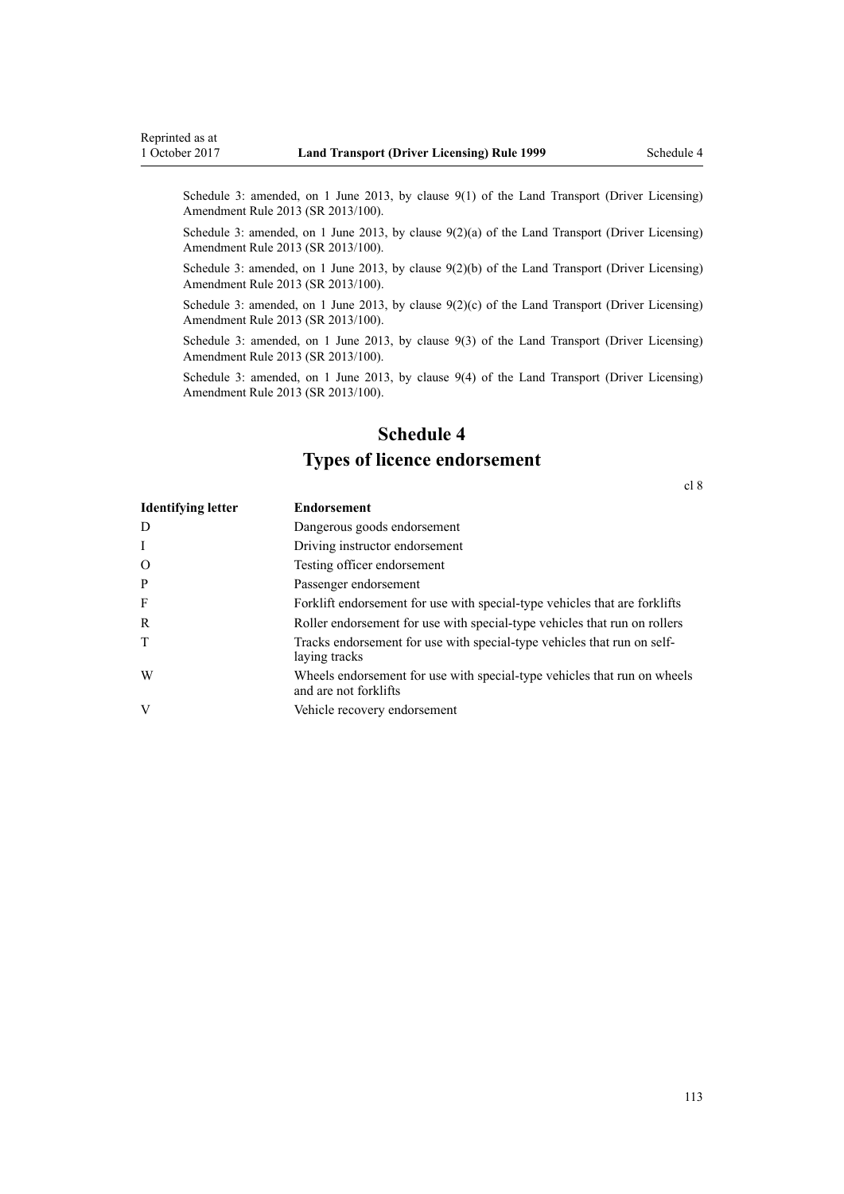Schedule 3: amended, on 1 June 2013, by clause 9(1) of the Land Transport (Driver Licensing) Amendment Rule 2013 (SR 2013/100).

Schedule 3: amended, on 1 June 2013, by clause 9(2)(a) of the Land Transport (Driver Licensing) Amendment Rule 2013 (SR 2013/100).

Schedule 3: amended, on 1 June 2013, by clause 9(2)(b) of the Land Transport (Driver Licensing) Amendment Rule 2013 (SR 2013/100).

Schedule 3: amended, on 1 June 2013, by clause 9(2)(c) of the Land Transport (Driver Licensing) Amendment Rule 2013 (SR 2013/100).

Schedule 3: amended, on 1 June 2013, by clause 9(3) of the Land Transport (Driver Licensing) Amendment Rule 2013 (SR 2013/100).

Schedule 3: amended, on 1 June 2013, by clause 9(4) of the Land Transport (Driver Licensing) Amendment Rule 2013 (SR 2013/100).

# Schedule 4
# Types of licence endorsement

cl 8

| Identifying letter | Endorsement |
|---|---|
| D | Dangerous goods endorsement |
| I | Driving instructor endorsement |
| O | Testing officer endorsement |
| P | Passenger endorsement |
| F | Forklift endorsement for use with special-type vehicles that are forklifts |
| R | Roller endorsement for use with special-type vehicles that run on rollers |
| T | Tracks endorsement for use with special-type vehicles that run on self-laying tracks |
| W | Wheels endorsement for use with special-type vehicles that run on wheels and are not forklifts |
| V | Vehicle recovery endorsement |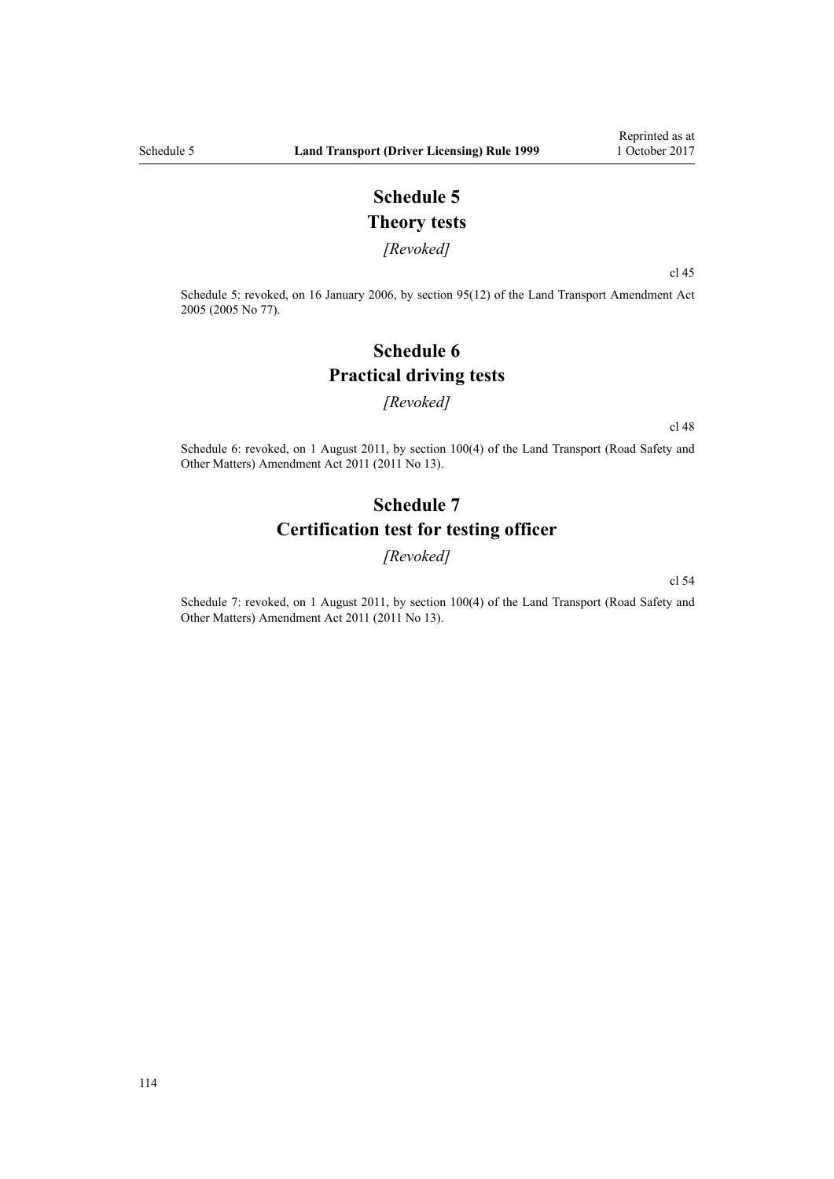# Schedule 5
# Theory tests

*[Revoked]*

cl 45

Schedule 5: revoked, on 16 January 2006, by section 95(12) of the Land Transport Amendment Act 2005 (2005 No 77).

# Schedule 6
# Practical driving tests

*[Revoked]*

cl 48

Schedule 6: revoked, on 1 August 2011, by section 100(4) of the Land Transport (Road Safety and Other Matters) Amendment Act 2011 (2011 No 13).

# Schedule 7
# Certification test for testing officer

*[Revoked]*

cl 54

Schedule 7: revoked, on 1 August 2011, by section 100(4) of the Land Transport (Road Safety and Other Matters) Amendment Act 2011 (2011 No 13).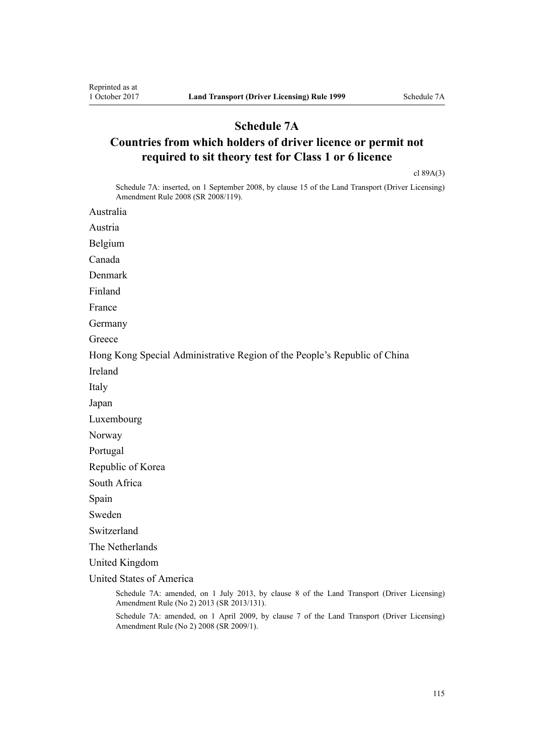# Schedule 7A

## Countries from which holders of driver licence or permit not required to sit theory test for Class 1 or 6 licence

cl 89A(3)

Schedule 7A: inserted, on 1 September 2008, by clause 15 of the Land Transport (Driver Licensing) Amendment Rule 2008 (SR 2008/119).

Australia

Austria

Belgium

Canada

Denmark

Finland

France

Germany

Greece

Hong Kong Special Administrative Region of the People's Republic of China

Ireland

Italy

Japan

Luxembourg

Norway

Portugal

Republic of Korea

South Africa

Spain

Sweden

Switzerland

The Netherlands

United Kingdom

United States of America

Schedule 7A: amended, on 1 July 2013, by clause 8 of the Land Transport (Driver Licensing) Amendment Rule (No 2) 2013 (SR 2013/131).

Schedule 7A: amended, on 1 April 2009, by clause 7 of the Land Transport (Driver Licensing) Amendment Rule (No 2) 2008 (SR 2009/1).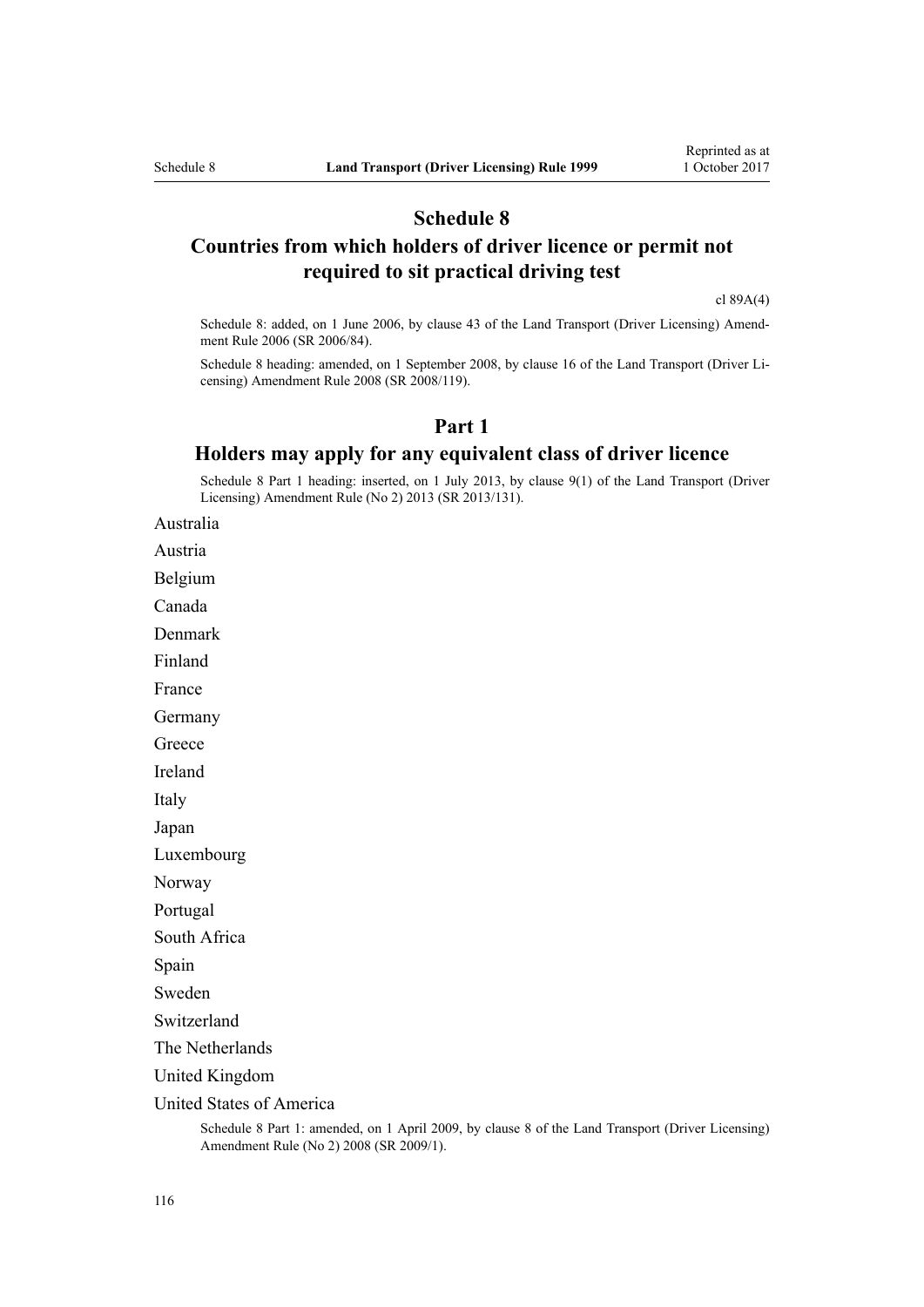# Schedule 8
## Countries from which holders of driver licence or permit not required to sit practical driving test

cl 89A(4)

Schedule 8: added, on 1 June 2006, by clause 43 of the Land Transport (Driver Licensing) Amendment Rule 2006 (SR 2006/84).

Schedule 8 heading: amended, on 1 September 2008, by clause 16 of the Land Transport (Driver Licensing) Amendment Rule 2008 (SR 2008/119).

## Part 1
## Holders may apply for any equivalent class of driver licence

Schedule 8 Part 1 heading: inserted, on 1 July 2013, by clause 9(1) of the Land Transport (Driver Licensing) Amendment Rule (No 2) 2013 (SR 2013/131).

Australia

Austria

Belgium

Canada

Denmark

Finland

France

Germany

Greece

Ireland

Italy

Japan

Luxembourg

Norway

Portugal

South Africa

Spain

Sweden

Switzerland

The Netherlands

United Kingdom

United States of America

Schedule 8 Part 1: amended, on 1 April 2009, by clause 8 of the Land Transport (Driver Licensing) Amendment Rule (No 2) 2008 (SR 2009/1).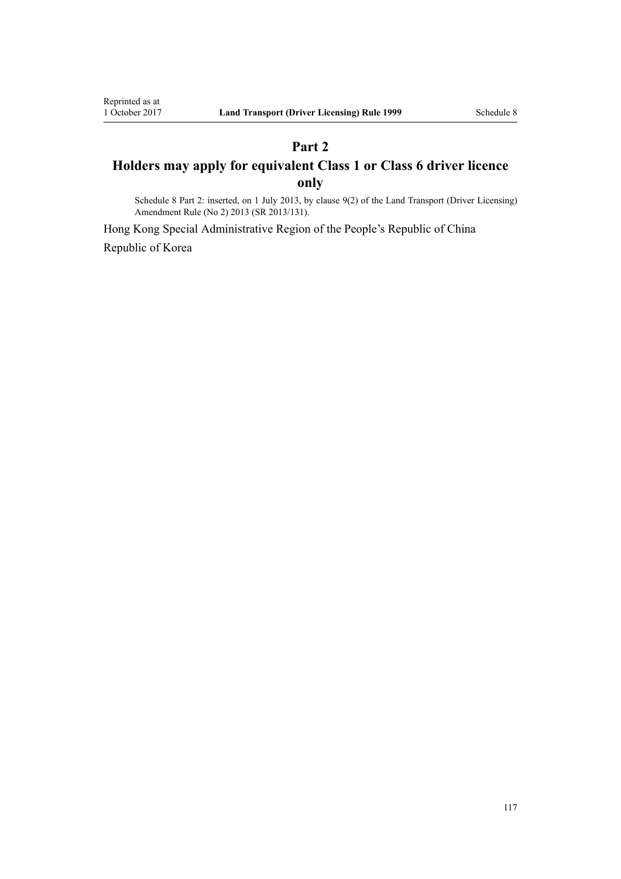## Part 2
## Holders may apply for equivalent Class 1 or Class 6 driver licence only

Schedule 8 Part 2: inserted, on 1 July 2013, by clause 9(2) of the Land Transport (Driver Licensing) Amendment Rule (No 2) 2013 (SR 2013/131).

Hong Kong Special Administrative Region of the People's Republic of China

Republic of Korea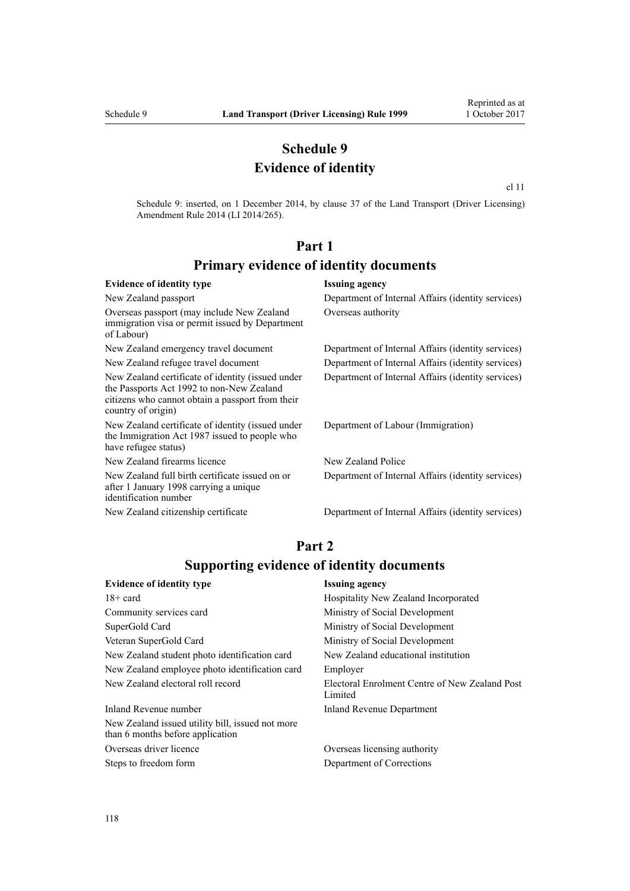# Schedule 9
# Evidence of identity

cl 11

Schedule 9: inserted, on 1 December 2014, by clause 37 of the Land Transport (Driver Licensing) Amendment Rule 2014 (LI 2014/265).

## Part 1
## Primary evidence of identity documents

| Evidence of identity type | Issuing agency |
|---|---|
| New Zealand passport | Department of Internal Affairs (identity services) |
| Overseas passport (may include New Zealand immigration visa or permit issued by Department of Labour) | Overseas authority |
| New Zealand emergency travel document | Department of Internal Affairs (identity services) |
| New Zealand refugee travel document | Department of Internal Affairs (identity services) |
| New Zealand certificate of identity (issued under the Passports Act 1992 to non-New Zealand citizens who cannot obtain a passport from their country of origin) | Department of Internal Affairs (identity services) |
| New Zealand certificate of identity (issued under the Immigration Act 1987 issued to people who have refugee status) | Department of Labour (Immigration) |
| New Zealand firearms licence | New Zealand Police |
| New Zealand full birth certificate issued on or after 1 January 1998 carrying a unique identification number | Department of Internal Affairs (identity services) |
| New Zealand citizenship certificate | Department of Internal Affairs (identity services) |

## Part 2
## Supporting evidence of identity documents

| Evidence of identity type | Issuing agency |
|---|---|
| 18+ card | Hospitality New Zealand Incorporated |
| Community services card | Ministry of Social Development |
| SuperGold Card | Ministry of Social Development |
| Veteran SuperGold Card | Ministry of Social Development |
| New Zealand student photo identification card | New Zealand educational institution |
| New Zealand employee photo identification card | Employer |
| New Zealand electoral roll record | Electoral Enrolment Centre of New Zealand Post Limited |
| Inland Revenue number | Inland Revenue Department |
| New Zealand issued utility bill, issued not more than 6 months before application | |
| Overseas driver licence | Overseas licensing authority |
| Steps to freedom form | Department of Corrections |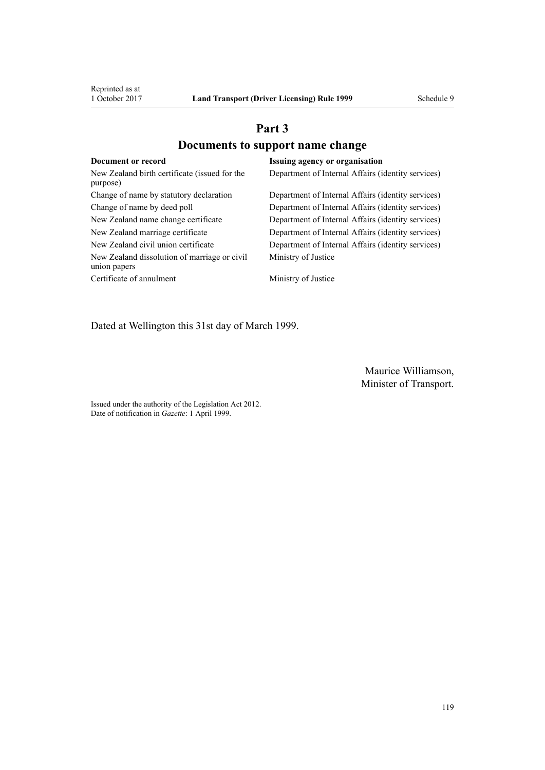## Part 3
## Documents to support name change

| Document or record | Issuing agency or organisation |
| --- | --- |
| New Zealand birth certificate (issued for the purpose) | Department of Internal Affairs (identity services) |
| Change of name by statutory declaration | Department of Internal Affairs (identity services) |
| Change of name by deed poll | Department of Internal Affairs (identity services) |
| New Zealand name change certificate | Department of Internal Affairs (identity services) |
| New Zealand marriage certificate | Department of Internal Affairs (identity services) |
| New Zealand civil union certificate | Department of Internal Affairs (identity services) |
| New Zealand dissolution of marriage or civil union papers | Ministry of Justice |
| Certificate of annulment | Ministry of Justice |

Dated at Wellington this 31st day of March 1999.

Maurice Williamson,
Minister of Transport.

Issued under the authority of the Legislation Act 2012.
Date of notification in *Gazette*: 1 April 1999.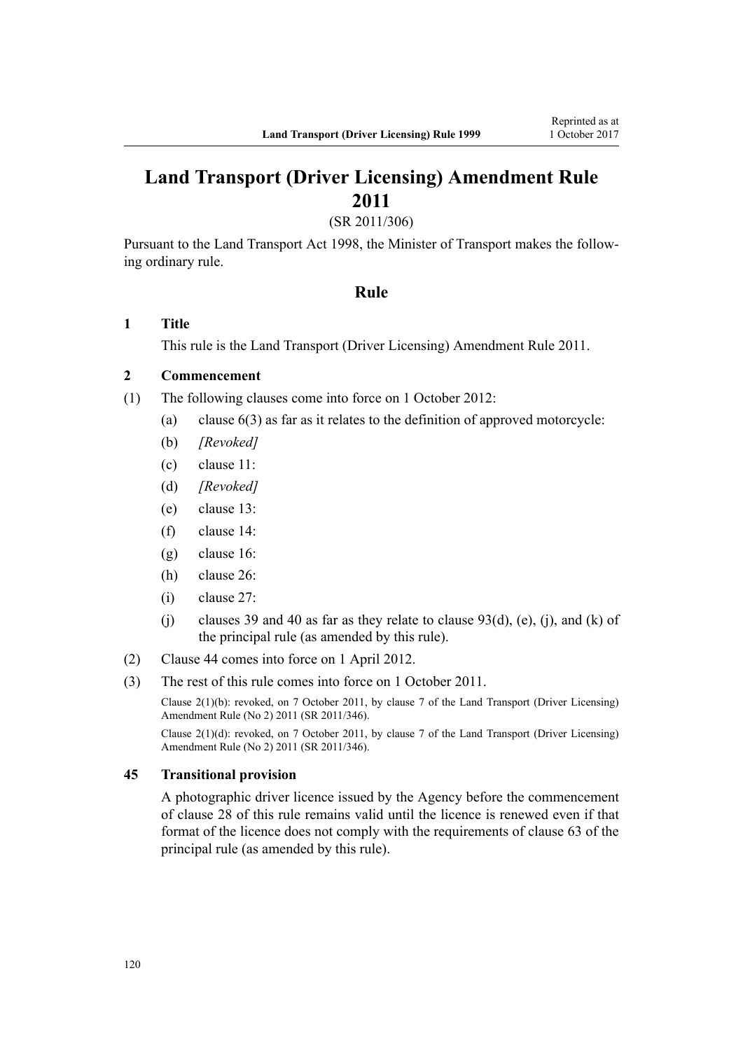# Land Transport (Driver Licensing) Amendment Rule 2011

(SR 2011/306)

Pursuant to the Land Transport Act 1998, the Minister of Transport makes the following ordinary rule.

## Rule

### 1 Title

This rule is the Land Transport (Driver Licensing) Amendment Rule 2011.

### 2 Commencement

(1) The following clauses come into force on 1 October 2012:

- (a) clause 6(3) as far as it relates to the definition of approved motorcycle:
- (b) *[Revoked]*
- (c) clause 11:
- (d) *[Revoked]*
- (e) clause 13:
- (f) clause 14:
- (g) clause 16:
- (h) clause 26:
- (i) clause 27:
- (j) clauses 39 and 40 as far as they relate to clause 93(d), (e), (j), and (k) of the principal rule (as amended by this rule).

(2) Clause 44 comes into force on 1 April 2012.

(3) The rest of this rule comes into force on 1 October 2011.

Clause 2(1)(b): revoked, on 7 October 2011, by clause 7 of the Land Transport (Driver Licensing) Amendment Rule (No 2) 2011 (SR 2011/346).

Clause 2(1)(d): revoked, on 7 October 2011, by clause 7 of the Land Transport (Driver Licensing) Amendment Rule (No 2) 2011 (SR 2011/346).

### 45 Transitional provision

A photographic driver licence issued by the Agency before the commencement of clause 28 of this rule remains valid until the licence is renewed even if that format of the licence does not comply with the requirements of clause 63 of the principal rule (as amended by this rule).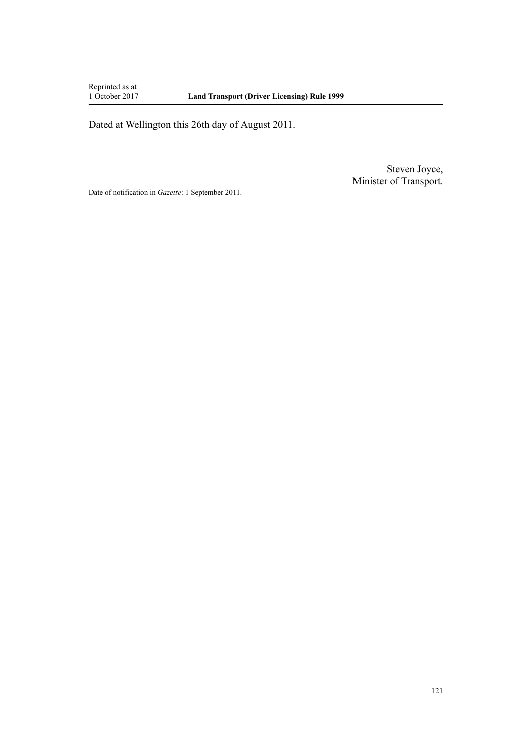Dated at Wellington this 26th day of August 2011.

Steven Joyce,
Minister of Transport.

Date of notification in *Gazette*: 1 September 2011.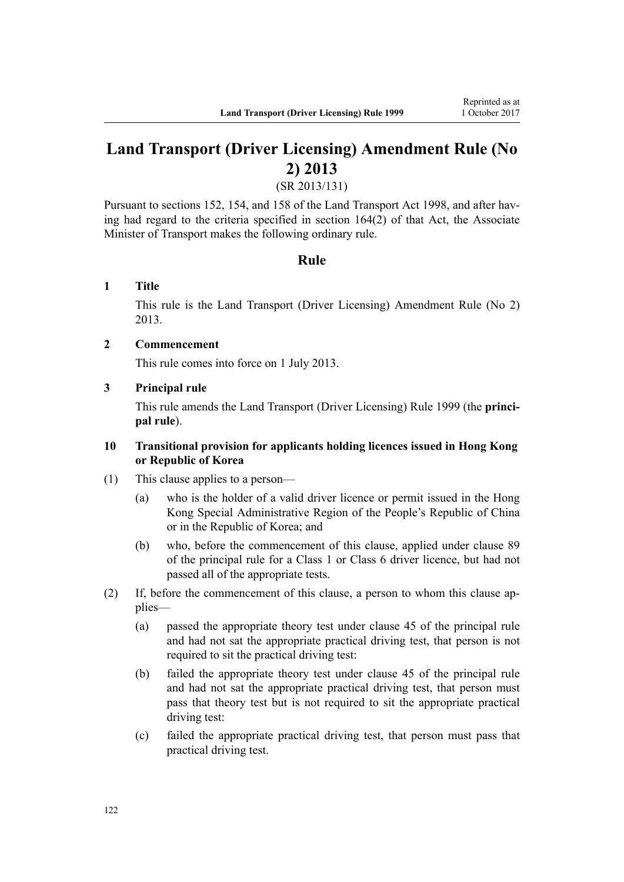# Land Transport (Driver Licensing) Amendment Rule (No 2) 2013

(SR 2013/131)

Pursuant to sections 152, 154, and 158 of the Land Transport Act 1998, and after having had regard to the criteria specified in section 164(2) of that Act, the Associate Minister of Transport makes the following ordinary rule.

## Rule

### 1 Title

This rule is the Land Transport (Driver Licensing) Amendment Rule (No 2) 2013.

### 2 Commencement

This rule comes into force on 1 July 2013.

### 3 Principal rule

This rule amends the Land Transport (Driver Licensing) Rule 1999 (the **principal rule**).

### 10 Transitional provision for applicants holding licences issued in Hong Kong or Republic of Korea

(1) This clause applies to a person—

- (a) who is the holder of a valid driver licence or permit issued in the Hong Kong Special Administrative Region of the People's Republic of China or in the Republic of Korea; and
- (b) who, before the commencement of this clause, applied under clause 89 of the principal rule for a Class 1 or Class 6 driver licence, but had not passed all of the appropriate tests.

(2) If, before the commencement of this clause, a person to whom this clause applies—

- (a) passed the appropriate theory test under clause 45 of the principal rule and had not sat the appropriate practical driving test, that person is not required to sit the practical driving test:
- (b) failed the appropriate theory test under clause 45 of the principal rule and had not sat the appropriate practical driving test, that person must pass that theory test but is not required to sit the appropriate practical driving test:
- (c) failed the appropriate practical driving test, that person must pass that practical driving test.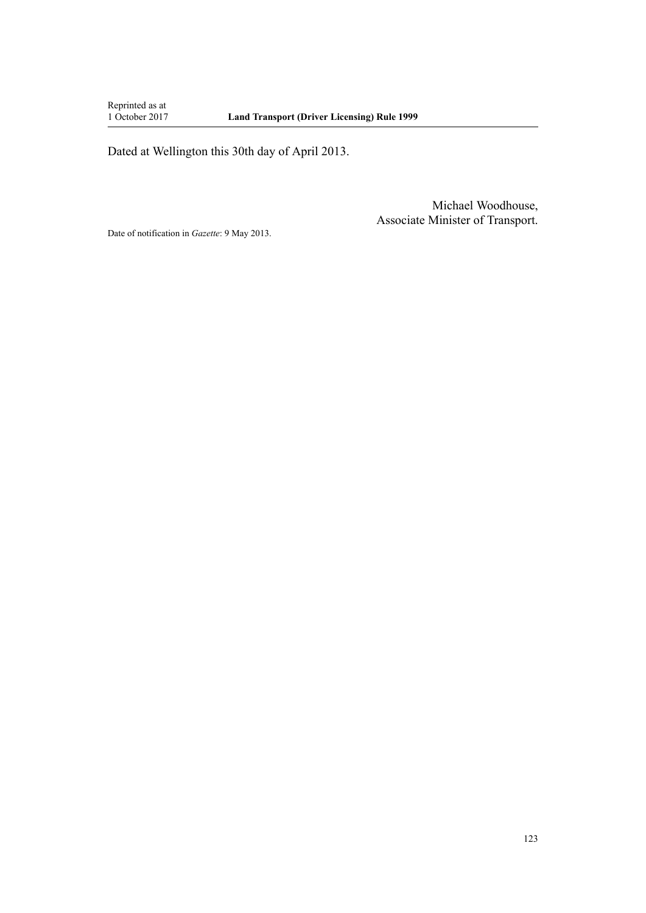Dated at Wellington this 30th day of April 2013.

Michael Woodhouse,
Associate Minister of Transport.

Date of notification in *Gazette*: 9 May 2013.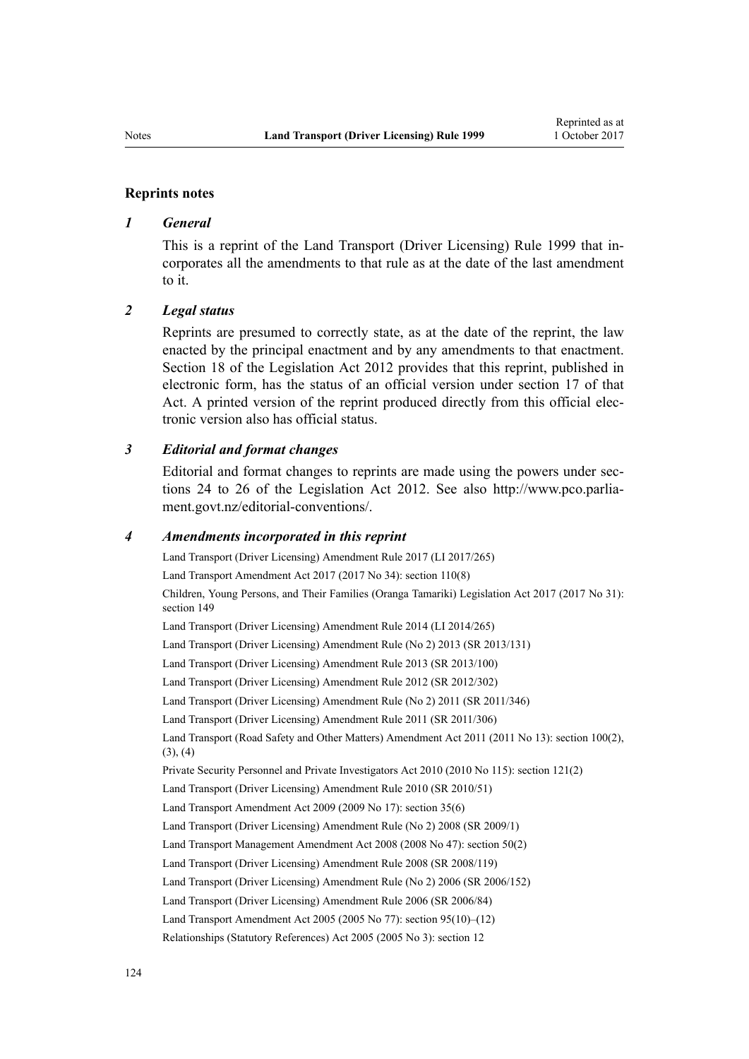## Reprints notes

### *1 General*

This is a reprint of the Land Transport (Driver Licensing) Rule 1999 that incorporates all the amendments to that rule as at the date of the last amendment to it.

### *2 Legal status*

Reprints are presumed to correctly state, as at the date of the reprint, the law enacted by the principal enactment and by any amendments to that enactment. Section 18 of the Legislation Act 2012 provides that this reprint, published in electronic form, has the status of an official version under section 17 of that Act. A printed version of the reprint produced directly from this official electronic version also has official status.

### *3 Editorial and format changes*

Editorial and format changes to reprints are made using the powers under sections 24 to 26 of the Legislation Act 2012. See also http://www.pco.parliament.govt.nz/editorial-conventions/.

### *4 Amendments incorporated in this reprint*

Land Transport (Driver Licensing) Amendment Rule 2017 (LI 2017/265)

Land Transport Amendment Act 2017 (2017 No 34): section 110(8)

Children, Young Persons, and Their Families (Oranga Tamariki) Legislation Act 2017 (2017 No 31): section 149

Land Transport (Driver Licensing) Amendment Rule 2014 (LI 2014/265)

Land Transport (Driver Licensing) Amendment Rule (No 2) 2013 (SR 2013/131)

Land Transport (Driver Licensing) Amendment Rule 2013 (SR 2013/100)

Land Transport (Driver Licensing) Amendment Rule 2012 (SR 2012/302)

Land Transport (Driver Licensing) Amendment Rule (No 2) 2011 (SR 2011/346)

Land Transport (Driver Licensing) Amendment Rule 2011 (SR 2011/306)

Land Transport (Road Safety and Other Matters) Amendment Act 2011 (2011 No 13): section 100(2), (3), (4)

Private Security Personnel and Private Investigators Act 2010 (2010 No 115): section 121(2)

Land Transport (Driver Licensing) Amendment Rule 2010 (SR 2010/51)

Land Transport Amendment Act 2009 (2009 No 17): section 35(6)

Land Transport (Driver Licensing) Amendment Rule (No 2) 2008 (SR 2009/1)

Land Transport Management Amendment Act 2008 (2008 No 47): section 50(2)

Land Transport (Driver Licensing) Amendment Rule 2008 (SR 2008/119)

Land Transport (Driver Licensing) Amendment Rule (No 2) 2006 (SR 2006/152)

Land Transport (Driver Licensing) Amendment Rule 2006 (SR 2006/84)

Land Transport Amendment Act 2005 (2005 No 77): section 95(10)–(12)

Relationships (Statutory References) Act 2005 (2005 No 3): section 12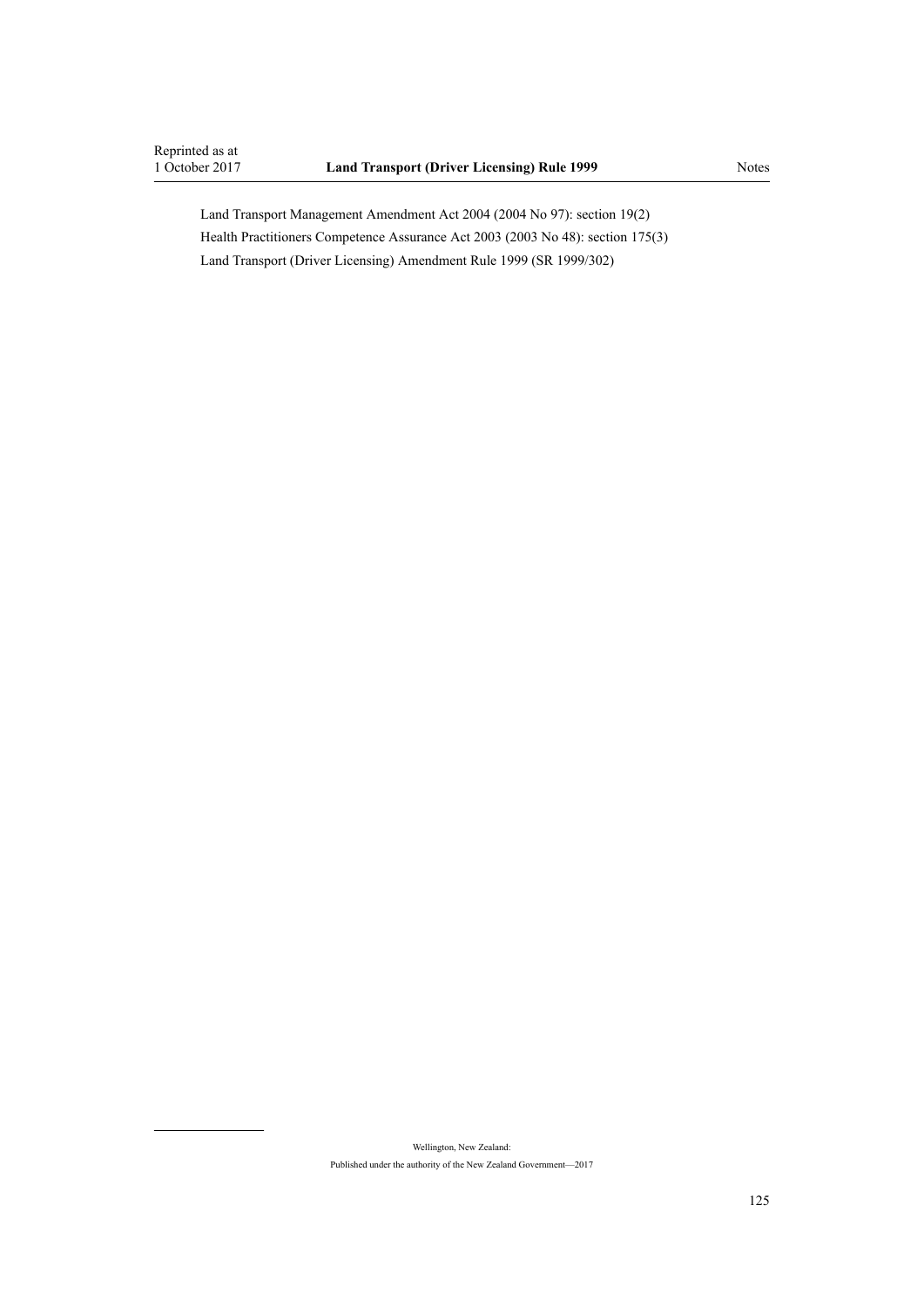Land Transport Management Amendment Act 2004 (2004 No 97): section 19(2)

Health Practitioners Competence Assurance Act 2003 (2003 No 48): section 175(3)

Land Transport (Driver Licensing) Amendment Rule 1999 (SR 1999/302)

Wellington, New Zealand:

Published under the authority of the New Zealand Government—2017